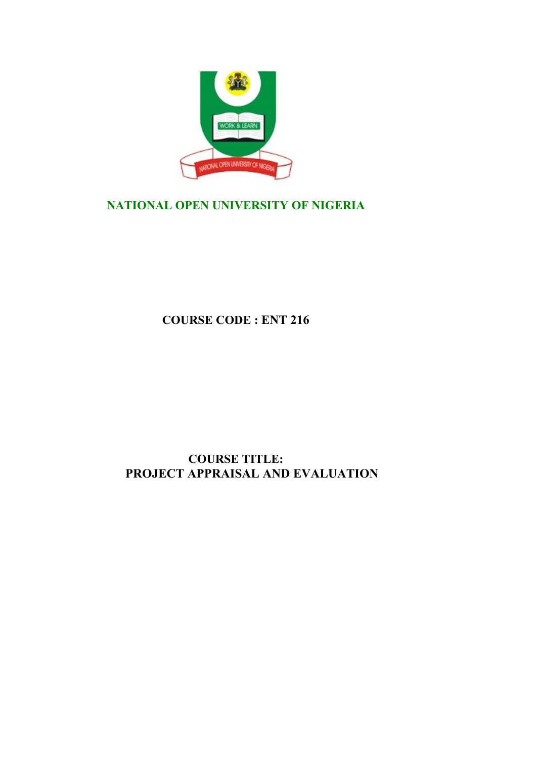# NATIONAL OPEN UNIVERSITY OF NIGERIA

**COURSE CODE : ENT 216**

**COURSE TITLE:**
**PROJECT APPRAISAL AND EVALUATION**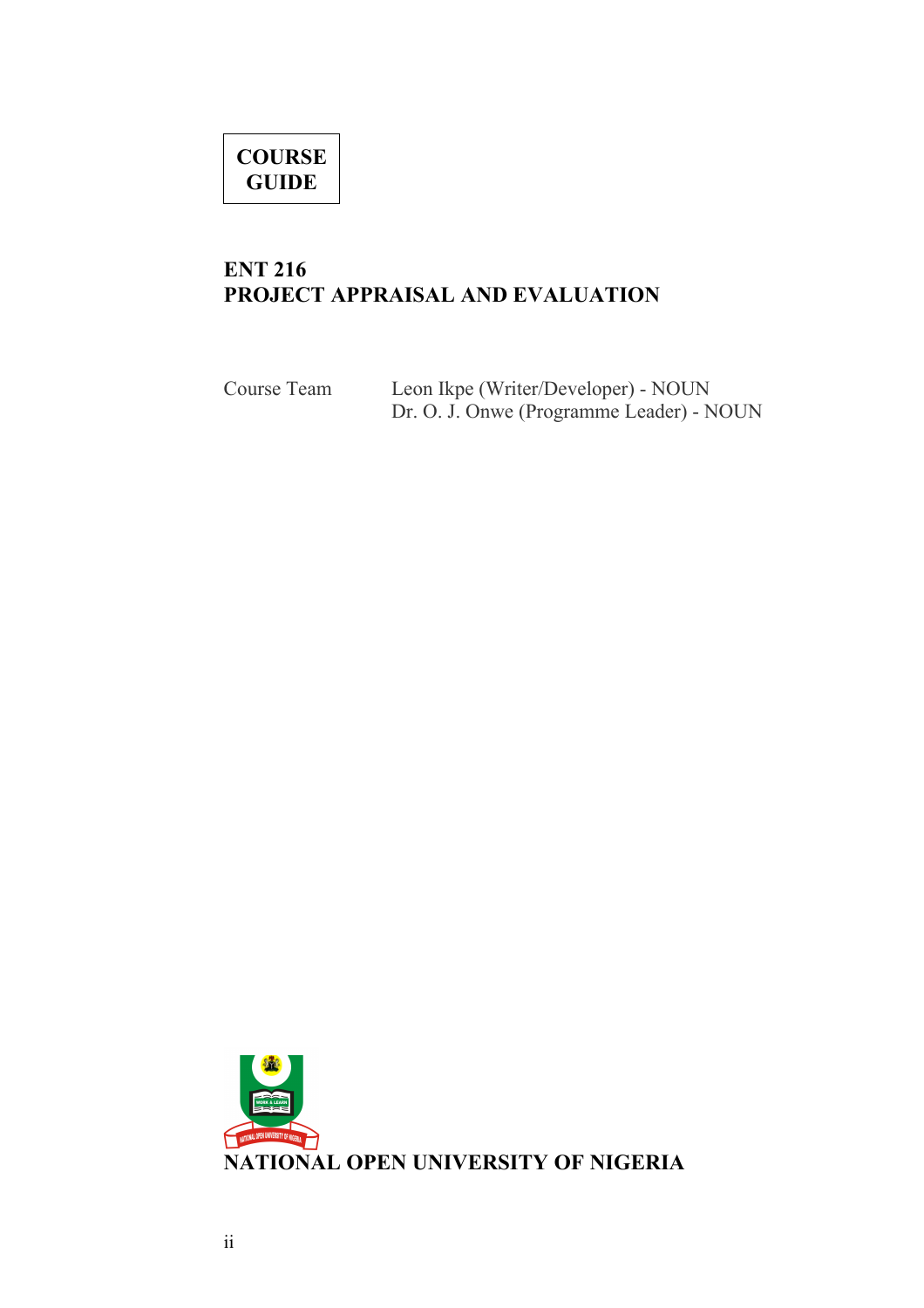**COURSE GUIDE**

# ENT 216
# PROJECT APPRAISAL AND EVALUATION

| Course Team | Leon Ikpe (Writer/Developer) - NOUN |
|---|---|
| | Dr. O. J. Onwe (Programme Leader) - NOUN |

**NATIONAL OPEN UNIVERSITY OF NIGERIA**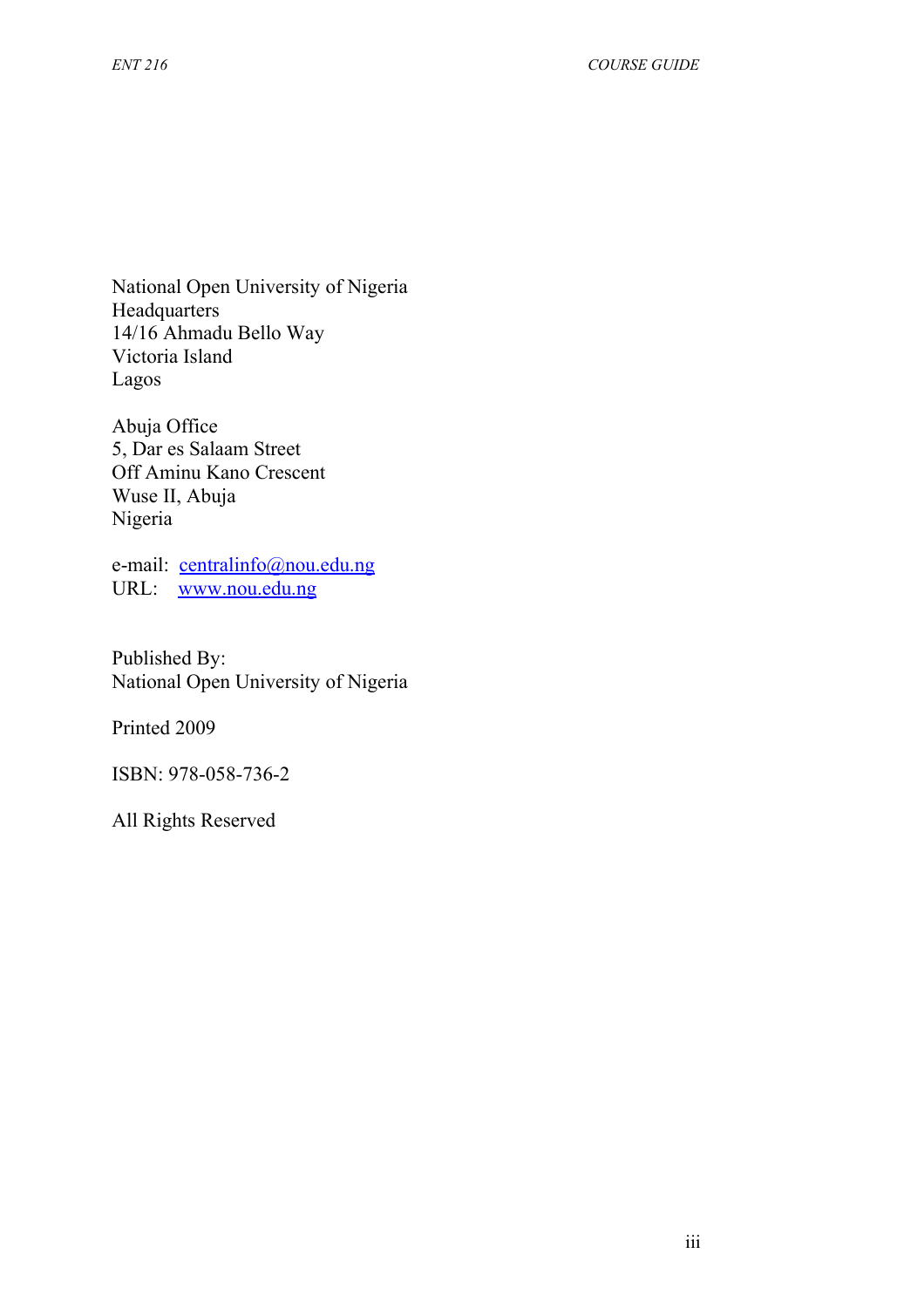National Open University of Nigeria
Headquarters
14/16 Ahmadu Bello Way
Victoria Island
Lagos

Abuja Office
5, Dar es Salaam Street
Off Aminu Kano Crescent
Wuse II, Abuja
Nigeria

e-mail: centralinfo@nou.edu.ng
URL: www.nou.edu.ng

Published By:
National Open University of Nigeria

Printed 2009

ISBN: 978-058-736-2

All Rights Reserved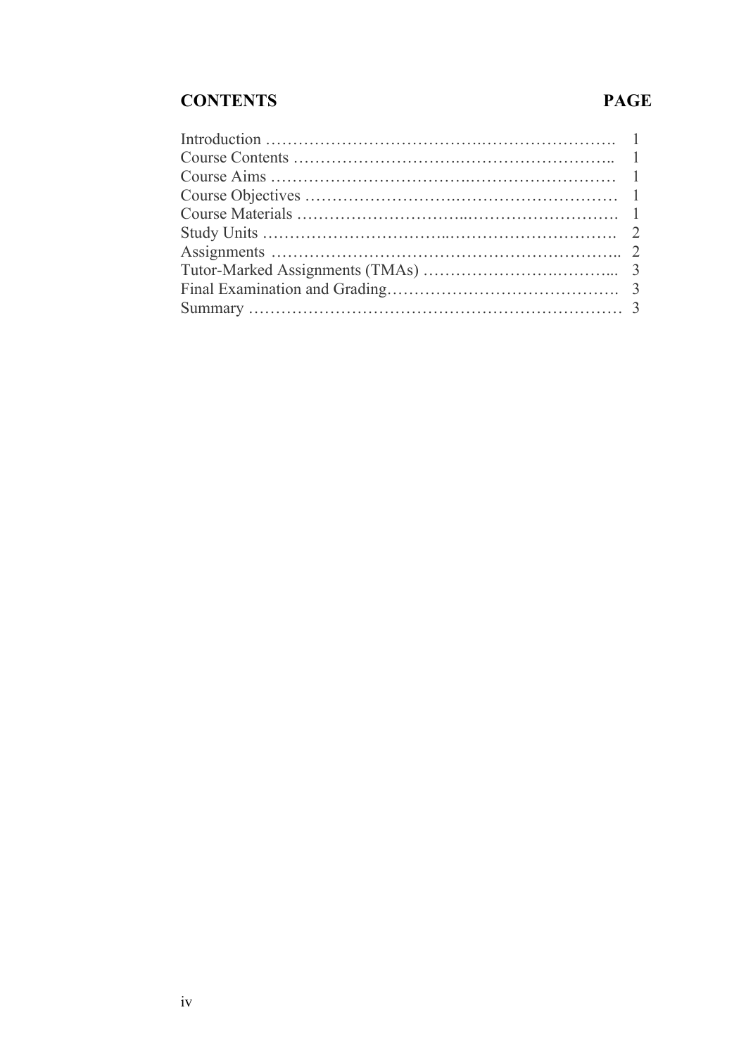| CONTENTS | PAGE |
|---|---|
| Introduction ………………………………………………………. | 1 |
| Course Contents …………………………………………………….. | 1 |
| Course Aims ………………………………………………………… | 1 |
| Course Objectives …………………………………………………… | 1 |
| Course Materials ……………………………………………………. | 1 |
| Study Units …………………………………………………………. | 2 |
| Assignments ………………………………………………………….. | 2 |
| Tutor-Marked Assignments (TMAs) …………………………………... | 3 |
| Final Examination and Grading……………………………………. | 3 |
| Summary …………………………………………………………… | 3 |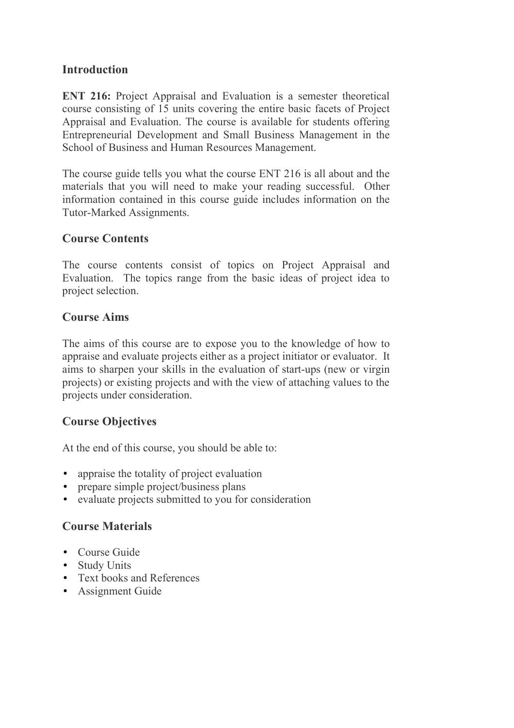## Introduction

**ENT 216:** Project Appraisal and Evaluation is a semester theoretical course consisting of 15 units covering the entire basic facets of Project Appraisal and Evaluation. The course is available for students offering Entrepreneurial Development and Small Business Management in the School of Business and Human Resources Management.

The course guide tells you what the course ENT 216 is all about and the materials that you will need to make your reading successful. Other information contained in this course guide includes information on the Tutor-Marked Assignments.

## Course Contents

The course contents consist of topics on Project Appraisal and Evaluation. The topics range from the basic ideas of project idea to project selection.

## Course Aims

The aims of this course are to expose you to the knowledge of how to appraise and evaluate projects either as a project initiator or evaluator. It aims to sharpen your skills in the evaluation of start-ups (new or virgin projects) or existing projects and with the view of attaching values to the projects under consideration.

## Course Objectives

At the end of this course, you should be able to:

- appraise the totality of project evaluation
- prepare simple project/business plans
- evaluate projects submitted to you for consideration

## Course Materials

- Course Guide
- Study Units
- Text books and References
- Assignment Guide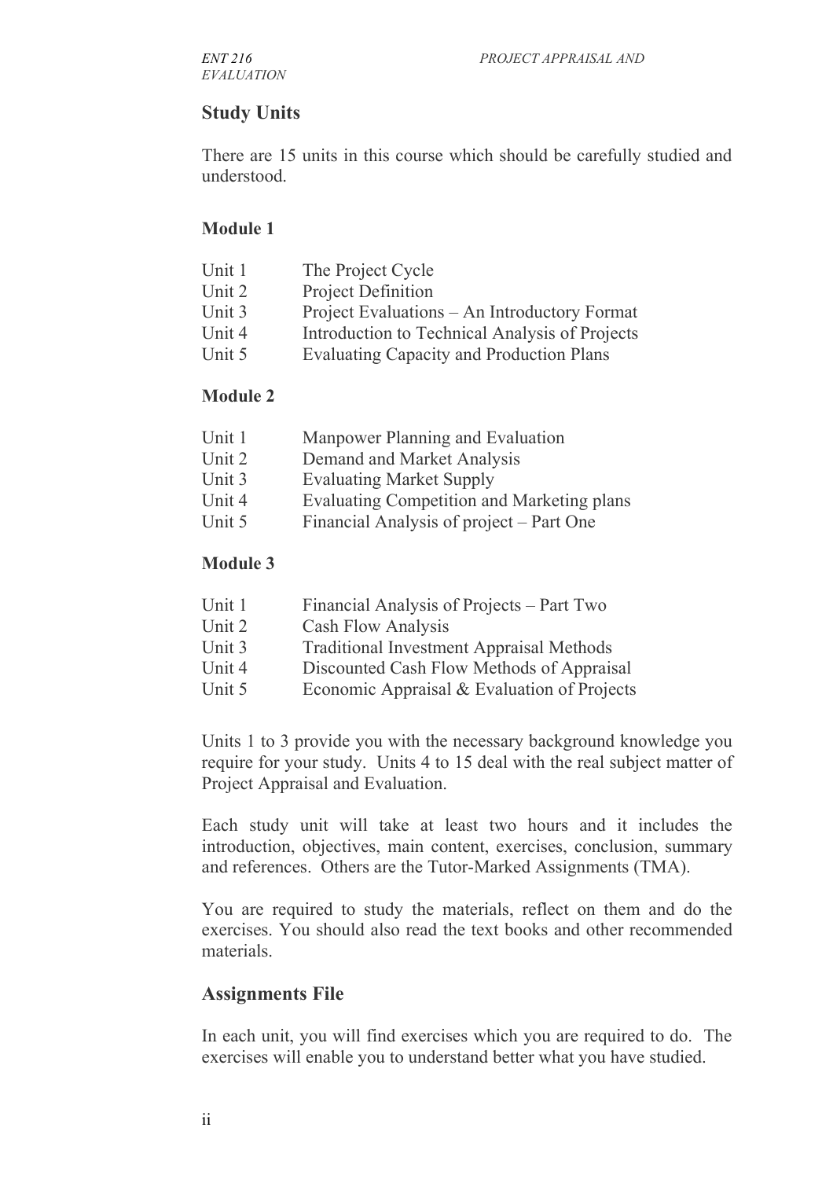## Study Units

There are 15 units in this course which should be carefully studied and understood.

### Module 1

| | |
|---|---|
| Unit 1 | The Project Cycle |
| Unit 2 | Project Definition |
| Unit 3 | Project Evaluations – An Introductory Format |
| Unit 4 | Introduction to Technical Analysis of Projects |
| Unit 5 | Evaluating Capacity and Production Plans |

### Module 2

| | |
|---|---|
| Unit 1 | Manpower Planning and Evaluation |
| Unit 2 | Demand and Market Analysis |
| Unit 3 | Evaluating Market Supply |
| Unit 4 | Evaluating Competition and Marketing plans |
| Unit 5 | Financial Analysis of project – Part One |

### Module 3

| | |
|---|---|
| Unit 1 | Financial Analysis of Projects – Part Two |
| Unit 2 | Cash Flow Analysis |
| Unit 3 | Traditional Investment Appraisal Methods |
| Unit 4 | Discounted Cash Flow Methods of Appraisal |
| Unit 5 | Economic Appraisal & Evaluation of Projects |

Units 1 to 3 provide you with the necessary background knowledge you require for your study. Units 4 to 15 deal with the real subject matter of Project Appraisal and Evaluation.

Each study unit will take at least two hours and it includes the introduction, objectives, main content, exercises, conclusion, summary and references. Others are the Tutor-Marked Assignments (TMA).

You are required to study the materials, reflect on them and do the exercises. You should also read the text books and other recommended materials.

## Assignments File

In each unit, you will find exercises which you are required to do. The exercises will enable you to understand better what you have studied.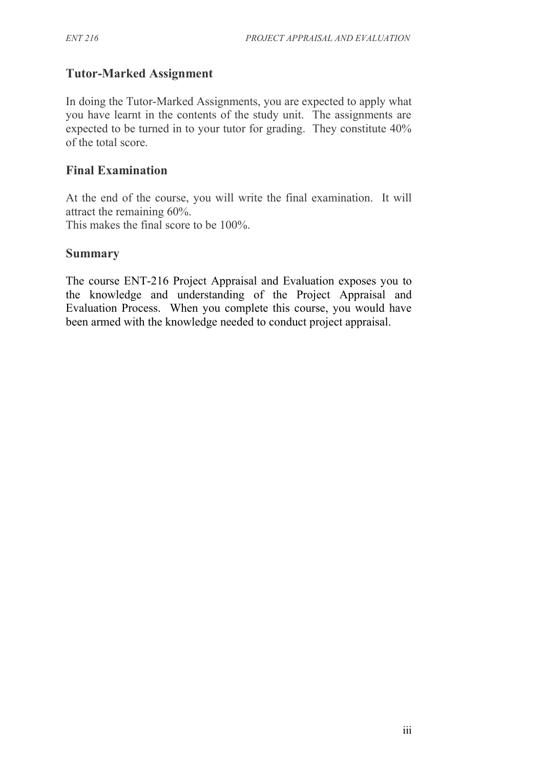## Tutor-Marked Assignment

In doing the Tutor-Marked Assignments, you are expected to apply what you have learnt in the contents of the study unit. The assignments are expected to be turned in to your tutor for grading. They constitute 40% of the total score.

## Final Examination

At the end of the course, you will write the final examination. It will attract the remaining 60%.
This makes the final score to be 100%.

## Summary

The course ENT-216 Project Appraisal and Evaluation exposes you to the knowledge and understanding of the Project Appraisal and Evaluation Process. When you complete this course, you would have been armed with the knowledge needed to conduct project appraisal.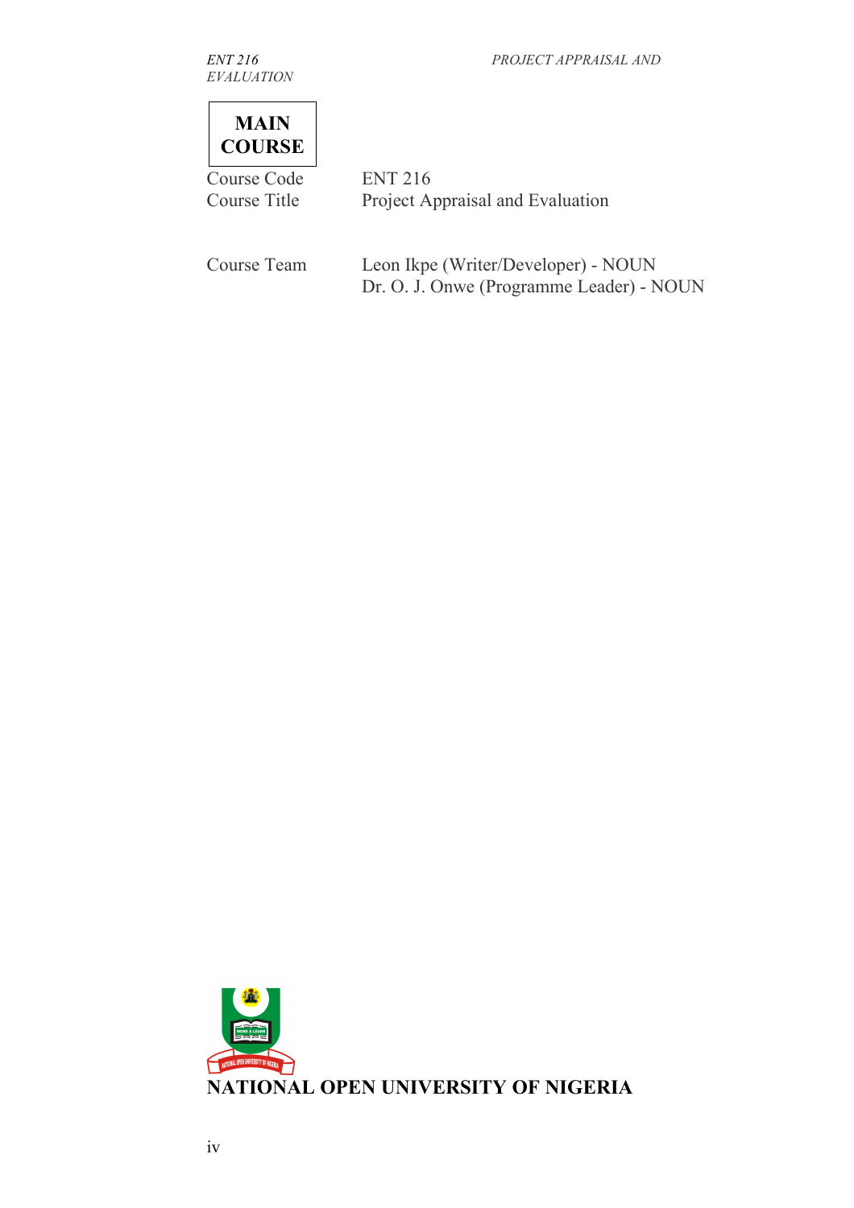**MAIN COURSE**

| | |
|---|---|
| Course Code | ENT 216 |
| Course Title | Project Appraisal and Evaluation |
| | |
| Course Team | Leon Ikpe (Writer/Developer) - NOUN |
| | Dr. O. J. Onwe (Programme Leader) - NOUN |

**NATIONAL OPEN UNIVERSITY OF NIGERIA**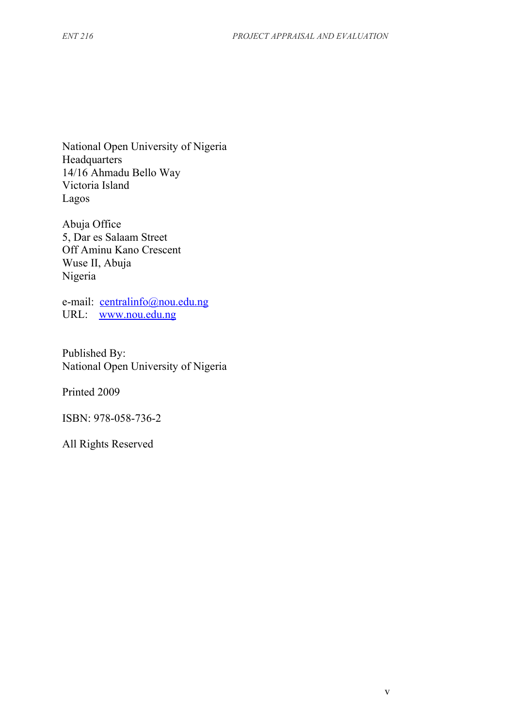National Open University of Nigeria
Headquarters
14/16 Ahmadu Bello Way
Victoria Island
Lagos

Abuja Office
5, Dar es Salaam Street
Off Aminu Kano Crescent
Wuse II, Abuja
Nigeria

e-mail: centralinfo@nou.edu.ng
URL: www.nou.edu.ng

Published By:
National Open University of Nigeria

Printed 2009

ISBN: 978-058-736-2

All Rights Reserved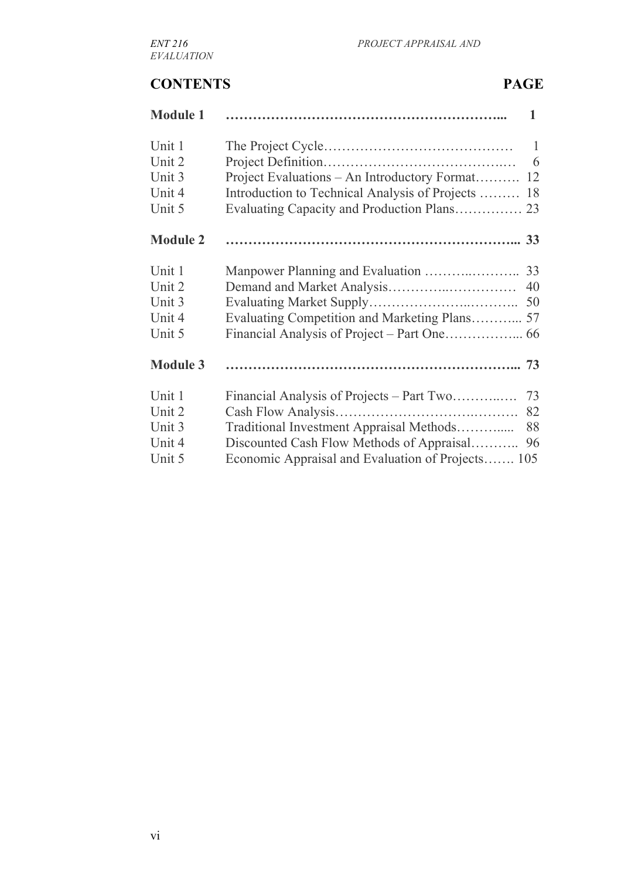## CONTENTS

| | | PAGE |
|---|---|---|
| **Module 1** | | **1** |
| Unit 1 | The Project Cycle | 1 |
| Unit 2 | Project Definition | 6 |
| Unit 3 | Project Evaluations – An Introductory Format | 12 |
| Unit 4 | Introduction to Technical Analysis of Projects | 18 |
| Unit 5 | Evaluating Capacity and Production Plans | 23 |
| **Module 2** | | **33** |
| Unit 1 | Manpower Planning and Evaluation | 33 |
| Unit 2 | Demand and Market Analysis | 40 |
| Unit 3 | Evaluating Market Supply | 50 |
| Unit 4 | Evaluating Competition and Marketing Plans | 57 |
| Unit 5 | Financial Analysis of Project – Part One | 66 |
| **Module 3** | | **73** |
| Unit 1 | Financial Analysis of Projects – Part Two | 73 |
| Unit 2 | Cash Flow Analysis | 82 |
| Unit 3 | Traditional Investment Appraisal Methods | 88 |
| Unit 4 | Discounted Cash Flow Methods of Appraisal | 96 |
| Unit 5 | Economic Appraisal and Evaluation of Projects | 105 |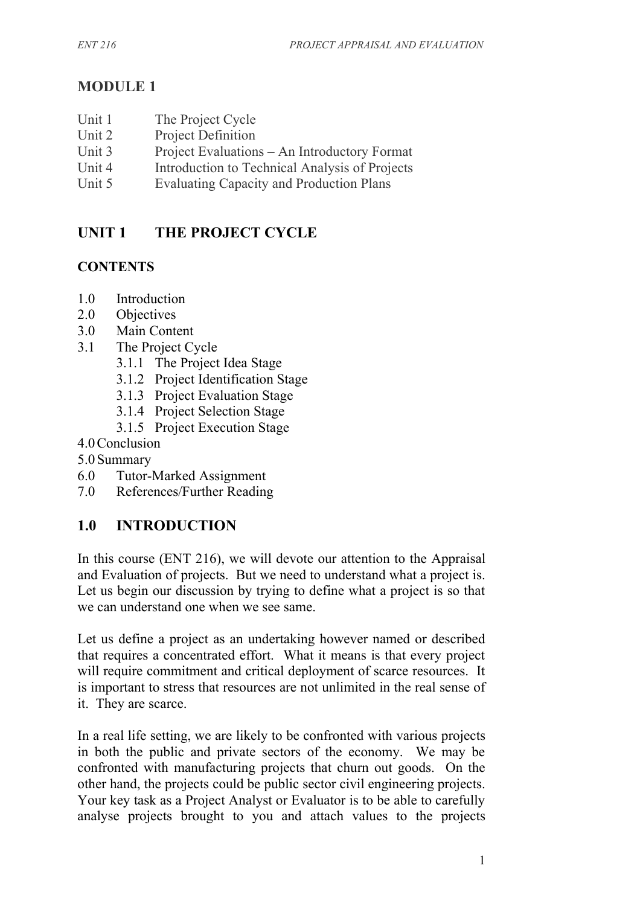# MODULE 1

Unit 1 The Project Cycle
Unit 2 Project Definition
Unit 3 Project Evaluations – An Introductory Format
Unit 4 Introduction to Technical Analysis of Projects
Unit 5 Evaluating Capacity and Production Plans

## UNIT 1 THE PROJECT CYCLE

### CONTENTS

1.0 Introduction
2.0 Objectives
3.0 Main Content
3.1 The Project Cycle
  3.1.1 The Project Idea Stage
  3.1.2 Project Identification Stage
  3.1.3 Project Evaluation Stage
  3.1.4 Project Selection Stage
  3.1.5 Project Execution Stage
4.0 Conclusion
5.0 Summary
6.0 Tutor-Marked Assignment
7.0 References/Further Reading

## 1.0 INTRODUCTION

In this course (ENT 216), we will devote our attention to the Appraisal and Evaluation of projects. But we need to understand what a project is. Let us begin our discussion by trying to define what a project is so that we can understand one when we see same.

Let us define a project as an undertaking however named or described that requires a concentrated effort. What it means is that every project will require commitment and critical deployment of scarce resources. It is important to stress that resources are not unlimited in the real sense of it. They are scarce.

In a real life setting, we are likely to be confronted with various projects in both the public and private sectors of the economy. We may be confronted with manufacturing projects that churn out goods. On the other hand, the projects could be public sector civil engineering projects. Your key task as a Project Analyst or Evaluator is to be able to carefully analyse projects brought to you and attach values to the projects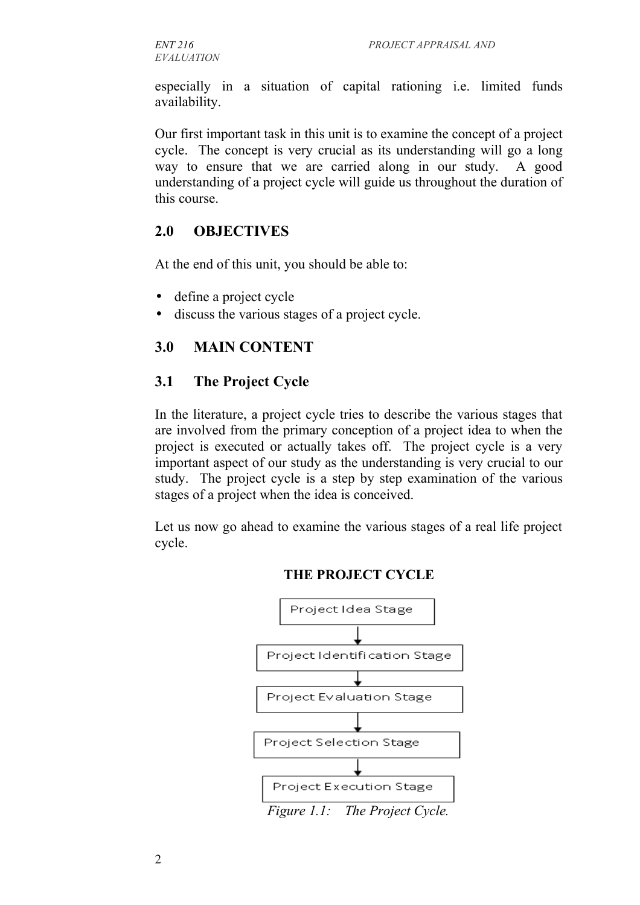especially in a situation of capital rationing i.e. limited funds availability.

Our first important task in this unit is to examine the concept of a project cycle. The concept is very crucial as its understanding will go a long way to ensure that we are carried along in our study. A good understanding of a project cycle will guide us throughout the duration of this course.

## 2.0 OBJECTIVES

At the end of this unit, you should be able to:

- define a project cycle
- discuss the various stages of a project cycle.

## 3.0 MAIN CONTENT

### 3.1 The Project Cycle

In the literature, a project cycle tries to describe the various stages that are involved from the primary conception of a project idea to when the project is executed or actually takes off. The project cycle is a very important aspect of our study as the understanding is very crucial to our study. The project cycle is a step by step examination of the various stages of a project when the idea is conceived.

Let us now go ahead to examine the various stages of a real life project cycle.

**THE PROJECT CYCLE**

Project Idea Stage

↓

Project Identification Stage

↓

Project Evaluation Stage

↓

Project Selection Stage

↓

Project Execution Stage

*Figure 1.1: The Project Cycle.*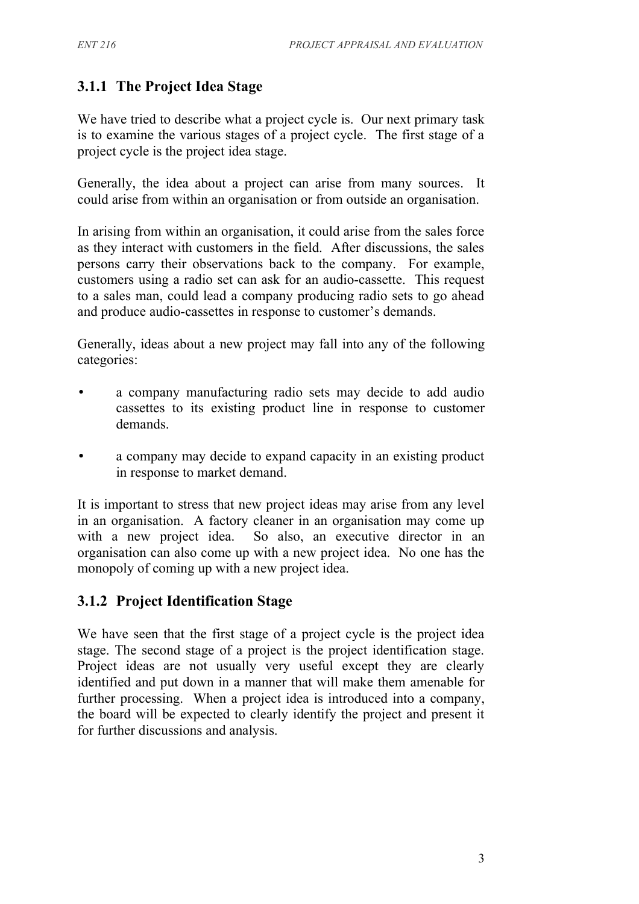### 3.1.1 The Project Idea Stage

We have tried to describe what a project cycle is. Our next primary task is to examine the various stages of a project cycle. The first stage of a project cycle is the project idea stage.

Generally, the idea about a project can arise from many sources. It could arise from within an organisation or from outside an organisation.

In arising from within an organisation, it could arise from the sales force as they interact with customers in the field. After discussions, the sales persons carry their observations back to the company. For example, customers using a radio set can ask for an audio-cassette. This request to a sales man, could lead a company producing radio sets to go ahead and produce audio-cassettes in response to customer's demands.

Generally, ideas about a new project may fall into any of the following categories:

- a company manufacturing radio sets may decide to add audio cassettes to its existing product line in response to customer demands.
- a company may decide to expand capacity in an existing product in response to market demand.

It is important to stress that new project ideas may arise from any level in an organisation. A factory cleaner in an organisation may come up with a new project idea. So also, an executive director in an organisation can also come up with a new project idea. No one has the monopoly of coming up with a new project idea.

### 3.1.2 Project Identification Stage

We have seen that the first stage of a project cycle is the project idea stage. The second stage of a project is the project identification stage. Project ideas are not usually very useful except they are clearly identified and put down in a manner that will make them amenable for further processing. When a project idea is introduced into a company, the board will be expected to clearly identify the project and present it for further discussions and analysis.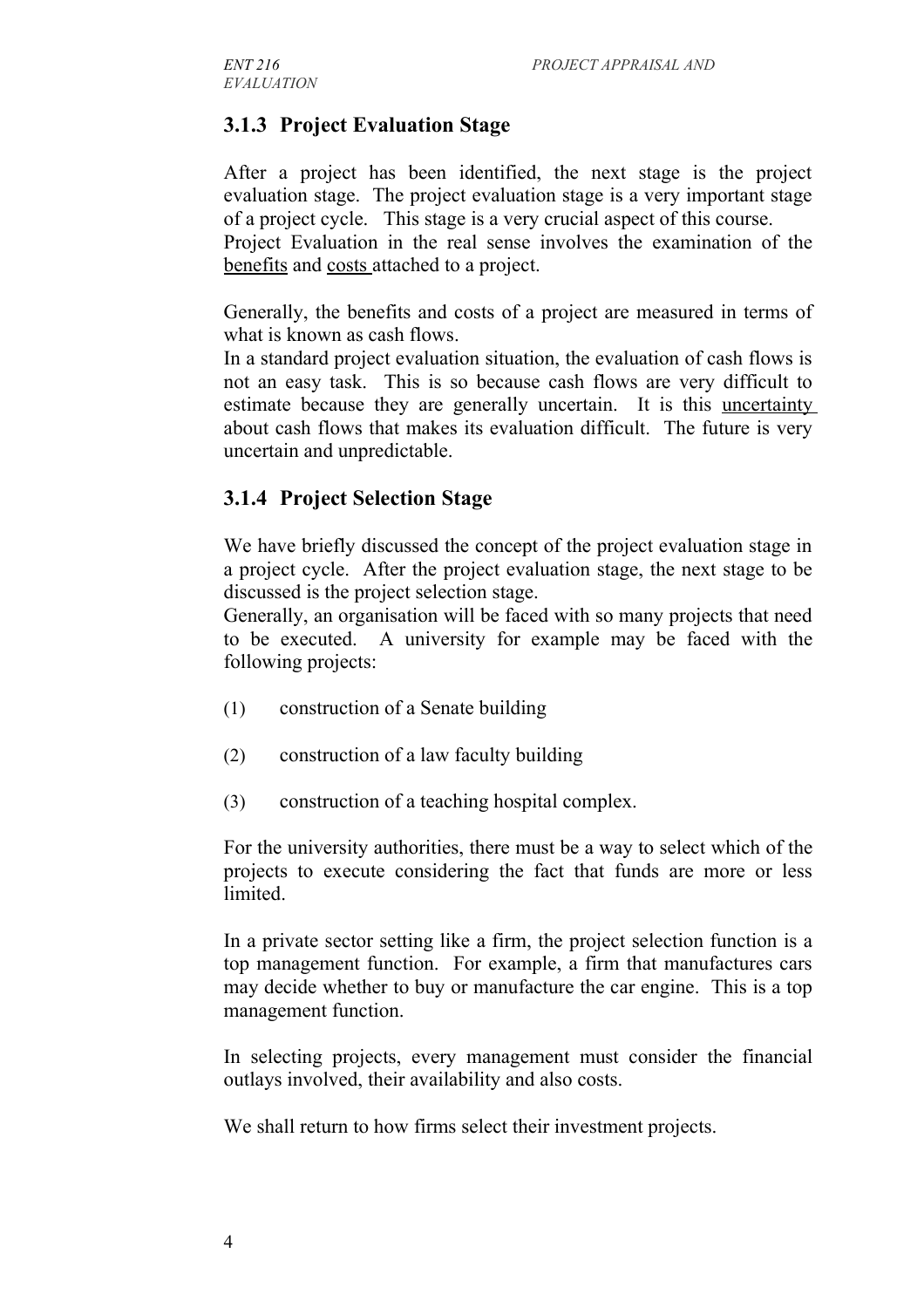### 3.1.3 Project Evaluation Stage

After a project has been identified, the next stage is the project evaluation stage. The project evaluation stage is a very important stage of a project cycle. This stage is a very crucial aspect of this course.
Project Evaluation in the real sense involves the examination of the benefits and costs attached to a project.

Generally, the benefits and costs of a project are measured in terms of what is known as cash flows.
In a standard project evaluation situation, the evaluation of cash flows is not an easy task. This is so because cash flows are very difficult to estimate because they are generally uncertain. It is this uncertainty about cash flows that makes its evaluation difficult. The future is very uncertain and unpredictable.

### 3.1.4 Project Selection Stage

We have briefly discussed the concept of the project evaluation stage in a project cycle. After the project evaluation stage, the next stage to be discussed is the project selection stage.
Generally, an organisation will be faced with so many projects that need to be executed. A university for example may be faced with the following projects:

(1) construction of a Senate building

(2) construction of a law faculty building

(3) construction of a teaching hospital complex.

For the university authorities, there must be a way to select which of the projects to execute considering the fact that funds are more or less limited.

In a private sector setting like a firm, the project selection function is a top management function. For example, a firm that manufactures cars may decide whether to buy or manufacture the car engine. This is a top management function.

In selecting projects, every management must consider the financial outlays involved, their availability and also costs.

We shall return to how firms select their investment projects.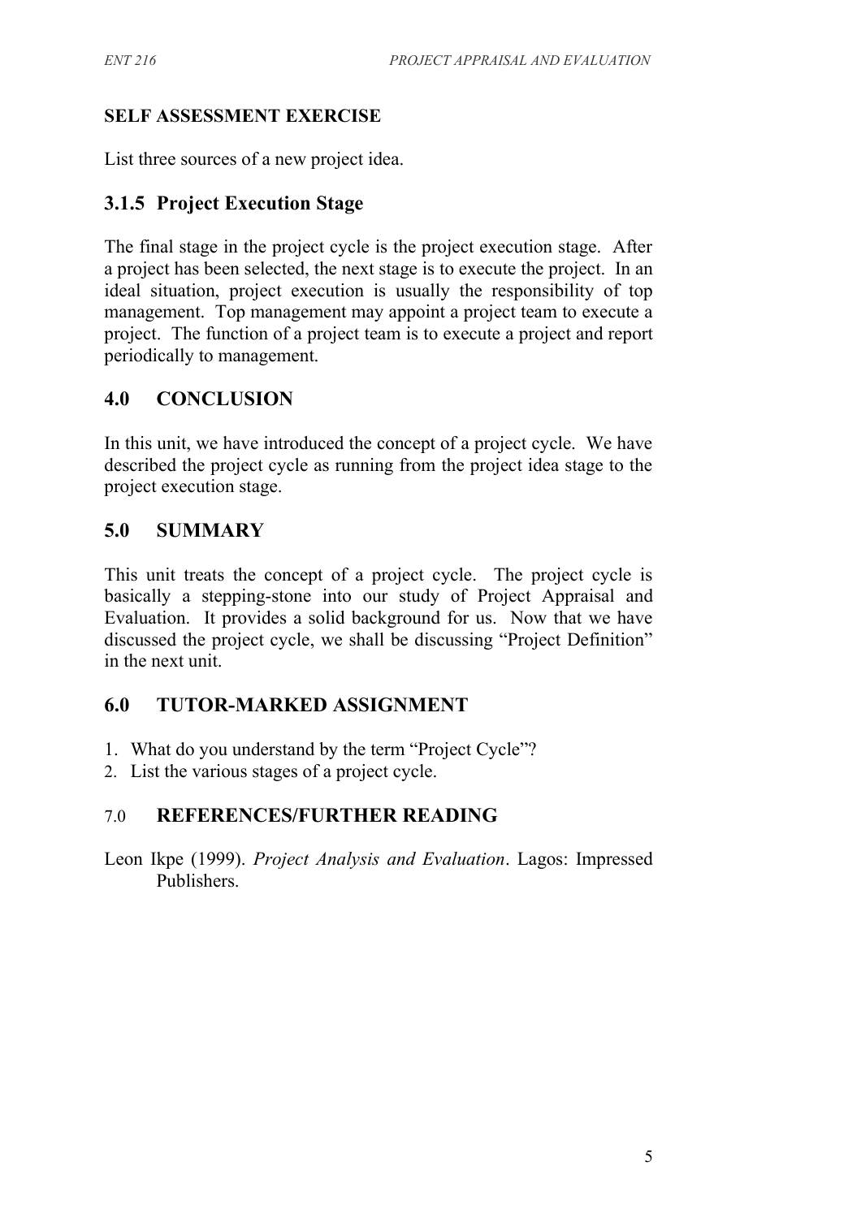**SELF ASSESSMENT EXERCISE**

List three sources of a new project idea.

### 3.1.5 Project Execution Stage

The final stage in the project cycle is the project execution stage. After a project has been selected, the next stage is to execute the project. In an ideal situation, project execution is usually the responsibility of top management. Top management may appoint a project team to execute a project. The function of a project team is to execute a project and report periodically to management.

## 4.0 CONCLUSION

In this unit, we have introduced the concept of a project cycle. We have described the project cycle as running from the project idea stage to the project execution stage.

## 5.0 SUMMARY

This unit treats the concept of a project cycle. The project cycle is basically a stepping-stone into our study of Project Appraisal and Evaluation. It provides a solid background for us. Now that we have discussed the project cycle, we shall be discussing "Project Definition" in the next unit.

## 6.0 TUTOR-MARKED ASSIGNMENT

1. What do you understand by the term "Project Cycle"?
2. List the various stages of a project cycle.

## 7.0 REFERENCES/FURTHER READING

Leon Ikpe (1999). *Project Analysis and Evaluation*. Lagos: Impressed Publishers.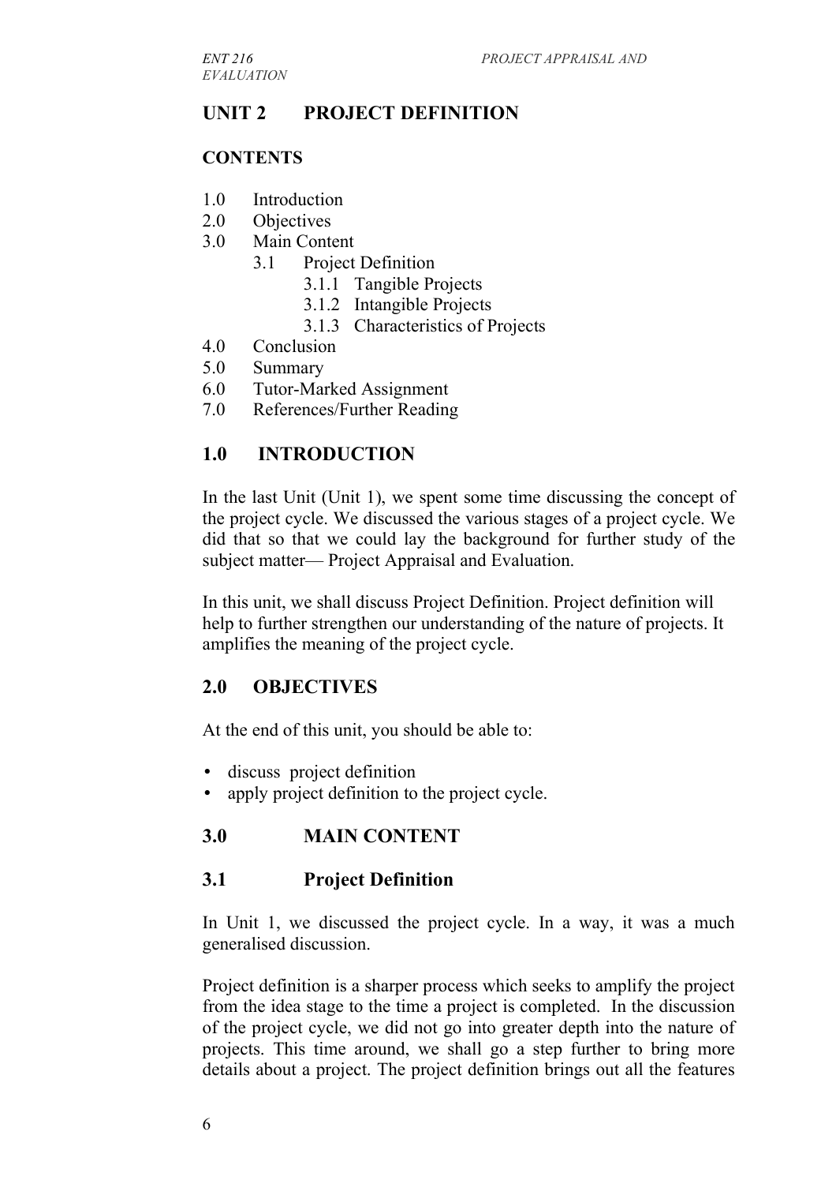## UNIT 2 PROJECT DEFINITION

### CONTENTS

1.0 Introduction
2.0 Objectives
3.0 Main Content
    3.1 Project Definition
        3.1.1 Tangible Projects
        3.1.2 Intangible Projects
        3.1.3 Characteristics of Projects
4.0 Conclusion
5.0 Summary
6.0 Tutor-Marked Assignment
7.0 References/Further Reading

## 1.0 INTRODUCTION

In the last Unit (Unit 1), we spent some time discussing the concept of the project cycle. We discussed the various stages of a project cycle. We did that so that we could lay the background for further study of the subject matter— Project Appraisal and Evaluation.

In this unit, we shall discuss Project Definition. Project definition will help to further strengthen our understanding of the nature of projects. It amplifies the meaning of the project cycle.

## 2.0 OBJECTIVES

At the end of this unit, you should be able to:

- discuss project definition
- apply project definition to the project cycle.

## 3.0 MAIN CONTENT

### 3.1 Project Definition

In Unit 1, we discussed the project cycle. In a way, it was a much generalised discussion.

Project definition is a sharper process which seeks to amplify the project from the idea stage to the time a project is completed. In the discussion of the project cycle, we did not go into greater depth into the nature of projects. This time around, we shall go a step further to bring more details about a project. The project definition brings out all the features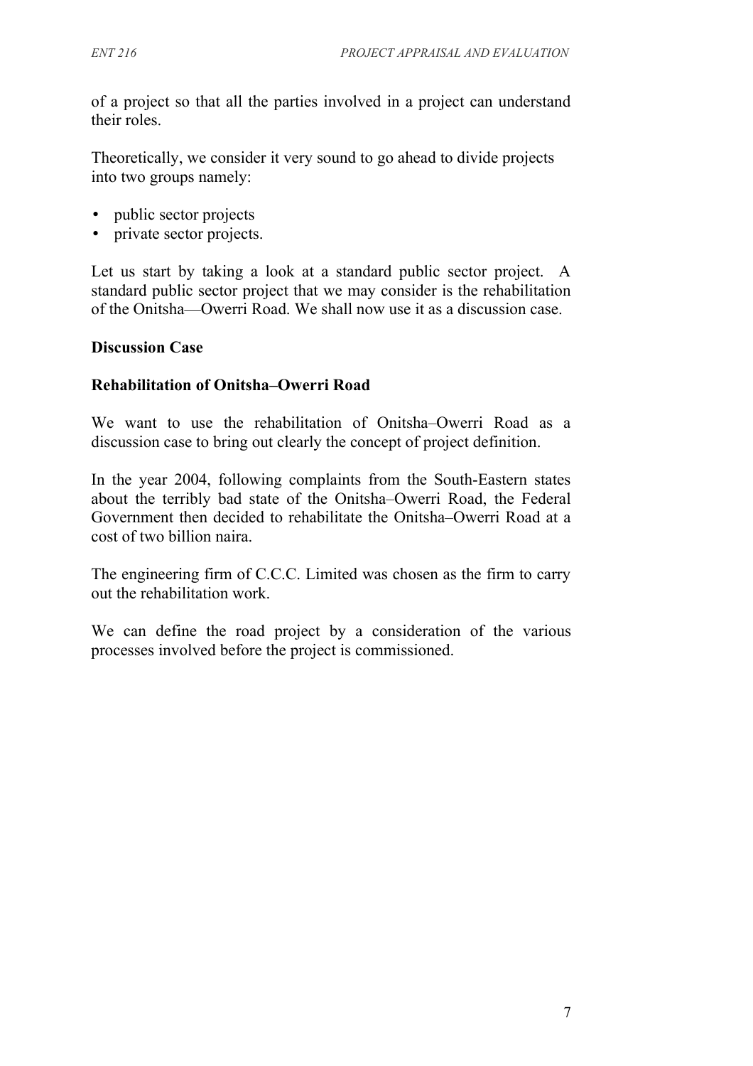of a project so that all the parties involved in a project can understand their roles.

Theoretically, we consider it very sound to go ahead to divide projects into two groups namely:

- public sector projects
- private sector projects.

Let us start by taking a look at a standard public sector project. A standard public sector project that we may consider is the rehabilitation of the Onitsha—Owerri Road. We shall now use it as a discussion case.

**Discussion Case**

**Rehabilitation of Onitsha–Owerri Road**

We want to use the rehabilitation of Onitsha–Owerri Road as a discussion case to bring out clearly the concept of project definition.

In the year 2004, following complaints from the South-Eastern states about the terribly bad state of the Onitsha–Owerri Road, the Federal Government then decided to rehabilitate the Onitsha–Owerri Road at a cost of two billion naira.

The engineering firm of C.C.C. Limited was chosen as the firm to carry out the rehabilitation work.

We can define the road project by a consideration of the various processes involved before the project is commissioned.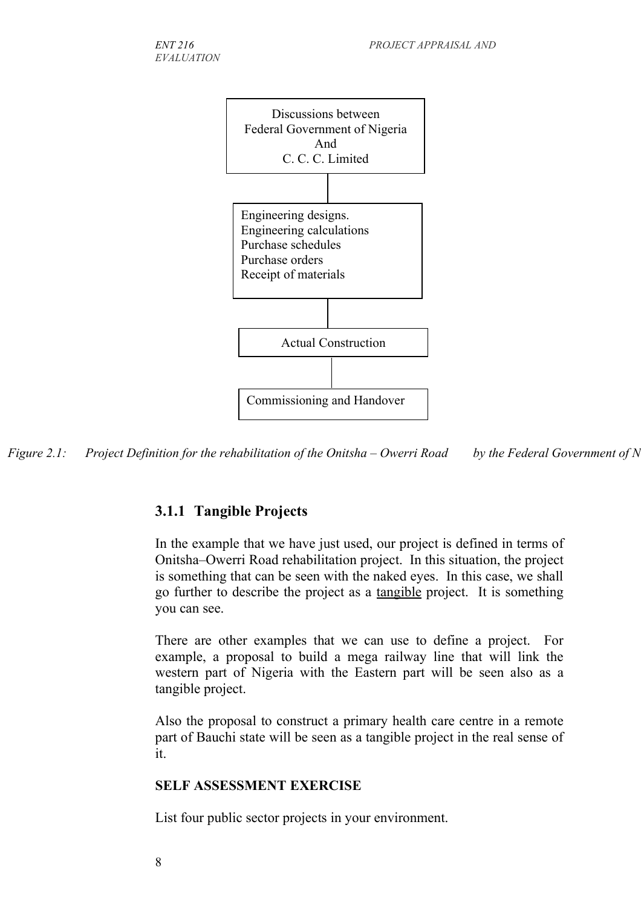Discussions between
Federal Government of Nigeria
And
C. C. C. Limited

Engineering designs.
Engineering calculations
Purchase schedules
Purchase orders
Receipt of materials

Actual Construction

Commissioning and Handover

*Figure 2.1: Project Definition for the rehabilitation of the Onitsha – Owerri Road by the Federal Government of N*

### 3.1.1 Tangible Projects

In the example that we have just used, our project is defined in terms of Onitsha–Owerri Road rehabilitation project. In this situation, the project is something that can be seen with the naked eyes. In this case, we shall go further to describe the project as a tangible project. It is something you can see.

There are other examples that we can use to define a project. For example, a proposal to build a mega railway line that will link the western part of Nigeria with the Eastern part will be seen also as a tangible project.

Also the proposal to construct a primary health care centre in a remote part of Bauchi state will be seen as a tangible project in the real sense of it.

**SELF ASSESSMENT EXERCISE**

List four public sector projects in your environment.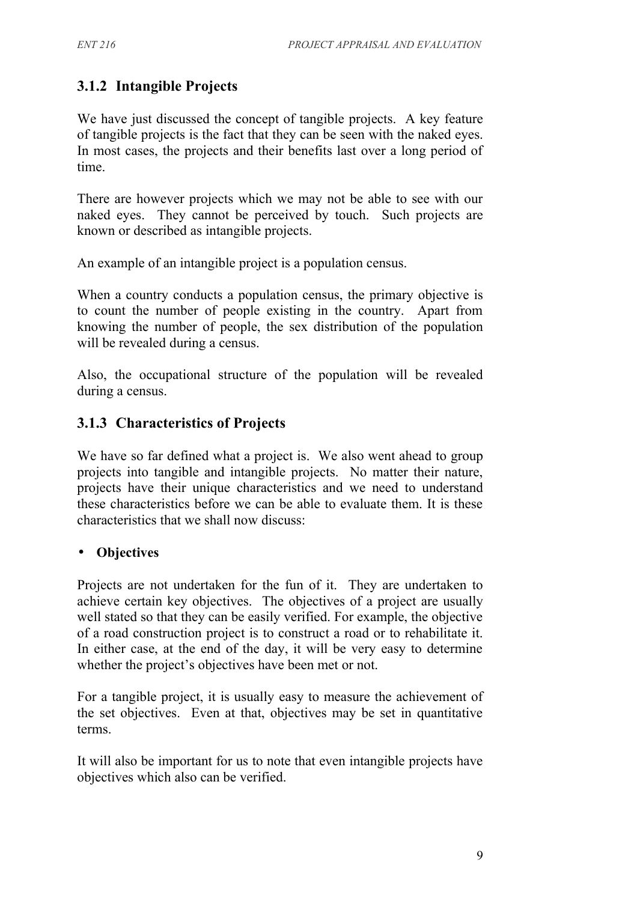### 3.1.2 Intangible Projects

We have just discussed the concept of tangible projects. A key feature of tangible projects is the fact that they can be seen with the naked eyes. In most cases, the projects and their benefits last over a long period of time.

There are however projects which we may not be able to see with our naked eyes. They cannot be perceived by touch. Such projects are known or described as intangible projects.

An example of an intangible project is a population census.

When a country conducts a population census, the primary objective is to count the number of people existing in the country. Apart from knowing the number of people, the sex distribution of the population will be revealed during a census.

Also, the occupational structure of the population will be revealed during a census.

### 3.1.3 Characteristics of Projects

We have so far defined what a project is. We also went ahead to group projects into tangible and intangible projects. No matter their nature, projects have their unique characteristics and we need to understand these characteristics before we can be able to evaluate them. It is these characteristics that we shall now discuss:

- **Objectives**

Projects are not undertaken for the fun of it. They are undertaken to achieve certain key objectives. The objectives of a project are usually well stated so that they can be easily verified. For example, the objective of a road construction project is to construct a road or to rehabilitate it. In either case, at the end of the day, it will be very easy to determine whether the project's objectives have been met or not.

For a tangible project, it is usually easy to measure the achievement of the set objectives. Even at that, objectives may be set in quantitative terms.

It will also be important for us to note that even intangible projects have objectives which also can be verified.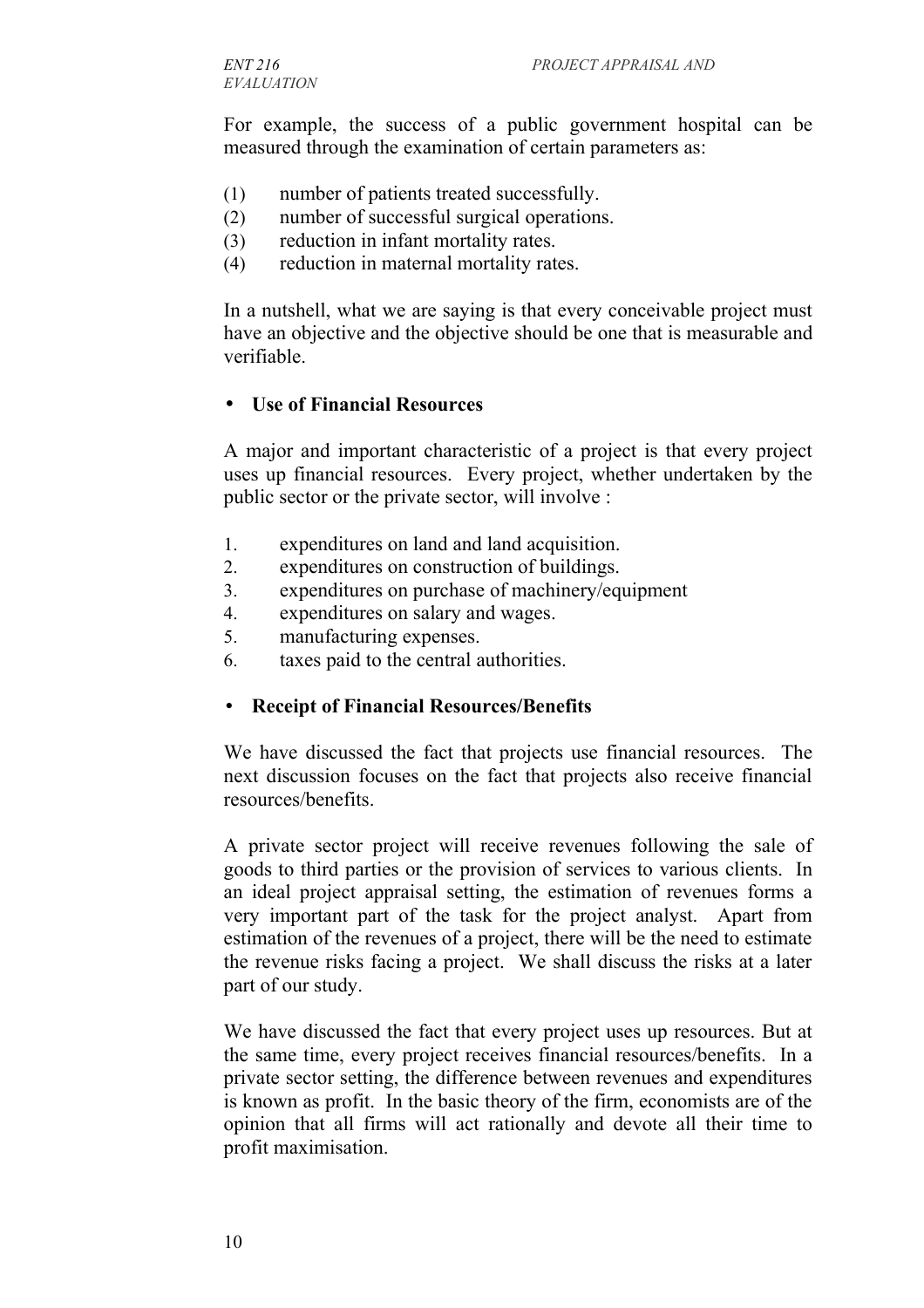For example, the success of a public government hospital can be measured through the examination of certain parameters as:

(1) number of patients treated successfully.
(2) number of successful surgical operations.
(3) reduction in infant mortality rates.
(4) reduction in maternal mortality rates.

In a nutshell, what we are saying is that every conceivable project must have an objective and the objective should be one that is measurable and verifiable.

- **Use of Financial Resources**

A major and important characteristic of a project is that every project uses up financial resources. Every project, whether undertaken by the public sector or the private sector, will involve :

1. expenditures on land and land acquisition.
2. expenditures on construction of buildings.
3. expenditures on purchase of machinery/equipment
4. expenditures on salary and wages.
5. manufacturing expenses.
6. taxes paid to the central authorities.

- **Receipt of Financial Resources/Benefits**

We have discussed the fact that projects use financial resources. The next discussion focuses on the fact that projects also receive financial resources/benefits.

A private sector project will receive revenues following the sale of goods to third parties or the provision of services to various clients. In an ideal project appraisal setting, the estimation of revenues forms a very important part of the task for the project analyst. Apart from estimation of the revenues of a project, there will be the need to estimate the revenue risks facing a project. We shall discuss the risks at a later part of our study.

We have discussed the fact that every project uses up resources. But at the same time, every project receives financial resources/benefits. In a private sector setting, the difference between revenues and expenditures is known as profit. In the basic theory of the firm, economists are of the opinion that all firms will act rationally and devote all their time to profit maximisation.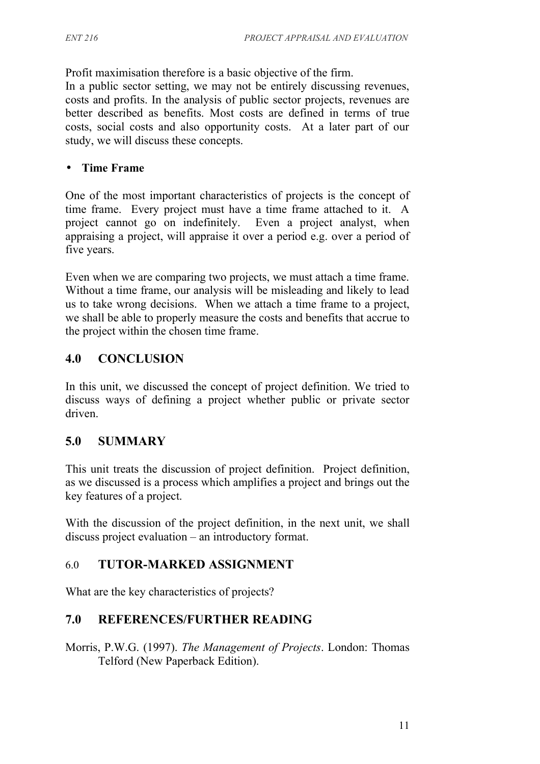Profit maximisation therefore is a basic objective of the firm.

In a public sector setting, we may not be entirely discussing revenues, costs and profits. In the analysis of public sector projects, revenues are better described as benefits. Most costs are defined in terms of true costs, social costs and also opportunity costs. At a later part of our study, we will discuss these concepts.

- **Time Frame**

One of the most important characteristics of projects is the concept of time frame. Every project must have a time frame attached to it. A project cannot go on indefinitely. Even a project analyst, when appraising a project, will appraise it over a period e.g. over a period of five years.

Even when we are comparing two projects, we must attach a time frame. Without a time frame, our analysis will be misleading and likely to lead us to take wrong decisions. When we attach a time frame to a project, we shall be able to properly measure the costs and benefits that accrue to the project within the chosen time frame.

## 4.0 CONCLUSION

In this unit, we discussed the concept of project definition. We tried to discuss ways of defining a project whether public or private sector driven.

## 5.0 SUMMARY

This unit treats the discussion of project definition. Project definition, as we discussed is a process which amplifies a project and brings out the key features of a project.

With the discussion of the project definition, in the next unit, we shall discuss project evaluation – an introductory format.

## 6.0 TUTOR-MARKED ASSIGNMENT

What are the key characteristics of projects?

## 7.0 REFERENCES/FURTHER READING

Morris, P.W.G. (1997). *The Management of Projects*. London: Thomas Telford (New Paperback Edition).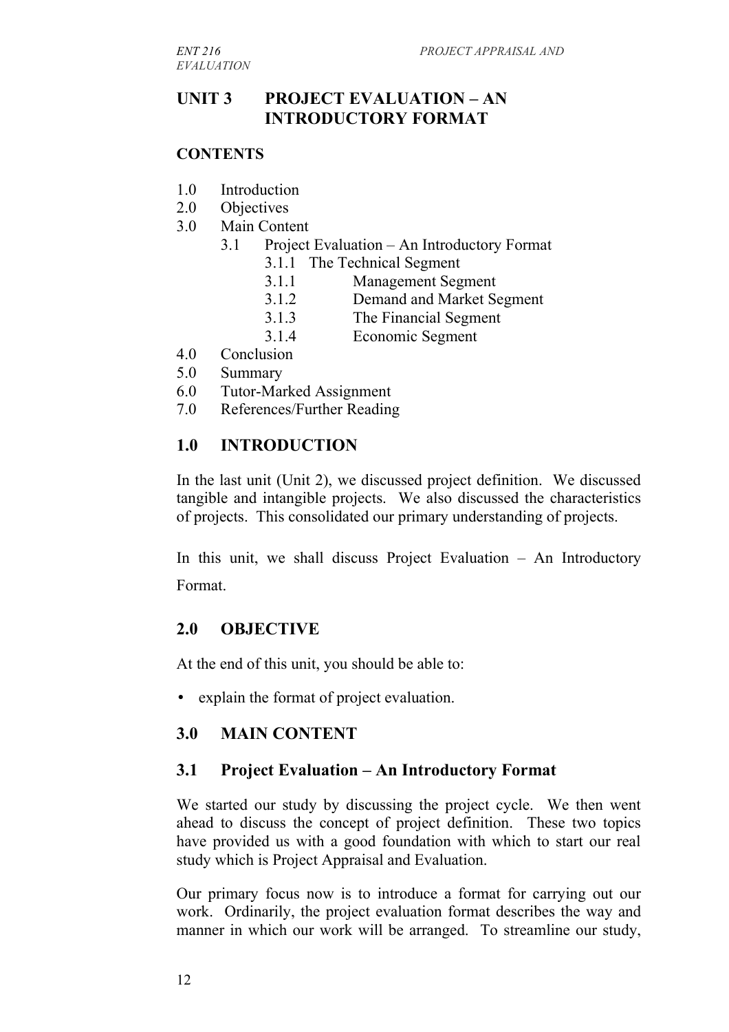## UNIT 3 PROJECT EVALUATION – AN INTRODUCTORY FORMAT

### CONTENTS

1.0 Introduction
2.0 Objectives
3.0 Main Content
    3.1 Project Evaluation – An Introductory Format
        3.1.1 The Technical Segment
        3.1.1 Management Segment
        3.1.2 Demand and Market Segment
        3.1.3 The Financial Segment
        3.1.4 Economic Segment
4.0 Conclusion
5.0 Summary
6.0 Tutor-Marked Assignment
7.0 References/Further Reading

### 1.0 INTRODUCTION

In the last unit (Unit 2), we discussed project definition. We discussed tangible and intangible projects. We also discussed the characteristics of projects. This consolidated our primary understanding of projects.

In this unit, we shall discuss Project Evaluation – An Introductory Format.

### 2.0 OBJECTIVE

At the end of this unit, you should be able to:

- explain the format of project evaluation.

### 3.0 MAIN CONTENT

### 3.1 Project Evaluation – An Introductory Format

We started our study by discussing the project cycle. We then went ahead to discuss the concept of project definition. These two topics have provided us with a good foundation with which to start our real study which is Project Appraisal and Evaluation.

Our primary focus now is to introduce a format for carrying out our work. Ordinarily, the project evaluation format describes the way and manner in which our work will be arranged. To streamline our study,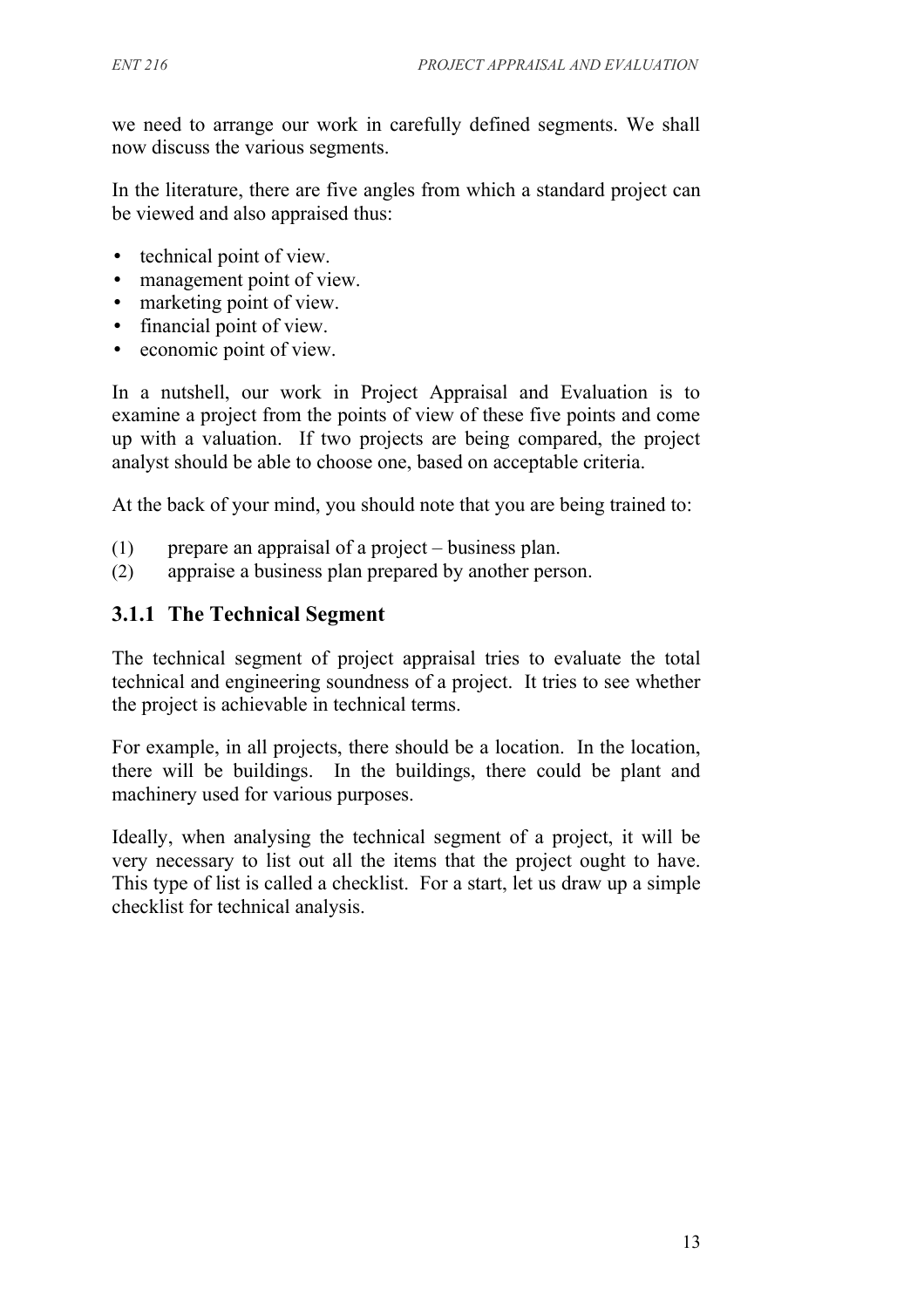we need to arrange our work in carefully defined segments. We shall now discuss the various segments.

In the literature, there are five angles from which a standard project can be viewed and also appraised thus:

- technical point of view.
- management point of view.
- marketing point of view.
- financial point of view.
- economic point of view.

In a nutshell, our work in Project Appraisal and Evaluation is to examine a project from the points of view of these five points and come up with a valuation. If two projects are being compared, the project analyst should be able to choose one, based on acceptable criteria.

At the back of your mind, you should note that you are being trained to:

(1) prepare an appraisal of a project – business plan.
(2) appraise a business plan prepared by another person.

### 3.1.1 The Technical Segment

The technical segment of project appraisal tries to evaluate the total technical and engineering soundness of a project. It tries to see whether the project is achievable in technical terms.

For example, in all projects, there should be a location. In the location, there will be buildings. In the buildings, there could be plant and machinery used for various purposes.

Ideally, when analysing the technical segment of a project, it will be very necessary to list out all the items that the project ought to have. This type of list is called a checklist. For a start, let us draw up a simple checklist for technical analysis.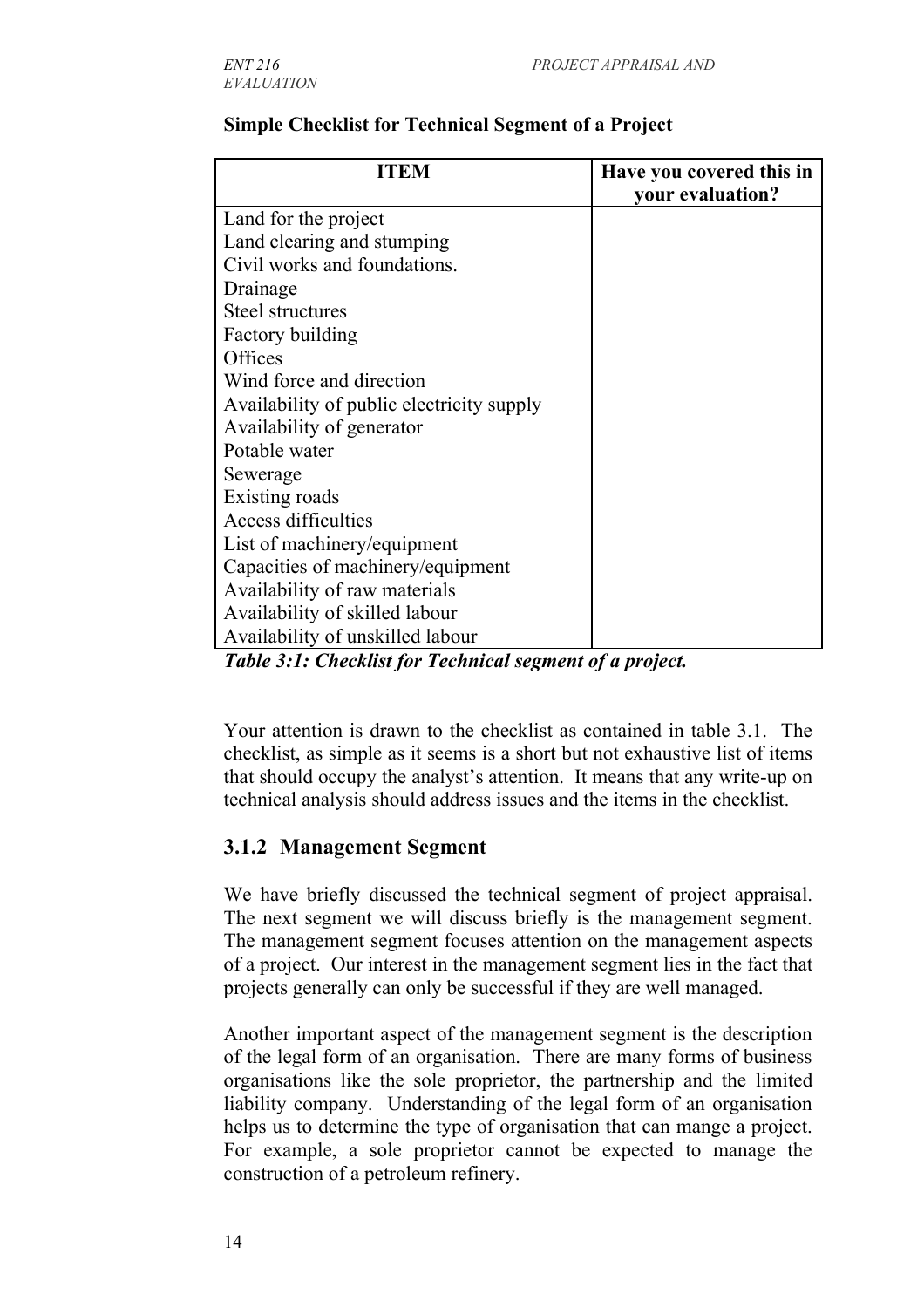**Simple Checklist for Technical Segment of a Project**

| ITEM | Have you covered this in your evaluation? |
|---|---|
| Land for the project | |
| Land clearing and stumping | |
| Civil works and foundations. | |
| Drainage | |
| Steel structures | |
| Factory building | |
| Offices | |
| Wind force and direction | |
| Availability of public electricity supply | |
| Availability of generator | |
| Potable water | |
| Sewerage | |
| Existing roads | |
| Access difficulties | |
| List of machinery/equipment | |
| Capacities of machinery/equipment | |
| Availability of raw materials | |
| Availability of skilled labour | |
| Availability of unskilled labour | |

***Table 3:1: Checklist for Technical segment of a project.***

Your attention is drawn to the checklist as contained in table 3.1. The checklist, as simple as it seems is a short but not exhaustive list of items that should occupy the analyst's attention. It means that any write-up on technical analysis should address issues and the items in the checklist.

### 3.1.2 Management Segment

We have briefly discussed the technical segment of project appraisal. The next segment we will discuss briefly is the management segment. The management segment focuses attention on the management aspects of a project. Our interest in the management segment lies in the fact that projects generally can only be successful if they are well managed.

Another important aspect of the management segment is the description of the legal form of an organisation. There are many forms of business organisations like the sole proprietor, the partnership and the limited liability company. Understanding of the legal form of an organisation helps us to determine the type of organisation that can mange a project. For example, a sole proprietor cannot be expected to manage the construction of a petroleum refinery.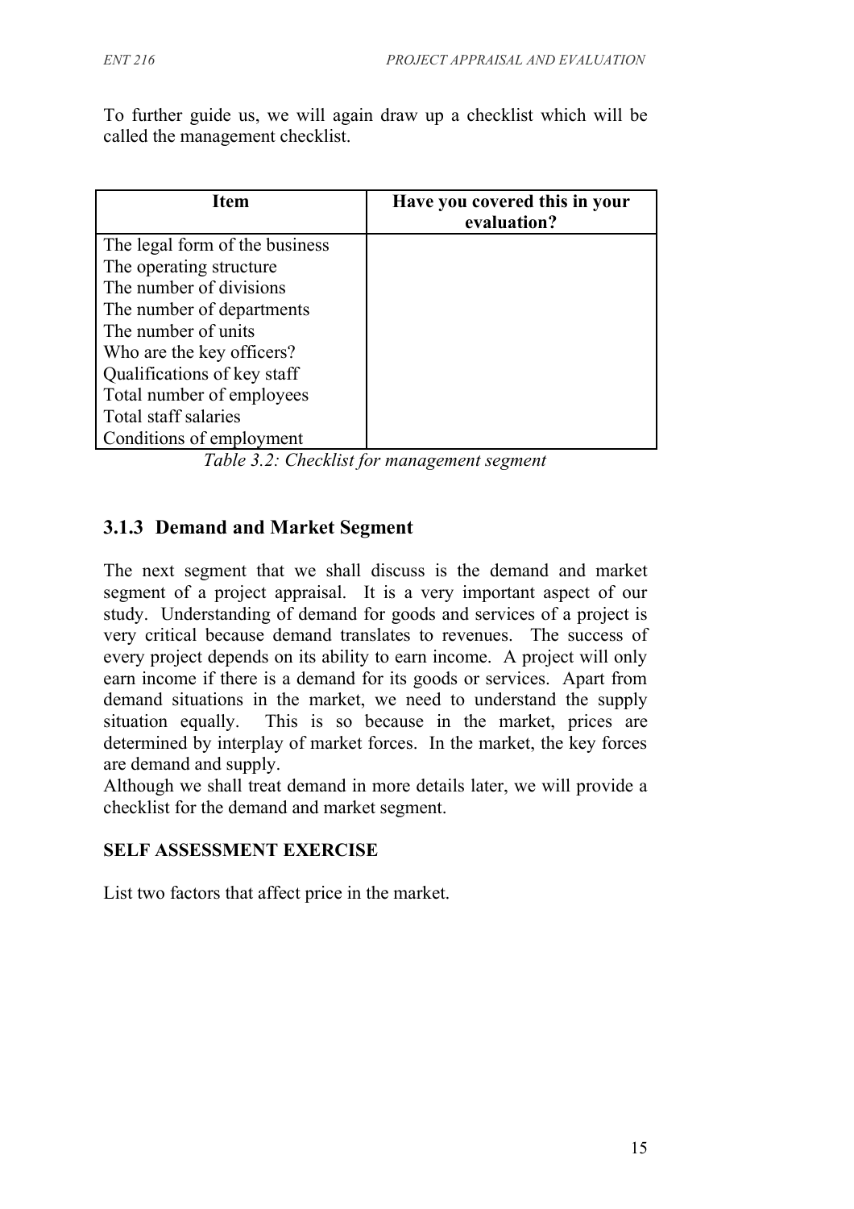To further guide us, we will again draw up a checklist which will be called the management checklist.

| Item | Have you covered this in your evaluation? |
|---|---|
| The legal form of the business | |
| The operating structure | |
| The number of divisions | |
| The number of departments | |
| The number of units | |
| Who are the key officers? | |
| Qualifications of key staff | |
| Total number of employees | |
| Total staff salaries | |
| Conditions of employment | |

*Table 3.2: Checklist for management segment*

### 3.1.3 Demand and Market Segment

The next segment that we shall discuss is the demand and market segment of a project appraisal. It is a very important aspect of our study. Understanding of demand for goods and services of a project is very critical because demand translates to revenues. The success of every project depends on its ability to earn income. A project will only earn income if there is a demand for its goods or services. Apart from demand situations in the market, we need to understand the supply situation equally. This is so because in the market, prices are determined by interplay of market forces. In the market, the key forces are demand and supply.

Although we shall treat demand in more details later, we will provide a checklist for the demand and market segment.

**SELF ASSESSMENT EXERCISE**

List two factors that affect price in the market.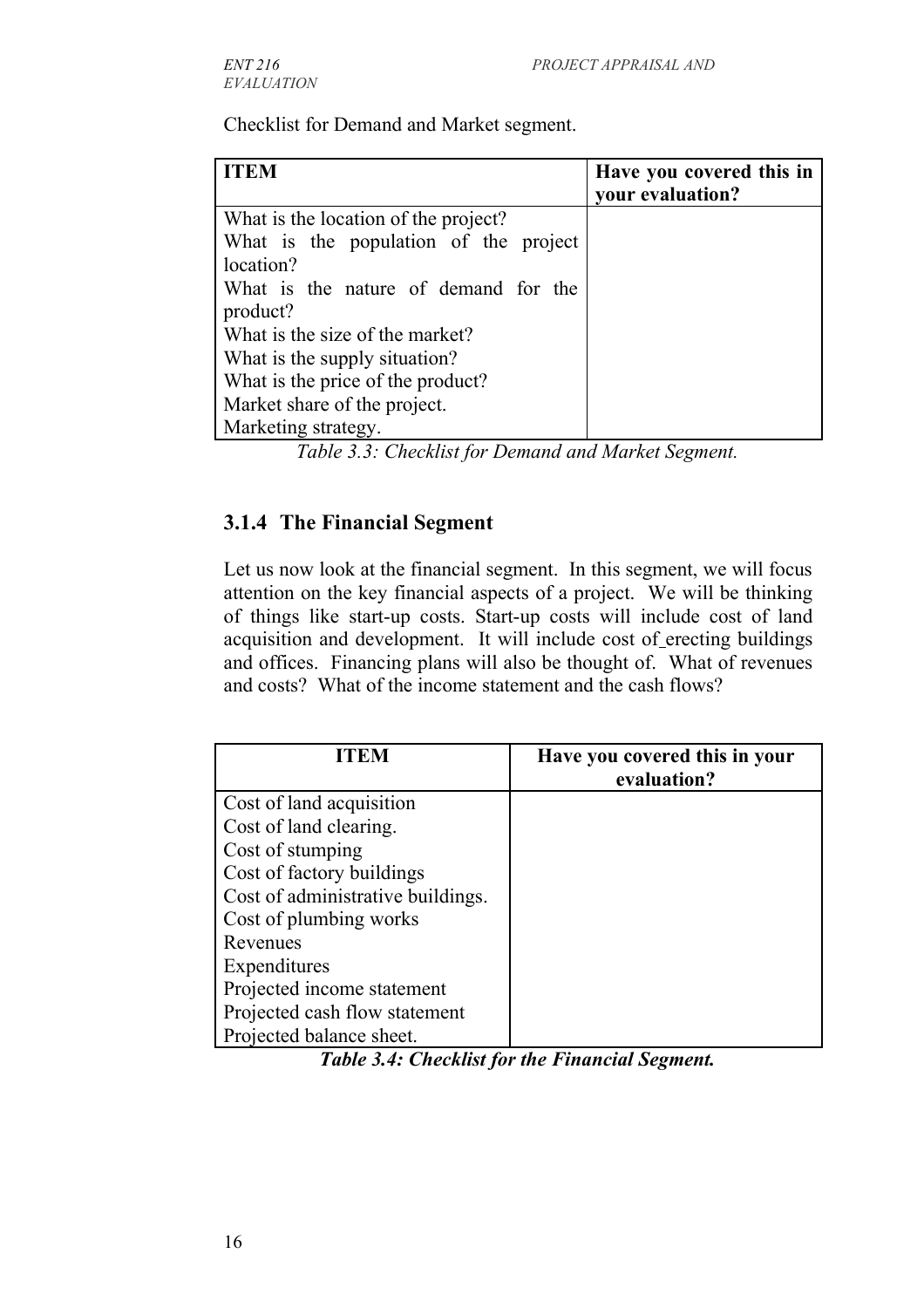Checklist for Demand and Market segment.

| ITEM | Have you covered this in your evaluation? |
|---|---|
| What is the location of the project?<br>What is the population of the project location?<br>What is the nature of demand for the product?<br>What is the size of the market?<br>What is the supply situation?<br>What is the price of the product?<br>Market share of the project.<br>Marketing strategy. | |

*Table 3.3: Checklist for Demand and Market Segment.*

### 3.1.4 The Financial Segment

Let us now look at the financial segment. In this segment, we will focus attention on the key financial aspects of a project. We will be thinking of things like start-up costs. Start-up costs will include cost of land acquisition and development. It will include cost of erecting buildings and offices. Financing plans will also be thought of. What of revenues and costs? What of the income statement and the cash flows?

| ITEM | Have you covered this in your evaluation? |
|---|---|
| Cost of land acquisition<br>Cost of land clearing.<br>Cost of stumping<br>Cost of factory buildings<br>Cost of administrative buildings.<br>Cost of plumbing works<br>Revenues<br>Expenditures<br>Projected income statement<br>Projected cash flow statement<br>Projected balance sheet. | |

***Table 3.4: Checklist for the Financial Segment.***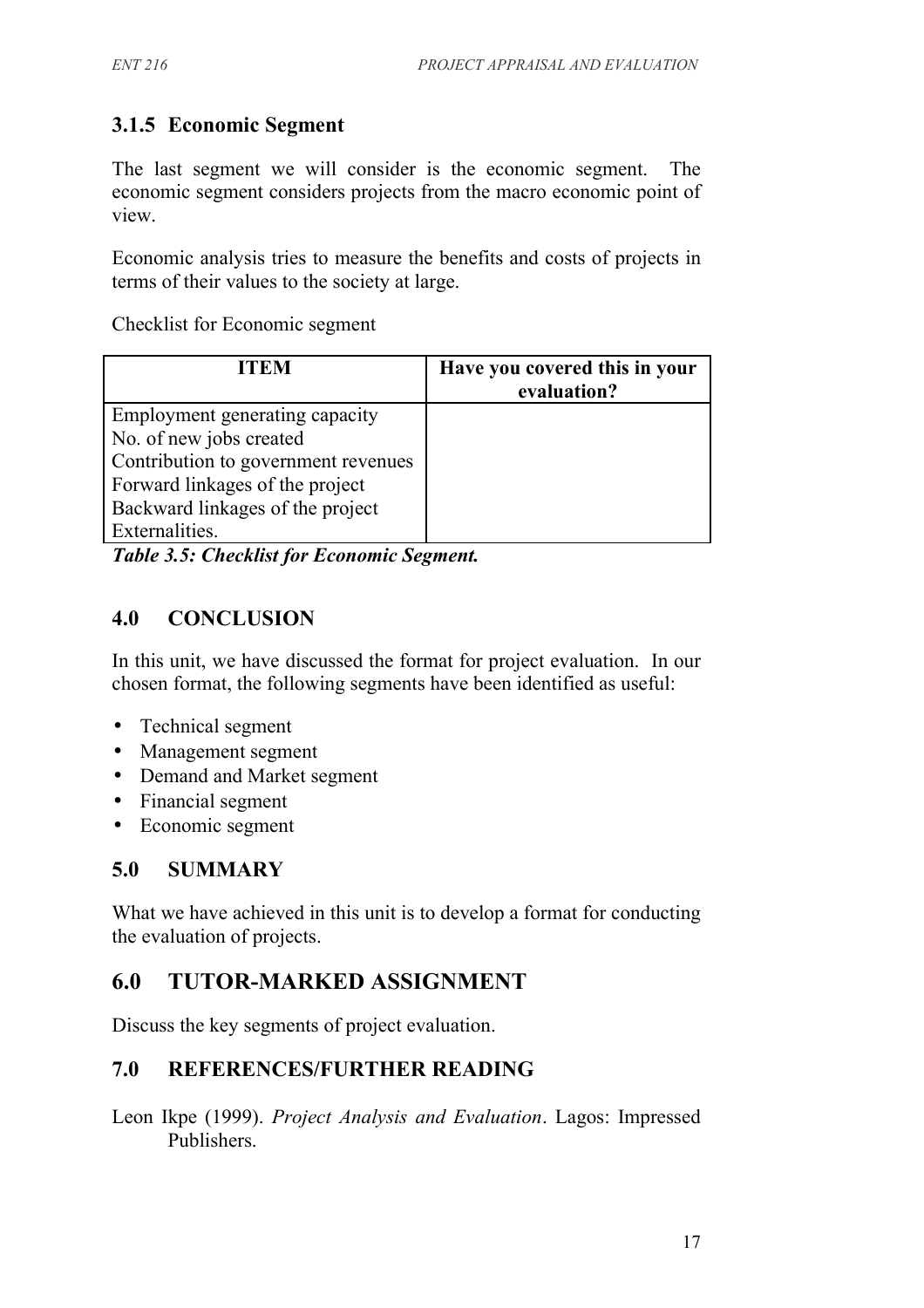### 3.1.5 Economic Segment

The last segment we will consider is the economic segment. The economic segment considers projects from the macro economic point of view.

Economic analysis tries to measure the benefits and costs of projects in terms of their values to the society at large.

Checklist for Economic segment

| ITEM | Have you covered this in your evaluation? |
|---|---|
| Employment generating capacity<br>No. of new jobs created<br>Contribution to government revenues<br>Forward linkages of the project<br>Backward linkages of the project<br>Externalities. | |

***Table 3.5: Checklist for Economic Segment.***

## 4.0 CONCLUSION

In this unit, we have discussed the format for project evaluation. In our chosen format, the following segments have been identified as useful:

- Technical segment
- Management segment
- Demand and Market segment
- Financial segment
- Economic segment

## 5.0 SUMMARY

What we have achieved in this unit is to develop a format for conducting the evaluation of projects.

## 6.0 TUTOR-MARKED ASSIGNMENT

Discuss the key segments of project evaluation.

## 7.0 REFERENCES/FURTHER READING

Leon Ikpe (1999). *Project Analysis and Evaluation*. Lagos: Impressed Publishers.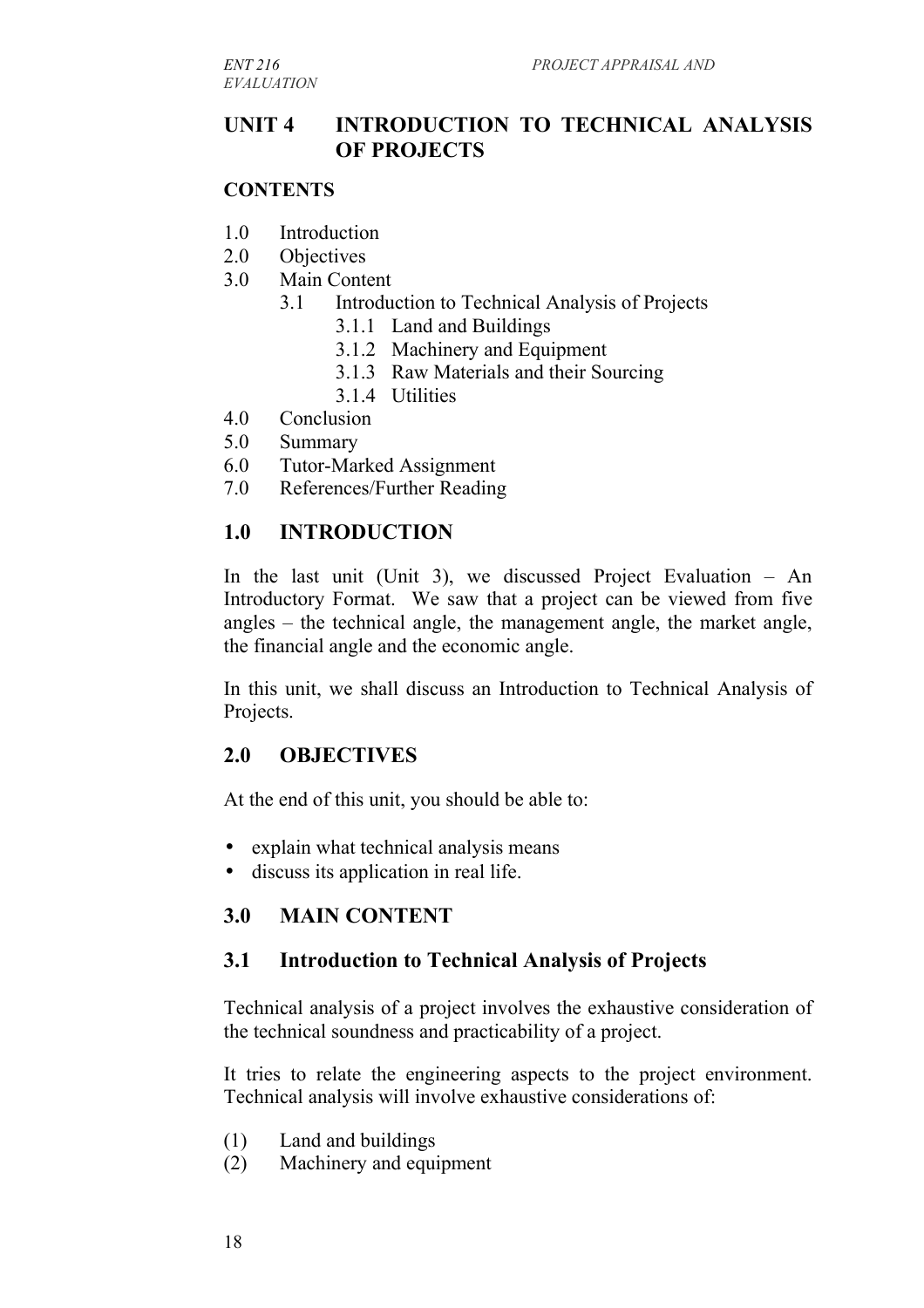# UNIT 4 INTRODUCTION TO TECHNICAL ANALYSIS OF PROJECTS

**CONTENTS**

1.0 Introduction
2.0 Objectives
3.0 Main Content
  3.1 Introduction to Technical Analysis of Projects
    3.1.1 Land and Buildings
    3.1.2 Machinery and Equipment
    3.1.3 Raw Materials and their Sourcing
    3.1.4 Utilities
4.0 Conclusion
5.0 Summary
6.0 Tutor-Marked Assignment
7.0 References/Further Reading

## 1.0 INTRODUCTION

In the last unit (Unit 3), we discussed Project Evaluation – An Introductory Format. We saw that a project can be viewed from five angles – the technical angle, the management angle, the market angle, the financial angle and the economic angle.

In this unit, we shall discuss an Introduction to Technical Analysis of Projects.

## 2.0 OBJECTIVES

At the end of this unit, you should be able to:

- explain what technical analysis means
- discuss its application in real life.

## 3.0 MAIN CONTENT

### 3.1 Introduction to Technical Analysis of Projects

Technical analysis of a project involves the exhaustive consideration of the technical soundness and practicability of a project.

It tries to relate the engineering aspects to the project environment. Technical analysis will involve exhaustive considerations of:

(1) Land and buildings
(2) Machinery and equipment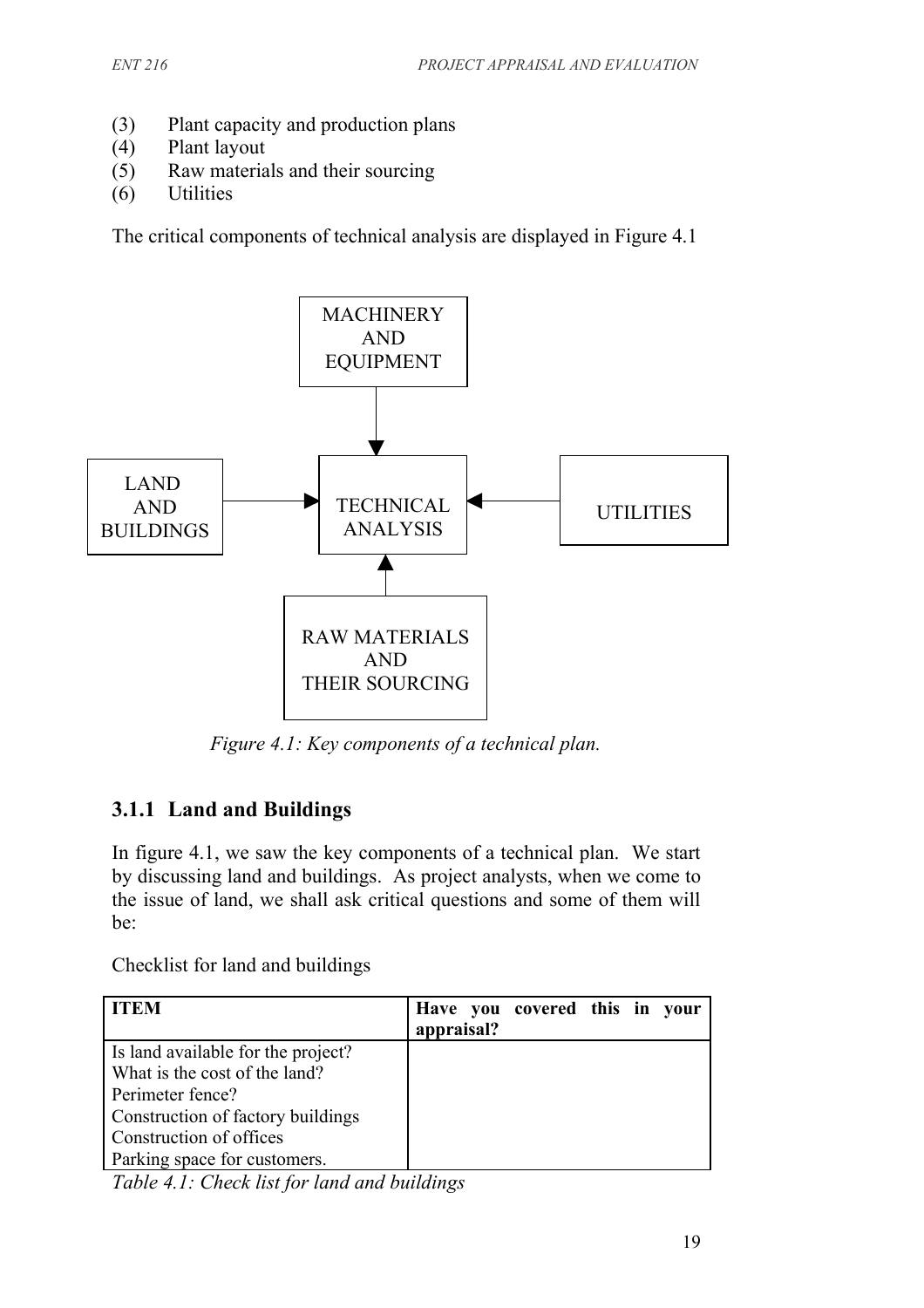(3) Plant capacity and production plans
(4) Plant layout
(5) Raw materials and their sourcing
(6) Utilities

The critical components of technical analysis are displayed in Figure 4.1

MACHINERY AND EQUIPMENT

LAND AND BUILDINGS → TECHNICAL ANALYSIS ← UTILITIES

RAW MATERIALS AND THEIR SOURCING

*Figure 4.1: Key components of a technical plan.*

### 3.1.1 Land and Buildings

In figure 4.1, we saw the key components of a technical plan. We start by discussing land and buildings. As project analysts, when we come to the issue of land, we shall ask critical questions and some of them will be:

Checklist for land and buildings

| ITEM | Have you covered this in your appraisal? |
| --- | --- |
| Is land available for the project? | |
| What is the cost of the land? | |
| Perimeter fence? | |
| Construction of factory buildings | |
| Construction of offices | |
| Parking space for customers. | |

*Table 4.1: Check list for land and buildings*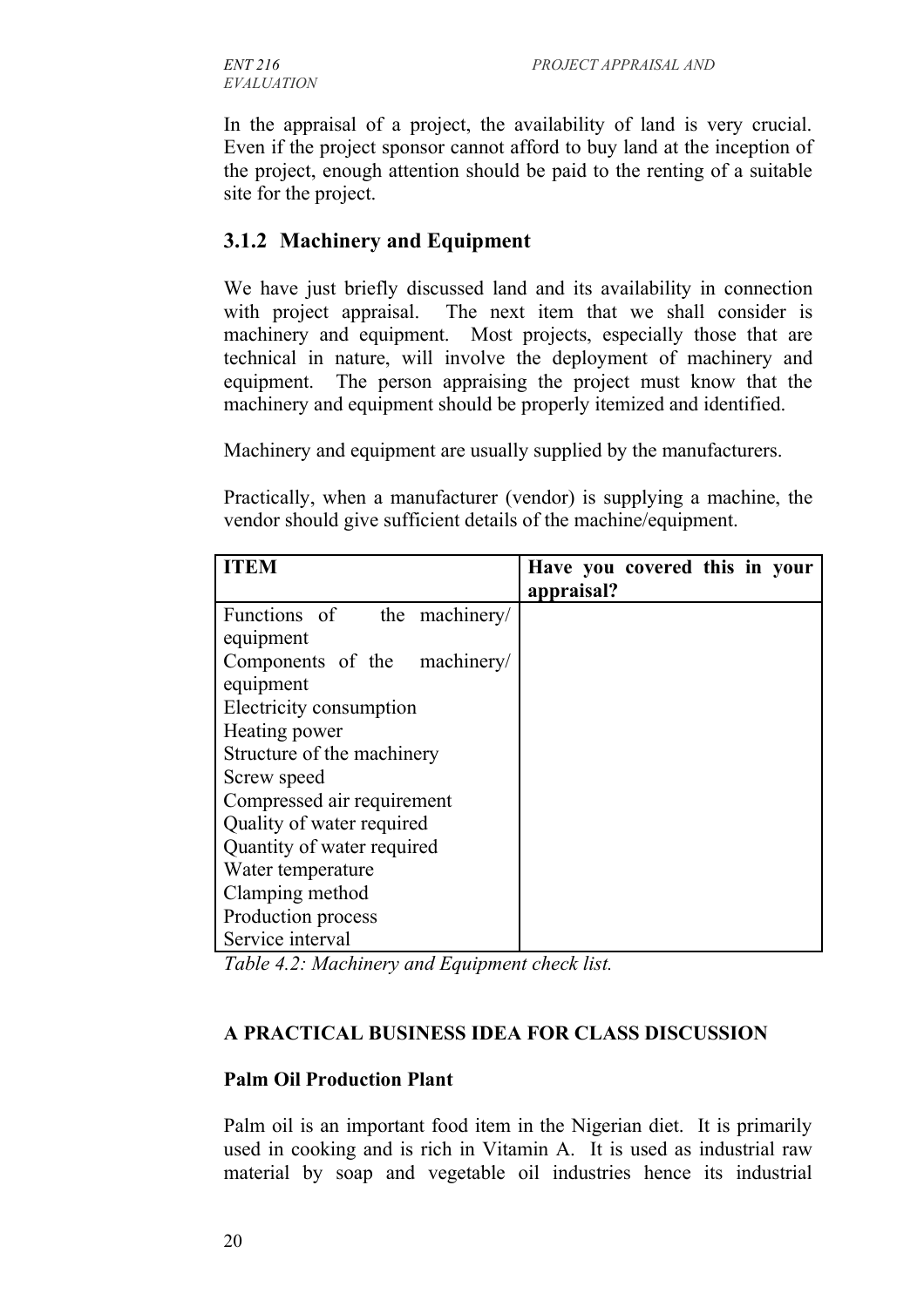In the appraisal of a project, the availability of land is very crucial. Even if the project sponsor cannot afford to buy land at the inception of the project, enough attention should be paid to the renting of a suitable site for the project.

### 3.1.2 Machinery and Equipment

We have just briefly discussed land and its availability in connection with project appraisal. The next item that we shall consider is machinery and equipment. Most projects, especially those that are technical in nature, will involve the deployment of machinery and equipment. The person appraising the project must know that the machinery and equipment should be properly itemized and identified.

Machinery and equipment are usually supplied by the manufacturers.

Practically, when a manufacturer (vendor) is supplying a machine, the vendor should give sufficient details of the machine/equipment.

| **ITEM** | **Have you covered this in your appraisal?** |
|---|---|
| Functions of the machinery/ equipment | |
| Components of the machinery/ equipment | |
| Electricity consumption | |
| Heating power | |
| Structure of the machinery | |
| Screw speed | |
| Compressed air requirement | |
| Quality of water required | |
| Quantity of water required | |
| Water temperature | |
| Clamping method | |
| Production process | |
| Service interval | |

*Table 4.2: Machinery and Equipment check list.*

**A PRACTICAL BUSINESS IDEA FOR CLASS DISCUSSION**

**Palm Oil Production Plant**

Palm oil is an important food item in the Nigerian diet. It is primarily used in cooking and is rich in Vitamin A. It is used as industrial raw material by soap and vegetable oil industries hence its industrial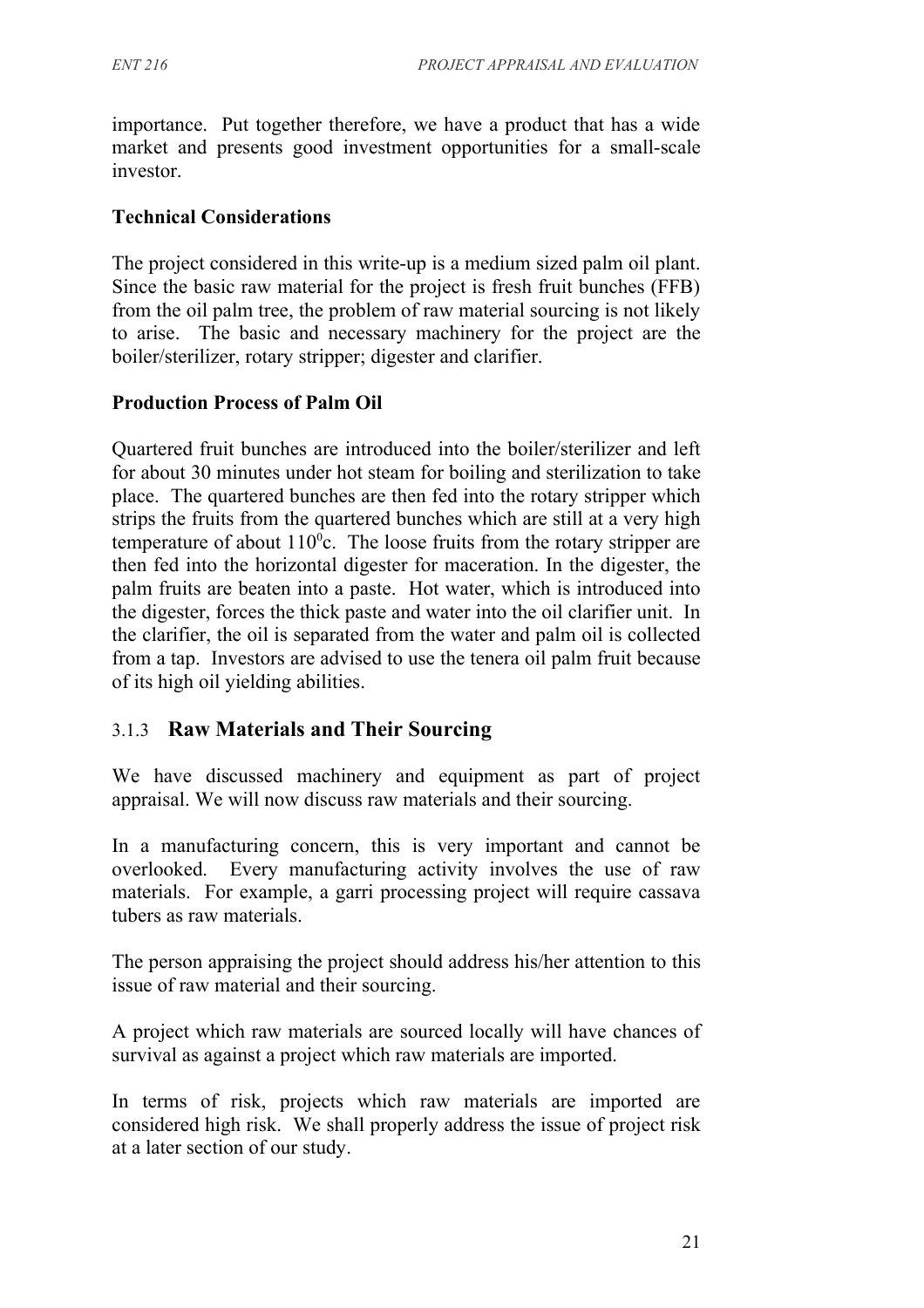importance. Put together therefore, we have a product that has a wide market and presents good investment opportunities for a small-scale investor.

**Technical Considerations**

The project considered in this write-up is a medium sized palm oil plant. Since the basic raw material for the project is fresh fruit bunches (FFB) from the oil palm tree, the problem of raw material sourcing is not likely to arise. The basic and necessary machinery for the project are the boiler/sterilizer, rotary stripper; digester and clarifier.

**Production Process of Palm Oil**

Quartered fruit bunches are introduced into the boiler/sterilizer and left for about 30 minutes under hot steam for boiling and sterilization to take place. The quartered bunches are then fed into the rotary stripper which strips the fruits from the quartered bunches which are still at a very high temperature of about $110^0$c. The loose fruits from the rotary stripper are then fed into the horizontal digester for maceration. In the digester, the palm fruits are beaten into a paste. Hot water, which is introduced into the digester, forces the thick paste and water into the oil clarifier unit. In the clarifier, the oil is separated from the water and palm oil is collected from a tap. Investors are advised to use the tenera oil palm fruit because of its high oil yielding abilities.

### 3.1.3 Raw Materials and Their Sourcing

We have discussed machinery and equipment as part of project appraisal. We will now discuss raw materials and their sourcing.

In a manufacturing concern, this is very important and cannot be overlooked. Every manufacturing activity involves the use of raw materials. For example, a garri processing project will require cassava tubers as raw materials.

The person appraising the project should address his/her attention to this issue of raw material and their sourcing.

A project which raw materials are sourced locally will have chances of survival as against a project which raw materials are imported.

In terms of risk, projects which raw materials are imported are considered high risk. We shall properly address the issue of project risk at a later section of our study.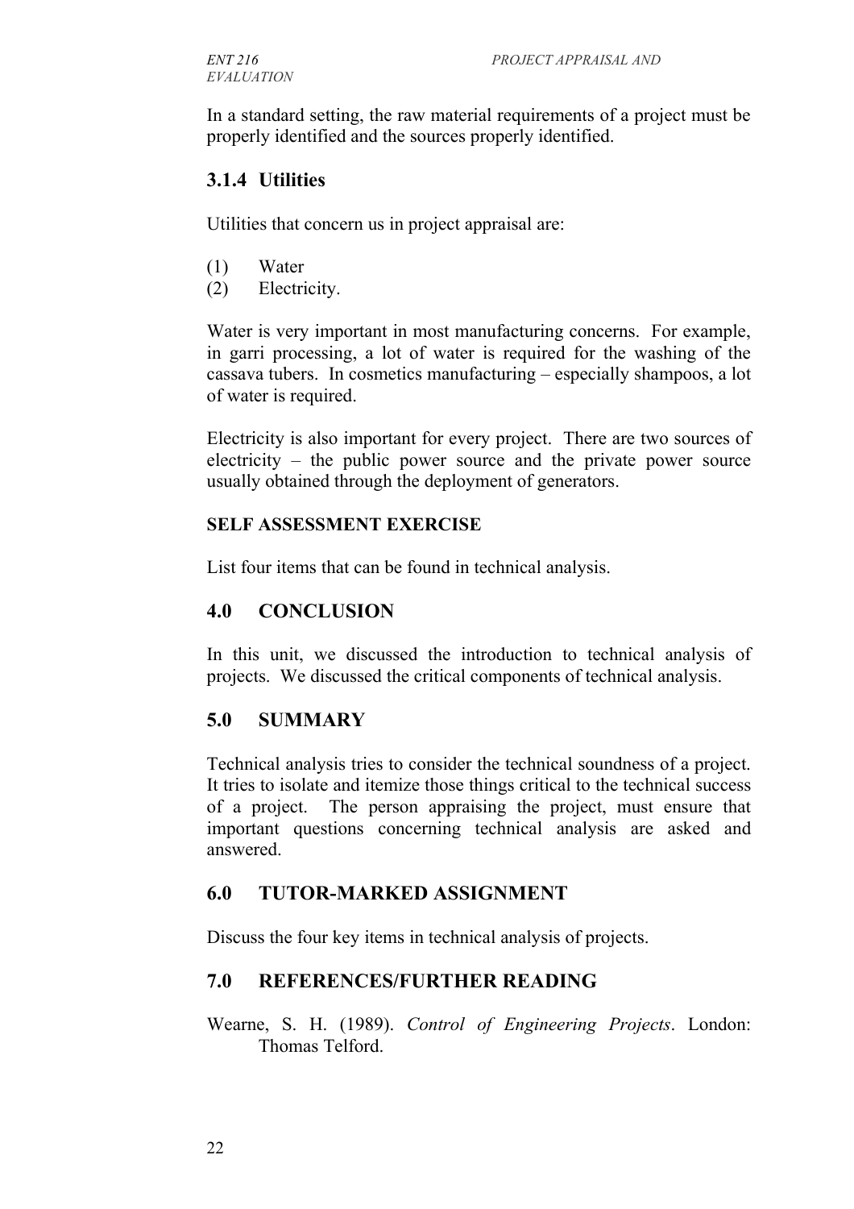In a standard setting, the raw material requirements of a project must be properly identified and the sources properly identified.

### 3.1.4 Utilities

Utilities that concern us in project appraisal are:

(1) Water
(2) Electricity.

Water is very important in most manufacturing concerns. For example, in garri processing, a lot of water is required for the washing of the cassava tubers. In cosmetics manufacturing – especially shampoos, a lot of water is required.

Electricity is also important for every project. There are two sources of electricity – the public power source and the private power source usually obtained through the deployment of generators.

**SELF ASSESSMENT EXERCISE**

List four items that can be found in technical analysis.

## 4.0 CONCLUSION

In this unit, we discussed the introduction to technical analysis of projects. We discussed the critical components of technical analysis.

## 5.0 SUMMARY

Technical analysis tries to consider the technical soundness of a project. It tries to isolate and itemize those things critical to the technical success of a project. The person appraising the project, must ensure that important questions concerning technical analysis are asked and answered.

## 6.0 TUTOR-MARKED ASSIGNMENT

Discuss the four key items in technical analysis of projects.

## 7.0 REFERENCES/FURTHER READING

Wearne, S. H. (1989). *Control of Engineering Projects*. London: Thomas Telford.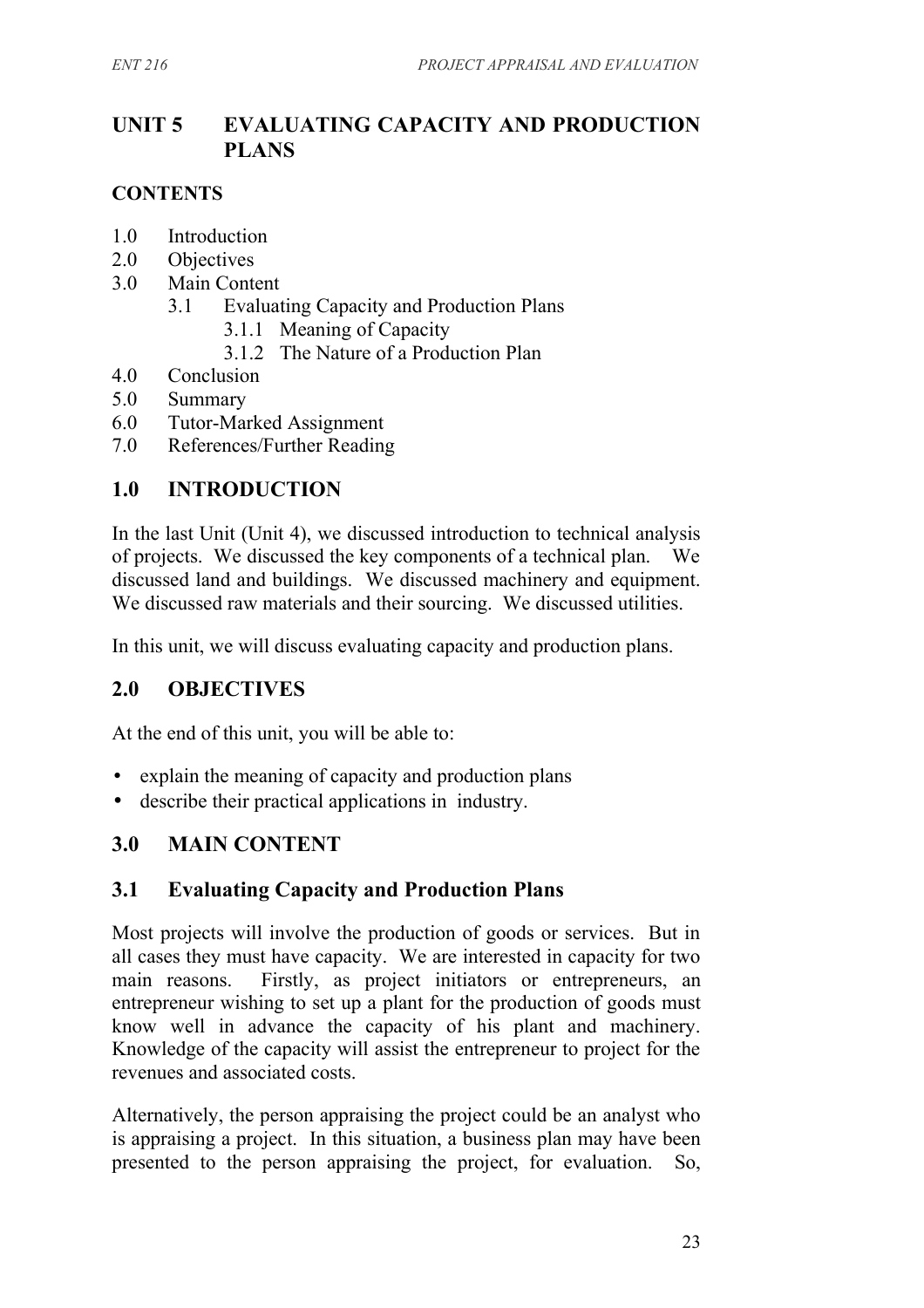# UNIT 5 EVALUATING CAPACITY AND PRODUCTION PLANS

**CONTENTS**

1.0 Introduction
2.0 Objectives
3.0 Main Content
  3.1 Evaluating Capacity and Production Plans
    3.1.1 Meaning of Capacity
    3.1.2 The Nature of a Production Plan
4.0 Conclusion
5.0 Summary
6.0 Tutor-Marked Assignment
7.0 References/Further Reading

## 1.0 INTRODUCTION

In the last Unit (Unit 4), we discussed introduction to technical analysis of projects. We discussed the key components of a technical plan. We discussed land and buildings. We discussed machinery and equipment. We discussed raw materials and their sourcing. We discussed utilities.

In this unit, we will discuss evaluating capacity and production plans.

## 2.0 OBJECTIVES

At the end of this unit, you will be able to:

- explain the meaning of capacity and production plans
- describe their practical applications in industry.

## 3.0 MAIN CONTENT

### 3.1 Evaluating Capacity and Production Plans

Most projects will involve the production of goods or services. But in all cases they must have capacity. We are interested in capacity for two main reasons. Firstly, as project initiators or entrepreneurs, an entrepreneur wishing to set up a plant for the production of goods must know well in advance the capacity of his plant and machinery. Knowledge of the capacity will assist the entrepreneur to project for the revenues and associated costs.

Alternatively, the person appraising the project could be an analyst who is appraising a project. In this situation, a business plan may have been presented to the person appraising the project, for evaluation. So,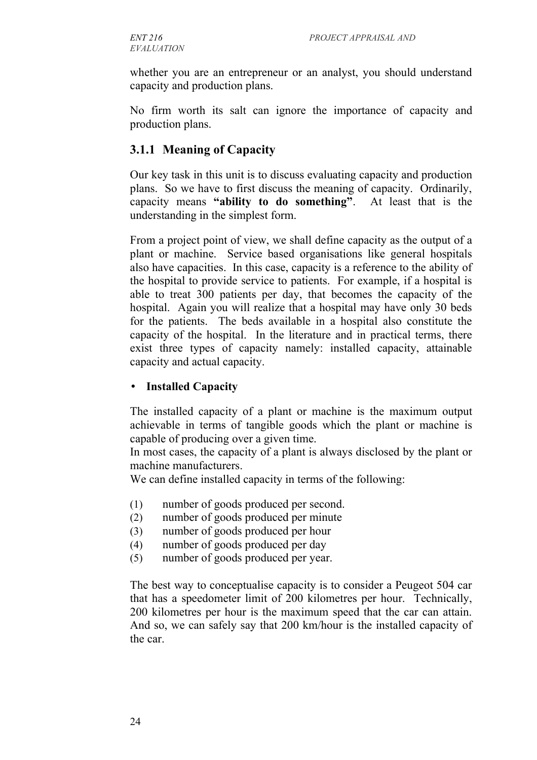whether you are an entrepreneur or an analyst, you should understand capacity and production plans.

No firm worth its salt can ignore the importance of capacity and production plans.

### 3.1.1 Meaning of Capacity

Our key task in this unit is to discuss evaluating capacity and production plans. So we have to first discuss the meaning of capacity. Ordinarily, capacity means **"ability to do something"**. At least that is the understanding in the simplest form.

From a project point of view, we shall define capacity as the output of a plant or machine. Service based organisations like general hospitals also have capacities. In this case, capacity is a reference to the ability of the hospital to provide service to patients. For example, if a hospital is able to treat 300 patients per day, that becomes the capacity of the hospital. Again you will realize that a hospital may have only 30 beds for the patients. The beds available in a hospital also constitute the capacity of the hospital. In the literature and in practical terms, there exist three types of capacity namely: installed capacity, attainable capacity and actual capacity.

- **Installed Capacity**

The installed capacity of a plant or machine is the maximum output achievable in terms of tangible goods which the plant or machine is capable of producing over a given time.

In most cases, the capacity of a plant is always disclosed by the plant or machine manufacturers.

We can define installed capacity in terms of the following:

(1) number of goods produced per second.
(2) number of goods produced per minute
(3) number of goods produced per hour
(4) number of goods produced per day
(5) number of goods produced per year.

The best way to conceptualise capacity is to consider a Peugeot 504 car that has a speedometer limit of 200 kilometres per hour. Technically, 200 kilometres per hour is the maximum speed that the car can attain. And so, we can safely say that 200 km/hour is the installed capacity of the car.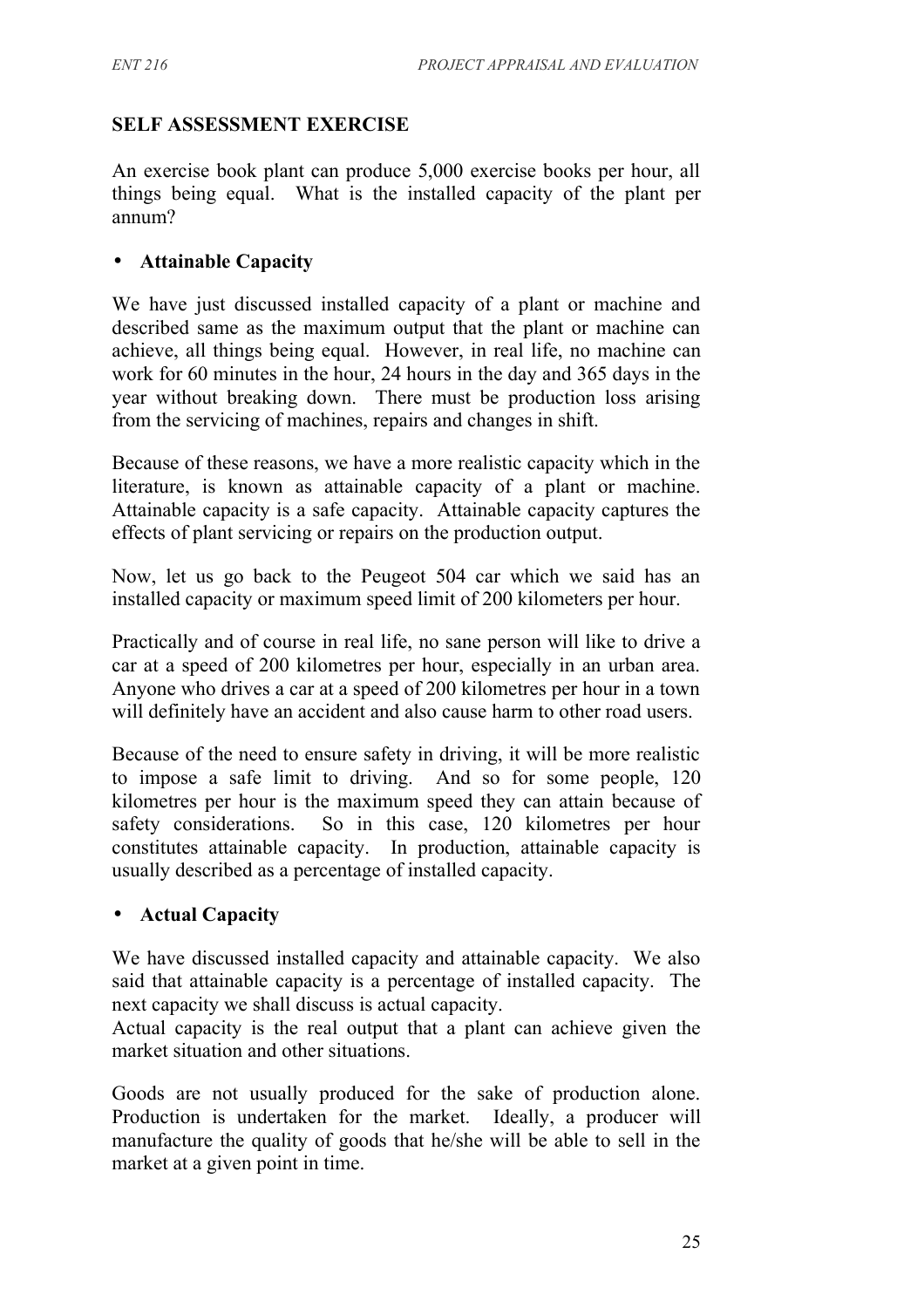## SELF ASSESSMENT EXERCISE

An exercise book plant can produce 5,000 exercise books per hour, all things being equal. What is the installed capacity of the plant per annum?

- **Attainable Capacity**

We have just discussed installed capacity of a plant or machine and described same as the maximum output that the plant or machine can achieve, all things being equal. However, in real life, no machine can work for 60 minutes in the hour, 24 hours in the day and 365 days in the year without breaking down. There must be production loss arising from the servicing of machines, repairs and changes in shift.

Because of these reasons, we have a more realistic capacity which in the literature, is known as attainable capacity of a plant or machine. Attainable capacity is a safe capacity. Attainable capacity captures the effects of plant servicing or repairs on the production output.

Now, let us go back to the Peugeot 504 car which we said has an installed capacity or maximum speed limit of 200 kilometers per hour.

Practically and of course in real life, no sane person will like to drive a car at a speed of 200 kilometres per hour, especially in an urban area. Anyone who drives a car at a speed of 200 kilometres per hour in a town will definitely have an accident and also cause harm to other road users.

Because of the need to ensure safety in driving, it will be more realistic to impose a safe limit to driving. And so for some people, 120 kilometres per hour is the maximum speed they can attain because of safety considerations. So in this case, 120 kilometres per hour constitutes attainable capacity. In production, attainable capacity is usually described as a percentage of installed capacity.

- **Actual Capacity**

We have discussed installed capacity and attainable capacity. We also said that attainable capacity is a percentage of installed capacity. The next capacity we shall discuss is actual capacity.
Actual capacity is the real output that a plant can achieve given the market situation and other situations.

Goods are not usually produced for the sake of production alone. Production is undertaken for the market. Ideally, a producer will manufacture the quality of goods that he/she will be able to sell in the market at a given point in time.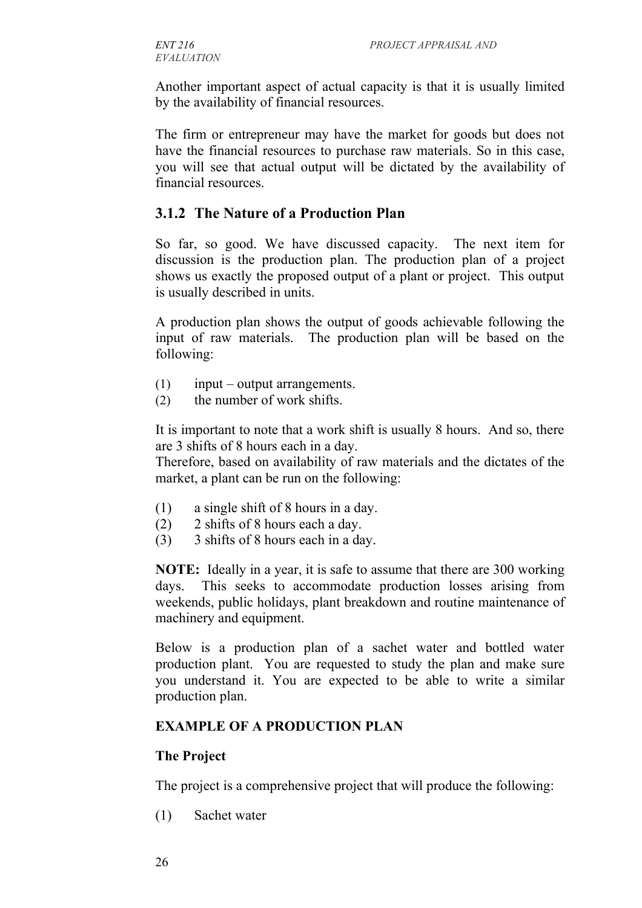Another important aspect of actual capacity is that it is usually limited by the availability of financial resources.

The firm or entrepreneur may have the market for goods but does not have the financial resources to purchase raw materials. So in this case, you will see that actual output will be dictated by the availability of financial resources.

### 3.1.2 The Nature of a Production Plan

So far, so good. We have discussed capacity. The next item for discussion is the production plan. The production plan of a project shows us exactly the proposed output of a plant or project. This output is usually described in units.

A production plan shows the output of goods achievable following the input of raw materials. The production plan will be based on the following:

(1) input – output arrangements.
(2) the number of work shifts.

It is important to note that a work shift is usually 8 hours. And so, there are 3 shifts of 8 hours each in a day.
Therefore, based on availability of raw materials and the dictates of the market, a plant can be run on the following:

(1) a single shift of 8 hours in a day.
(2) 2 shifts of 8 hours each a day.
(3) 3 shifts of 8 hours each in a day.

**NOTE:** Ideally in a year, it is safe to assume that there are 300 working days. This seeks to accommodate production losses arising from weekends, public holidays, plant breakdown and routine maintenance of machinery and equipment.

Below is a production plan of a sachet water and bottled water production plant. You are requested to study the plan and make sure you understand it. You are expected to be able to write a similar production plan.

**EXAMPLE OF A PRODUCTION PLAN**

**The Project**

The project is a comprehensive project that will produce the following:

(1) Sachet water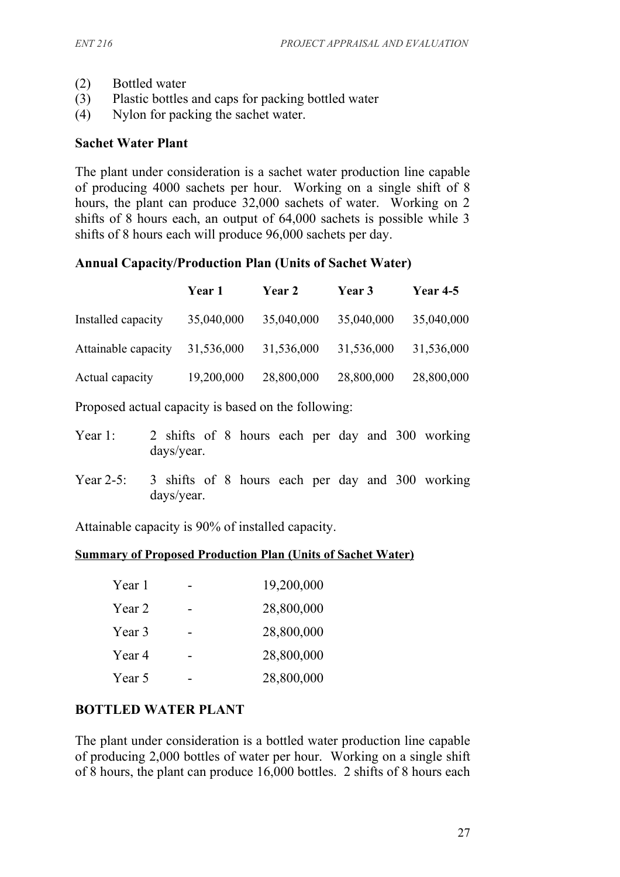(2) Bottled water
(3) Plastic bottles and caps for packing bottled water
(4) Nylon for packing the sachet water.

**Sachet Water Plant**

The plant under consideration is a sachet water production line capable of producing 4000 sachets per hour. Working on a single shift of 8 hours, the plant can produce 32,000 sachets of water. Working on 2 shifts of 8 hours each, an output of 64,000 sachets is possible while 3 shifts of 8 hours each will produce 96,000 sachets per day.

**Annual Capacity/Production Plan (Units of Sachet Water)**

| | Year 1 | Year 2 | Year 3 | Year 4-5 |
|---|---|---|---|---|
| Installed capacity | 35,040,000 | 35,040,000 | 35,040,000 | 35,040,000 |
| Attainable capacity | 31,536,000 | 31,536,000 | 31,536,000 | 31,536,000 |
| Actual capacity | 19,200,000 | 28,800,000 | 28,800,000 | 28,800,000 |

Proposed actual capacity is based on the following:

Year 1: 2 shifts of 8 hours each per day and 300 working days/year.

Year 2-5: 3 shifts of 8 hours each per day and 300 working days/year.

Attainable capacity is 90% of installed capacity.

**Summary of Proposed Production Plan (Units of Sachet Water)**

| | | |
|---|---|---|
| Year 1 | - | 19,200,000 |
| Year 2 | - | 28,800,000 |
| Year 3 | - | 28,800,000 |
| Year 4 | - | 28,800,000 |
| Year 5 | - | 28,800,000 |

**BOTTLED WATER PLANT**

The plant under consideration is a bottled water production line capable of producing 2,000 bottles of water per hour. Working on a single shift of 8 hours, the plant can produce 16,000 bottles. 2 shifts of 8 hours each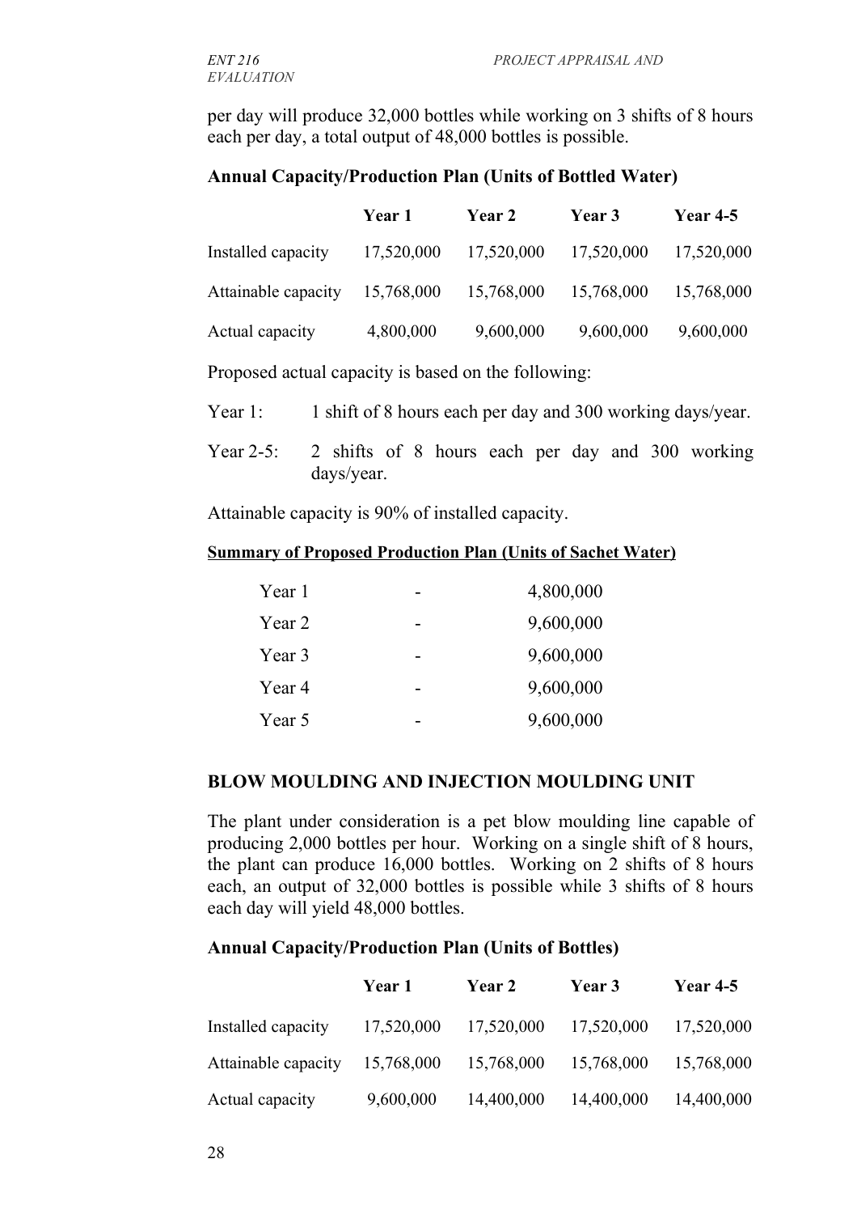per day will produce 32,000 bottles while working on 3 shifts of 8 hours each per day, a total output of 48,000 bottles is possible.

**Annual Capacity/Production Plan (Units of Bottled Water)**

| | Year 1 | Year 2 | Year 3 | Year 4-5 |
|---|---|---|---|---|
| Installed capacity | 17,520,000 | 17,520,000 | 17,520,000 | 17,520,000 |
| Attainable capacity | 15,768,000 | 15,768,000 | 15,768,000 | 15,768,000 |
| Actual capacity | 4,800,000 | 9,600,000 | 9,600,000 | 9,600,000 |

Proposed actual capacity is based on the following:

Year 1: 1 shift of 8 hours each per day and 300 working days/year.

Year 2-5: 2 shifts of 8 hours each per day and 300 working days/year.

Attainable capacity is 90% of installed capacity.

**Summary of Proposed Production Plan (Units of Sachet Water)**

| | | |
|---|---|---|
| Year 1 | - | 4,800,000 |
| Year 2 | - | 9,600,000 |
| Year 3 | - | 9,600,000 |
| Year 4 | - | 9,600,000 |
| Year 5 | - | 9,600,000 |

## BLOW MOULDING AND INJECTION MOULDING UNIT

The plant under consideration is a pet blow moulding line capable of producing 2,000 bottles per hour. Working on a single shift of 8 hours, the plant can produce 16,000 bottles. Working on 2 shifts of 8 hours each, an output of 32,000 bottles is possible while 3 shifts of 8 hours each day will yield 48,000 bottles.

**Annual Capacity/Production Plan (Units of Bottles)**

| | Year 1 | Year 2 | Year 3 | Year 4-5 |
|---|---|---|---|---|
| Installed capacity | 17,520,000 | 17,520,000 | 17,520,000 | 17,520,000 |
| Attainable capacity | 15,768,000 | 15,768,000 | 15,768,000 | 15,768,000 |
| Actual capacity | 9,600,000 | 14,400,000 | 14,400,000 | 14,400,000 |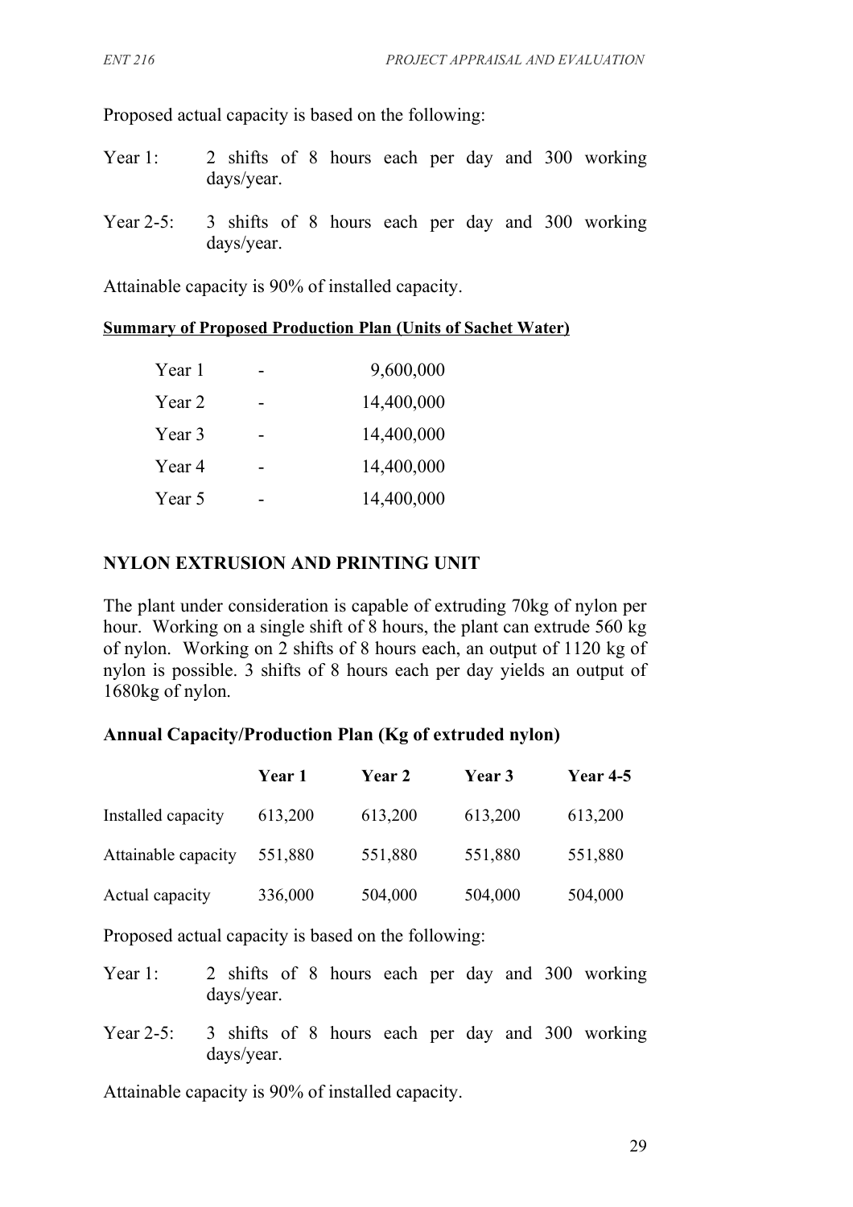Proposed actual capacity is based on the following:

Year 1: 2 shifts of 8 hours each per day and 300 working days/year.

Year 2-5: 3 shifts of 8 hours each per day and 300 working days/year.

Attainable capacity is 90% of installed capacity.

**Summary of Proposed Production Plan (Units of Sachet Water)**

| | | |
|---|---|---|
| Year 1 | - | 9,600,000 |
| Year 2 | - | 14,400,000 |
| Year 3 | - | 14,400,000 |
| Year 4 | - | 14,400,000 |
| Year 5 | - | 14,400,000 |

## NYLON EXTRUSION AND PRINTING UNIT

The plant under consideration is capable of extruding 70kg of nylon per hour. Working on a single shift of 8 hours, the plant can extrude 560 kg of nylon. Working on 2 shifts of 8 hours each, an output of 1120 kg of nylon is possible. 3 shifts of 8 hours each per day yields an output of 1680kg of nylon.

### Annual Capacity/Production Plan (Kg of extruded nylon)

| | Year 1 | Year 2 | Year 3 | Year 4-5 |
|---|---|---|---|---|
| Installed capacity | 613,200 | 613,200 | 613,200 | 613,200 |
| Attainable capacity | 551,880 | 551,880 | 551,880 | 551,880 |
| Actual capacity | 336,000 | 504,000 | 504,000 | 504,000 |

Proposed actual capacity is based on the following:

Year 1: 2 shifts of 8 hours each per day and 300 working days/year.

Year 2-5: 3 shifts of 8 hours each per day and 300 working days/year.

Attainable capacity is 90% of installed capacity.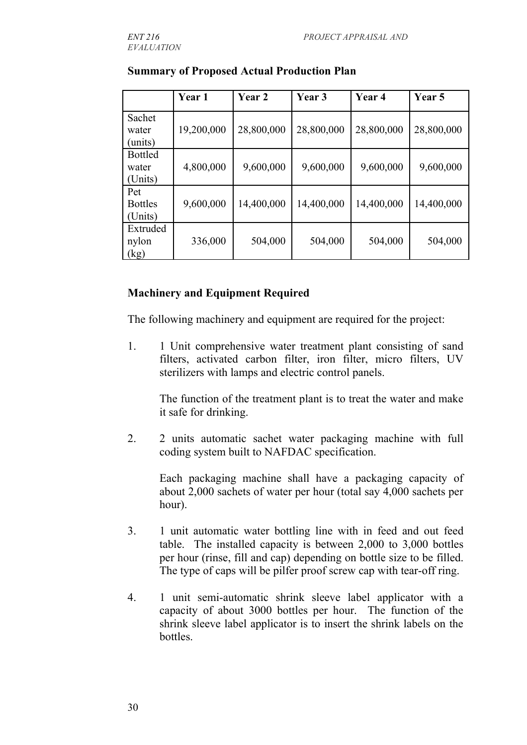**Summary of Proposed Actual Production Plan**

| | Year 1 | Year 2 | Year 3 | Year 4 | Year 5 |
|---|---|---|---|---|---|
| Sachet water (units) | 19,200,000 | 28,800,000 | 28,800,000 | 28,800,000 | 28,800,000 |
| Bottled water (Units) | 4,800,000 | 9,600,000 | 9,600,000 | 9,600,000 | 9,600,000 |
| Pet Bottles (Units) | 9,600,000 | 14,400,000 | 14,400,000 | 14,400,000 | 14,400,000 |
| Extruded nylon (kg) | 336,000 | 504,000 | 504,000 | 504,000 | 504,000 |

**Machinery and Equipment Required**

The following machinery and equipment are required for the project:

1. 1 Unit comprehensive water treatment plant consisting of sand filters, activated carbon filter, iron filter, micro filters, UV sterilizers with lamps and electric control panels.

   The function of the treatment plant is to treat the water and make it safe for drinking.

2. 2 units automatic sachet water packaging machine with full coding system built to NAFDAC specification.

   Each packaging machine shall have a packaging capacity of about 2,000 sachets of water per hour (total say 4,000 sachets per hour).

3. 1 unit automatic water bottling line with in feed and out feed table. The installed capacity is between 2,000 to 3,000 bottles per hour (rinse, fill and cap) depending on bottle size to be filled. The type of caps will be pilfer proof screw cap with tear-off ring.

4. 1 unit semi-automatic shrink sleeve label applicator with a capacity of about 3000 bottles per hour. The function of the shrink sleeve label applicator is to insert the shrink labels on the bottles.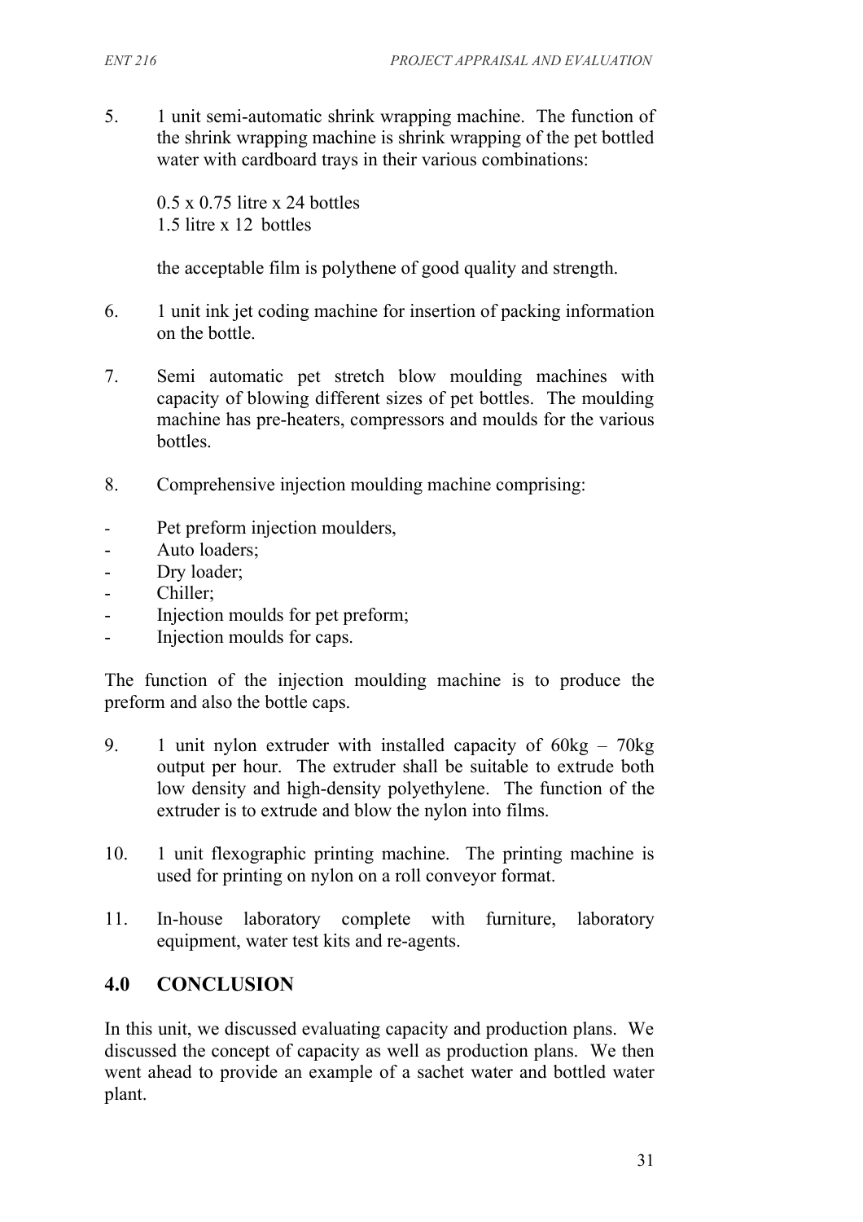5. 1 unit semi-automatic shrink wrapping machine. The function of the shrink wrapping machine is shrink wrapping of the pet bottled water with cardboard trays in their various combinations:

   0.5 x 0.75 litre x 24 bottles
   1.5 litre x 12 bottles

   the acceptable film is polythene of good quality and strength.

6. 1 unit ink jet coding machine for insertion of packing information on the bottle.

7. Semi automatic pet stretch blow moulding machines with capacity of blowing different sizes of pet bottles. The moulding machine has pre-heaters, compressors and moulds for the various bottles.

8. Comprehensive injection moulding machine comprising:

- Pet preform injection moulders,
- Auto loaders;
- Dry loader;
- Chiller;
- Injection moulds for pet preform;
- Injection moulds for caps.

The function of the injection moulding machine is to produce the preform and also the bottle caps.

9. 1 unit nylon extruder with installed capacity of 60kg – 70kg output per hour. The extruder shall be suitable to extrude both low density and high-density polyethylene. The function of the extruder is to extrude and blow the nylon into films.

10. 1 unit flexographic printing machine. The printing machine is used for printing on nylon on a roll conveyor format.

11. In-house laboratory complete with furniture, laboratory equipment, water test kits and re-agents.

## 4.0 CONCLUSION

In this unit, we discussed evaluating capacity and production plans. We discussed the concept of capacity as well as production plans. We then went ahead to provide an example of a sachet water and bottled water plant.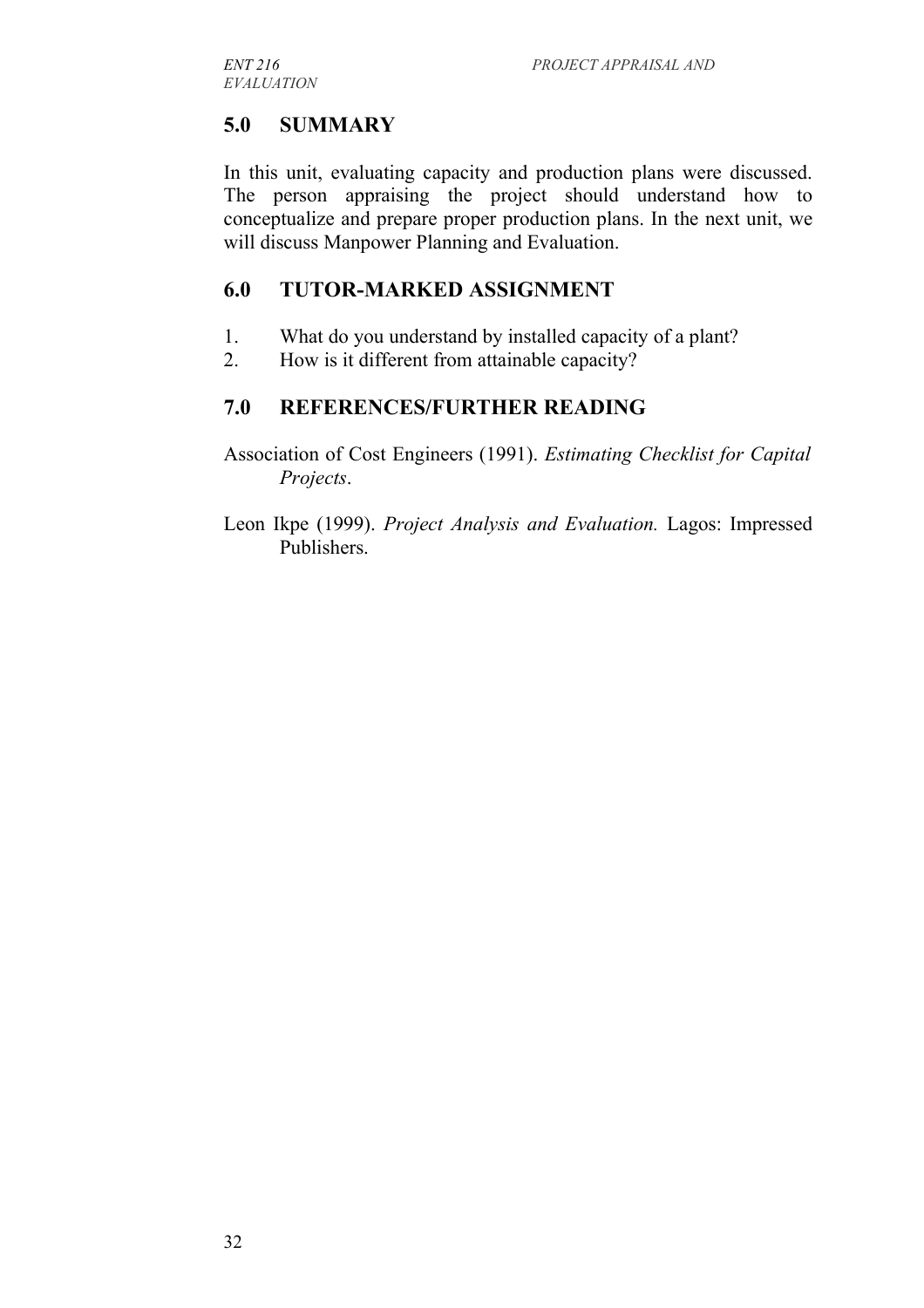## 5.0 SUMMARY

In this unit, evaluating capacity and production plans were discussed. The person appraising the project should understand how to conceptualize and prepare proper production plans. In the next unit, we will discuss Manpower Planning and Evaluation.

## 6.0 TUTOR-MARKED ASSIGNMENT

1. What do you understand by installed capacity of a plant?
2. How is it different from attainable capacity?

## 7.0 REFERENCES/FURTHER READING

Association of Cost Engineers (1991). *Estimating Checklist for Capital Projects*.

Leon Ikpe (1999). *Project Analysis and Evaluation.* Lagos: Impressed Publishers.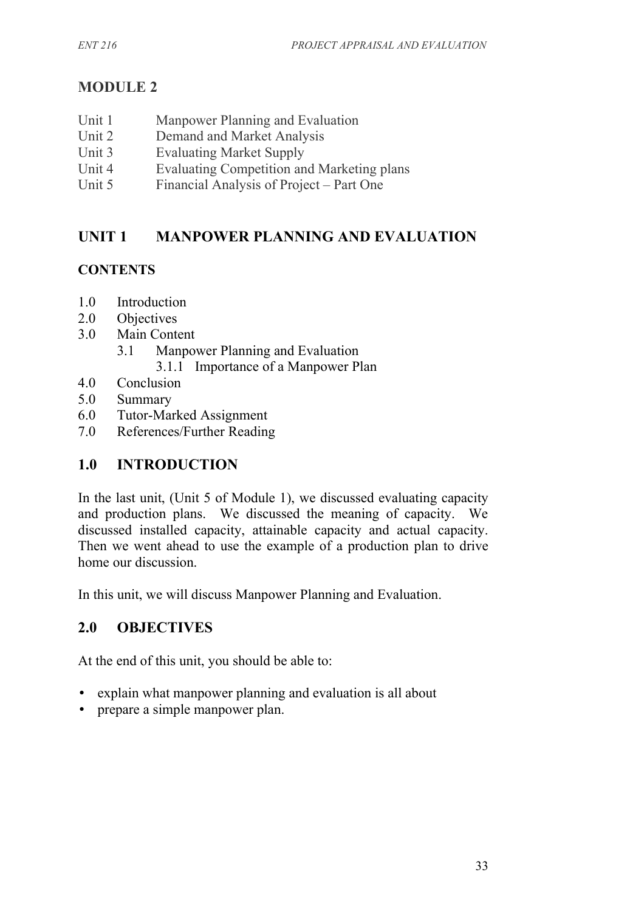# MODULE 2

Unit 1 Manpower Planning and Evaluation
Unit 2 Demand and Market Analysis
Unit 3 Evaluating Market Supply
Unit 4 Evaluating Competition and Marketing plans
Unit 5 Financial Analysis of Project – Part One

## UNIT 1 MANPOWER PLANNING AND EVALUATION

### CONTENTS

1.0 Introduction
2.0 Objectives
3.0 Main Content
 3.1 Manpower Planning and Evaluation
  3.1.1 Importance of a Manpower Plan
4.0 Conclusion
5.0 Summary
6.0 Tutor-Marked Assignment
7.0 References/Further Reading

## 1.0 INTRODUCTION

In the last unit, (Unit 5 of Module 1), we discussed evaluating capacity and production plans. We discussed the meaning of capacity. We discussed installed capacity, attainable capacity and actual capacity. Then we went ahead to use the example of a production plan to drive home our discussion.

In this unit, we will discuss Manpower Planning and Evaluation.

## 2.0 OBJECTIVES

At the end of this unit, you should be able to:

- explain what manpower planning and evaluation is all about
- prepare a simple manpower plan.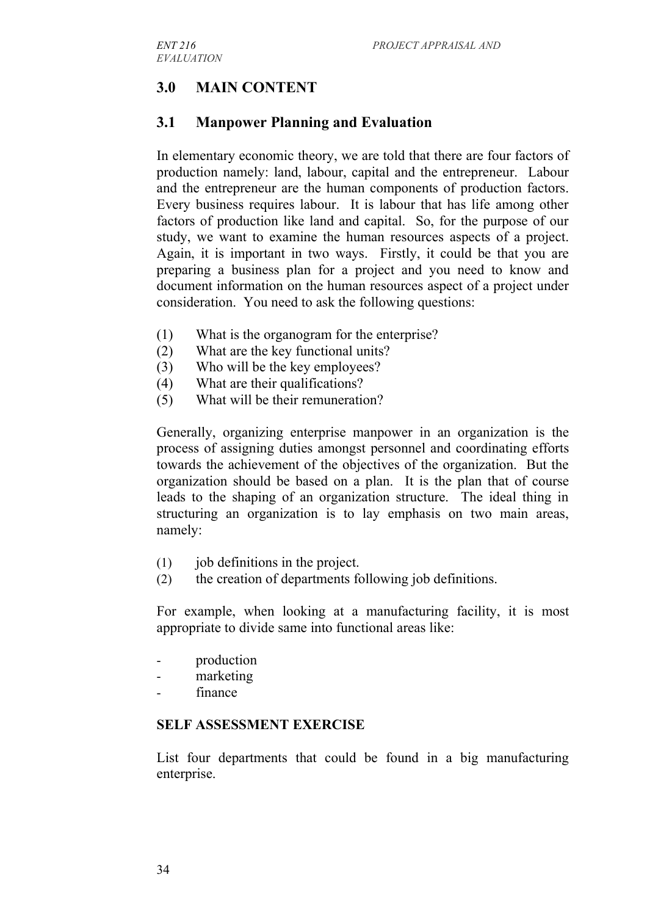## 3.0 MAIN CONTENT

### 3.1 Manpower Planning and Evaluation

In elementary economic theory, we are told that there are four factors of production namely: land, labour, capital and the entrepreneur. Labour and the entrepreneur are the human components of production factors. Every business requires labour. It is labour that has life among other factors of production like land and capital. So, for the purpose of our study, we want to examine the human resources aspects of a project. Again, it is important in two ways. Firstly, it could be that you are preparing a business plan for a project and you need to know and document information on the human resources aspect of a project under consideration. You need to ask the following questions:

(1) What is the organogram for the enterprise?
(2) What are the key functional units?
(3) Who will be the key employees?
(4) What are their qualifications?
(5) What will be their remuneration?

Generally, organizing enterprise manpower in an organization is the process of assigning duties amongst personnel and coordinating efforts towards the achievement of the objectives of the organization. But the organization should be based on a plan. It is the plan that of course leads to the shaping of an organization structure. The ideal thing in structuring an organization is to lay emphasis on two main areas, namely:

(1) job definitions in the project.
(2) the creation of departments following job definitions.

For example, when looking at a manufacturing facility, it is most appropriate to divide same into functional areas like:

- production
- marketing
- finance

**SELF ASSESSMENT EXERCISE**

List four departments that could be found in a big manufacturing enterprise.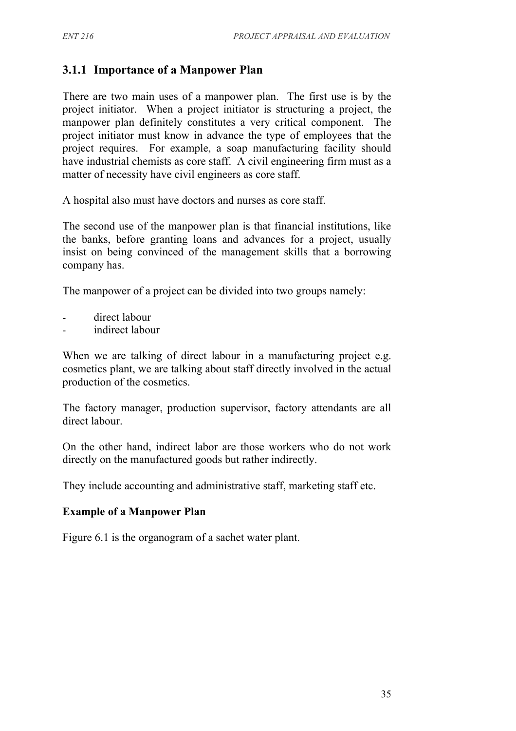### 3.1.1 Importance of a Manpower Plan

There are two main uses of a manpower plan. The first use is by the project initiator. When a project initiator is structuring a project, the manpower plan definitely constitutes a very critical component. The project initiator must know in advance the type of employees that the project requires. For example, a soap manufacturing facility should have industrial chemists as core staff. A civil engineering firm must as a matter of necessity have civil engineers as core staff.

A hospital also must have doctors and nurses as core staff.

The second use of the manpower plan is that financial institutions, like the banks, before granting loans and advances for a project, usually insist on being convinced of the management skills that a borrowing company has.

The manpower of a project can be divided into two groups namely:

- direct labour
- indirect labour

When we are talking of direct labour in a manufacturing project e.g. cosmetics plant, we are talking about staff directly involved in the actual production of the cosmetics.

The factory manager, production supervisor, factory attendants are all direct labour.

On the other hand, indirect labor are those workers who do not work directly on the manufactured goods but rather indirectly.

They include accounting and administrative staff, marketing staff etc.

**Example of a Manpower Plan**

Figure 6.1 is the organogram of a sachet water plant.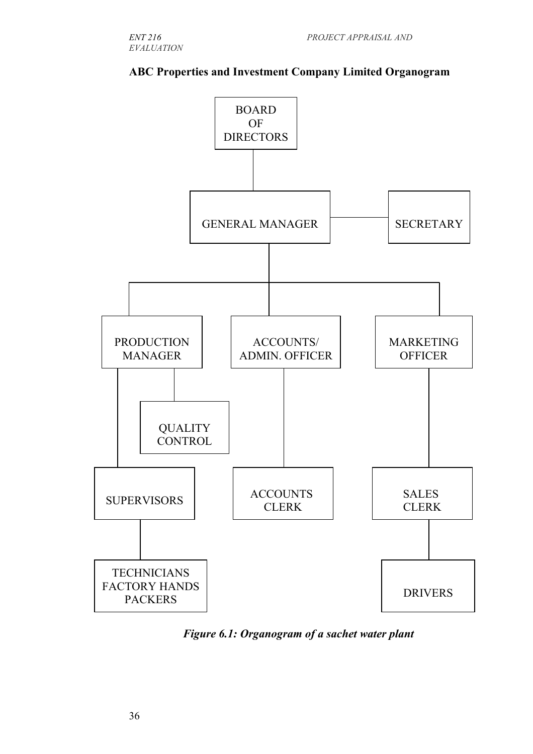**ABC Properties and Investment Company Limited Organogram**

BOARD OF DIRECTORS

GENERAL MANAGER — SECRETARY

PRODUCTION MANAGER | ACCOUNTS/ ADMIN. OFFICER | MARKETING OFFICER

QUALITY CONTROL

SUPERVISORS | ACCOUNTS CLERK | SALES CLERK

TECHNICIANS FACTORY HANDS PACKERS | DRIVERS

*Figure 6.1: Organogram of a sachet water plant*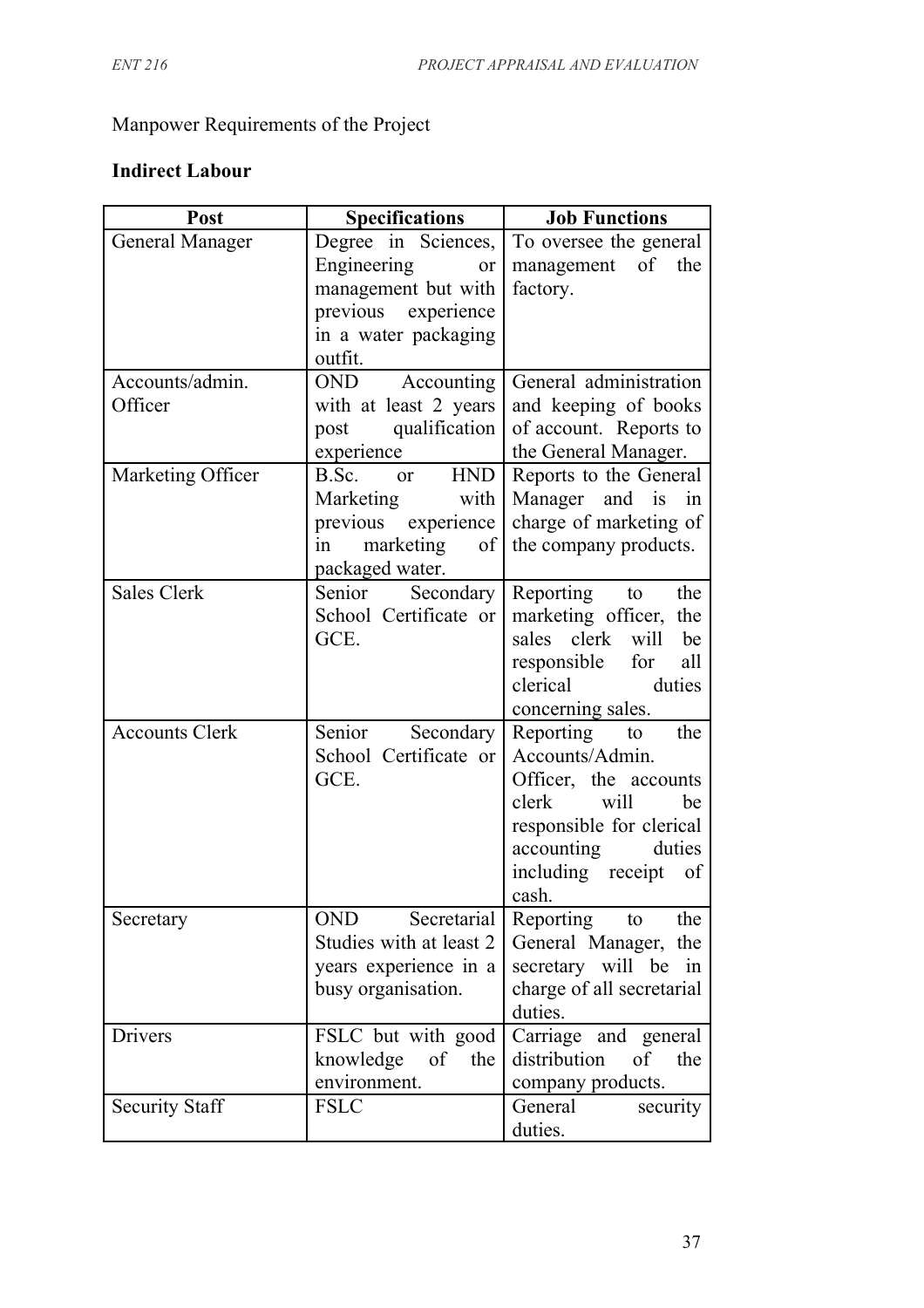Manpower Requirements of the Project

**Indirect Labour**

| Post | Specifications | Job Functions |
|---|---|---|
| General Manager | Degree in Sciences, Engineering or management but with previous experience in a water packaging outfit. | To oversee the general management of the factory. |
| Accounts/admin. Officer | OND Accounting with at least 2 years post qualification experience | General administration and keeping of books of account. Reports to the General Manager. |
| Marketing Officer | B.Sc. or HND Marketing with previous experience in marketing of packaged water. | Reports to the General Manager and is in charge of marketing of the company products. |
| Sales Clerk | Senior Secondary School Certificate or GCE. | Reporting to the marketing officer, the sales clerk will be responsible for all clerical duties concerning sales. |
| Accounts Clerk | Senior Secondary School Certificate or GCE. | Reporting to the Accounts/Admin. Officer, the accounts clerk will be responsible for clerical accounting duties including receipt of cash. |
| Secretary | OND Secretarial Studies with at least 2 years experience in a busy organisation. | Reporting to the General Manager, the secretary will be in charge of all secretarial duties. |
| Drivers | FSLC but with good knowledge of the environment. | Carriage and general distribution of the company products. |
| Security Staff | FSLC | General security duties. |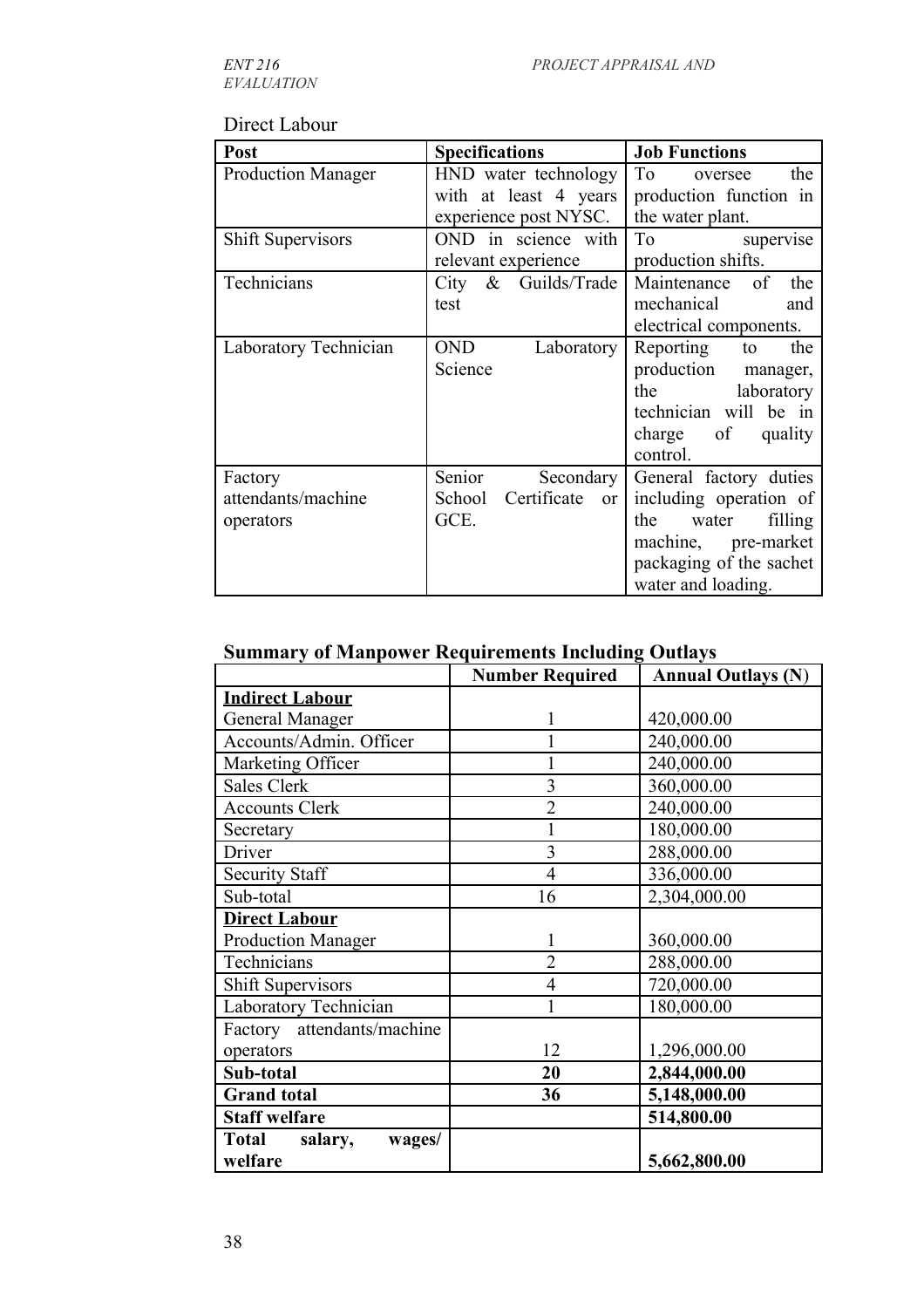Direct Labour

| Post | Specifications | Job Functions |
|---|---|---|
| Production Manager | HND water technology with at least 4 years experience post NYSC. | To oversee the production function in the water plant. |
| Shift Supervisors | OND in science with relevant experience | To supervise production shifts. |
| Technicians | City & Guilds/Trade test | Maintenance of the mechanical and electrical components. |
| Laboratory Technician | OND Laboratory Science | Reporting to the production manager, the laboratory technician will be in charge of quality control. |
| Factory attendants/machine operators | Senior Secondary School Certificate or GCE. | General factory duties including operation of the water filling machine, pre-market packaging of the sachet water and loading. |

**Summary of Manpower Requirements Including Outlays**

| | Number Required | Annual Outlays (N) |
|---|---|---|
| **Indirect Labour** | | |
| General Manager | 1 | 420,000.00 |
| Accounts/Admin. Officer | 1 | 240,000.00 |
| Marketing Officer | 1 | 240,000.00 |
| Sales Clerk | 3 | 360,000.00 |
| Accounts Clerk | 2 | 240,000.00 |
| Secretary | 1 | 180,000.00 |
| Driver | 3 | 288,000.00 |
| Security Staff | 4 | 336,000.00 |
| Sub-total | 16 | 2,304,000.00 |
| **Direct Labour** | | |
| Production Manager | 1 | 360,000.00 |
| Technicians | 2 | 288,000.00 |
| Shift Supervisors | 4 | 720,000.00 |
| Laboratory Technician | 1 | 180,000.00 |
| Factory attendants/machine operators | 12 | 1,296,000.00 |
| **Sub-total** | **20** | **2,844,000.00** |
| **Grand total** | **36** | **5,148,000.00** |
| **Staff welfare** | | **514,800.00** |
| **Total salary, wages/ welfare** | | **5,662,800.00** |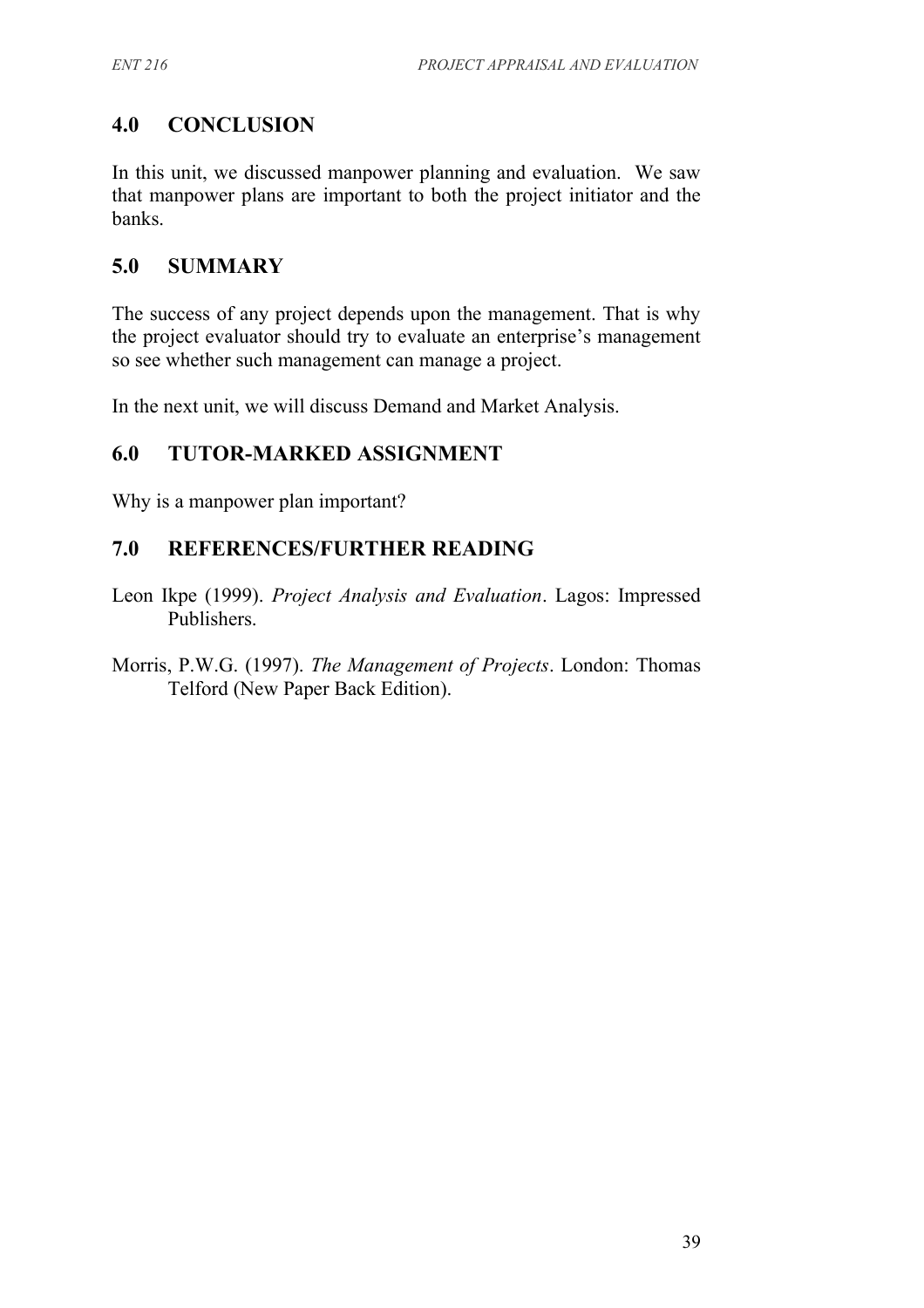## 4.0 CONCLUSION

In this unit, we discussed manpower planning and evaluation. We saw that manpower plans are important to both the project initiator and the banks.

## 5.0 SUMMARY

The success of any project depends upon the management. That is why the project evaluator should try to evaluate an enterprise's management so see whether such management can manage a project.

In the next unit, we will discuss Demand and Market Analysis.

## 6.0 TUTOR-MARKED ASSIGNMENT

Why is a manpower plan important?

## 7.0 REFERENCES/FURTHER READING

Leon Ikpe (1999). *Project Analysis and Evaluation*. Lagos: Impressed Publishers.

Morris, P.W.G. (1997). *The Management of Projects*. London: Thomas Telford (New Paper Back Edition).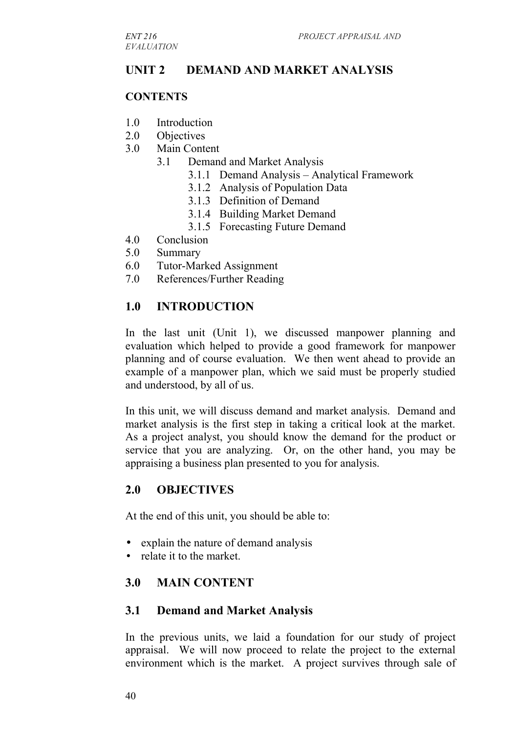## UNIT 2 DEMAND AND MARKET ANALYSIS

### CONTENTS

1.0 Introduction
2.0 Objectives
3.0 Main Content
 3.1 Demand and Market Analysis
  3.1.1 Demand Analysis – Analytical Framework
  3.1.2 Analysis of Population Data
  3.1.3 Definition of Demand
  3.1.4 Building Market Demand
  3.1.5 Forecasting Future Demand
4.0 Conclusion
5.0 Summary
6.0 Tutor-Marked Assignment
7.0 References/Further Reading

## 1.0 INTRODUCTION

In the last unit (Unit 1), we discussed manpower planning and evaluation which helped to provide a good framework for manpower planning and of course evaluation. We then went ahead to provide an example of a manpower plan, which we said must be properly studied and understood, by all of us.

In this unit, we will discuss demand and market analysis. Demand and market analysis is the first step in taking a critical look at the market. As a project analyst, you should know the demand for the product or service that you are analyzing. Or, on the other hand, you may be appraising a business plan presented to you for analysis.

## 2.0 OBJECTIVES

At the end of this unit, you should be able to:

- explain the nature of demand analysis
- relate it to the market.

## 3.0 MAIN CONTENT

### 3.1 Demand and Market Analysis

In the previous units, we laid a foundation for our study of project appraisal. We will now proceed to relate the project to the external environment which is the market. A project survives through sale of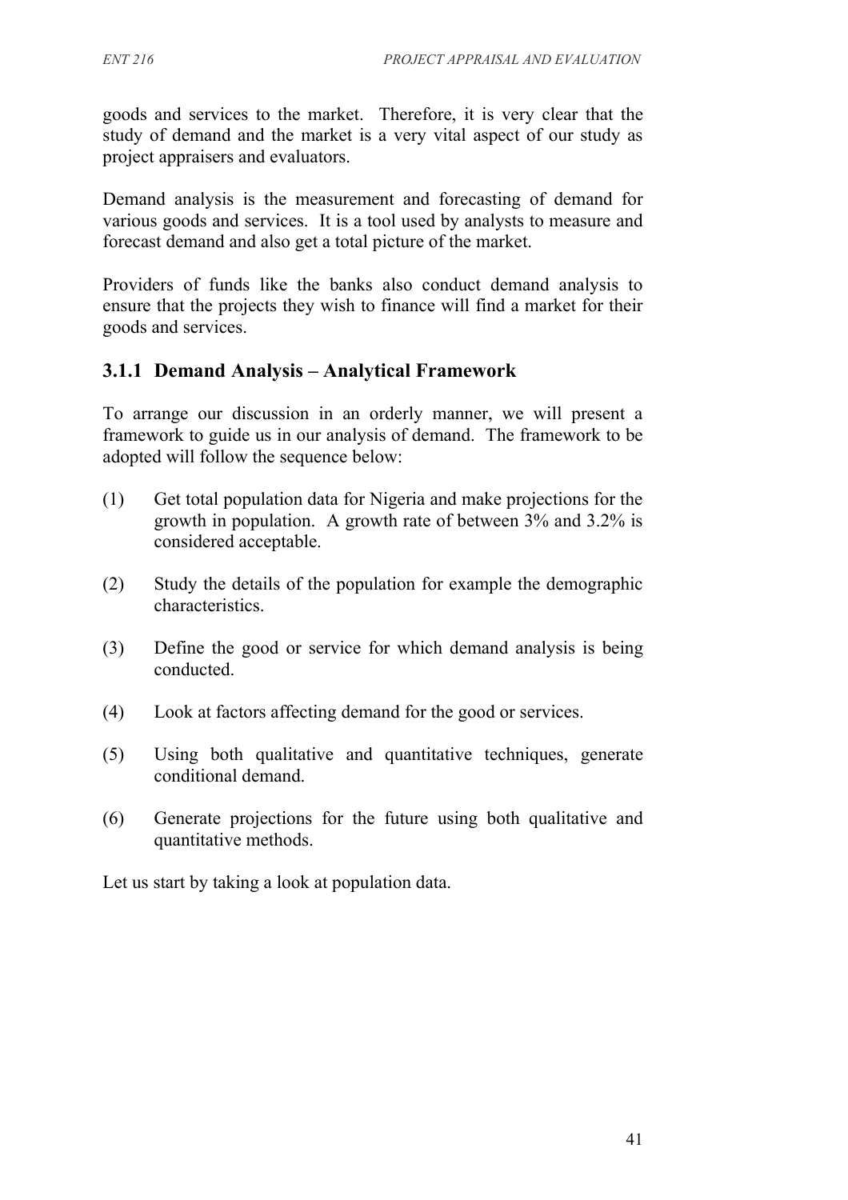goods and services to the market. Therefore, it is very clear that the study of demand and the market is a very vital aspect of our study as project appraisers and evaluators.

Demand analysis is the measurement and forecasting of demand for various goods and services. It is a tool used by analysts to measure and forecast demand and also get a total picture of the market.

Providers of funds like the banks also conduct demand analysis to ensure that the projects they wish to finance will find a market for their goods and services.

### 3.1.1 Demand Analysis – Analytical Framework

To arrange our discussion in an orderly manner, we will present a framework to guide us in our analysis of demand. The framework to be adopted will follow the sequence below:

(1) Get total population data for Nigeria and make projections for the growth in population. A growth rate of between 3% and 3.2% is considered acceptable.

(2) Study the details of the population for example the demographic characteristics.

(3) Define the good or service for which demand analysis is being conducted.

(4) Look at factors affecting demand for the good or services.

(5) Using both qualitative and quantitative techniques, generate conditional demand.

(6) Generate projections for the future using both qualitative and quantitative methods.

Let us start by taking a look at population data.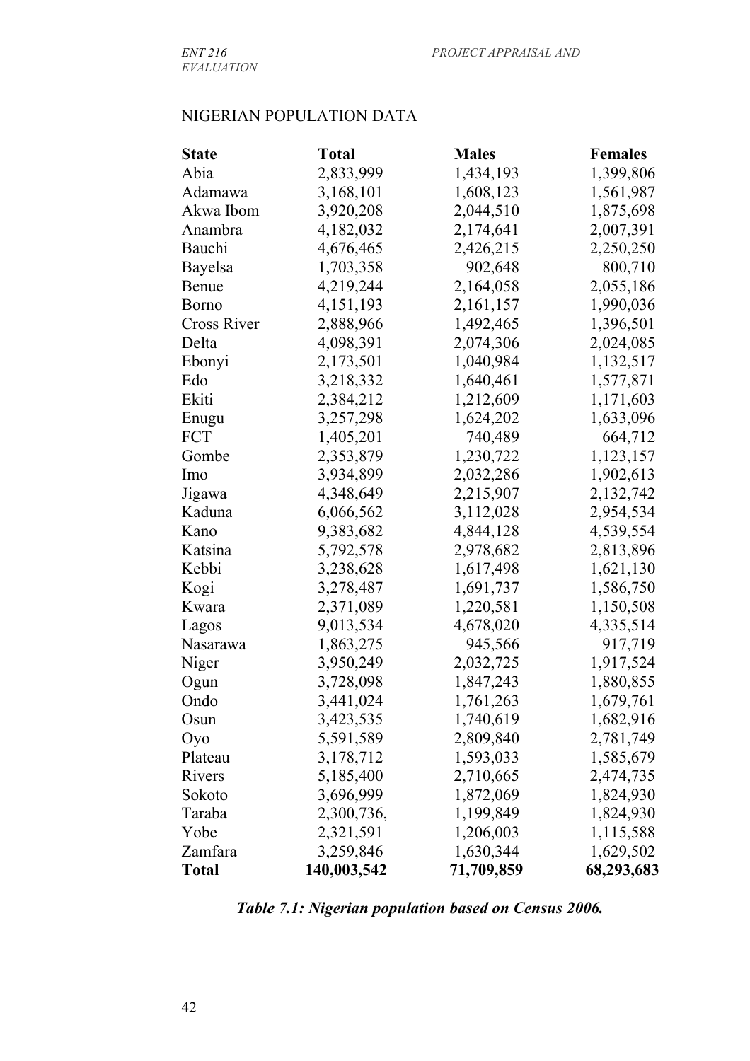NIGERIAN POPULATION DATA

| State | Total | Males | Females |
|---|---|---|---|
| Abia | 2,833,999 | 1,434,193 | 1,399,806 |
| Adamawa | 3,168,101 | 1,608,123 | 1,561,987 |
| Akwa Ibom | 3,920,208 | 2,044,510 | 1,875,698 |
| Anambra | 4,182,032 | 2,174,641 | 2,007,391 |
| Bauchi | 4,676,465 | 2,426,215 | 2,250,250 |
| Bayelsa | 1,703,358 | 902,648 | 800,710 |
| Benue | 4,219,244 | 2,164,058 | 2,055,186 |
| Borno | 4,151,193 | 2,161,157 | 1,990,036 |
| Cross River | 2,888,966 | 1,492,465 | 1,396,501 |
| Delta | 4,098,391 | 2,074,306 | 2,024,085 |
| Ebonyi | 2,173,501 | 1,040,984 | 1,132,517 |
| Edo | 3,218,332 | 1,640,461 | 1,577,871 |
| Ekiti | 2,384,212 | 1,212,609 | 1,171,603 |
| Enugu | 3,257,298 | 1,624,202 | 1,633,096 |
| FCT | 1,405,201 | 740,489 | 664,712 |
| Gombe | 2,353,879 | 1,230,722 | 1,123,157 |
| Imo | 3,934,899 | 2,032,286 | 1,902,613 |
| Jigawa | 4,348,649 | 2,215,907 | 2,132,742 |
| Kaduna | 6,066,562 | 3,112,028 | 2,954,534 |
| Kano | 9,383,682 | 4,844,128 | 4,539,554 |
| Katsina | 5,792,578 | 2,978,682 | 2,813,896 |
| Kebbi | 3,238,628 | 1,617,498 | 1,621,130 |
| Kogi | 3,278,487 | 1,691,737 | 1,586,750 |
| Kwara | 2,371,089 | 1,220,581 | 1,150,508 |
| Lagos | 9,013,534 | 4,678,020 | 4,335,514 |
| Nasarawa | 1,863,275 | 945,566 | 917,719 |
| Niger | 3,950,249 | 2,032,725 | 1,917,524 |
| Ogun | 3,728,098 | 1,847,243 | 1,880,855 |
| Ondo | 3,441,024 | 1,761,263 | 1,679,761 |
| Osun | 3,423,535 | 1,740,619 | 1,682,916 |
| Oyo | 5,591,589 | 2,809,840 | 2,781,749 |
| Plateau | 3,178,712 | 1,593,033 | 1,585,679 |
| Rivers | 5,185,400 | 2,710,665 | 2,474,735 |
| Sokoto | 3,696,999 | 1,872,069 | 1,824,930 |
| Taraba | 2,300,736, | 1,199,849 | 1,824,930 |
| Yobe | 2,321,591 | 1,206,003 | 1,115,588 |
| Zamfara | 3,259,846 | 1,630,344 | 1,629,502 |
| **Total** | **140,003,542** | **71,709,859** | **68,293,683** |

***Table 7.1: Nigerian population based on Census 2006.***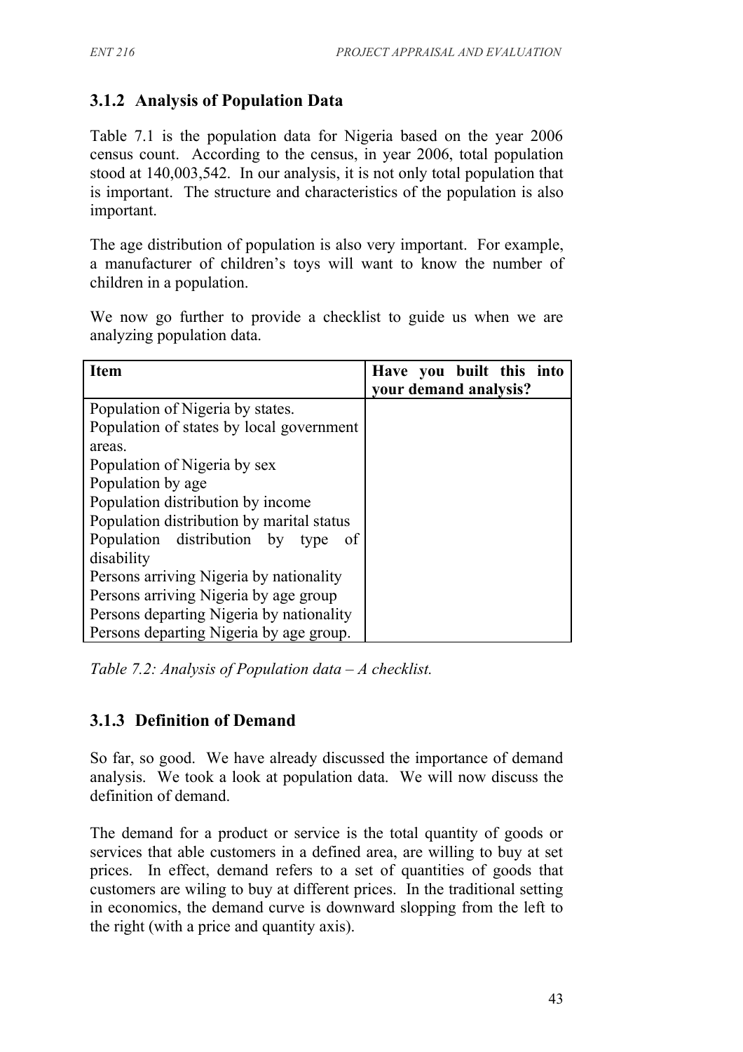### 3.1.2 Analysis of Population Data

Table 7.1 is the population data for Nigeria based on the year 2006 census count. According to the census, in year 2006, total population stood at 140,003,542. In our analysis, it is not only total population that is important. The structure and characteristics of the population is also important.

The age distribution of population is also very important. For example, a manufacturer of children's toys will want to know the number of children in a population.

We now go further to provide a checklist to guide us when we are analyzing population data.

| Item | Have you built this into your demand analysis? |
|---|---|
| Population of Nigeria by states. | |
| Population of states by local government areas. | |
| Population of Nigeria by sex | |
| Population by age | |
| Population distribution by income | |
| Population distribution by marital status | |
| Population distribution by type of disability | |
| Persons arriving Nigeria by nationality | |
| Persons arriving Nigeria by age group | |
| Persons departing Nigeria by nationality | |
| Persons departing Nigeria by age group. | |

*Table 7.2: Analysis of Population data – A checklist.*

### 3.1.3 Definition of Demand

So far, so good. We have already discussed the importance of demand analysis. We took a look at population data. We will now discuss the definition of demand.

The demand for a product or service is the total quantity of goods or services that able customers in a defined area, are willing to buy at set prices. In effect, demand refers to a set of quantities of goods that customers are wiling to buy at different prices. In the traditional setting in economics, the demand curve is downward sloping from the left to the right (with a price and quantity axis).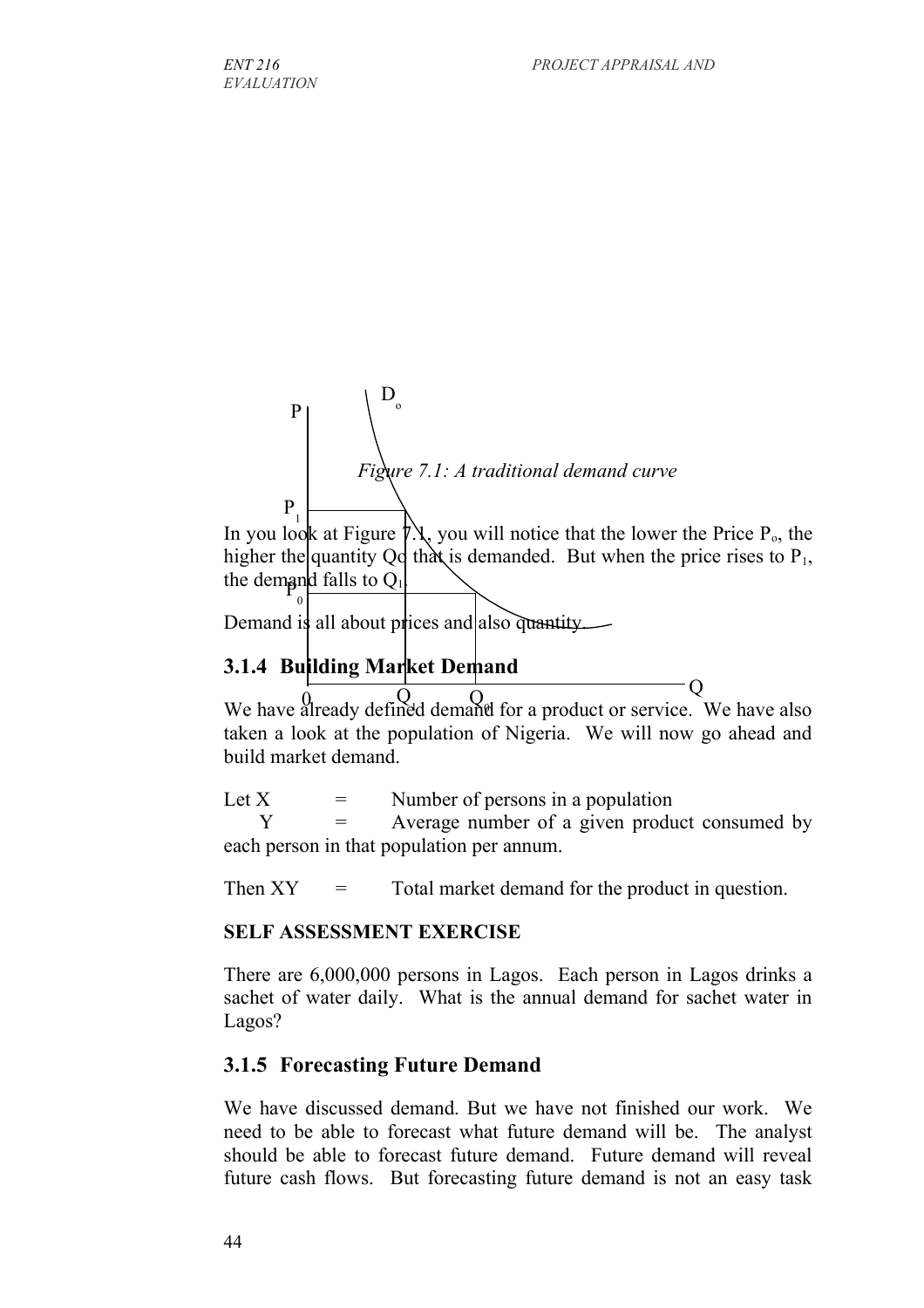*Figure 7.1: A traditional demand curve*

In you look at Figure 7.1, you will notice that the lower the Price $P_o$, the higher the quantity Qo that is demanded. But when the price rises to $P_1$, the demand falls to $Q_1$.

Demand is all about prices and also quantity.

### 3.1.4 Building Market Demand

We have already defined demand for a product or service. We have also taken a look at the population of Nigeria. We will now go ahead and build market demand.

Let X = Number of persons in a population
Y = Average number of a given product consumed by each person in that population per annum.

Then XY = Total market demand for the product in question.

**SELF ASSESSMENT EXERCISE**

There are 6,000,000 persons in Lagos. Each person in Lagos drinks a sachet of water daily. What is the annual demand for sachet water in Lagos?

### 3.1.5 Forecasting Future Demand

We have discussed demand. But we have not finished our work. We need to be able to forecast what future demand will be. The analyst should be able to forecast future demand. Future demand will reveal future cash flows. But forecasting future demand is not an easy task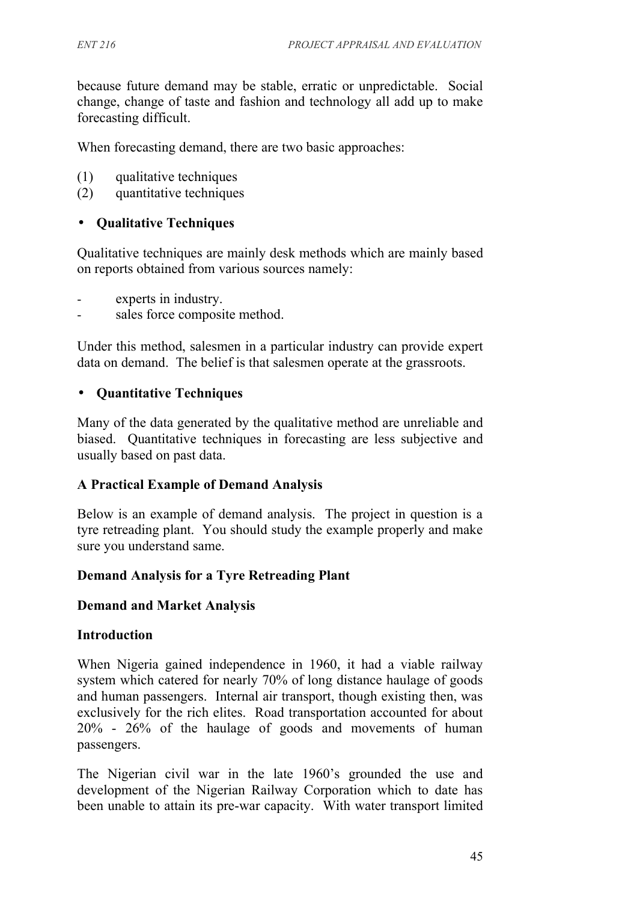because future demand may be stable, erratic or unpredictable. Social change, change of taste and fashion and technology all add up to make forecasting difficult.

When forecasting demand, there are two basic approaches:

(1) qualitative techniques
(2) quantitative techniques

- **Qualitative Techniques**

Qualitative techniques are mainly desk methods which are mainly based on reports obtained from various sources namely:

- experts in industry.
- sales force composite method.

Under this method, salesmen in a particular industry can provide expert data on demand. The belief is that salesmen operate at the grassroots.

- **Quantitative Techniques**

Many of the data generated by the qualitative method are unreliable and biased. Quantitative techniques in forecasting are less subjective and usually based on past data.

**A Practical Example of Demand Analysis**

Below is an example of demand analysis. The project in question is a tyre retreading plant. You should study the example properly and make sure you understand same.

**Demand Analysis for a Tyre Retreading Plant**

**Demand and Market Analysis**

**Introduction**

When Nigeria gained independence in 1960, it had a viable railway system which catered for nearly 70% of long distance haulage of goods and human passengers. Internal air transport, though existing then, was exclusively for the rich elites. Road transportation accounted for about 20% - 26% of the haulage of goods and movements of human passengers.

The Nigerian civil war in the late 1960's grounded the use and development of the Nigerian Railway Corporation which to date has been unable to attain its pre-war capacity. With water transport limited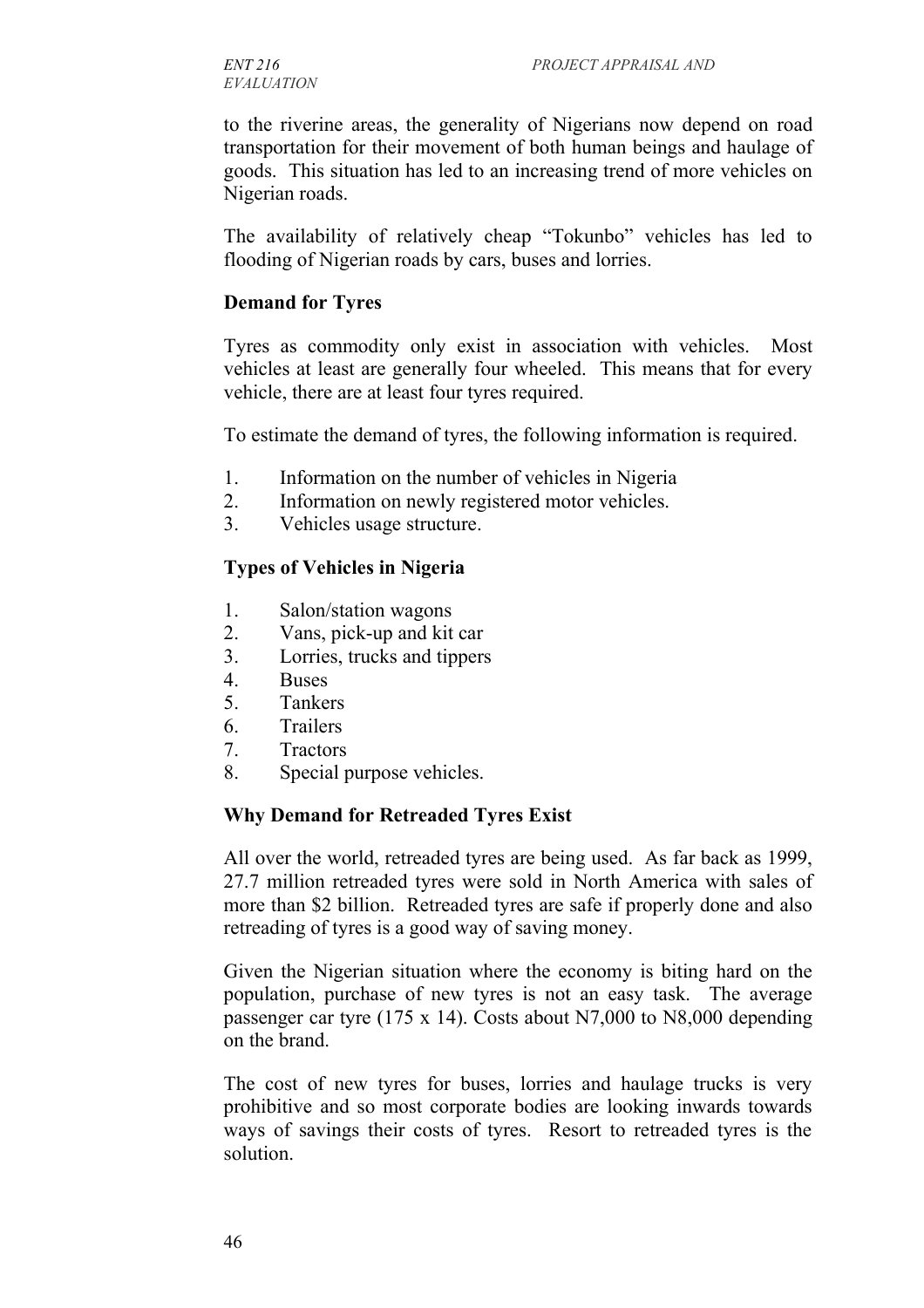to the riverine areas, the generality of Nigerians now depend on road transportation for their movement of both human beings and haulage of goods. This situation has led to an increasing trend of more vehicles on Nigerian roads.

The availability of relatively cheap "Tokunbo" vehicles has led to flooding of Nigerian roads by cars, buses and lorries.

**Demand for Tyres**

Tyres as commodity only exist in association with vehicles. Most vehicles at least are generally four wheeled. This means that for every vehicle, there are at least four tyres required.

To estimate the demand of tyres, the following information is required.

1. Information on the number of vehicles in Nigeria
2. Information on newly registered motor vehicles.
3. Vehicles usage structure.

**Types of Vehicles in Nigeria**

1. Salon/station wagons
2. Vans, pick-up and kit car
3. Lorries, trucks and tippers
4. Buses
5. Tankers
6. Trailers
7. Tractors
8. Special purpose vehicles.

**Why Demand for Retreaded Tyres Exist**

All over the world, retreaded tyres are being used. As far back as 1999, 27.7 million retreaded tyres were sold in North America with sales of more than $2 billion. Retreaded tyres are safe if properly done and also retreading of tyres is a good way of saving money.

Given the Nigerian situation where the economy is biting hard on the population, purchase of new tyres is not an easy task. The average passenger car tyre (175 x 14). Costs about N7,000 to N8,000 depending on the brand.

The cost of new tyres for buses, lorries and haulage trucks is very prohibitive and so most corporate bodies are looking inwards towards ways of savings their costs of tyres. Resort to retreaded tyres is the solution.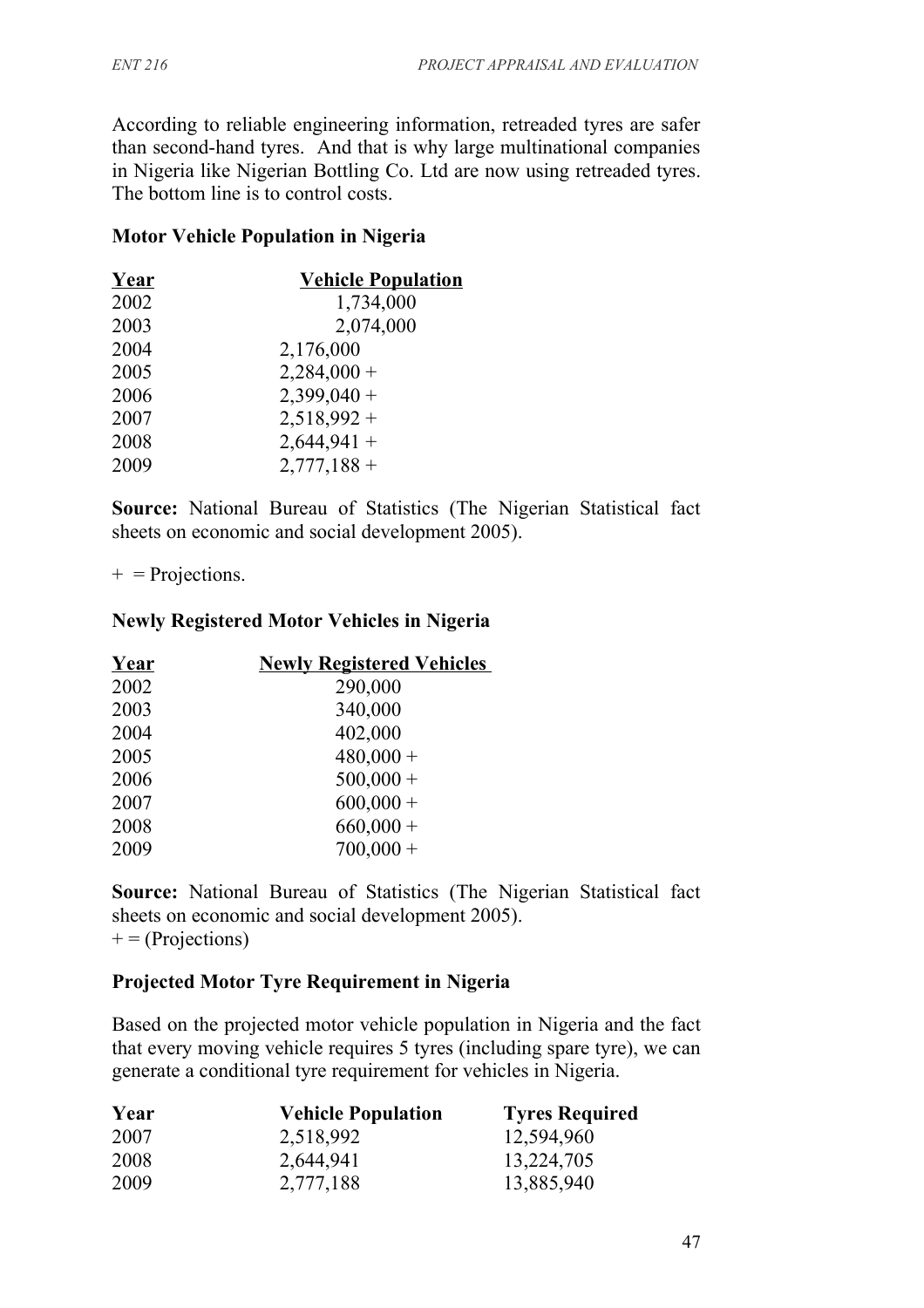According to reliable engineering information, retreaded tyres are safer than second-hand tyres. And that is why large multinational companies in Nigeria like Nigerian Bottling Co. Ltd are now using retreaded tyres. The bottom line is to control costs.

**Motor Vehicle Population in Nigeria**

| Year | Vehicle Population |
|---|---|
| 2002 | 1,734,000 |
| 2003 | 2,074,000 |
| 2004 | 2,176,000 |
| 2005 | 2,284,000 + |
| 2006 | 2,399,040 + |
| 2007 | 2,518,992 + |
| 2008 | 2,644,941 + |
| 2009 | 2,777,188 + |

**Source:** National Bureau of Statistics (The Nigerian Statistical fact sheets on economic and social development 2005).

+ = Projections.

**Newly Registered Motor Vehicles in Nigeria**

| Year | Newly Registered Vehicles |
|---|---|
| 2002 | 290,000 |
| 2003 | 340,000 |
| 2004 | 402,000 |
| 2005 | 480,000 + |
| 2006 | 500,000 + |
| 2007 | 600,000 + |
| 2008 | 660,000 + |
| 2009 | 700,000 + |

**Source:** National Bureau of Statistics (The Nigerian Statistical fact sheets on economic and social development 2005).
+ = (Projections)

**Projected Motor Tyre Requirement in Nigeria**

Based on the projected motor vehicle population in Nigeria and the fact that every moving vehicle requires 5 tyres (including spare tyre), we can generate a conditional tyre requirement for vehicles in Nigeria.

| Year | Vehicle Population | Tyres Required |
|---|---|---|
| 2007 | 2,518,992 | 12,594,960 |
| 2008 | 2,644,941 | 13,224,705 |
| 2009 | 2,777,188 | 13,885,940 |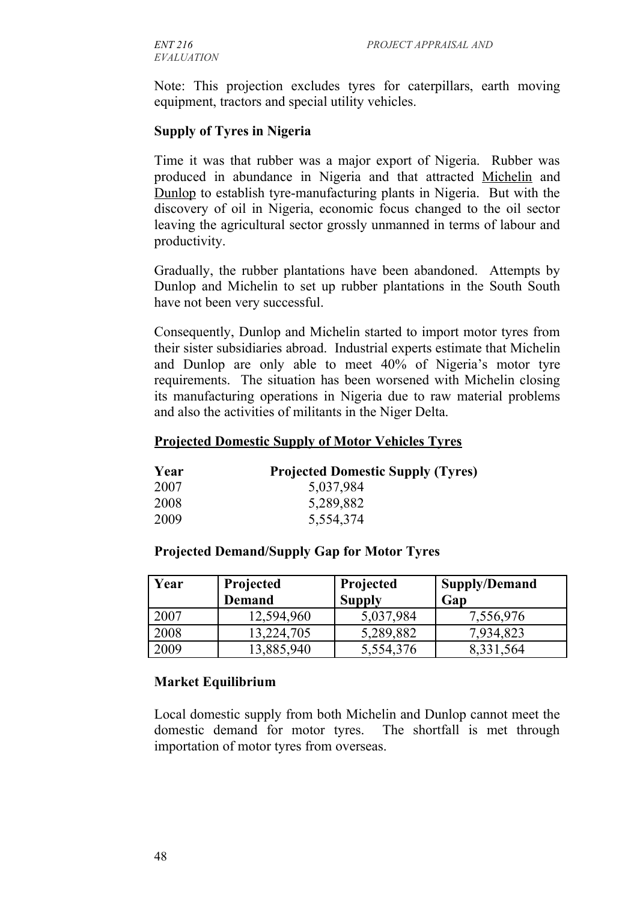Note: This projection excludes tyres for caterpillars, earth moving equipment, tractors and special utility vehicles.

**Supply of Tyres in Nigeria**

Time it was that rubber was a major export of Nigeria. Rubber was produced in abundance in Nigeria and that attracted Michelin and Dunlop to establish tyre-manufacturing plants in Nigeria. But with the discovery of oil in Nigeria, economic focus changed to the oil sector leaving the agricultural sector grossly unmanned in terms of labour and productivity.

Gradually, the rubber plantations have been abandoned. Attempts by Dunlop and Michelin to set up rubber plantations in the South South have not been very successful.

Consequently, Dunlop and Michelin started to import motor tyres from their sister subsidiaries abroad. Industrial experts estimate that Michelin and Dunlop are only able to meet 40% of Nigeria's motor tyre requirements. The situation has been worsened with Michelin closing its manufacturing operations in Nigeria due to raw material problems and also the activities of militants in the Niger Delta.

**Projected Domestic Supply of Motor Vehicles Tyres**

| Year | Projected Domestic Supply (Tyres) |
|---|---|
| 2007 | 5,037,984 |
| 2008 | 5,289,882 |
| 2009 | 5,554,374 |

**Projected Demand/Supply Gap for Motor Tyres**

| Year | Projected Demand | Projected Supply | Supply/Demand Gap |
|---|---|---|---|
| 2007 | 12,594,960 | 5,037,984 | 7,556,976 |
| 2008 | 13,224,705 | 5,289,882 | 7,934,823 |
| 2009 | 13,885,940 | 5,554,376 | 8,331,564 |

**Market Equilibrium**

Local domestic supply from both Michelin and Dunlop cannot meet the domestic demand for motor tyres. The shortfall is met through importation of motor tyres from overseas.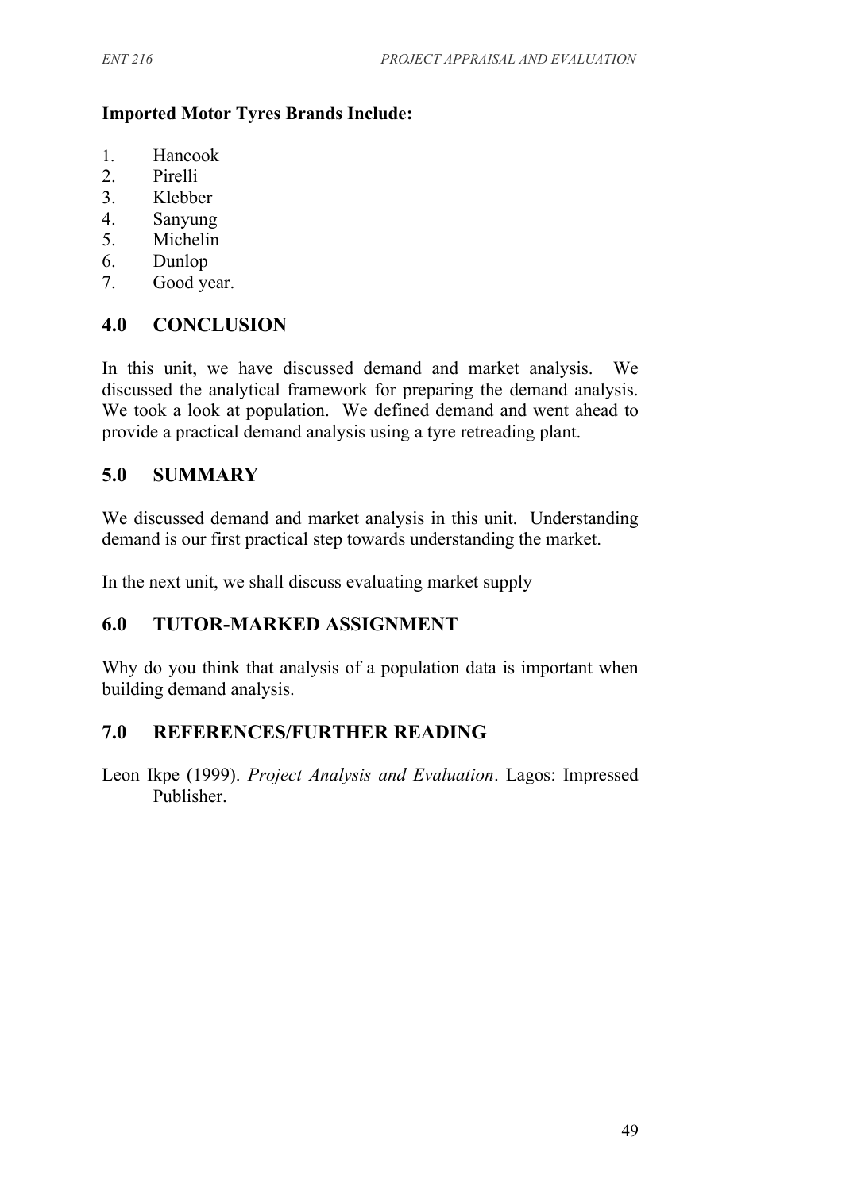**Imported Motor Tyres Brands Include:**

1. Hancook
2. Pirelli
3. Klebber
4. Sanyung
5. Michelin
6. Dunlop
7. Good year.

## 4.0 CONCLUSION

In this unit, we have discussed demand and market analysis. We discussed the analytical framework for preparing the demand analysis. We took a look at population. We defined demand and went ahead to provide a practical demand analysis using a tyre retreading plant.

## 5.0 SUMMARY

We discussed demand and market analysis in this unit. Understanding demand is our first practical step towards understanding the market.

In the next unit, we shall discuss evaluating market supply

## 6.0 TUTOR-MARKED ASSIGNMENT

Why do you think that analysis of a population data is important when building demand analysis.

## 7.0 REFERENCES/FURTHER READING

Leon Ikpe (1999). *Project Analysis and Evaluation*. Lagos: Impressed Publisher.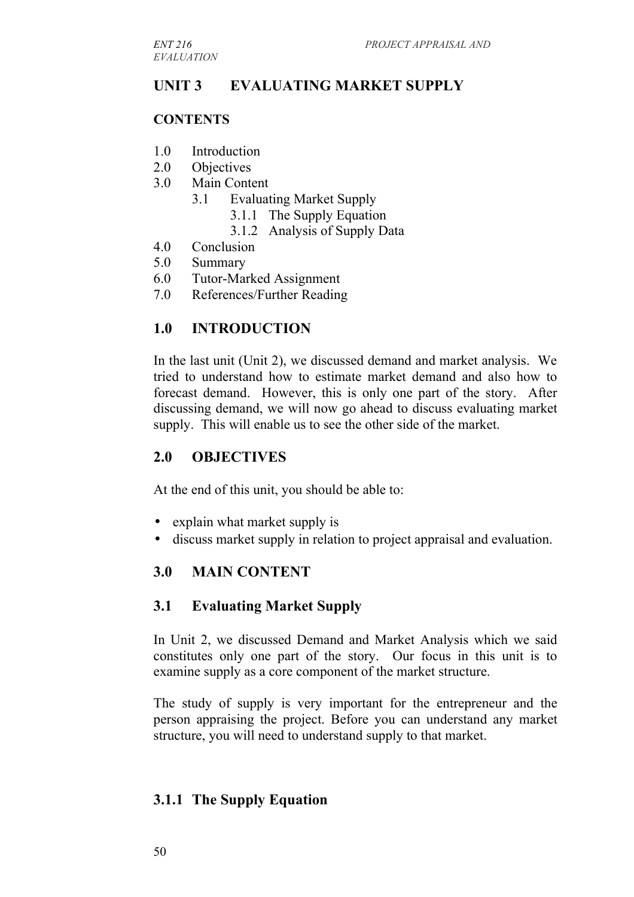## UNIT 3 EVALUATING MARKET SUPPLY

### CONTENTS

1.0 Introduction
2.0 Objectives
3.0 Main Content
  3.1 Evaluating Market Supply
    3.1.1 The Supply Equation
    3.1.2 Analysis of Supply Data
4.0 Conclusion
5.0 Summary
6.0 Tutor-Marked Assignment
7.0 References/Further Reading

### 1.0 INTRODUCTION

In the last unit (Unit 2), we discussed demand and market analysis. We tried to understand how to estimate market demand and also how to forecast demand. However, this is only one part of the story. After discussing demand, we will now go ahead to discuss evaluating market supply. This will enable us to see the other side of the market.

### 2.0 OBJECTIVES

At the end of this unit, you should be able to:

- explain what market supply is
- discuss market supply in relation to project appraisal and evaluation.

### 3.0 MAIN CONTENT

### 3.1 Evaluating Market Supply

In Unit 2, we discussed Demand and Market Analysis which we said constitutes only one part of the story. Our focus in this unit is to examine supply as a core component of the market structure.

The study of supply is very important for the entrepreneur and the person appraising the project. Before you can understand any market structure, you will need to understand supply to that market.

#### 3.1.1 The Supply Equation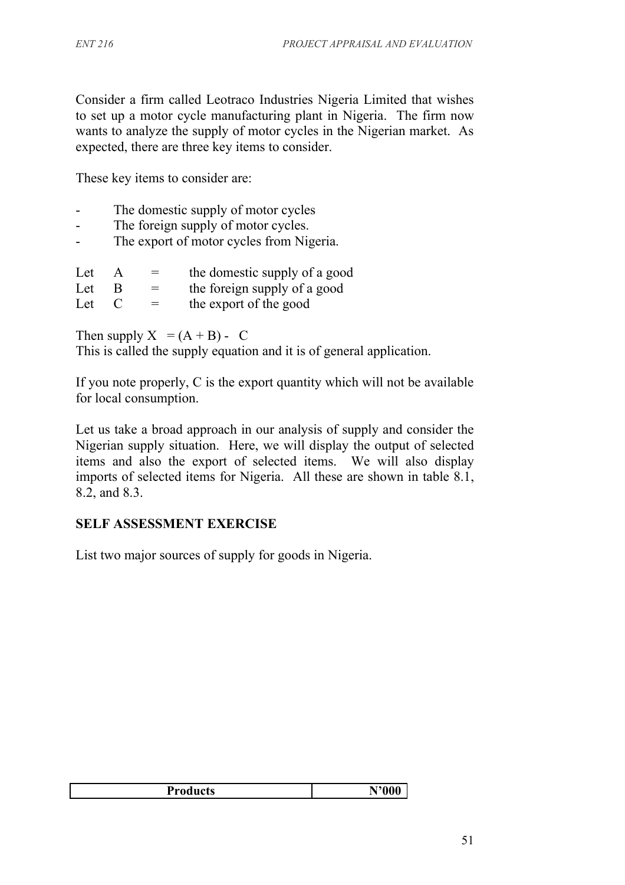Consider a firm called Leotraco Industries Nigeria Limited that wishes to set up a motor cycle manufacturing plant in Nigeria. The firm now wants to analyze the supply of motor cycles in the Nigerian market. As expected, there are three key items to consider.

These key items to consider are:

- The domestic supply of motor cycles
- The foreign supply of motor cycles.
- The export of motor cycles from Nigeria.

Let $A$ = the domestic supply of a good
Let $B$ = the foreign supply of a good
Let $C$ = the export of the good

Then supply $X = (A + B) - C$
This is called the supply equation and it is of general application.

If you note properly, $C$ is the export quantity which will not be available for local consumption.

Let us take a broad approach in our analysis of supply and consider the Nigerian supply situation. Here, we will display the output of selected items and also the export of selected items. We will also display imports of selected items for Nigeria. All these are shown in table 8.1, 8.2, and 8.3.

## SELF ASSESSMENT EXERCISE

List two major sources of supply for goods in Nigeria.

| Products | N'000 |
|---|---|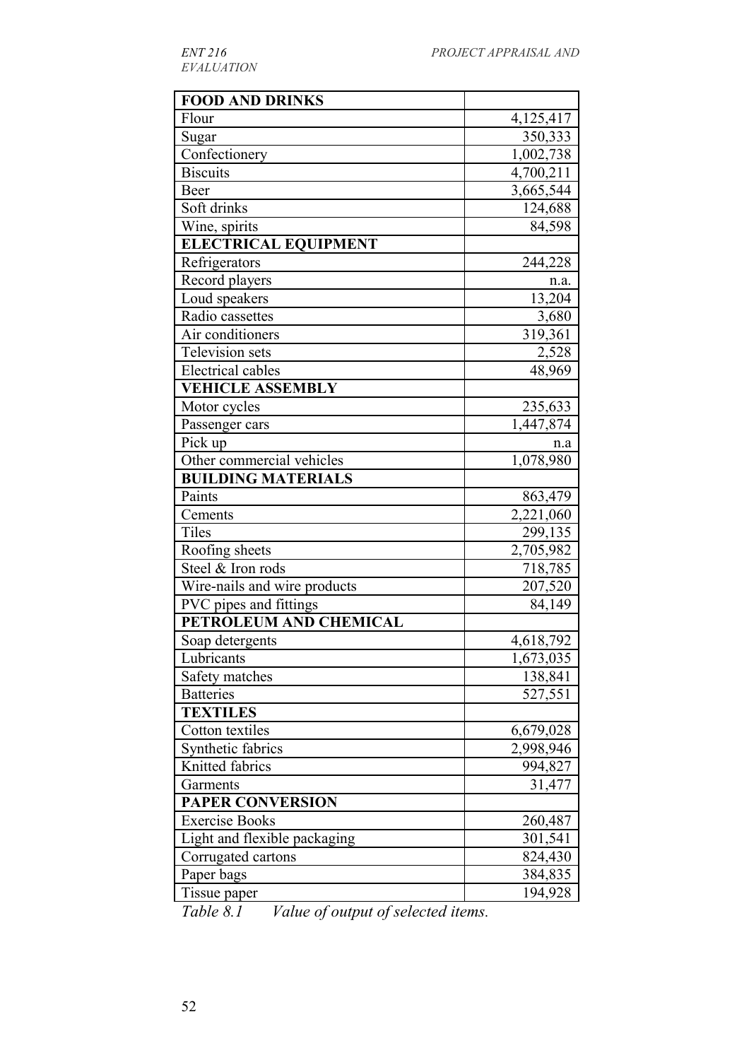| FOOD AND DRINKS | |
|---|---|
| Flour | 4,125,417 |
| Sugar | 350,333 |
| Confectionery | 1,002,738 |
| Biscuits | 4,700,211 |
| Beer | 3,665,544 |
| Soft drinks | 124,688 |
| Wine, spirits | 84,598 |
| **ELECTRICAL EQUIPMENT** | |
| Refrigerators | 244,228 |
| Record players | n.a. |
| Loud speakers | 13,204 |
| Radio cassettes | 3,680 |
| Air conditioners | 319,361 |
| Television sets | 2,528 |
| Electrical cables | 48,969 |
| **VEHICLE ASSEMBLY** | |
| Motor cycles | 235,633 |
| Passenger cars | 1,447,874 |
| Pick up | n.a |
| Other commercial vehicles | 1,078,980 |
| **BUILDING MATERIALS** | |
| Paints | 863,479 |
| Cements | 2,221,060 |
| Tiles | 299,135 |
| Roofing sheets | 2,705,982 |
| Steel & Iron rods | 718,785 |
| Wire-nails and wire products | 207,520 |
| PVC pipes and fittings | 84,149 |
| **PETROLEUM AND CHEMICAL** | |
| Soap detergents | 4,618,792 |
| Lubricants | 1,673,035 |
| Safety matches | 138,841 |
| Batteries | 527,551 |
| **TEXTILES** | |
| Cotton textiles | 6,679,028 |
| Synthetic fabrics | 2,998,946 |
| Knitted fabrics | 994,827 |
| Garments | 31,477 |
| **PAPER CONVERSION** | |
| Exercise Books | 260,487 |
| Light and flexible packaging | 301,541 |
| Corrugated cartons | 824,430 |
| Paper bags | 384,835 |
| Tissue paper | 194,928 |

*Table 8.1 Value of output of selected items.*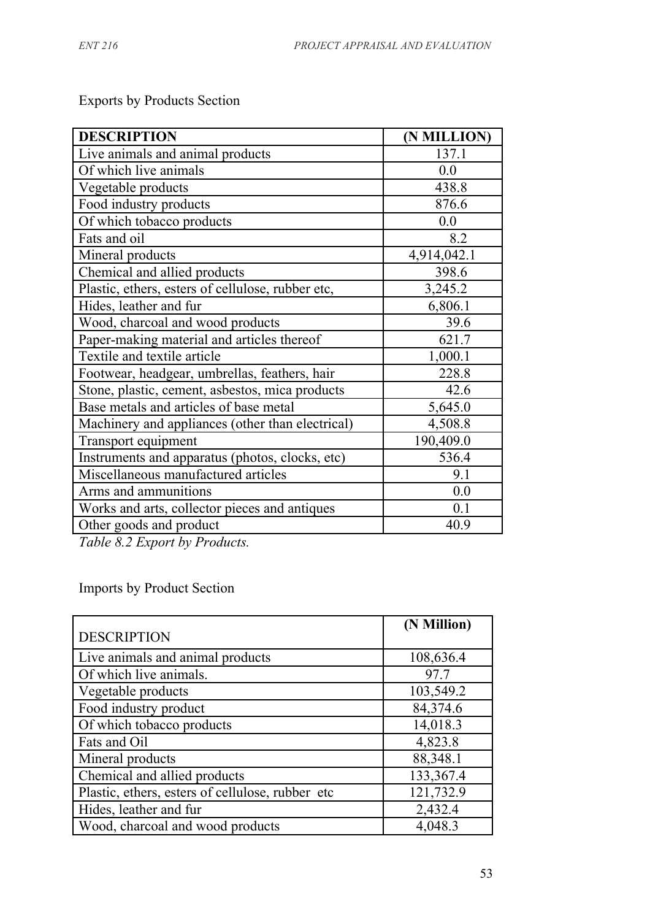Exports by Products Section

| DESCRIPTION | (N MILLION) |
|---|---|
| Live animals and animal products | 137.1 |
| Of which live animals | 0.0 |
| Vegetable products | 438.8 |
| Food industry products | 876.6 |
| Of which tobacco products | 0.0 |
| Fats and oil | 8.2 |
| Mineral products | 4,914,042.1 |
| Chemical and allied products | 398.6 |
| Plastic, ethers, esters of cellulose, rubber etc, | 3,245.2 |
| Hides, leather and fur | 6,806.1 |
| Wood, charcoal and wood products | 39.6 |
| Paper-making material and articles thereof | 621.7 |
| Textile and textile article | 1,000.1 |
| Footwear, headgear, umbrellas, feathers, hair | 228.8 |
| Stone, plastic, cement, asbestos, mica products | 42.6 |
| Base metals and articles of base metal | 5,645.0 |
| Machinery and appliances (other than electrical) | 4,508.8 |
| Transport equipment | 190,409.0 |
| Instruments and apparatus (photos, clocks, etc) | 536.4 |
| Miscellaneous manufactured articles | 9.1 |
| Arms and ammunitions | 0.0 |
| Works and arts, collector pieces and antiques | 0.1 |
| Other goods and product | 40.9 |

*Table 8.2 Export by Products.*

Imports by Product Section

| DESCRIPTION | (N Million) |
|---|---|
| Live animals and animal products | 108,636.4 |
| Of which live animals. | 97.7 |
| Vegetable products | 103,549.2 |
| Food industry product | 84,374.6 |
| Of which tobacco products | 14,018.3 |
| Fats and Oil | 4,823.8 |
| Mineral products | 88,348.1 |
| Chemical and allied products | 133,367.4 |
| Plastic, ethers, esters of cellulose, rubber etc | 121,732.9 |
| Hides, leather and fur | 2,432.4 |
| Wood, charcoal and wood products | 4,048.3 |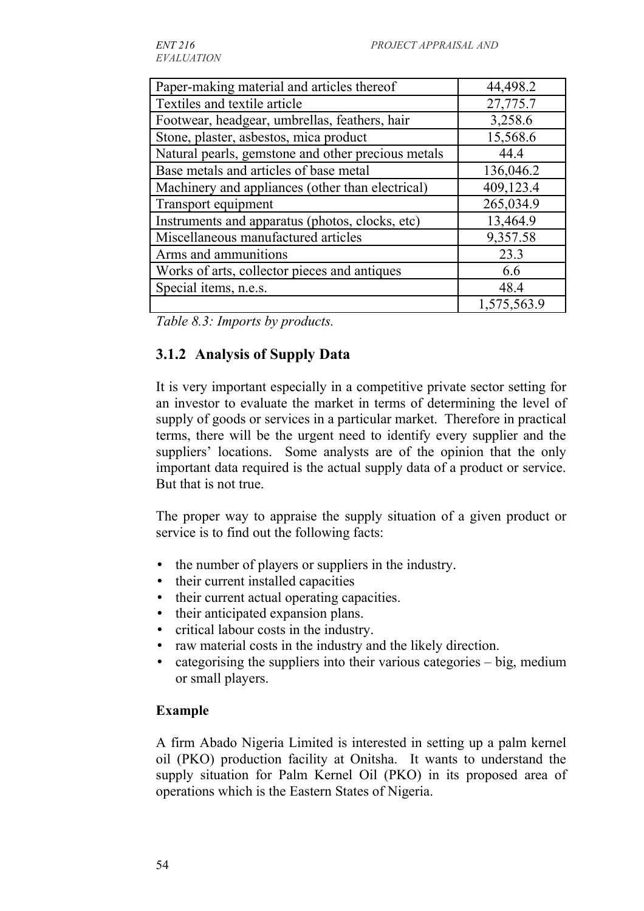| | |
|---|---|
| Paper-making material and articles thereof | 44,498.2 |
| Textiles and textile article | 27,775.7 |
| Footwear, headgear, umbrellas, feathers, hair | 3,258.6 |
| Stone, plaster, asbestos, mica product | 15,568.6 |
| Natural pearls, gemstone and other precious metals | 44.4 |
| Base metals and articles of base metal | 136,046.2 |
| Machinery and appliances (other than electrical) | 409,123.4 |
| Transport equipment | 265,034.9 |
| Instruments and apparatus (photos, clocks, etc) | 13,464.9 |
| Miscellaneous manufactured articles | 9,357.58 |
| Arms and ammunitions | 23.3 |
| Works of arts, collector pieces and antiques | 6.6 |
| Special items, n.e.s. | 48.4 |
| | 1,575,563.9 |

*Table 8.3: Imports by products.*

### 3.1.2 Analysis of Supply Data

It is very important especially in a competitive private sector setting for an investor to evaluate the market in terms of determining the level of supply of goods or services in a particular market. Therefore in practical terms, there will be the urgent need to identify every supplier and the suppliers' locations. Some analysts are of the opinion that the only important data required is the actual supply data of a product or service. But that is not true.

The proper way to appraise the supply situation of a given product or service is to find out the following facts:

- the number of players or suppliers in the industry.
- their current installed capacities
- their current actual operating capacities.
- their anticipated expansion plans.
- critical labour costs in the industry.
- raw material costs in the industry and the likely direction.
- categorising the suppliers into their various categories – big, medium or small players.

**Example**

A firm Abado Nigeria Limited is interested in setting up a palm kernel oil (PKO) production facility at Onitsha. It wants to understand the supply situation for Palm Kernel Oil (PKO) in its proposed area of operations which is the Eastern States of Nigeria.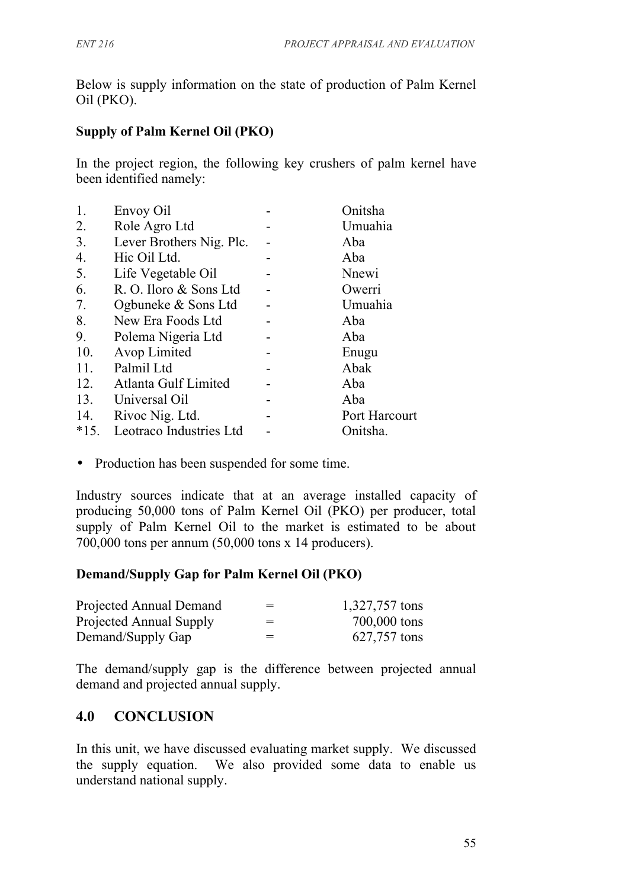Below is supply information on the state of production of Palm Kernel Oil (PKO).

**Supply of Palm Kernel Oil (PKO)**

In the project region, the following key crushers of palm kernel have been identified namely:

| | | | |
|---|---|---|---|
| 1. | Envoy Oil | - | Onitsha |
| 2. | Role Agro Ltd | - | Umuahia |
| 3. | Lever Brothers Nig. Plc. | - | Aba |
| 4. | Hic Oil Ltd. | - | Aba |
| 5. | Life Vegetable Oil | - | Nnewi |
| 6. | R. O. Iloro & Sons Ltd | - | Owerri |
| 7. | Ogbuneke & Sons Ltd | - | Umuahia |
| 8. | New Era Foods Ltd | - | Aba |
| 9. | Polema Nigeria Ltd | - | Aba |
| 10. | Avop Limited | - | Enugu |
| 11. | Palmil Ltd | - | Abak |
| 12. | Atlanta Gulf Limited | - | Aba |
| 13. | Universal Oil | - | Aba |
| 14. | Rivoc Nig. Ltd. | - | Port Harcourt |
| *15. | Leotraco Industries Ltd | - | Onitsha. |

- Production has been suspended for some time.

Industry sources indicate that at an average installed capacity of producing 50,000 tons of Palm Kernel Oil (PKO) per producer, total supply of Palm Kernel Oil to the market is estimated to be about 700,000 tons per annum (50,000 tons x 14 producers).

**Demand/Supply Gap for Palm Kernel Oil (PKO)**

| | | |
|---|---|---|
| Projected Annual Demand | = | 1,327,757 tons |
| Projected Annual Supply | = | 700,000 tons |
| Demand/Supply Gap | = | 627,757 tons |

The demand/supply gap is the difference between projected annual demand and projected annual supply.

## 4.0 CONCLUSION

In this unit, we have discussed evaluating market supply. We discussed the supply equation. We also provided some data to enable us understand national supply.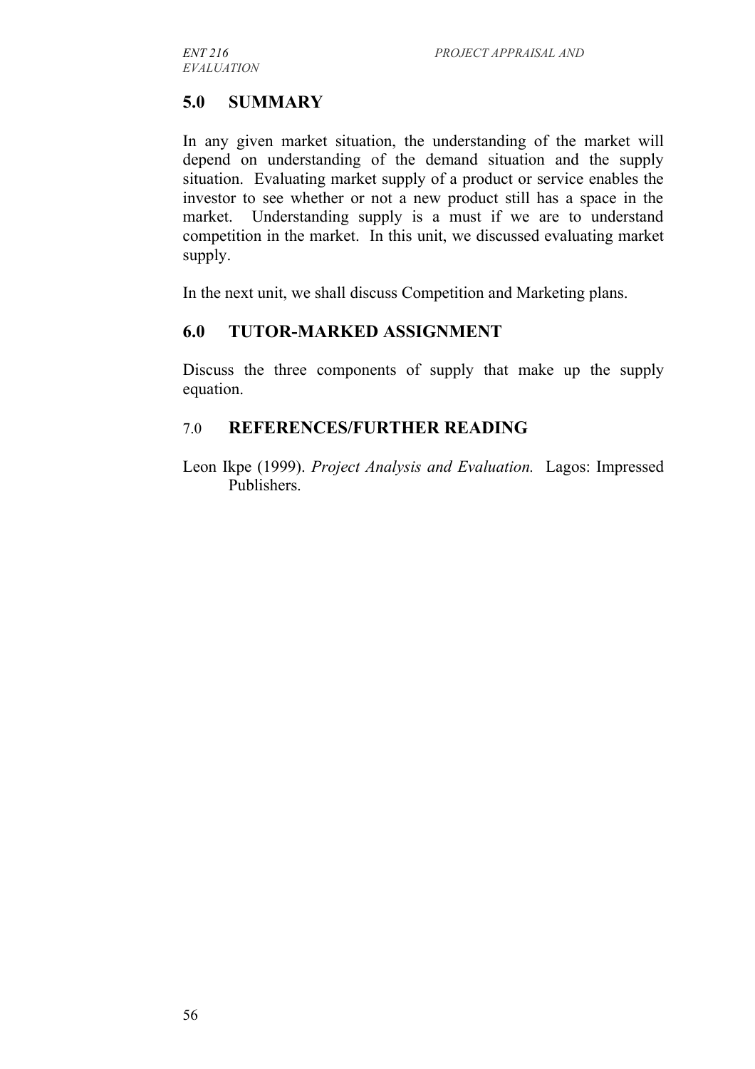## 5.0 SUMMARY

In any given market situation, the understanding of the market will depend on understanding of the demand situation and the supply situation. Evaluating market supply of a product or service enables the investor to see whether or not a new product still has a space in the market. Understanding supply is a must if we are to understand competition in the market. In this unit, we discussed evaluating market supply.

In the next unit, we shall discuss Competition and Marketing plans.

## 6.0 TUTOR-MARKED ASSIGNMENT

Discuss the three components of supply that make up the supply equation.

## 7.0 REFERENCES/FURTHER READING

Leon Ikpe (1999). *Project Analysis and Evaluation.* Lagos: Impressed Publishers.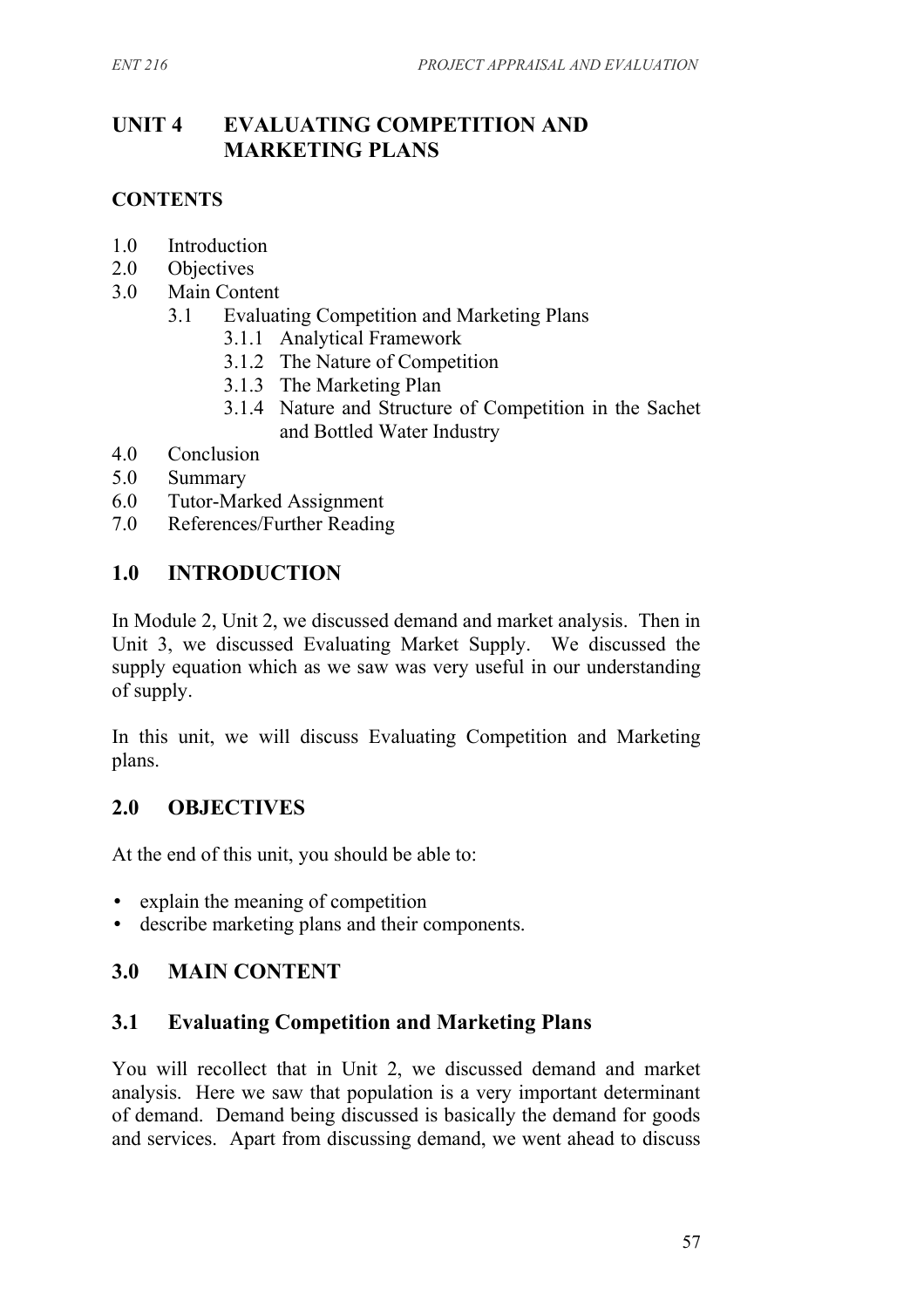# UNIT 4 EVALUATING COMPETITION AND MARKETING PLANS

## CONTENTS

1.0 Introduction
2.0 Objectives
3.0 Main Content
- 3.1 Evaluating Competition and Marketing Plans
  - 3.1.1 Analytical Framework
  - 3.1.2 The Nature of Competition
  - 3.1.3 The Marketing Plan
  - 3.1.4 Nature and Structure of Competition in the Sachet and Bottled Water Industry

4.0 Conclusion
5.0 Summary
6.0 Tutor-Marked Assignment
7.0 References/Further Reading

## 1.0 INTRODUCTION

In Module 2, Unit 2, we discussed demand and market analysis. Then in Unit 3, we discussed Evaluating Market Supply. We discussed the supply equation which as we saw was very useful in our understanding of supply.

In this unit, we will discuss Evaluating Competition and Marketing plans.

## 2.0 OBJECTIVES

At the end of this unit, you should be able to:

- explain the meaning of competition
- describe marketing plans and their components.

## 3.0 MAIN CONTENT

### 3.1 Evaluating Competition and Marketing Plans

You will recollect that in Unit 2, we discussed demand and market analysis. Here we saw that population is a very important determinant of demand. Demand being discussed is basically the demand for goods and services. Apart from discussing demand, we went ahead to discuss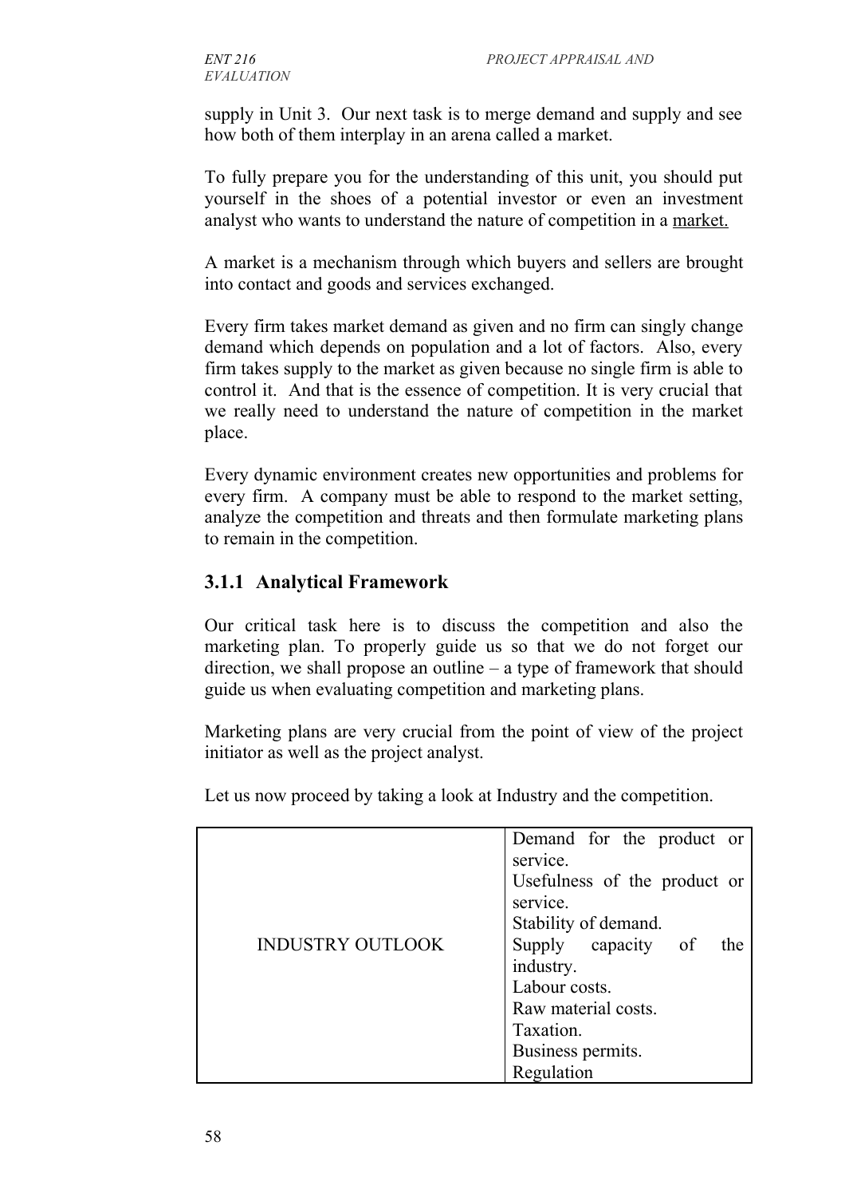supply in Unit 3. Our next task is to merge demand and supply and see how both of them interplay in an arena called a market.

To fully prepare you for the understanding of this unit, you should put yourself in the shoes of a potential investor or even an investment analyst who wants to understand the nature of competition in a market.

A market is a mechanism through which buyers and sellers are brought into contact and goods and services exchanged.

Every firm takes market demand as given and no firm can singly change demand which depends on population and a lot of factors. Also, every firm takes supply to the market as given because no single firm is able to control it. And that is the essence of competition. It is very crucial that we really need to understand the nature of competition in the market place.

Every dynamic environment creates new opportunities and problems for every firm. A company must be able to respond to the market setting, analyze the competition and threats and then formulate marketing plans to remain in the competition.

### 3.1.1 Analytical Framework

Our critical task here is to discuss the competition and also the marketing plan. To properly guide us so that we do not forget our direction, we shall propose an outline – a type of framework that should guide us when evaluating competition and marketing plans.

Marketing plans are very crucial from the point of view of the project initiator as well as the project analyst.

Let us now proceed by taking a look at Industry and the competition.

| | |
|---|---|
| INDUSTRY OUTLOOK | Demand for the product or service.<br>Usefulness of the product or service.<br>Stability of demand.<br>Supply capacity of the industry.<br>Labour costs.<br>Raw material costs.<br>Taxation.<br>Business permits.<br>Regulation |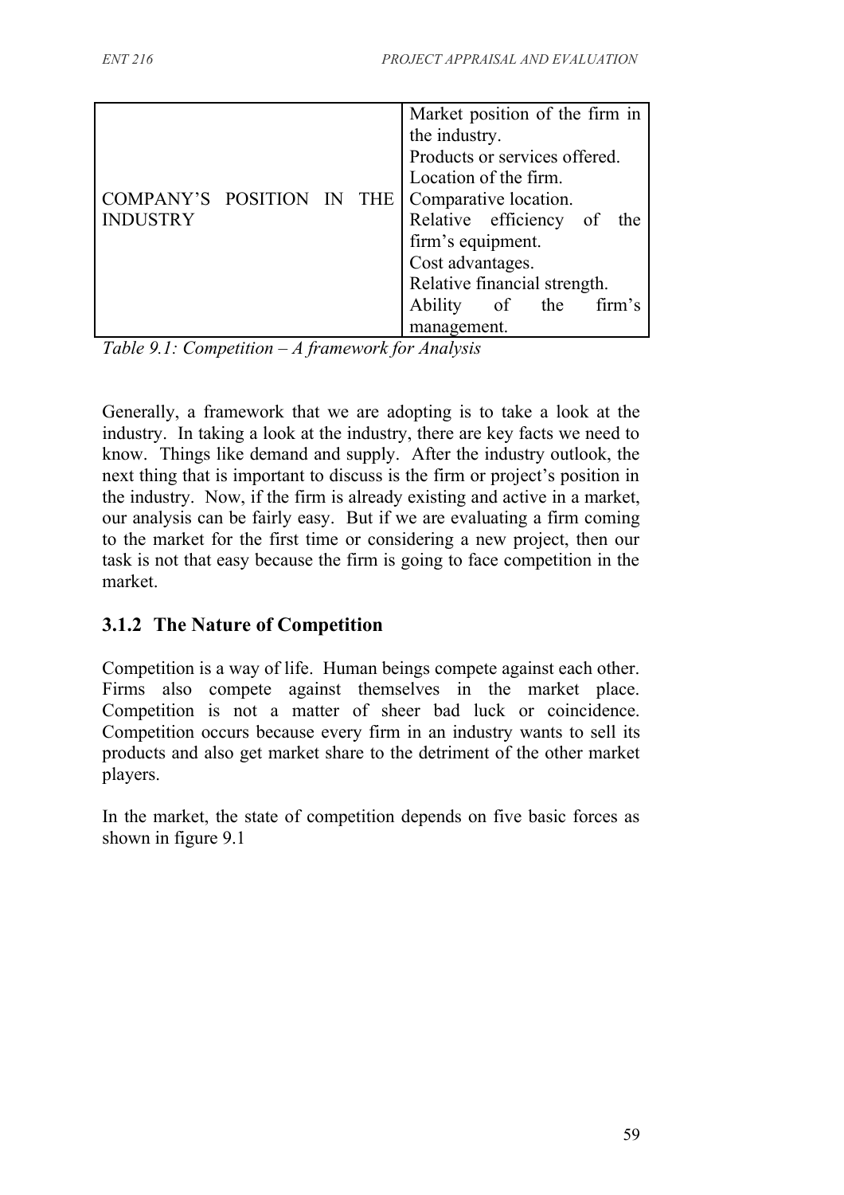| | |
|---|---|
| COMPANY'S POSITION IN THE INDUSTRY | Market position of the firm in the industry.<br>Products or services offered.<br>Location of the firm.<br>Comparative location.<br>Relative efficiency of the firm's equipment.<br>Cost advantages.<br>Relative financial strength.<br>Ability of the firm's management. |

*Table 9.1: Competition – A framework for Analysis*

Generally, a framework that we are adopting is to take a look at the industry. In taking a look at the industry, there are key facts we need to know. Things like demand and supply. After the industry outlook, the next thing that is important to discuss is the firm or project's position in the industry. Now, if the firm is already existing and active in a market, our analysis can be fairly easy. But if we are evaluating a firm coming to the market for the first time or considering a new project, then our task is not that easy because the firm is going to face competition in the market.

### 3.1.2 The Nature of Competition

Competition is a way of life. Human beings compete against each other. Firms also compete against themselves in the market place. Competition is not a matter of sheer bad luck or coincidence. Competition occurs because every firm in an industry wants to sell its products and also get market share to the detriment of the other market players.

In the market, the state of competition depends on five basic forces as shown in figure 9.1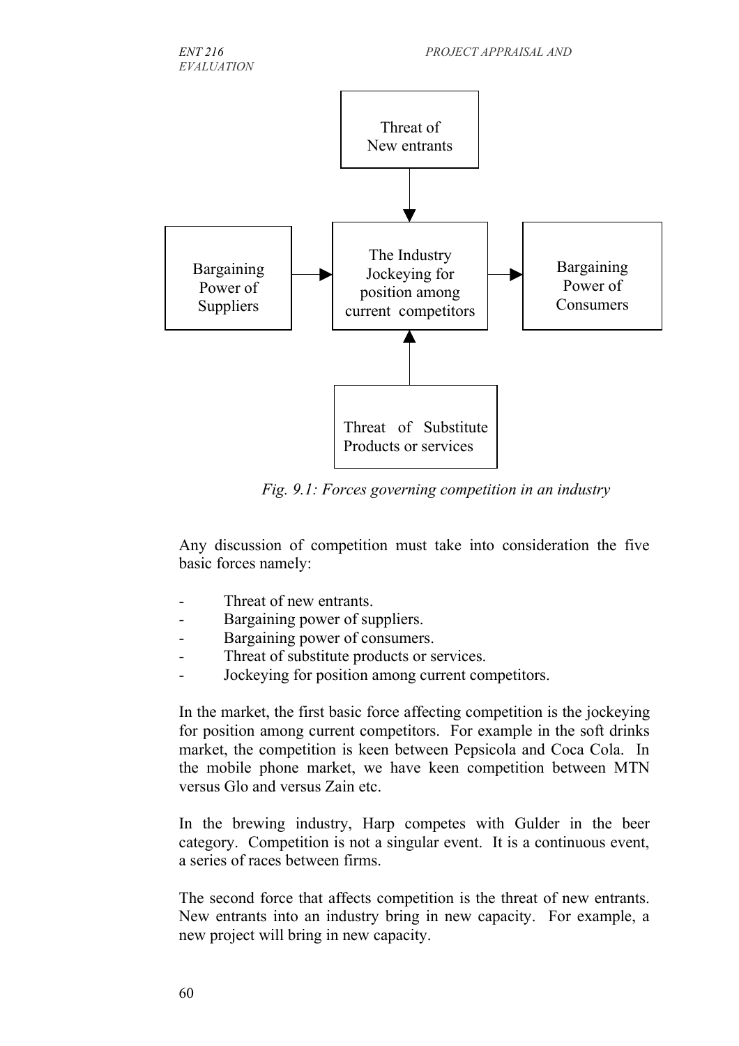*Fig. 9.1: Forces governing competition in an industry*

Any discussion of competition must take into consideration the five basic forces namely:

- Threat of new entrants.
- Bargaining power of suppliers.
- Bargaining power of consumers.
- Threat of substitute products or services.
- Jockeying for position among current competitors.

In the market, the first basic force affecting competition is the jockeying for position among current competitors. For example in the soft drinks market, the competition is keen between Pepsicola and Coca Cola. In the mobile phone market, we have keen competition between MTN versus Glo and versus Zain etc.

In the brewing industry, Harp competes with Gulder in the beer category. Competition is not a singular event. It is a continuous event, a series of races between firms.

The second force that affects competition is the threat of new entrants. New entrants into an industry bring in new capacity. For example, a new project will bring in new capacity.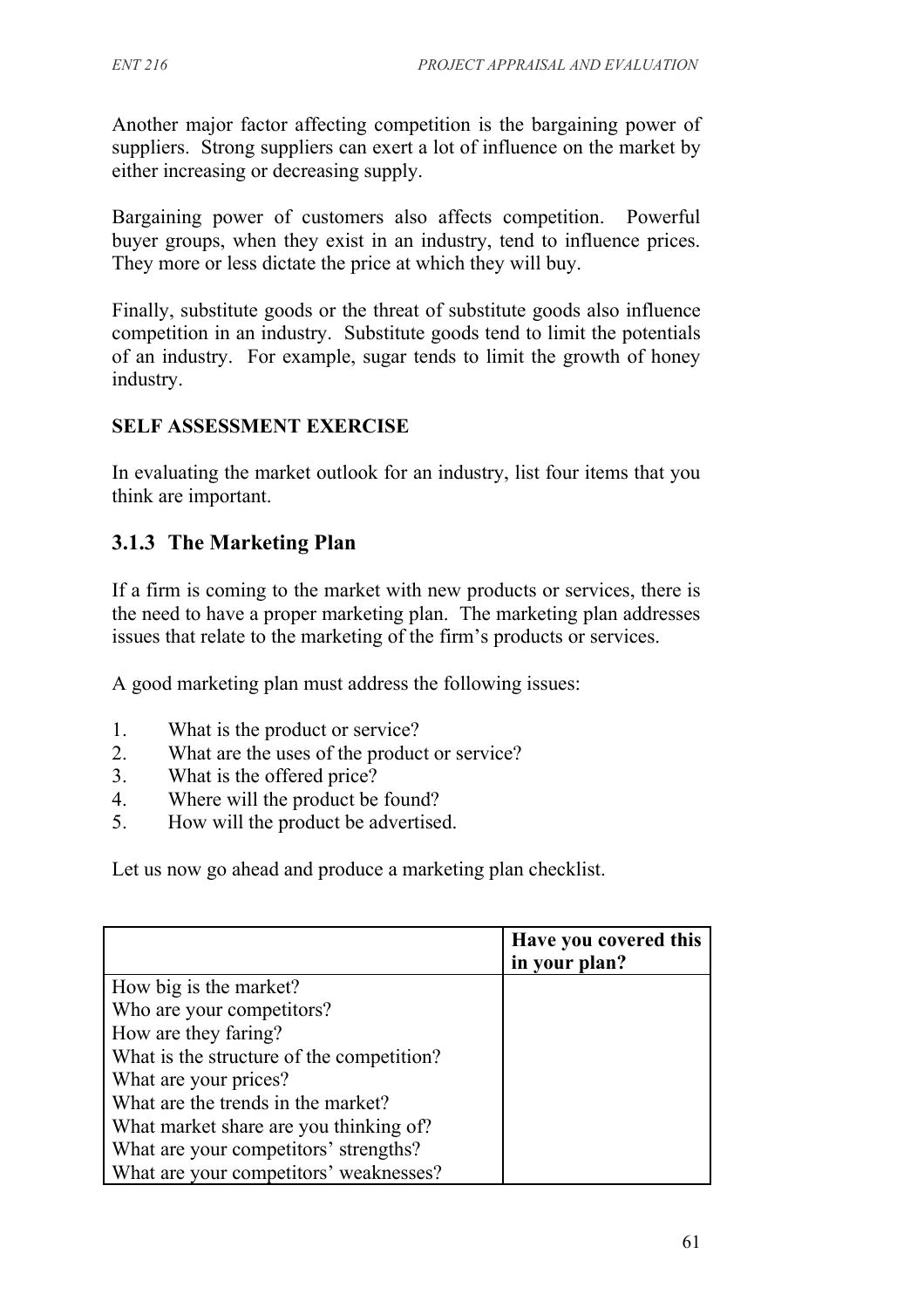Another major factor affecting competition is the bargaining power of suppliers. Strong suppliers can exert a lot of influence on the market by either increasing or decreasing supply.

Bargaining power of customers also affects competition. Powerful buyer groups, when they exist in an industry, tend to influence prices. They more or less dictate the price at which they will buy.

Finally, substitute goods or the threat of substitute goods also influence competition in an industry. Substitute goods tend to limit the potentials of an industry. For example, sugar tends to limit the growth of honey industry.

**SELF ASSESSMENT EXERCISE**

In evaluating the market outlook for an industry, list four items that you think are important.

### 3.1.3 The Marketing Plan

If a firm is coming to the market with new products or services, there is the need to have a proper marketing plan. The marketing plan addresses issues that relate to the marketing of the firm's products or services.

A good marketing plan must address the following issues:

1. What is the product or service?
2. What are the uses of the product or service?
3. What is the offered price?
4. Where will the product be found?
5. How will the product be advertised.

Let us now go ahead and produce a marketing plan checklist.

| | **Have you covered this in your plan?** |
|---|---|
| How big is the market? | |
| Who are your competitors? | |
| How are they faring? | |
| What is the structure of the competition? | |
| What are your prices? | |
| What are the trends in the market? | |
| What market share are you thinking of? | |
| What are your competitors' strengths? | |
| What are your competitors' weaknesses? | |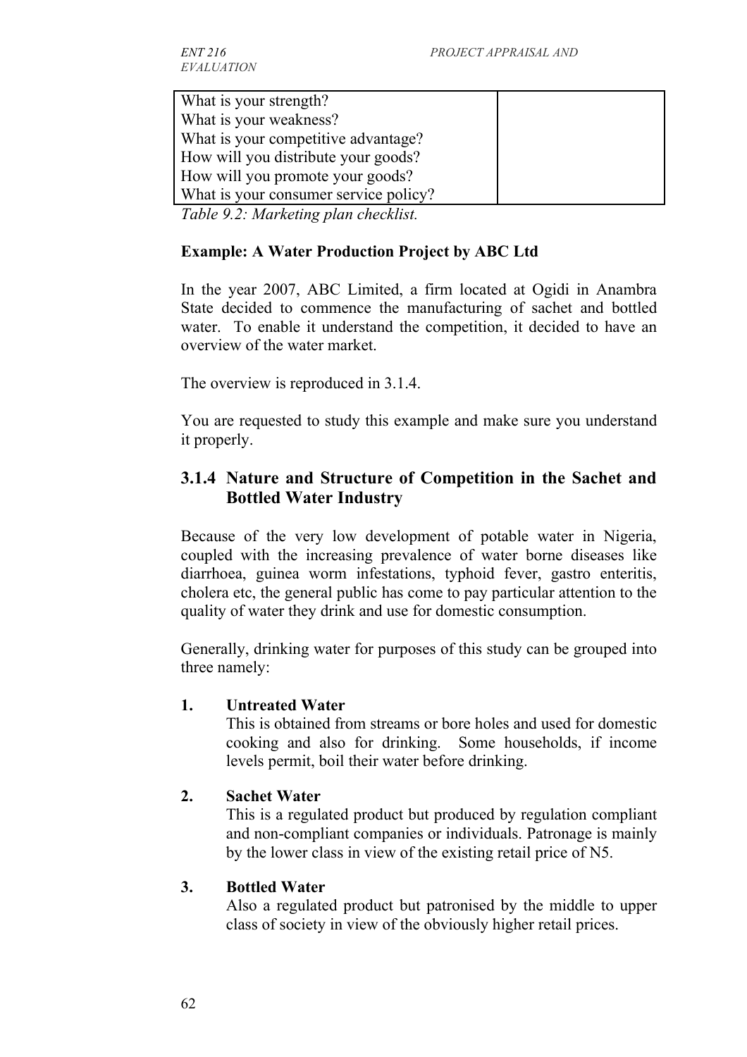| What is your strength? What is your weakness? What is your competitive advantage? How will you distribute your goods? How will you promote your goods? What is your consumer service policy? | |
|---|---|

*Table 9.2: Marketing plan checklist.*

**Example: A Water Production Project by ABC Ltd**

In the year 2007, ABC Limited, a firm located at Ogidi in Anambra State decided to commence the manufacturing of sachet and bottled water. To enable it understand the competition, it decided to have an overview of the water market.

The overview is reproduced in 3.1.4.

You are requested to study this example and make sure you understand it properly.

### 3.1.4 Nature and Structure of Competition in the Sachet and Bottled Water Industry

Because of the very low development of potable water in Nigeria, coupled with the increasing prevalence of water borne diseases like diarrhoea, guinea worm infestations, typhoid fever, gastro enteritis, cholera etc, the general public has come to pay particular attention to the quality of water they drink and use for domestic consumption.

Generally, drinking water for purposes of this study can be grouped into three namely:

1. **Untreated Water**
   This is obtained from streams or bore holes and used for domestic cooking and also for drinking. Some households, if income levels permit, boil their water before drinking.

2. **Sachet Water**
   This is a regulated product but produced by regulation compliant and non-compliant companies or individuals. Patronage is mainly by the lower class in view of the existing retail price of N5.

3. **Bottled Water**
   Also a regulated product but patronised by the middle to upper class of society in view of the obviously higher retail prices.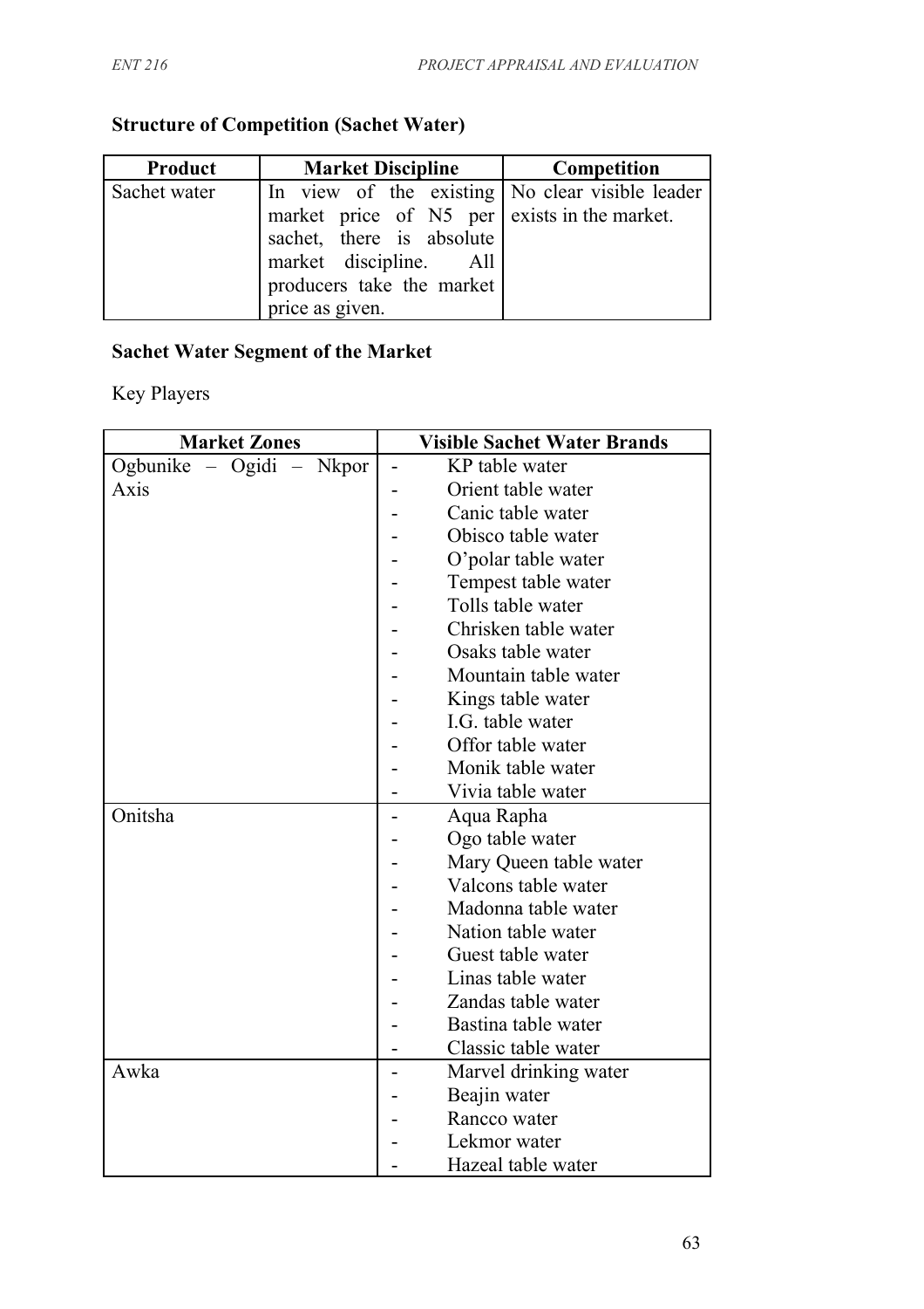**Structure of Competition (Sachet Water)**

| Product | Market Discipline | Competition |
|---|---|---|
| Sachet water | In view of the existing market price of N5 per sachet, there is absolute market discipline. All producers take the market price as given. | No clear visible leader exists in the market. |

**Sachet Water Segment of the Market**

Key Players

| Market Zones | Visible Sachet Water Brands |
|---|---|
| Ogbunike – Ogidi – Nkpor Axis | - KP table water<br>- Orient table water<br>- Canic table water<br>- Obisco table water<br>- O'polar table water<br>- Tempest table water<br>- Tolls table water<br>- Chrisken table water<br>- Osaks table water<br>- Mountain table water<br>- Kings table water<br>- I.G. table water<br>- Offor table water<br>- Monik table water<br>- Vivia table water |
| Onitsha | - Aqua Rapha<br>- Ogo table water<br>- Mary Queen table water<br>- Valcons table water<br>- Madonna table water<br>- Nation table water<br>- Guest table water<br>- Linas table water<br>- Zandas table water<br>- Bastina table water<br>- Classic table water |
| Awka | - Marvel drinking water<br>- Beajin water<br>- Rancco water<br>- Lekmor water<br>- Hazeal table water |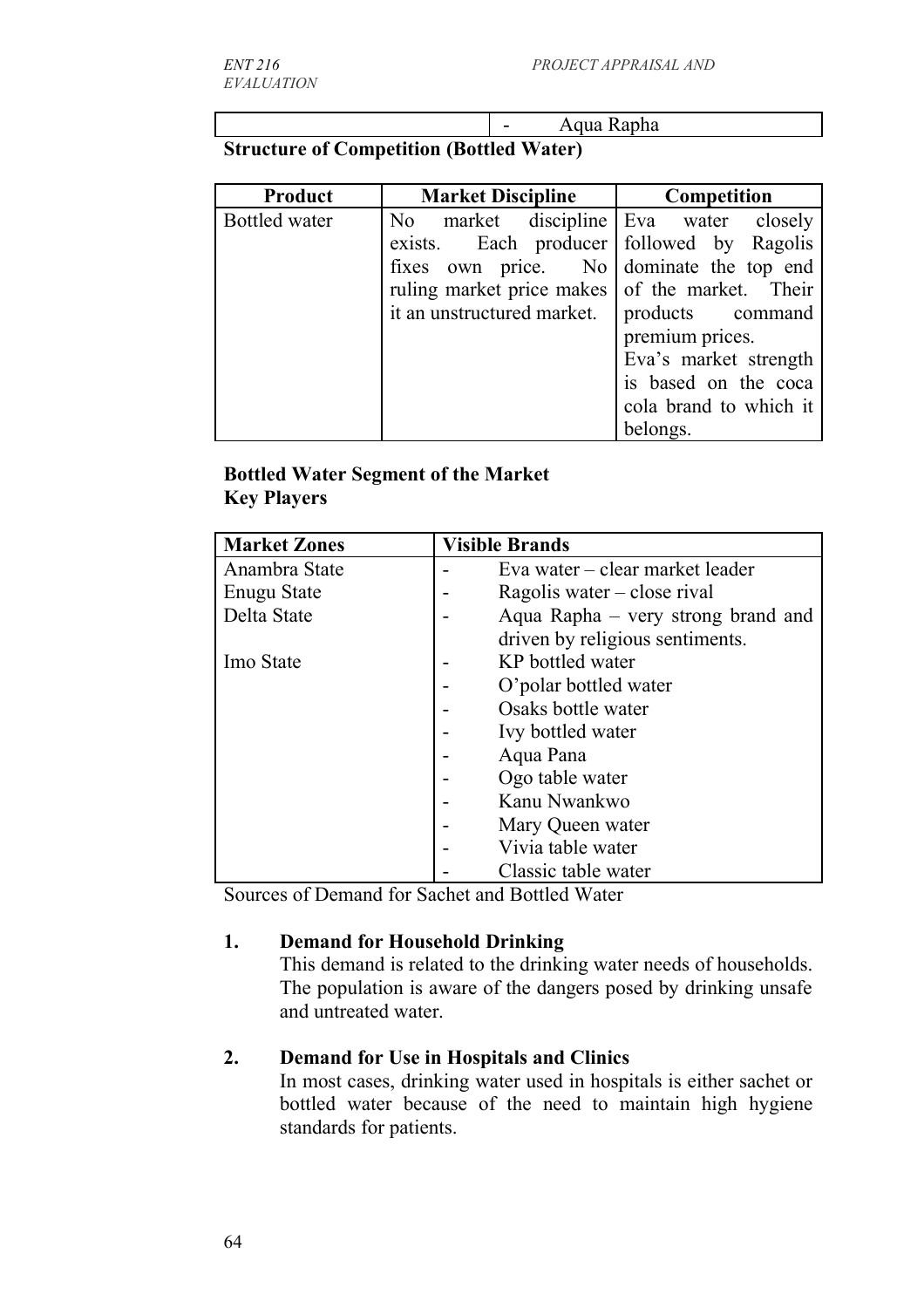| | - Aqua Rapha |
|---|---|

**Structure of Competition (Bottled Water)**

| Product | Market Discipline | Competition |
|---|---|---|
| Bottled water | No market discipline exists. Each producer fixes own price. No ruling market price makes it an unstructured market. | Eva water closely followed by Ragolis dominate the top end of the market. Their products command premium prices. Eva's market strength is based on the coca cola brand to which it belongs. |

**Bottled Water Segment of the Market**
**Key Players**

| Market Zones | Visible Brands |
|---|---|
| Anambra State | - Eva water – clear market leader |
| Enugu State | - Ragolis water – close rival |
| Delta State | - Aqua Rapha – very strong brand and driven by religious sentiments. |
| Imo State | - KP bottled water |
| | - O'polar bottled water |
| | - Osaks bottle water |
| | - Ivy bottled water |
| | - Aqua Pana |
| | - Ogo table water |
| | - Kanu Nwankwo |
| | - Mary Queen water |
| | - Vivia table water |
| | - Classic table water |

Sources of Demand for Sachet and Bottled Water

1. **Demand for Household Drinking**
   This demand is related to the drinking water needs of households. The population is aware of the dangers posed by drinking unsafe and untreated water.

2. **Demand for Use in Hospitals and Clinics**
   In most cases, drinking water used in hospitals is either sachet or bottled water because of the need to maintain high hygiene standards for patients.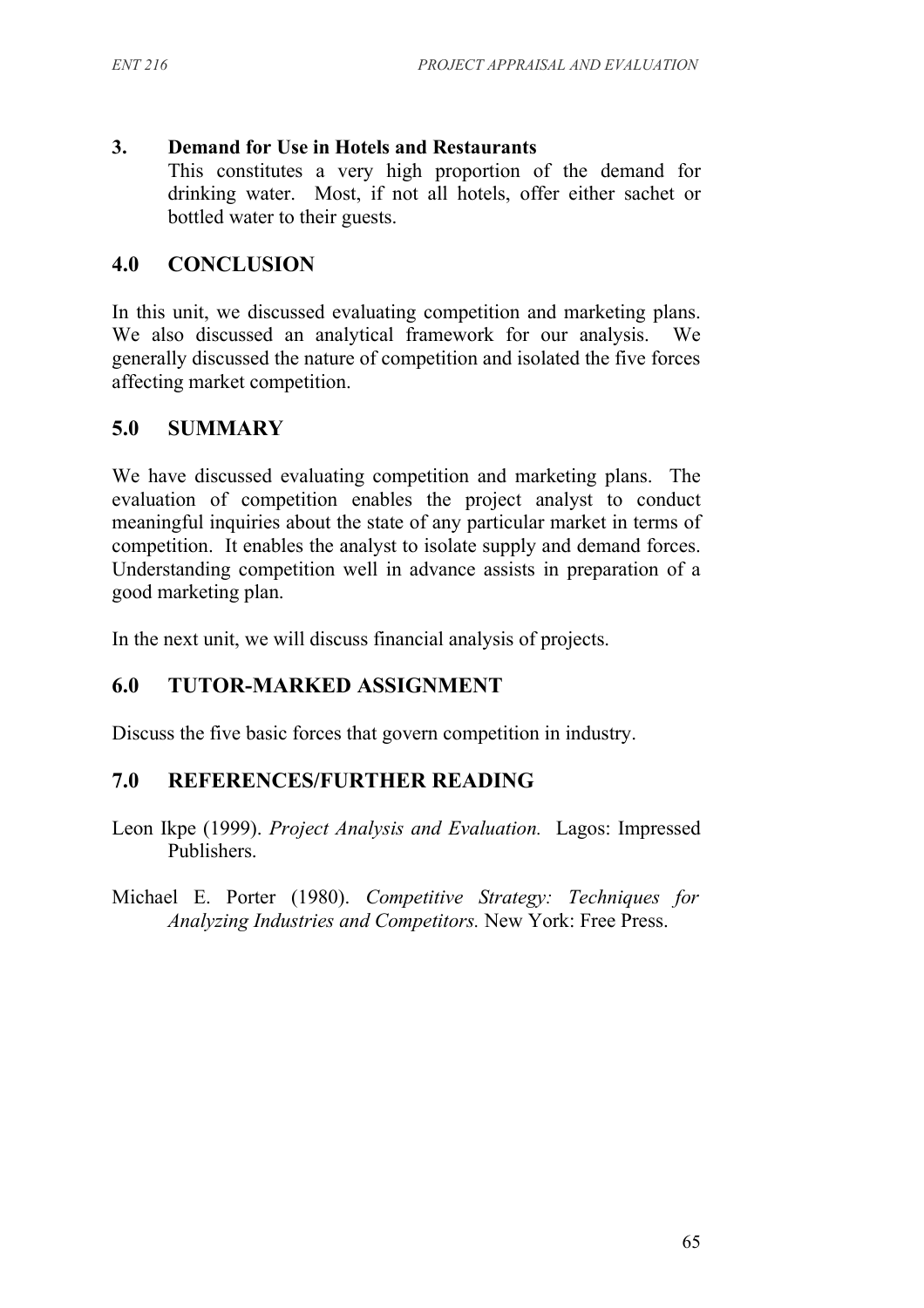**3. Demand for Use in Hotels and Restaurants**

This constitutes a very high proportion of the demand for drinking water. Most, if not all hotels, offer either sachet or bottled water to their guests.

## 4.0 CONCLUSION

In this unit, we discussed evaluating competition and marketing plans. We also discussed an analytical framework for our analysis. We generally discussed the nature of competition and isolated the five forces affecting market competition.

## 5.0 SUMMARY

We have discussed evaluating competition and marketing plans. The evaluation of competition enables the project analyst to conduct meaningful inquiries about the state of any particular market in terms of competition. It enables the analyst to isolate supply and demand forces. Understanding competition well in advance assists in preparation of a good marketing plan.

In the next unit, we will discuss financial analysis of projects.

## 6.0 TUTOR-MARKED ASSIGNMENT

Discuss the five basic forces that govern competition in industry.

## 7.0 REFERENCES/FURTHER READING

Leon Ikpe (1999). *Project Analysis and Evaluation.* Lagos: Impressed Publishers.

Michael E. Porter (1980). *Competitive Strategy: Techniques for Analyzing Industries and Competitors.* New York: Free Press.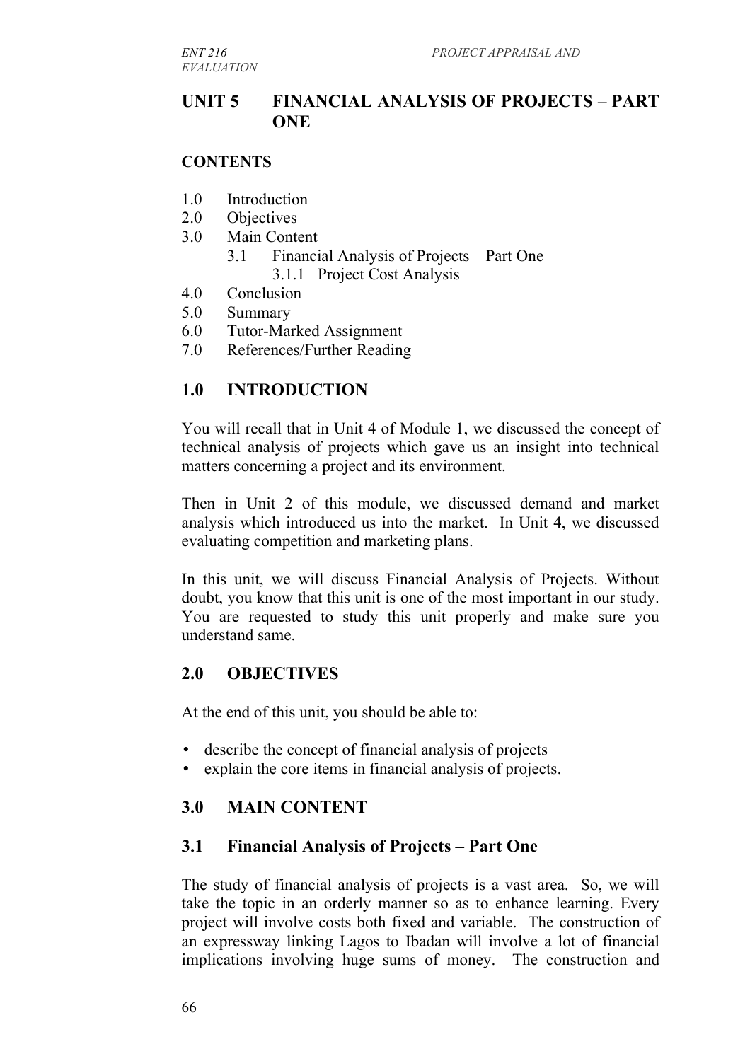# UNIT 5 FINANCIAL ANALYSIS OF PROJECTS – PART ONE

## CONTENTS

1.0 Introduction
2.0 Objectives
3.0 Main Content
 3.1 Financial Analysis of Projects – Part One
  3.1.1 Project Cost Analysis
4.0 Conclusion
5.0 Summary
6.0 Tutor-Marked Assignment
7.0 References/Further Reading

## 1.0 INTRODUCTION

You will recall that in Unit 4 of Module 1, we discussed the concept of technical analysis of projects which gave us an insight into technical matters concerning a project and its environment.

Then in Unit 2 of this module, we discussed demand and market analysis which introduced us into the market. In Unit 4, we discussed evaluating competition and marketing plans.

In this unit, we will discuss Financial Analysis of Projects. Without doubt, you know that this unit is one of the most important in our study. You are requested to study this unit properly and make sure you understand same.

## 2.0 OBJECTIVES

At the end of this unit, you should be able to:

- describe the concept of financial analysis of projects
- explain the core items in financial analysis of projects.

## 3.0 MAIN CONTENT

### 3.1 Financial Analysis of Projects – Part One

The study of financial analysis of projects is a vast area. So, we will take the topic in an orderly manner so as to enhance learning. Every project will involve costs both fixed and variable. The construction of an expressway linking Lagos to Ibadan will involve a lot of financial implications involving huge sums of money. The construction and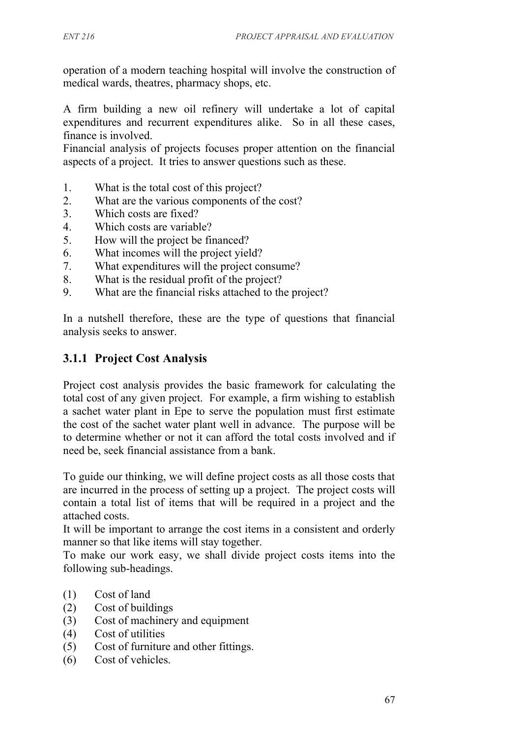operation of a modern teaching hospital will involve the construction of medical wards, theatres, pharmacy shops, etc.

A firm building a new oil refinery will undertake a lot of capital expenditures and recurrent expenditures alike. So in all these cases, finance is involved.

Financial analysis of projects focuses proper attention on the financial aspects of a project. It tries to answer questions such as these.

1. What is the total cost of this project?
2. What are the various components of the cost?
3. Which costs are fixed?
4. Which costs are variable?
5. How will the project be financed?
6. What incomes will the project yield?
7. What expenditures will the project consume?
8. What is the residual profit of the project?
9. What are the financial risks attached to the project?

In a nutshell therefore, these are the type of questions that financial analysis seeks to answer.

### 3.1.1 Project Cost Analysis

Project cost analysis provides the basic framework for calculating the total cost of any given project. For example, a firm wishing to establish a sachet water plant in Epe to serve the population must first estimate the cost of the sachet water plant well in advance. The purpose will be to determine whether or not it can afford the total costs involved and if need be, seek financial assistance from a bank.

To guide our thinking, we will define project costs as all those costs that are incurred in the process of setting up a project. The project costs will contain a total list of items that will be required in a project and the attached costs.

It will be important to arrange the cost items in a consistent and orderly manner so that like items will stay together.

To make our work easy, we shall divide project costs items into the following sub-headings.

(1) Cost of land
(2) Cost of buildings
(3) Cost of machinery and equipment
(4) Cost of utilities
(5) Cost of furniture and other fittings.
(6) Cost of vehicles.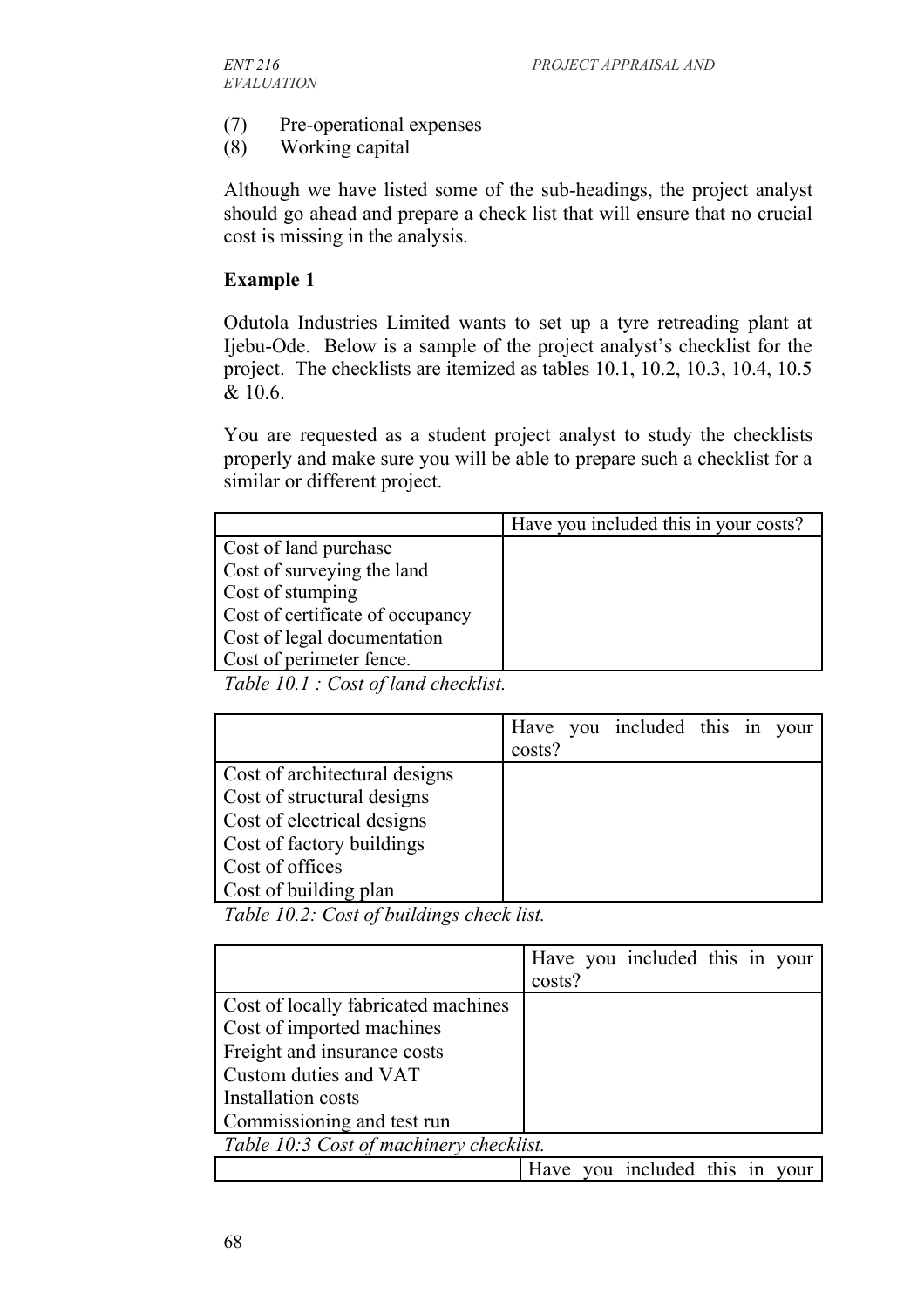(7) Pre-operational expenses
(8) Working capital

Although we have listed some of the sub-headings, the project analyst should go ahead and prepare a check list that will ensure that no crucial cost is missing in the analysis.

**Example 1**

Odutola Industries Limited wants to set up a tyre retreading plant at Ijebu-Ode. Below is a sample of the project analyst's checklist for the project. The checklists are itemized as tables 10.1, 10.2, 10.3, 10.4, 10.5 & 10.6.

You are requested as a student project analyst to study the checklists properly and make sure you will be able to prepare such a checklist for a similar or different project.

| | Have you included this in your costs? |
|---|---|
| Cost of land purchase<br>Cost of surveying the land<br>Cost of stumping<br>Cost of certificate of occupancy<br>Cost of legal documentation<br>Cost of perimeter fence. | |

*Table 10.1 : Cost of land checklist.*

| | Have you included this in your costs? |
|---|---|
| Cost of architectural designs<br>Cost of structural designs<br>Cost of electrical designs<br>Cost of factory buildings<br>Cost of offices<br>Cost of building plan | |

*Table 10.2: Cost of buildings check list.*

| | Have you included this in your costs? |
|---|---|
| Cost of locally fabricated machines<br>Cost of imported machines<br>Freight and insurance costs<br>Custom duties and VAT<br>Installation costs<br>Commissioning and test run | |

*Table 10:3 Cost of machinery checklist.*

| | Have you included this in your |
|---|---|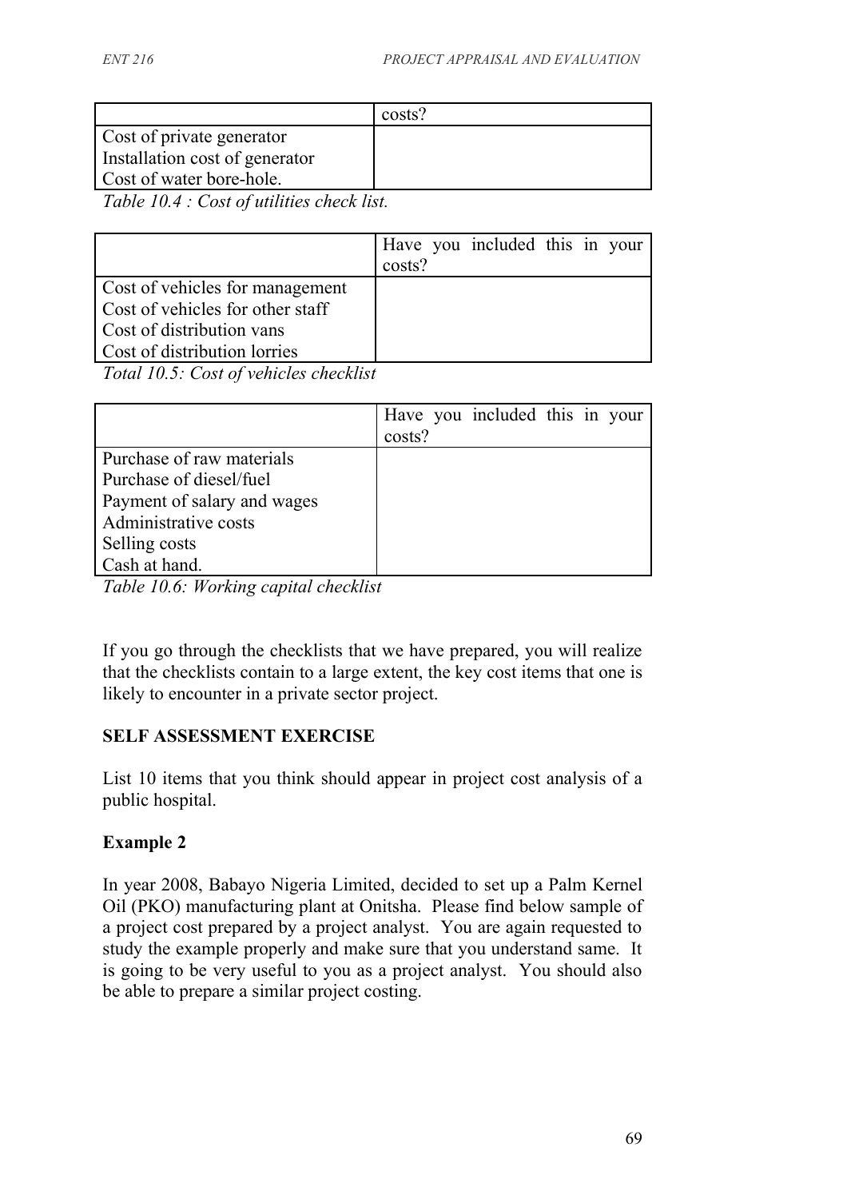| | costs? |
|---|---|
| Cost of private generator<br>Installation cost of generator<br>Cost of water bore-hole. | |

*Table 10.4 : Cost of utilities check list.*

| | Have you included this in your costs? |
|---|---|
| Cost of vehicles for management<br>Cost of vehicles for other staff<br>Cost of distribution vans<br>Cost of distribution lorries | |

*Total 10.5: Cost of vehicles checklist*

| | Have you included this in your costs? |
|---|---|
| Purchase of raw materials<br>Purchase of diesel/fuel<br>Payment of salary and wages<br>Administrative costs<br>Selling costs<br>Cash at hand. | |

*Table 10.6: Working capital checklist*

If you go through the checklists that we have prepared, you will realize that the checklists contain to a large extent, the key cost items that one is likely to encounter in a private sector project.

**SELF ASSESSMENT EXERCISE**

List 10 items that you think should appear in project cost analysis of a public hospital.

**Example 2**

In year 2008, Babayo Nigeria Limited, decided to set up a Palm Kernel Oil (PKO) manufacturing plant at Onitsha. Please find below sample of a project cost prepared by a project analyst. You are again requested to study the example properly and make sure that you understand same. It is going to be very useful to you as a project analyst. You should also be able to prepare a similar project costing.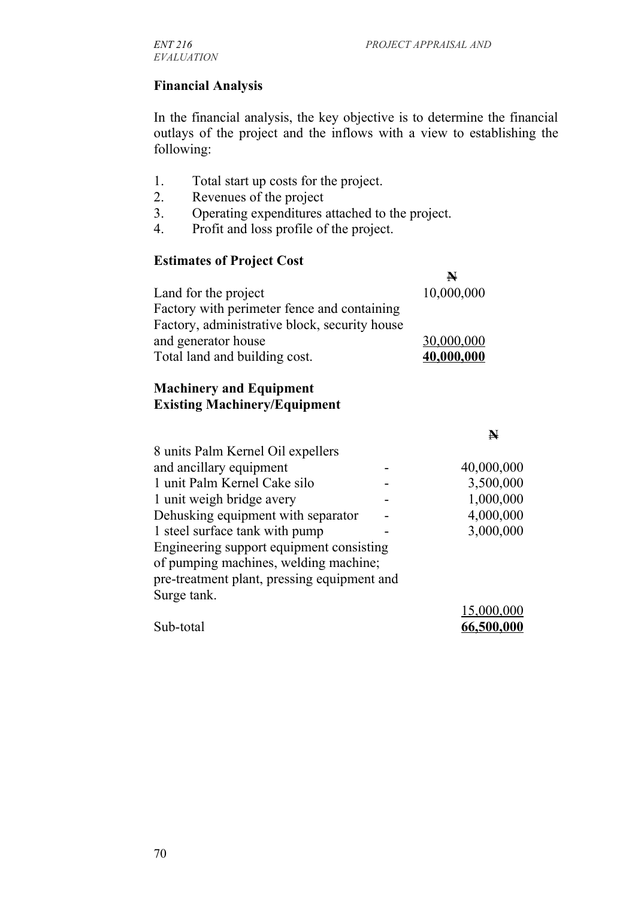**Financial Analysis**

In the financial analysis, the key objective is to determine the financial outlays of the project and the inflows with a view to establishing the following:

1. Total start up costs for the project.
2. Revenues of the project
3. Operating expenditures attached to the project.
4. Profit and loss profile of the project.

**Estimates of Project Cost**

| | ₦ |
|---|---|
| Land for the project | 10,000,000 |
| Factory with perimeter fence and containing Factory, administrative block, security house and generator house | 30,000,000 |
| Total land and building cost. | **40,000,000** |

**Machinery and Equipment**
**Existing Machinery/Equipment**

| | | ₦ |
|---|---|---|
| 8 units Palm Kernel Oil expellers and ancillary equipment | - | 40,000,000 |
| 1 unit Palm Kernel Cake silo | - | 3,500,000 |
| 1 unit weigh bridge avery | - | 1,000,000 |
| Dehusking equipment with separator | - | 4,000,000 |
| 1 steel surface tank with pump | - | 3,000,000 |
| Engineering support equipment consisting of pumping machines, welding machine; pre-treatment plant, pressing equipment and Surge tank. | | 15,000,000 |
| Sub-total | | **66,500,000** |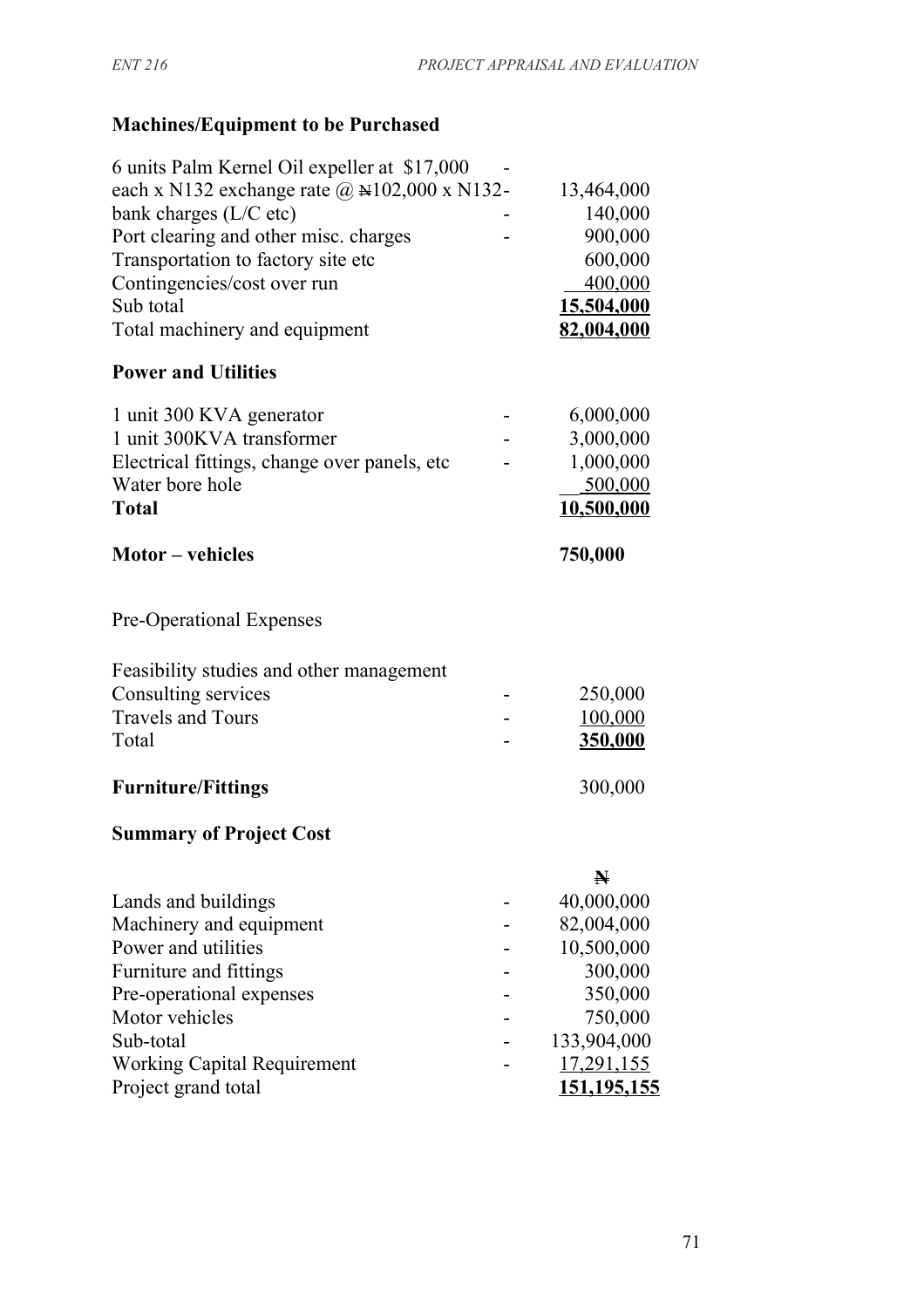**Machines/Equipment to be Purchased**

| | | |
|---|---|---|
| 6 units Palm Kernel Oil expeller at $17,000 each x N132 exchange rate @ ₦102,000 x N132 | - | 13,464,000 |
| bank charges (L/C etc) | - | 140,000 |
| Port clearing and other misc. charges | - | 900,000 |
| Transportation to factory site etc | - | 600,000 |
| Contingencies/cost over run | - | 400,000 |
| Sub total | | **15,504,000** |
| Total machinery and equipment | | **82,004,000** |

**Power and Utilities**

| | | |
|---|---|---|
| 1 unit 300 KVA generator | - | 6,000,000 |
| 1 unit 300KVA transformer | - | 3,000,000 |
| Electrical fittings, change over panels, etc | - | 1,000,000 |
| Water bore hole | | 500,000 |
| **Total** | | **10,500,000** |

**Motor – vehicles** **750,000**

Pre-Operational Expenses

| | | |
|---|---|---|
| Feasibility studies and other management Consulting services | - | 250,000 |
| Travels and Tours | - | 100,000 |
| Total | - | **350,000** |

**Furniture/Fittings** 300,000

**Summary of Project Cost**

| | | ₦ |
|---|---|---|
| Lands and buildings | - | 40,000,000 |
| Machinery and equipment | - | 82,004,000 |
| Power and utilities | - | 10,500,000 |
| Furniture and fittings | - | 300,000 |
| Pre-operational expenses | - | 350,000 |
| Motor vehicles | - | 750,000 |
| Sub-total | - | 133,904,000 |
| Working Capital Requirement | - | 17,291,155 |
| Project grand total | | **151,195,155** |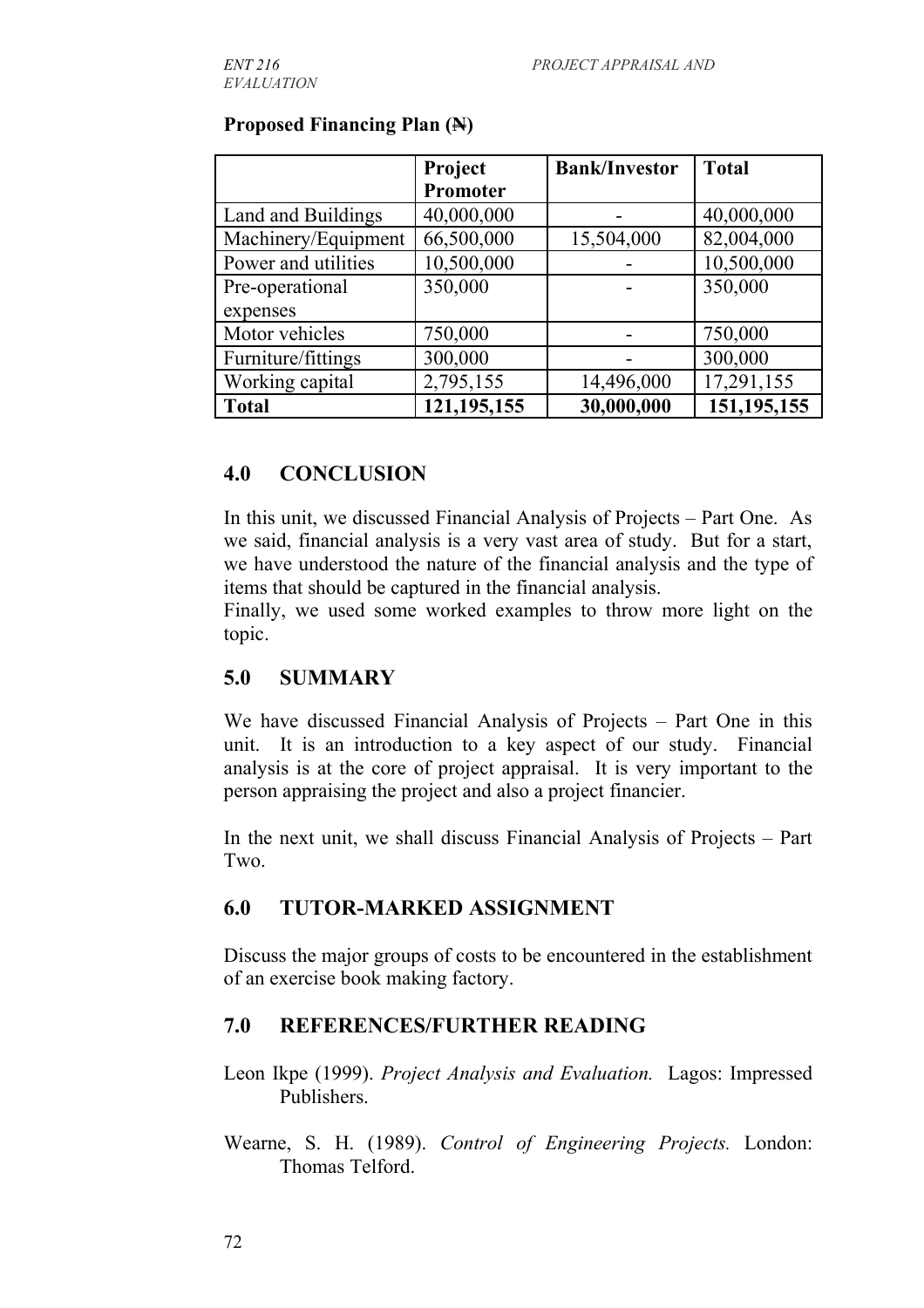**Proposed Financing Plan (₦)**

| | Project Promoter | Bank/Investor | Total |
|---|---|---|---|
| Land and Buildings | 40,000,000 | - | 40,000,000 |
| Machinery/Equipment | 66,500,000 | 15,504,000 | 82,004,000 |
| Power and utilities | 10,500,000 | - | 10,500,000 |
| Pre-operational expenses | 350,000 | - | 350,000 |
| Motor vehicles | 750,000 | - | 750,000 |
| Furniture/fittings | 300,000 | - | 300,000 |
| Working capital | 2,795,155 | 14,496,000 | 17,291,155 |
| **Total** | **121,195,155** | **30,000,000** | **151,195,155** |

## 4.0 CONCLUSION

In this unit, we discussed Financial Analysis of Projects – Part One. As we said, financial analysis is a very vast area of study. But for a start, we have understood the nature of the financial analysis and the type of items that should be captured in the financial analysis.

Finally, we used some worked examples to throw more light on the topic.

## 5.0 SUMMARY

We have discussed Financial Analysis of Projects – Part One in this unit. It is an introduction to a key aspect of our study. Financial analysis is at the core of project appraisal. It is very important to the person appraising the project and also a project financier.

In the next unit, we shall discuss Financial Analysis of Projects – Part Two.

## 6.0 TUTOR-MARKED ASSIGNMENT

Discuss the major groups of costs to be encountered in the establishment of an exercise book making factory.

## 7.0 REFERENCES/FURTHER READING

Leon Ikpe (1999). *Project Analysis and Evaluation.* Lagos: Impressed Publishers.

Wearne, S. H. (1989). *Control of Engineering Projects.* London: Thomas Telford.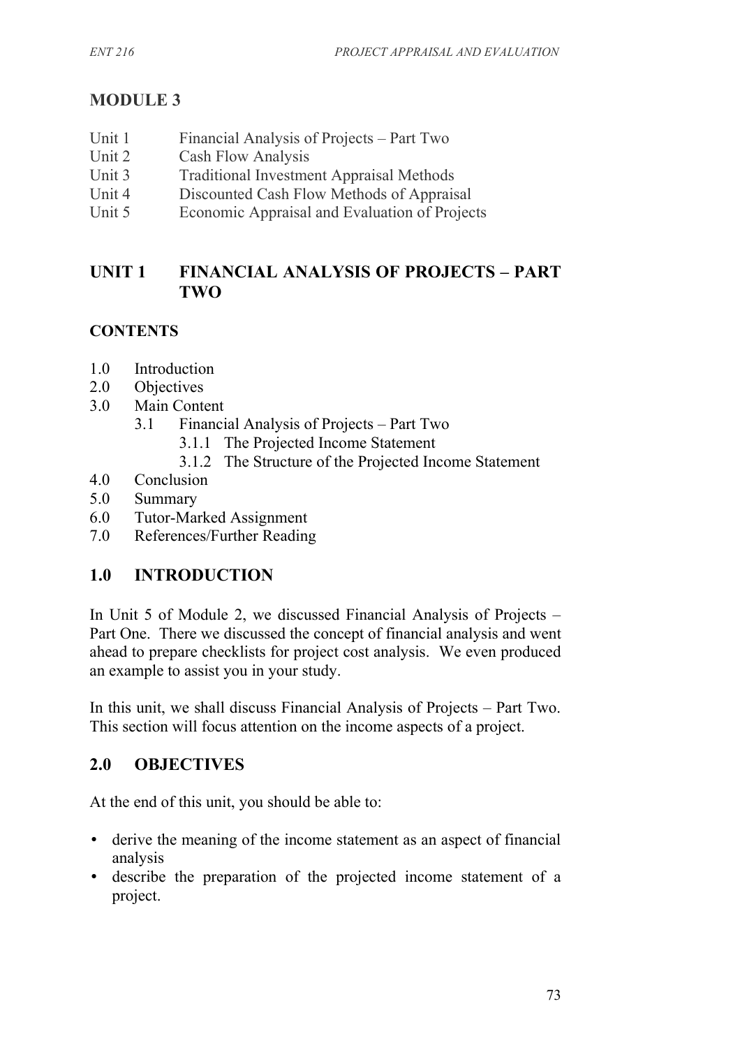# MODULE 3

- Unit 1 Financial Analysis of Projects – Part Two
- Unit 2 Cash Flow Analysis
- Unit 3 Traditional Investment Appraisal Methods
- Unit 4 Discounted Cash Flow Methods of Appraisal
- Unit 5 Economic Appraisal and Evaluation of Projects

## UNIT 1 FINANCIAL ANALYSIS OF PROJECTS – PART TWO

### CONTENTS

- 1.0 Introduction
- 2.0 Objectives
- 3.0 Main Content
    - 3.1 Financial Analysis of Projects – Part Two
        - 3.1.1 The Projected Income Statement
        - 3.1.2 The Structure of the Projected Income Statement
- 4.0 Conclusion
- 5.0 Summary
- 6.0 Tutor-Marked Assignment
- 7.0 References/Further Reading

## 1.0 INTRODUCTION

In Unit 5 of Module 2, we discussed Financial Analysis of Projects – Part One. There we discussed the concept of financial analysis and went ahead to prepare checklists for project cost analysis. We even produced an example to assist you in your study.

In this unit, we shall discuss Financial Analysis of Projects – Part Two. This section will focus attention on the income aspects of a project.

## 2.0 OBJECTIVES

At the end of this unit, you should be able to:

- derive the meaning of the income statement as an aspect of financial analysis
- describe the preparation of the projected income statement of a project.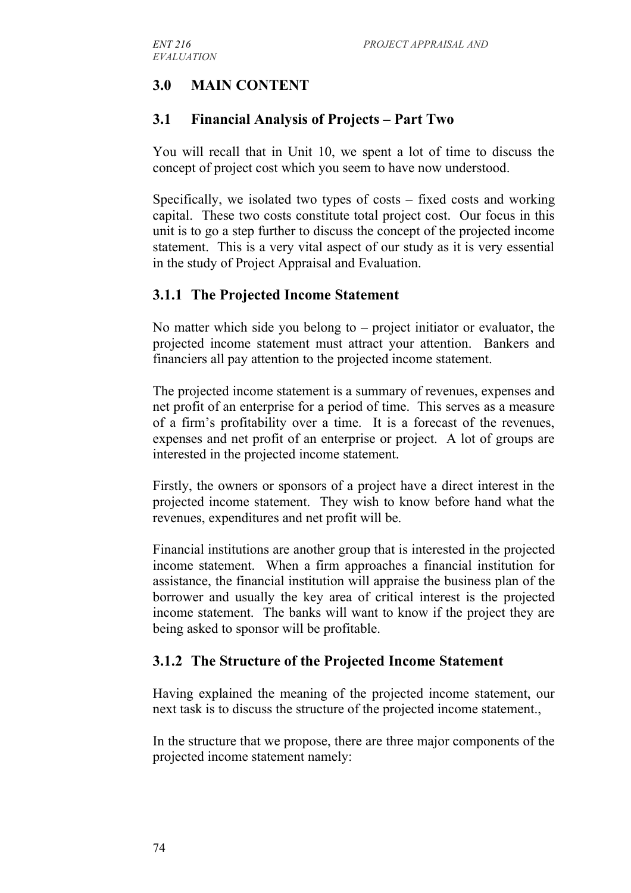## 3.0 MAIN CONTENT

### 3.1 Financial Analysis of Projects – Part Two

You will recall that in Unit 10, we spent a lot of time to discuss the concept of project cost which you seem to have now understood.

Specifically, we isolated two types of costs – fixed costs and working capital. These two costs constitute total project cost. Our focus in this unit is to go a step further to discuss the concept of the projected income statement. This is a very vital aspect of our study as it is very essential in the study of Project Appraisal and Evaluation.

#### 3.1.1 The Projected Income Statement

No matter which side you belong to – project initiator or evaluator, the projected income statement must attract your attention. Bankers and financiers all pay attention to the projected income statement.

The projected income statement is a summary of revenues, expenses and net profit of an enterprise for a period of time. This serves as a measure of a firm's profitability over a time. It is a forecast of the revenues, expenses and net profit of an enterprise or project. A lot of groups are interested in the projected income statement.

Firstly, the owners or sponsors of a project have a direct interest in the projected income statement. They wish to know before hand what the revenues, expenditures and net profit will be.

Financial institutions are another group that is interested in the projected income statement. When a firm approaches a financial institution for assistance, the financial institution will appraise the business plan of the borrower and usually the key area of critical interest is the projected income statement. The banks will want to know if the project they are being asked to sponsor will be profitable.

#### 3.1.2 The Structure of the Projected Income Statement

Having explained the meaning of the projected income statement, our next task is to discuss the structure of the projected income statement.,

In the structure that we propose, there are three major components of the projected income statement namely: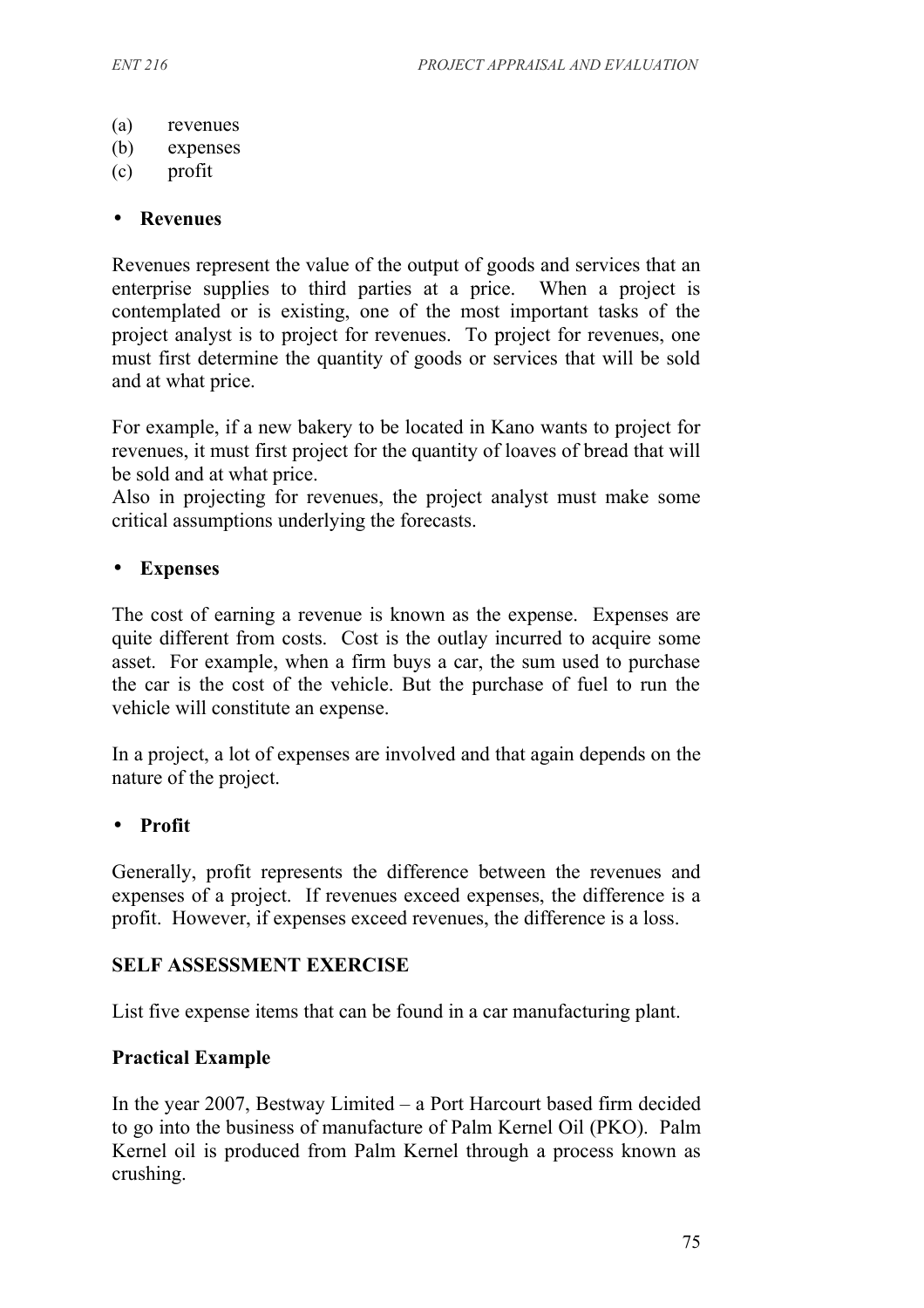(a) revenues
(b) expenses
(c) profit

- **Revenues**

Revenues represent the value of the output of goods and services that an enterprise supplies to third parties at a price. When a project is contemplated or is existing, one of the most important tasks of the project analyst is to project for revenues. To project for revenues, one must first determine the quantity of goods or services that will be sold and at what price.

For example, if a new bakery to be located in Kano wants to project for revenues, it must first project for the quantity of loaves of bread that will be sold and at what price.
Also in projecting for revenues, the project analyst must make some critical assumptions underlying the forecasts.

- **Expenses**

The cost of earning a revenue is known as the expense. Expenses are quite different from costs. Cost is the outlay incurred to acquire some asset. For example, when a firm buys a car, the sum used to purchase the car is the cost of the vehicle. But the purchase of fuel to run the vehicle will constitute an expense.

In a project, a lot of expenses are involved and that again depends on the nature of the project.

- **Profit**

Generally, profit represents the difference between the revenues and expenses of a project. If revenues exceed expenses, the difference is a profit. However, if expenses exceed revenues, the difference is a loss.

**SELF ASSESSMENT EXERCISE**

List five expense items that can be found in a car manufacturing plant.

**Practical Example**

In the year 2007, Bestway Limited – a Port Harcourt based firm decided to go into the business of manufacture of Palm Kernel Oil (PKO). Palm Kernel oil is produced from Palm Kernel through a process known as crushing.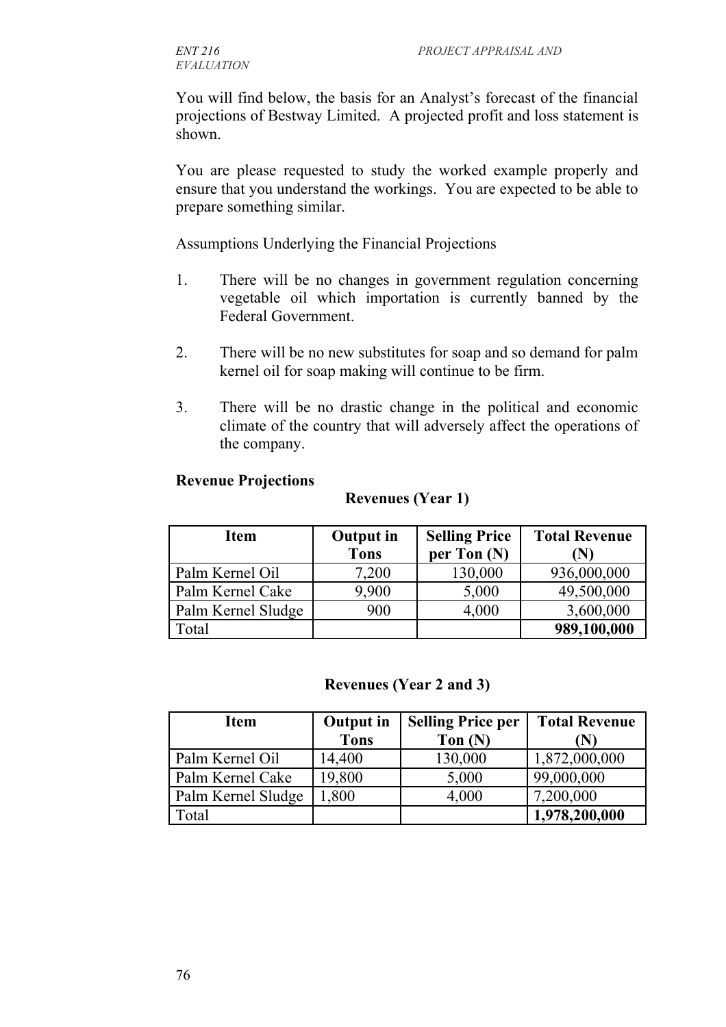You will find below, the basis for an Analyst's forecast of the financial projections of Bestway Limited. A projected profit and loss statement is shown.

You are please requested to study the worked example properly and ensure that you understand the workings. You are expected to be able to prepare something similar.

Assumptions Underlying the Financial Projections

1. There will be no changes in government regulation concerning vegetable oil which importation is currently banned by the Federal Government.

2. There will be no new substitutes for soap and so demand for palm kernel oil for soap making will continue to be firm.

3. There will be no drastic change in the political and economic climate of the country that will adversely affect the operations of the company.

**Revenue Projections**

**Revenues (Year 1)**

| Item | Output in Tons | Selling Price per Ton (N) | Total Revenue (N) |
|---|---|---|---|
| Palm Kernel Oil | 7,200 | 130,000 | 936,000,000 |
| Palm Kernel Cake | 9,900 | 5,000 | 49,500,000 |
| Palm Kernel Sludge | 900 | 4,000 | 3,600,000 |
| Total | | | **989,100,000** |

**Revenues (Year 2 and 3)**

| Item | Output in Tons | Selling Price per Ton (N) | Total Revenue (N) |
|---|---|---|---|
| Palm Kernel Oil | 14,400 | 130,000 | 1,872,000,000 |
| Palm Kernel Cake | 19,800 | 5,000 | 99,000,000 |
| Palm Kernel Sludge | 1,800 | 4,000 | 7,200,000 |
| Total | | | **1,978,200,000** |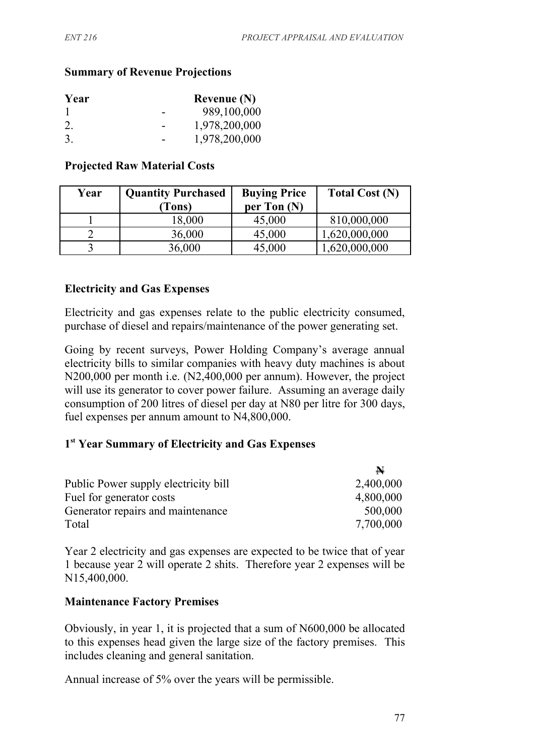**Summary of Revenue Projections**

| Year | | Revenue (N) |
|---|---|---|
| 1 | - | 989,100,000 |
| 2. | - | 1,978,200,000 |
| 3. | - | 1,978,200,000 |

**Projected Raw Material Costs**

| Year | Quantity Purchased (Tons) | Buying Price per Ton (N) | Total Cost (N) |
|---|---|---|---|
| 1 | 18,000 | 45,000 | 810,000,000 |
| 2 | 36,000 | 45,000 | 1,620,000,000 |
| 3 | 36,000 | 45,000 | 1,620,000,000 |

**Electricity and Gas Expenses**

Electricity and gas expenses relate to the public electricity consumed, purchase of diesel and repairs/maintenance of the power generating set.

Going by recent surveys, Power Holding Company's average annual electricity bills to similar companies with heavy duty machines is about N200,000 per month i.e. (N2,400,000 per annum). However, the project will use its generator to cover power failure. Assuming an average daily consumption of 200 litres of diesel per day at N80 per litre for 300 days, fuel expenses per annum amount to N4,800,000.

**1st Year Summary of Electricity and Gas Expenses**

| | ₦ |
|---|---|
| Public Power supply electricity bill | 2,400,000 |
| Fuel for generator costs | 4,800,000 |
| Generator repairs and maintenance | 500,000 |
| Total | 7,700,000 |

Year 2 electricity and gas expenses are expected to be twice that of year 1 because year 2 will operate 2 shits. Therefore year 2 expenses will be N15,400,000.

**Maintenance Factory Premises**

Obviously, in year 1, it is projected that a sum of N600,000 be allocated to this expenses head given the large size of the factory premises. This includes cleaning and general sanitation.

Annual increase of 5% over the years will be permissible.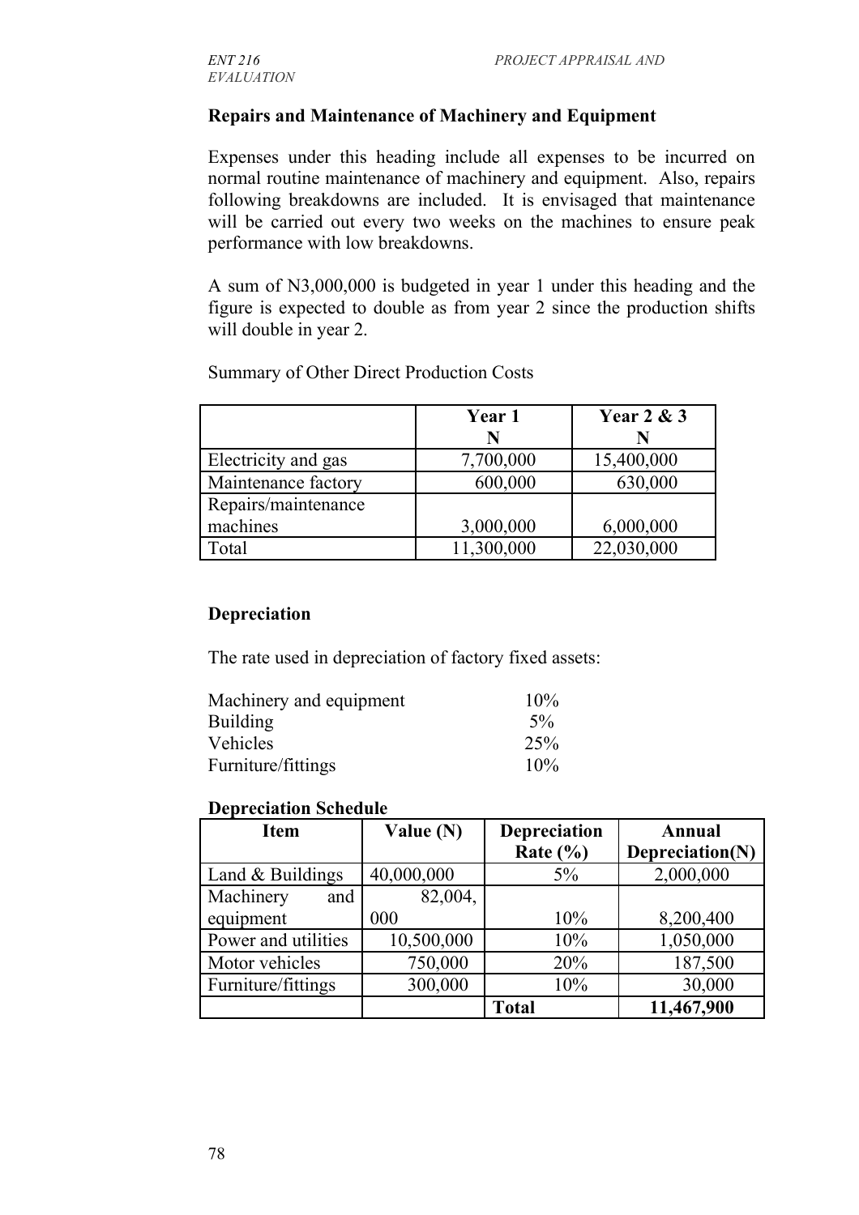**Repairs and Maintenance of Machinery and Equipment**

Expenses under this heading include all expenses to be incurred on normal routine maintenance of machinery and equipment. Also, repairs following breakdowns are included. It is envisaged that maintenance will be carried out every two weeks on the machines to ensure peak performance with low breakdowns.

A sum of N3,000,000 is budgeted in year 1 under this heading and the figure is expected to double as from year 2 since the production shifts will double in year 2.

Summary of Other Direct Production Costs

| | Year 1<br>N | Year 2 & 3<br>N |
|---|---|---|
| Electricity and gas | 7,700,000 | 15,400,000 |
| Maintenance factory | 600,000 | 630,000 |
| Repairs/maintenance machines | 3,000,000 | 6,000,000 |
| Total | 11,300,000 | 22,030,000 |

**Depreciation**

The rate used in depreciation of factory fixed assets:

| | |
|---|---|
| Machinery and equipment | 10% |
| Building | 5% |
| Vehicles | 25% |
| Furniture/fittings | 10% |

**Depreciation Schedule**

| Item | Value (N) | Depreciation Rate (%) | Annual Depreciation(N) |
|---|---|---|---|
| Land & Buildings | 40,000,000 | 5% | 2,000,000 |
| Machinery and equipment | 82,004, 000 | 10% | 8,200,400 |
| Power and utilities | 10,500,000 | 10% | 1,050,000 |
| Motor vehicles | 750,000 | 20% | 187,500 |
| Furniture/fittings | 300,000 | 10% | 30,000 |
| | | **Total** | **11,467,900** |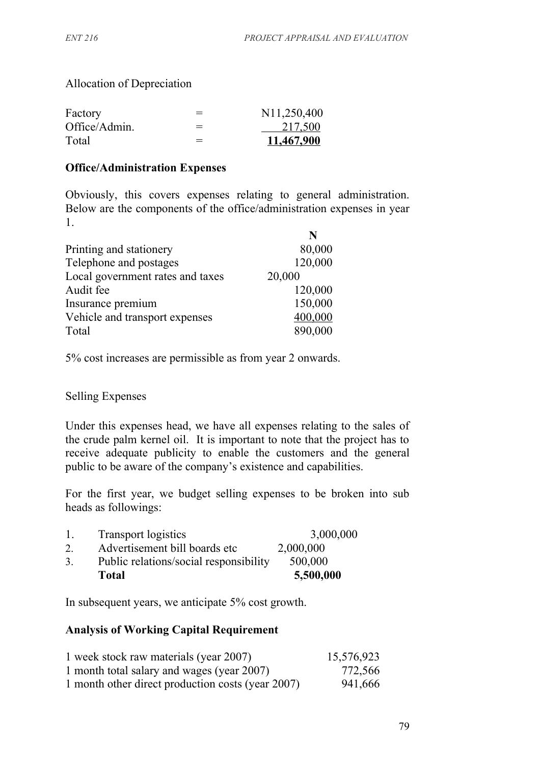Allocation of Depreciation

| | | |
|---|---|---|
| Factory | = | N11,250,400 |
| Office/Admin. | = | 217,500 |
| Total | = | **11,467,900** |

**Office/Administration Expenses**

Obviously, this covers expenses relating to general administration. Below are the components of the office/administration expenses in year 1.

| | N |
|---|---|
| Printing and stationery | 80,000 |
| Telephone and postages | 120,000 |
| Local government rates and taxes | 20,000 |
| Audit fee | 120,000 |
| Insurance premium | 150,000 |
| Vehicle and transport expenses | 400,000 |
| Total | 890,000 |

5% cost increases are permissible as from year 2 onwards.

Selling Expenses

Under this expenses head, we have all expenses relating to the sales of the crude palm kernel oil. It is important to note that the project has to receive adequate publicity to enable the customers and the general public to be aware of the company's existence and capabilities.

For the first year, we budget selling expenses to be broken into sub heads as followings:

| | | |
|---|---|---|
| 1. | Transport logistics | 3,000,000 |
| 2. | Advertisement bill boards etc | 2,000,000 |
| 3. | Public relations/social responsibility | 500,000 |
| | **Total** | **5,500,000** |

In subsequent years, we anticipate 5% cost growth.

**Analysis of Working Capital Requirement**

| | |
|---|---|
| 1 week stock raw materials (year 2007) | 15,576,923 |
| 1 month total salary and wages (year 2007) | 772,566 |
| 1 month other direct production costs (year 2007) | 941,666 |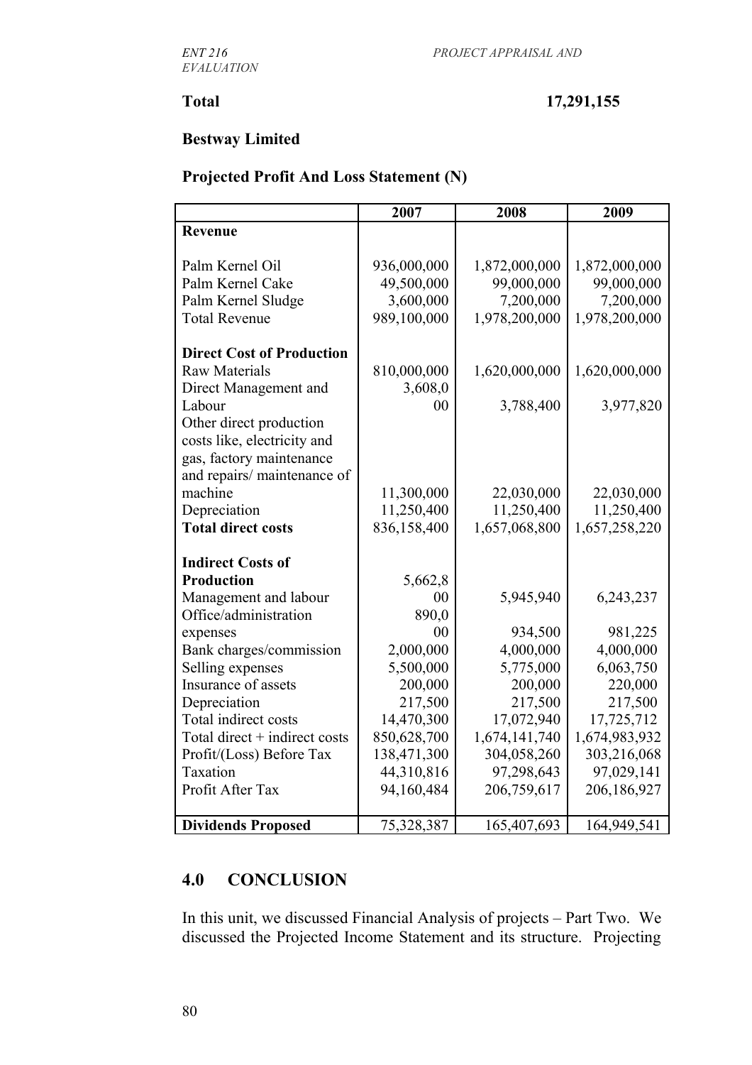**Total 17,291,155**

**Bestway Limited**

**Projected Profit And Loss Statement (N)**

| | 2007 | 2008 | 2009 |
|---|---|---|---|
| **Revenue** | | | |
| Palm Kernel Oil | 936,000,000 | 1,872,000,000 | 1,872,000,000 |
| Palm Kernel Cake | 49,500,000 | 99,000,000 | 99,000,000 |
| Palm Kernel Sludge | 3,600,000 | 7,200,000 | 7,200,000 |
| Total Revenue | 989,100,000 | 1,978,200,000 | 1,978,200,000 |
| **Direct Cost of Production** | | | |
| Raw Materials | 810,000,000 | 1,620,000,000 | 1,620,000,000 |
| Direct Management and Labour | 3,608,000 | 3,788,400 | 3,977,820 |
| Other direct production costs like, electricity and gas, factory maintenance and repairs/ maintenance of machine | 11,300,000 | 22,030,000 | 22,030,000 |
| Depreciation | 11,250,400 | 11,250,400 | 11,250,400 |
| **Total direct costs** | 836,158,400 | 1,657,068,800 | 1,657,258,220 |
| **Indirect Costs of Production** | | | |
| Management and labour | 5,662,800 | 5,945,940 | 6,243,237 |
| Office/administration expenses | 890,000 | 934,500 | 981,225 |
| Bank charges/commission | 2,000,000 | 4,000,000 | 4,000,000 |
| Selling expenses | 5,500,000 | 5,775,000 | 6,063,750 |
| Insurance of assets | 200,000 | 200,000 | 220,000 |
| Depreciation | 217,500 | 217,500 | 217,500 |
| Total indirect costs | 14,470,300 | 17,072,940 | 17,725,712 |
| Total direct + indirect costs | 850,628,700 | 1,674,141,740 | 1,674,983,932 |
| Profit/(Loss) Before Tax | 138,471,300 | 304,058,260 | 303,216,068 |
| Taxation | 44,310,816 | 97,298,643 | 97,029,141 |
| Profit After Tax | 94,160,484 | 206,759,617 | 206,186,927 |
| **Dividends Proposed** | 75,328,387 | 165,407,693 | 164,949,541 |

## 4.0 CONCLUSION

In this unit, we discussed Financial Analysis of projects – Part Two. We discussed the Projected Income Statement and its structure. Projecting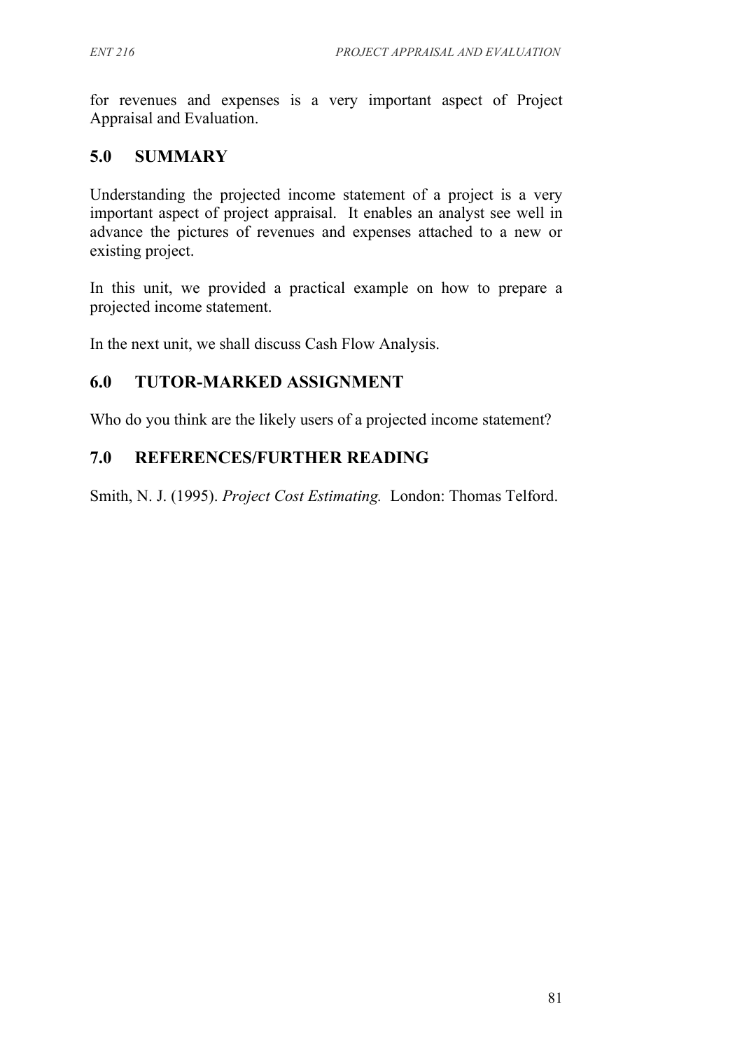for revenues and expenses is a very important aspect of Project Appraisal and Evaluation.

## 5.0 SUMMARY

Understanding the projected income statement of a project is a very important aspect of project appraisal. It enables an analyst see well in advance the pictures of revenues and expenses attached to a new or existing project.

In this unit, we provided a practical example on how to prepare a projected income statement.

In the next unit, we shall discuss Cash Flow Analysis.

## 6.0 TUTOR-MARKED ASSIGNMENT

Who do you think are the likely users of a projected income statement?

## 7.0 REFERENCES/FURTHER READING

Smith, N. J. (1995). *Project Cost Estimating.* London: Thomas Telford.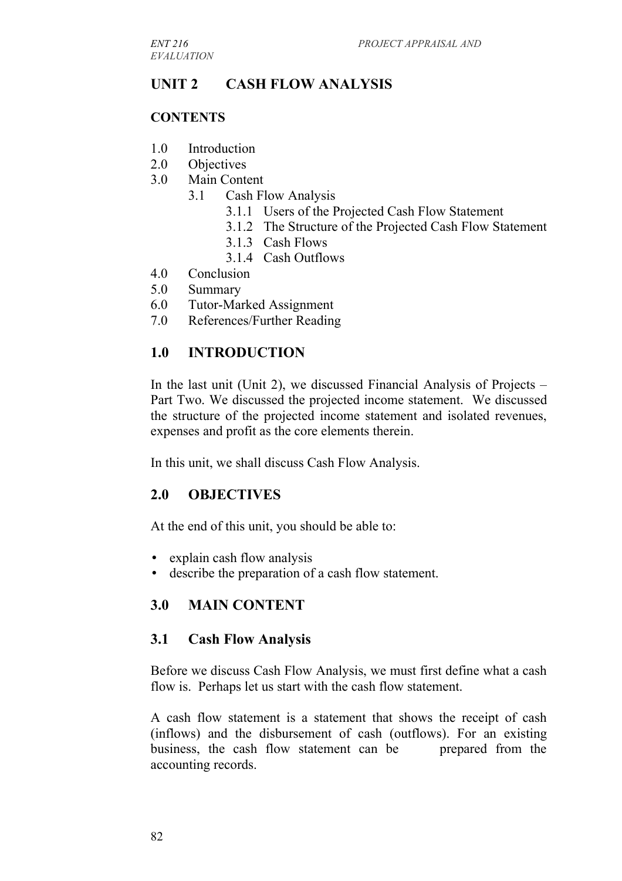## UNIT 2 CASH FLOW ANALYSIS

### CONTENTS

1.0 Introduction
2.0 Objectives
3.0 Main Content
    3.1 Cash Flow Analysis
        3.1.1 Users of the Projected Cash Flow Statement
        3.1.2 The Structure of the Projected Cash Flow Statement
        3.1.3 Cash Flows
        3.1.4 Cash Outflows
4.0 Conclusion
5.0 Summary
6.0 Tutor-Marked Assignment
7.0 References/Further Reading

## 1.0 INTRODUCTION

In the last unit (Unit 2), we discussed Financial Analysis of Projects – Part Two. We discussed the projected income statement. We discussed the structure of the projected income statement and isolated revenues, expenses and profit as the core elements therein.

In this unit, we shall discuss Cash Flow Analysis.

## 2.0 OBJECTIVES

At the end of this unit, you should be able to:

- explain cash flow analysis
- describe the preparation of a cash flow statement.

## 3.0 MAIN CONTENT

### 3.1 Cash Flow Analysis

Before we discuss Cash Flow Analysis, we must first define what a cash flow is. Perhaps let us start with the cash flow statement.

A cash flow statement is a statement that shows the receipt of cash (inflows) and the disbursement of cash (outflows). For an existing business, the cash flow statement can be prepared from the accounting records.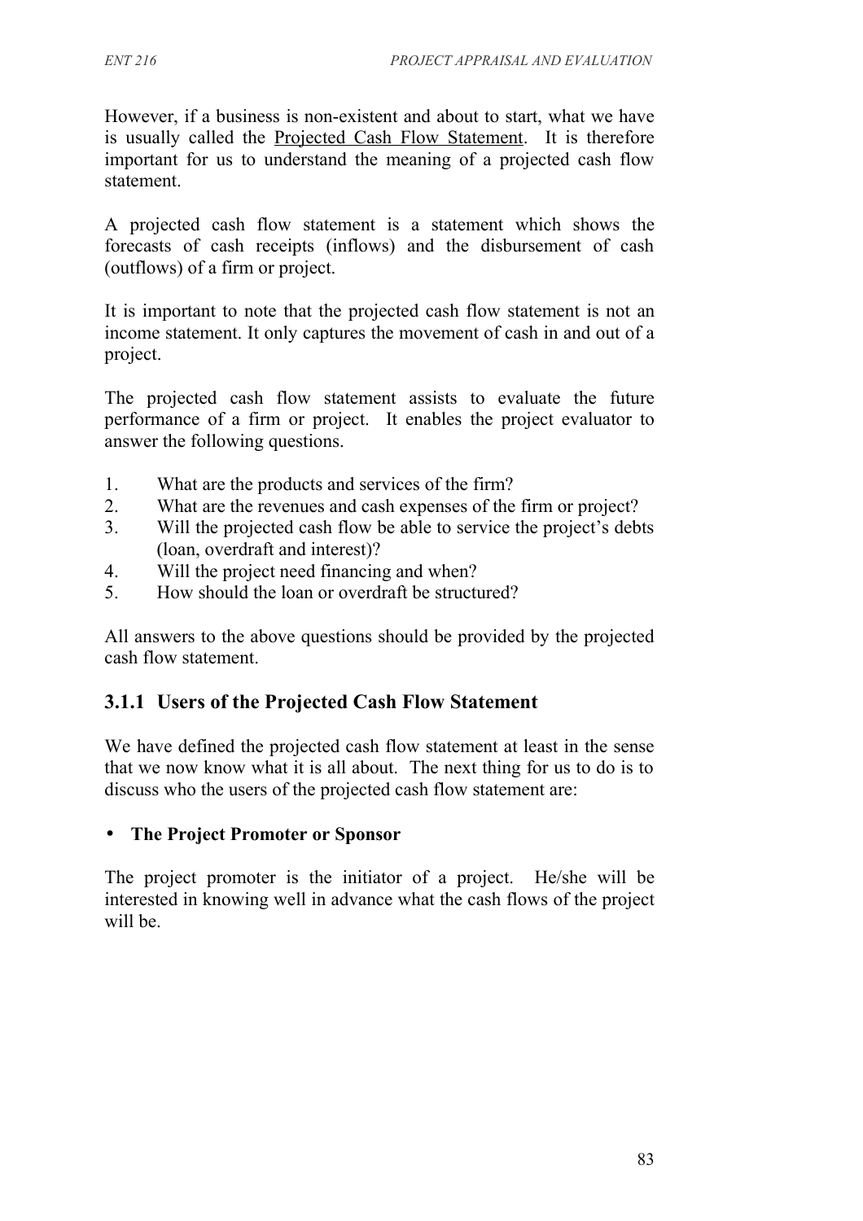However, if a business is non-existent and about to start, what we have is usually called the Projected Cash Flow Statement. It is therefore important for us to understand the meaning of a projected cash flow statement.

A projected cash flow statement is a statement which shows the forecasts of cash receipts (inflows) and the disbursement of cash (outflows) of a firm or project.

It is important to note that the projected cash flow statement is not an income statement. It only captures the movement of cash in and out of a project.

The projected cash flow statement assists to evaluate the future performance of a firm or project. It enables the project evaluator to answer the following questions.

1. What are the products and services of the firm?
2. What are the revenues and cash expenses of the firm or project?
3. Will the projected cash flow be able to service the project's debts (loan, overdraft and interest)?
4. Will the project need financing and when?
5. How should the loan or overdraft be structured?

All answers to the above questions should be provided by the projected cash flow statement.

### 3.1.1 Users of the Projected Cash Flow Statement

We have defined the projected cash flow statement at least in the sense that we now know what it is all about. The next thing for us to do is to discuss who the users of the projected cash flow statement are:

- **The Project Promoter or Sponsor**

The project promoter is the initiator of a project. He/she will be interested in knowing well in advance what the cash flows of the project will be.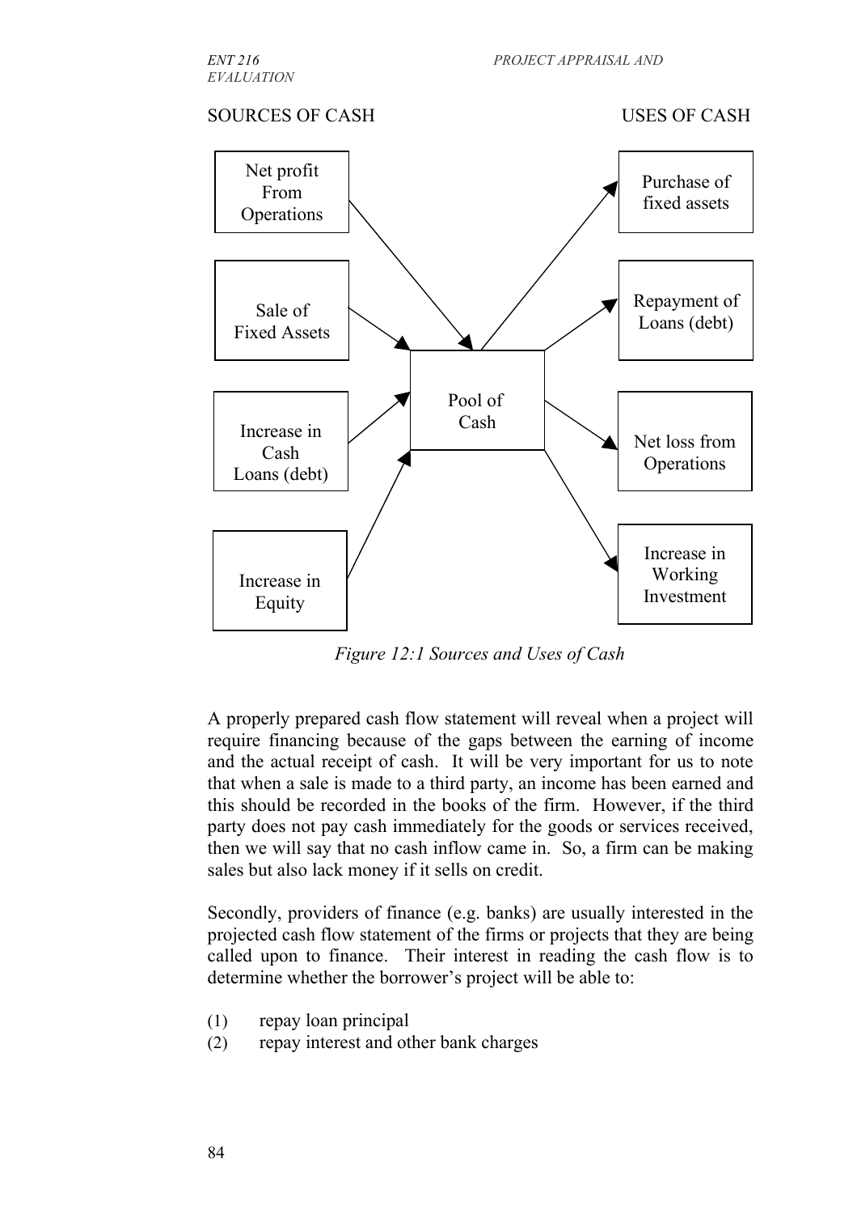| SOURCES OF CASH | | USES OF CASH |
|---|---|---|
| Net profit From Operations | | Purchase of fixed assets |
| Sale of Fixed Assets | Pool of Cash | Repayment of Loans (debt) |
| Increase in Cash Loans (debt) | | Net loss from Operations |
| Increase in Equity | | Increase in Working Investment |

*Figure 12:1 Sources and Uses of Cash*

A properly prepared cash flow statement will reveal when a project will require financing because of the gaps between the earning of income and the actual receipt of cash. It will be very important for us to note that when a sale is made to a third party, an income has been earned and this should be recorded in the books of the firm. However, if the third party does not pay cash immediately for the goods or services received, then we will say that no cash inflow came in. So, a firm can be making sales but also lack money if it sells on credit.

Secondly, providers of finance (e.g. banks) are usually interested in the projected cash flow statement of the firms or projects that they are being called upon to finance. Their interest in reading the cash flow is to determine whether the borrower's project will be able to:

(1) repay loan principal
(2) repay interest and other bank charges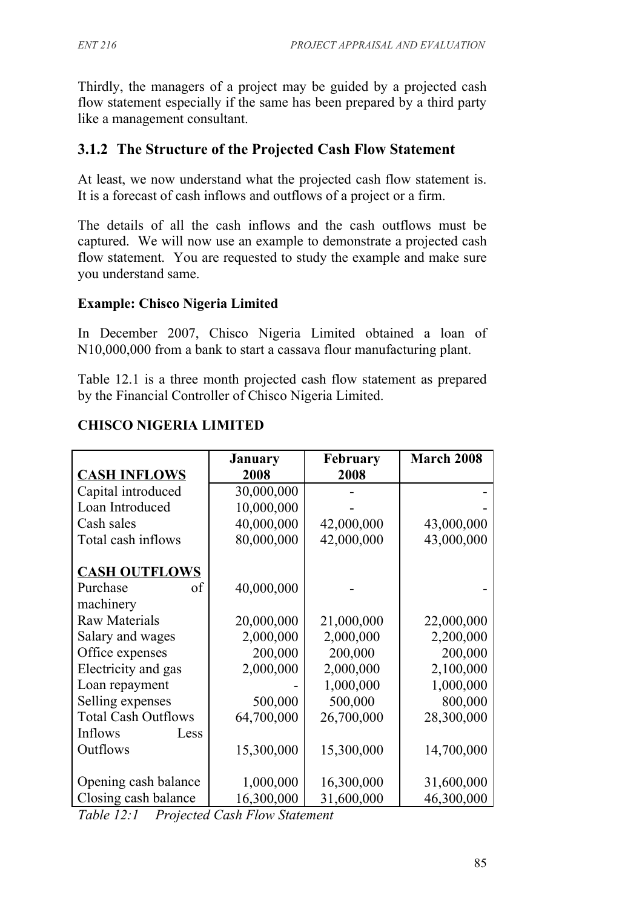Thirdly, the managers of a project may be guided by a projected cash flow statement especially if the same has been prepared by a third party like a management consultant.

### 3.1.2 The Structure of the Projected Cash Flow Statement

At least, we now understand what the projected cash flow statement is. It is a forecast of cash inflows and outflows of a project or a firm.

The details of all the cash inflows and the cash outflows must be captured. We will now use an example to demonstrate a projected cash flow statement. You are requested to study the example and make sure you understand same.

**Example: Chisco Nigeria Limited**

In December 2007, Chisco Nigeria Limited obtained a loan of N10,000,000 from a bank to start a cassava flour manufacturing plant.

Table 12.1 is a three month projected cash flow statement as prepared by the Financial Controller of Chisco Nigeria Limited.

**CHISCO NIGERIA LIMITED**

| **CASH INFLOWS** | **January 2008** | **February 2008** | **March 2008** |
|---|---|---|---|
| Capital introduced | 30,000,000 | - | - |
| Loan Introduced | 10,000,000 | - | - |
| Cash sales | 40,000,000 | 42,000,000 | 43,000,000 |
| Total cash inflows | 80,000,000 | 42,000,000 | 43,000,000 |
| **CASH OUTFLOWS** | | | |
| Purchase of machinery | 40,000,000 | - | - |
| Raw Materials | 20,000,000 | 21,000,000 | 22,000,000 |
| Salary and wages | 2,000,000 | 2,000,000 | 2,200,000 |
| Office expenses | 200,000 | 200,000 | 200,000 |
| Electricity and gas | 2,000,000 | 2,000,000 | 2,100,000 |
| Loan repayment | - | 1,000,000 | 1,000,000 |
| Selling expenses | 500,000 | 500,000 | 800,000 |
| Total Cash Outflows | 64,700,000 | 26,700,000 | 28,300,000 |
| Inflows Less Outflows | 15,300,000 | 15,300,000 | 14,700,000 |
| Opening cash balance | 1,000,000 | 16,300,000 | 31,600,000 |
| Closing cash balance | 16,300,000 | 31,600,000 | 46,300,000 |

*Table 12:1 Projected Cash Flow Statement*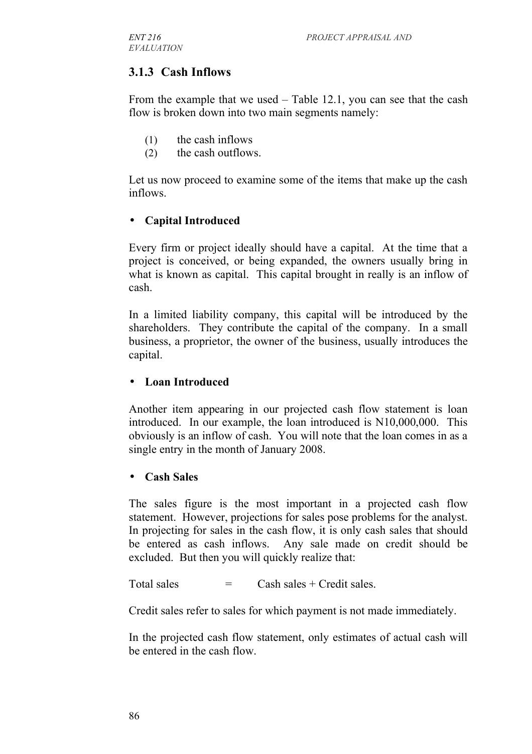### 3.1.3 Cash Inflows

From the example that we used – Table 12.1, you can see that the cash flow is broken down into two main segments namely:

(1) the cash inflows
(2) the cash outflows.

Let us now proceed to examine some of the items that make up the cash inflows.

- **Capital Introduced**

Every firm or project ideally should have a capital. At the time that a project is conceived, or being expanded, the owners usually bring in what is known as capital. This capital brought in really is an inflow of cash.

In a limited liability company, this capital will be introduced by the shareholders. They contribute the capital of the company. In a small business, a proprietor, the owner of the business, usually introduces the capital.

- **Loan Introduced**

Another item appearing in our projected cash flow statement is loan introduced. In our example, the loan introduced is N10,000,000. This obviously is an inflow of cash. You will note that the loan comes in as a single entry in the month of January 2008.

- **Cash Sales**

The sales figure is the most important in a projected cash flow statement. However, projections for sales pose problems for the analyst. In projecting for sales in the cash flow, it is only cash sales that should be entered as cash inflows. Any sale made on credit should be excluded. But then you will quickly realize that:

Total sales = Cash sales + Credit sales.

Credit sales refer to sales for which payment is not made immediately.

In the projected cash flow statement, only estimates of actual cash will be entered in the cash flow.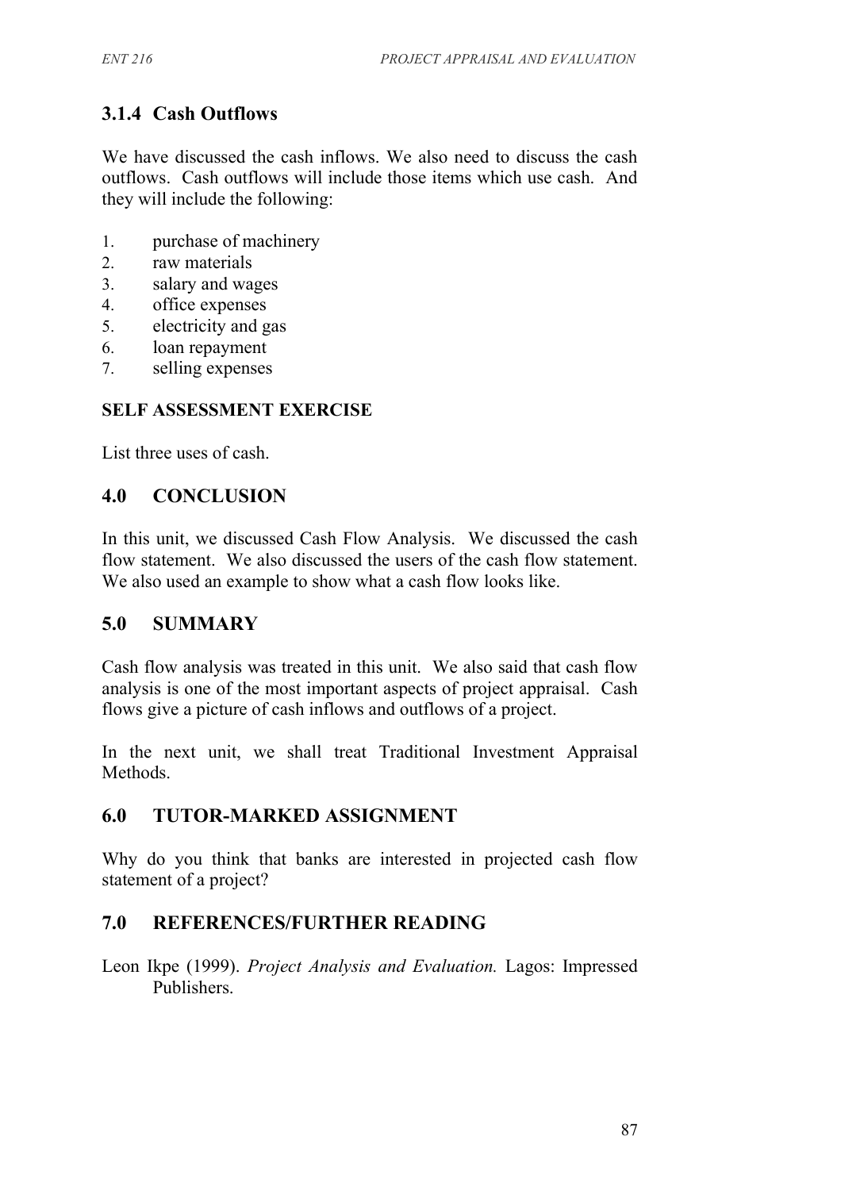### 3.1.4 Cash Outflows

We have discussed the cash inflows. We also need to discuss the cash outflows. Cash outflows will include those items which use cash. And they will include the following:

1. purchase of machinery
2. raw materials
3. salary and wages
4. office expenses
5. electricity and gas
6. loan repayment
7. selling expenses

**SELF ASSESSMENT EXERCISE**

List three uses of cash.

## 4.0 CONCLUSION

In this unit, we discussed Cash Flow Analysis. We discussed the cash flow statement. We also discussed the users of the cash flow statement. We also used an example to show what a cash flow looks like.

## 5.0 SUMMARY

Cash flow analysis was treated in this unit. We also said that cash flow analysis is one of the most important aspects of project appraisal. Cash flows give a picture of cash inflows and outflows of a project.

In the next unit, we shall treat Traditional Investment Appraisal Methods.

## 6.0 TUTOR-MARKED ASSIGNMENT

Why do you think that banks are interested in projected cash flow statement of a project?

## 7.0 REFERENCES/FURTHER READING

Leon Ikpe (1999). *Project Analysis and Evaluation.* Lagos: Impressed Publishers.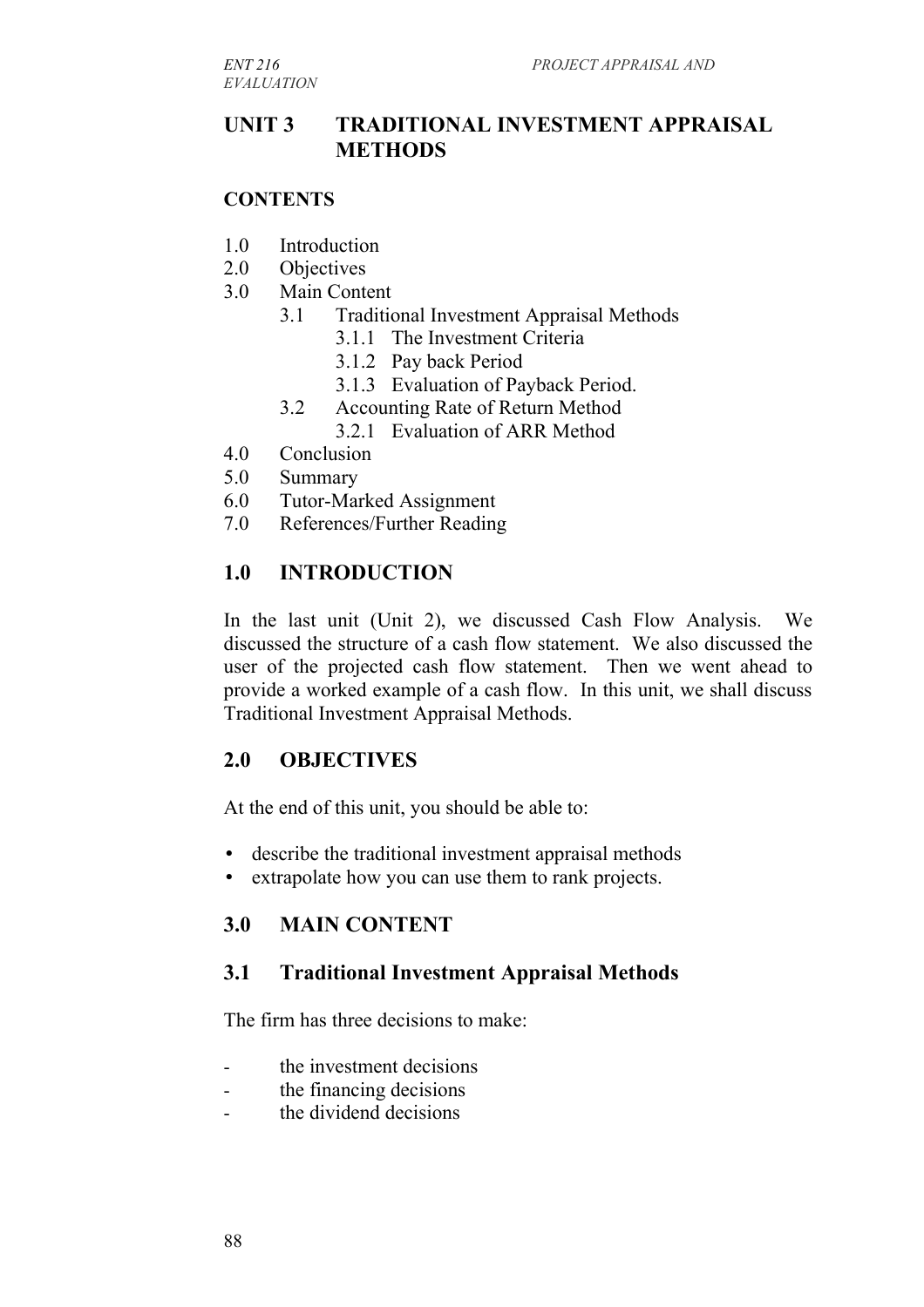# UNIT 3 TRADITIONAL INVESTMENT APPRAISAL METHODS

**CONTENTS**

1.0 Introduction
2.0 Objectives
3.0 Main Content
   3.1 Traditional Investment Appraisal Methods
      3.1.1 The Investment Criteria
      3.1.2 Pay back Period
      3.1.3 Evaluation of Payback Period.
   3.2 Accounting Rate of Return Method
      3.2.1 Evaluation of ARR Method
4.0 Conclusion
5.0 Summary
6.0 Tutor-Marked Assignment
7.0 References/Further Reading

## 1.0 INTRODUCTION

In the last unit (Unit 2), we discussed Cash Flow Analysis. We discussed the structure of a cash flow statement. We also discussed the user of the projected cash flow statement. Then we went ahead to provide a worked example of a cash flow. In this unit, we shall discuss Traditional Investment Appraisal Methods.

## 2.0 OBJECTIVES

At the end of this unit, you should be able to:

- describe the traditional investment appraisal methods
- extrapolate how you can use them to rank projects.

## 3.0 MAIN CONTENT

### 3.1 Traditional Investment Appraisal Methods

The firm has three decisions to make:

- the investment decisions
- the financing decisions
- the dividend decisions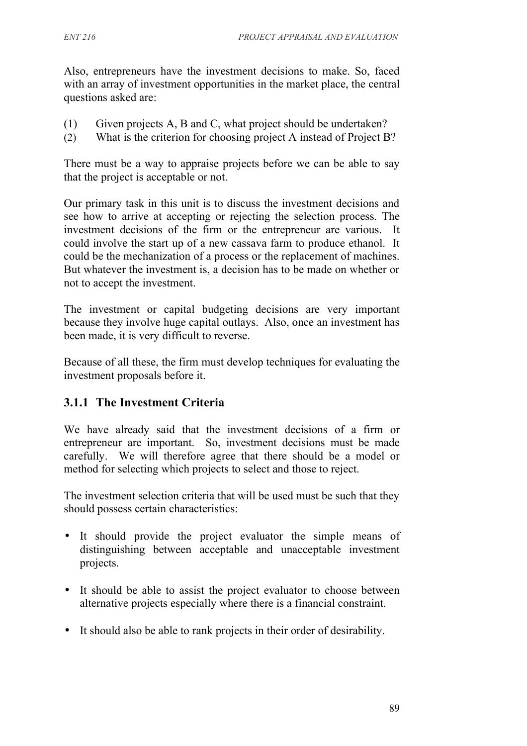Also, entrepreneurs have the investment decisions to make. So, faced with an array of investment opportunities in the market place, the central questions asked are:

(1) Given projects A, B and C, what project should be undertaken?
(2) What is the criterion for choosing project A instead of Project B?

There must be a way to appraise projects before we can be able to say that the project is acceptable or not.

Our primary task in this unit is to discuss the investment decisions and see how to arrive at accepting or rejecting the selection process. The investment decisions of the firm or the entrepreneur are various. It could involve the start up of a new cassava farm to produce ethanol. It could be the mechanization of a process or the replacement of machines. But whatever the investment is, a decision has to be made on whether or not to accept the investment.

The investment or capital budgeting decisions are very important because they involve huge capital outlays. Also, once an investment has been made, it is very difficult to reverse.

Because of all these, the firm must develop techniques for evaluating the investment proposals before it.

### 3.1.1 The Investment Criteria

We have already said that the investment decisions of a firm or entrepreneur are important. So, investment decisions must be made carefully. We will therefore agree that there should be a model or method for selecting which projects to select and those to reject.

The investment selection criteria that will be used must be such that they should possess certain characteristics:

- It should provide the project evaluator the simple means of distinguishing between acceptable and unacceptable investment projects.

- It should be able to assist the project evaluator to choose between alternative projects especially where there is a financial constraint.

- It should also be able to rank projects in their order of desirability.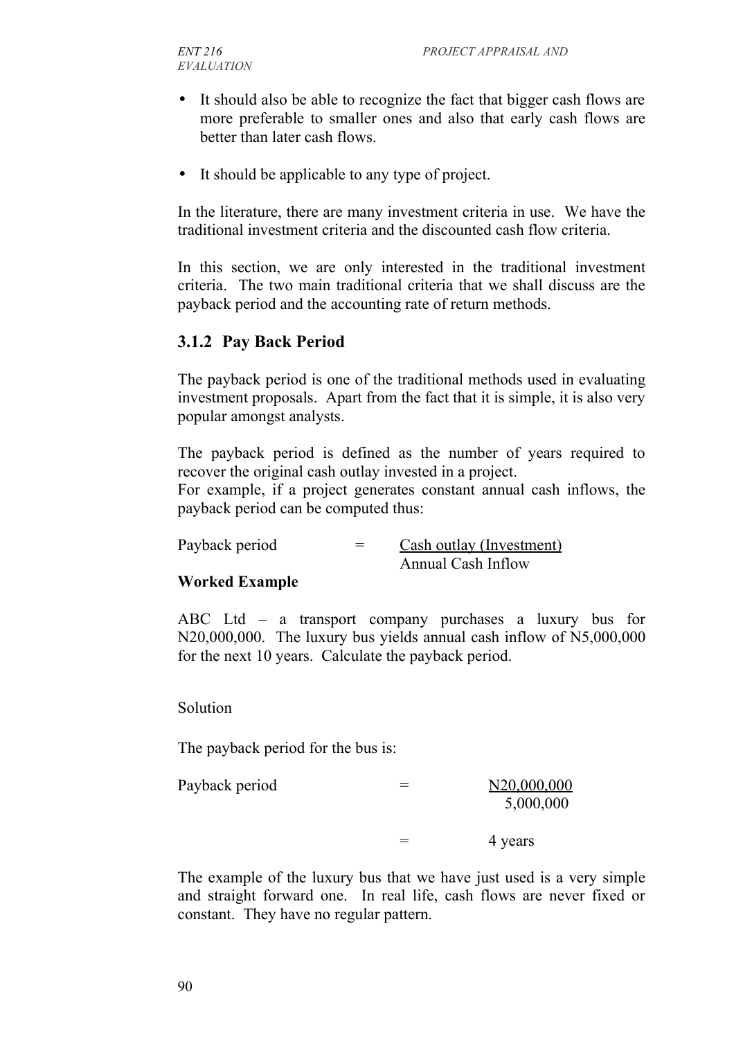- It should also be able to recognize the fact that bigger cash flows are more preferable to smaller ones and also that early cash flows are better than later cash flows.

- It should be applicable to any type of project.

In the literature, there are many investment criteria in use. We have the traditional investment criteria and the discounted cash flow criteria.

In this section, we are only interested in the traditional investment criteria. The two main traditional criteria that we shall discuss are the payback period and the accounting rate of return methods.

### 3.1.2 Pay Back Period

The payback period is one of the traditional methods used in evaluating investment proposals. Apart from the fact that it is simple, it is also very popular amongst analysts.

The payback period is defined as the number of years required to recover the original cash outlay invested in a project.
For example, if a project generates constant annual cash inflows, the payback period can be computed thus:

$$\text{Payback period} = \frac{\text{Cash outlay (Investment)}}{\text{Annual Cash Inflow}}$$

**Worked Example**

ABC Ltd – a transport company purchases a luxury bus for N20,000,000. The luxury bus yields annual cash inflow of N5,000,000 for the next 10 years. Calculate the payback period.

Solution

The payback period for the bus is:

$$\text{Payback period} = \frac{\text{N}20{,}000{,}000}{5{,}000{,}000}$$

$$= 4 \text{ years}$$

The example of the luxury bus that we have just used is a very simple and straight forward one. In real life, cash flows are never fixed or constant. They have no regular pattern.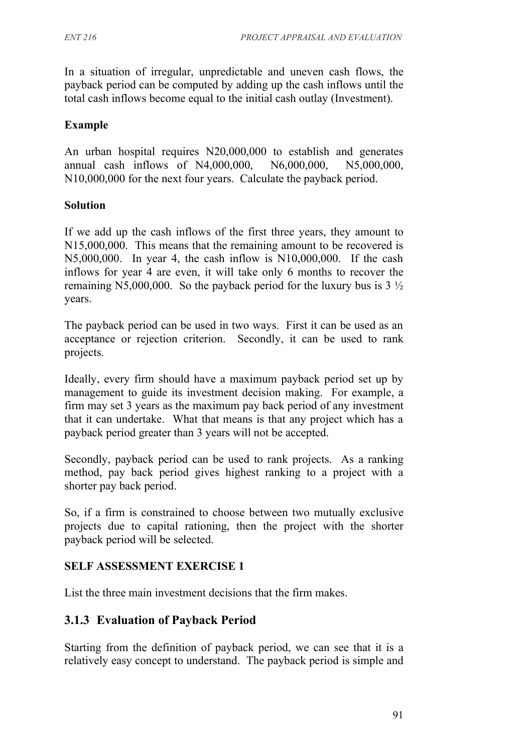In a situation of irregular, unpredictable and uneven cash flows, the payback period can be computed by adding up the cash inflows until the total cash inflows become equal to the initial cash outlay (Investment).

**Example**

An urban hospital requires N20,000,000 to establish and generates annual cash inflows of N4,000,000, N6,000,000, N5,000,000, N10,000,000 for the next four years. Calculate the payback period.

**Solution**

If we add up the cash inflows of the first three years, they amount to N15,000,000. This means that the remaining amount to be recovered is N5,000,000. In year 4, the cash inflow is N10,000,000. If the cash inflows for year 4 are even, it will take only 6 months to recover the remaining N5,000,000. So the payback period for the luxury bus is 3 ½ years.

The payback period can be used in two ways. First it can be used as an acceptance or rejection criterion. Secondly, it can be used to rank projects.

Ideally, every firm should have a maximum payback period set up by management to guide its investment decision making. For example, a firm may set 3 years as the maximum pay back period of any investment that it can undertake. What that means is that any project which has a payback period greater than 3 years will not be accepted.

Secondly, payback period can be used to rank projects. As a ranking method, pay back period gives highest ranking to a project with a shorter pay back period.

So, if a firm is constrained to choose between two mutually exclusive projects due to capital rationing, then the project with the shorter payback period will be selected.

**SELF ASSESSMENT EXERCISE 1**

List the three main investment decisions that the firm makes.

### 3.1.3 Evaluation of Payback Period

Starting from the definition of payback period, we can see that it is a relatively easy concept to understand. The payback period is simple and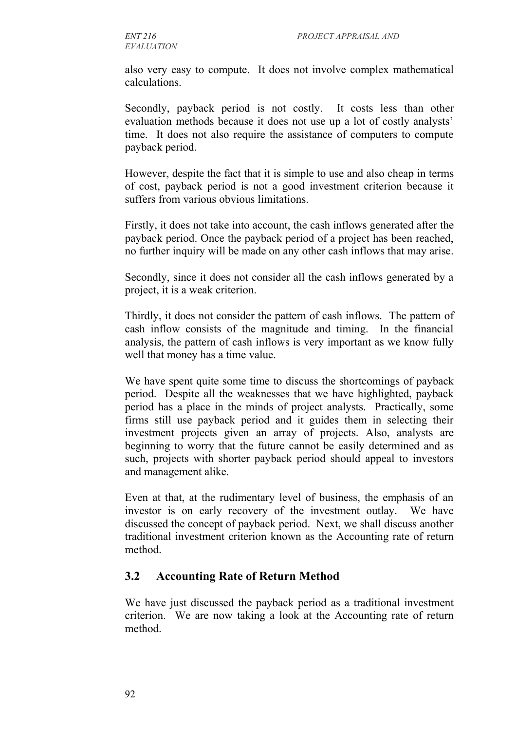also very easy to compute. It does not involve complex mathematical calculations.

Secondly, payback period is not costly. It costs less than other evaluation methods because it does not use up a lot of costly analysts' time. It does not also require the assistance of computers to compute payback period.

However, despite the fact that it is simple to use and also cheap in terms of cost, payback period is not a good investment criterion because it suffers from various obvious limitations.

Firstly, it does not take into account, the cash inflows generated after the payback period. Once the payback period of a project has been reached, no further inquiry will be made on any other cash inflows that may arise.

Secondly, since it does not consider all the cash inflows generated by a project, it is a weak criterion.

Thirdly, it does not consider the pattern of cash inflows. The pattern of cash inflow consists of the magnitude and timing. In the financial analysis, the pattern of cash inflows is very important as we know fully well that money has a time value.

We have spent quite some time to discuss the shortcomings of payback period. Despite all the weaknesses that we have highlighted, payback period has a place in the minds of project analysts. Practically, some firms still use payback period and it guides them in selecting their investment projects given an array of projects. Also, analysts are beginning to worry that the future cannot be easily determined and as such, projects with shorter payback period should appeal to investors and management alike.

Even at that, at the rudimentary level of business, the emphasis of an investor is on early recovery of the investment outlay. We have discussed the concept of payback period. Next, we shall discuss another traditional investment criterion known as the Accounting rate of return method.

## 3.2 Accounting Rate of Return Method

We have just discussed the payback period as a traditional investment criterion. We are now taking a look at the Accounting rate of return method.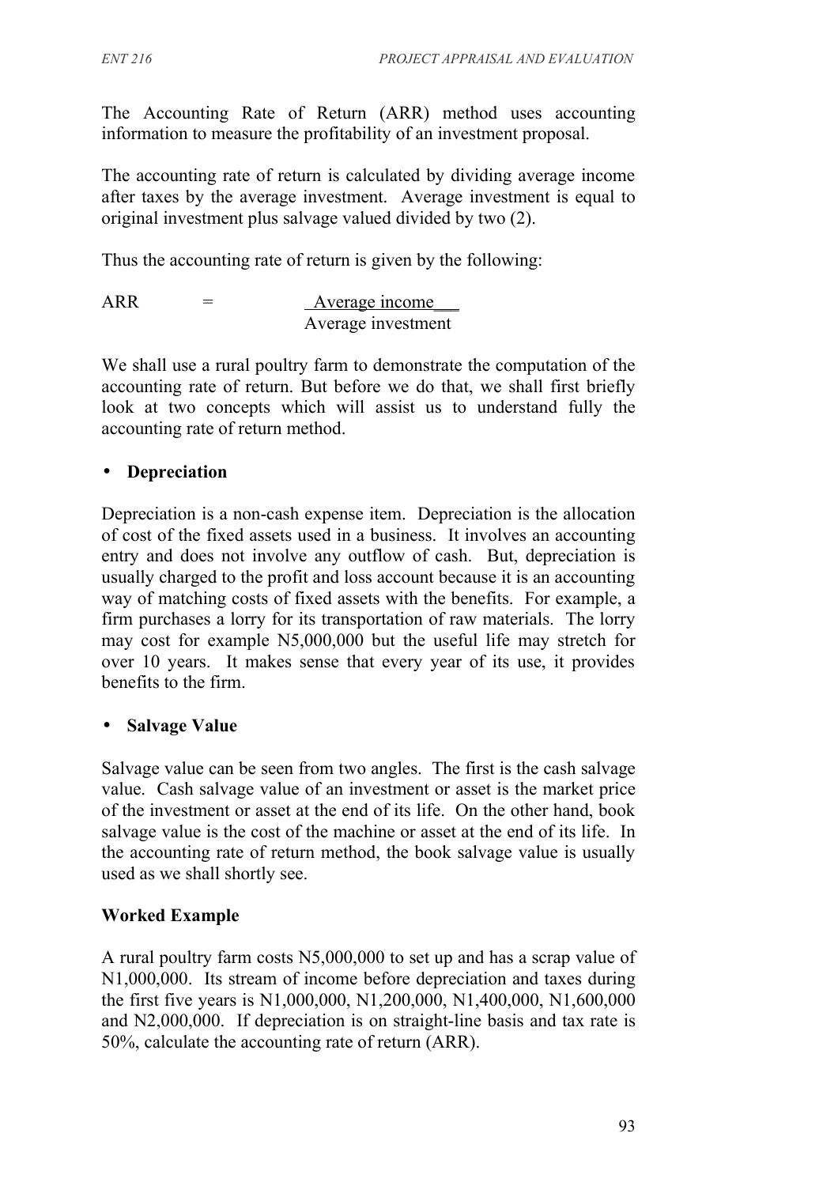The Accounting Rate of Return (ARR) method uses accounting information to measure the profitability of an investment proposal.

The accounting rate of return is calculated by dividing average income after taxes by the average investment. Average investment is equal to original investment plus salvage valued divided by two (2).

Thus the accounting rate of return is given by the following:

$$ARR = \frac{\text{Average income}}{\text{Average investment}}$$

We shall use a rural poultry farm to demonstrate the computation of the accounting rate of return. But before we do that, we shall first briefly look at two concepts which will assist us to understand fully the accounting rate of return method.

- **Depreciation**

Depreciation is a non-cash expense item. Depreciation is the allocation of cost of the fixed assets used in a business. It involves an accounting entry and does not involve any outflow of cash. But, depreciation is usually charged to the profit and loss account because it is an accounting way of matching costs of fixed assets with the benefits. For example, a firm purchases a lorry for its transportation of raw materials. The lorry may cost for example N5,000,000 but the useful life may stretch for over 10 years. It makes sense that every year of its use, it provides benefits to the firm.

- **Salvage Value**

Salvage value can be seen from two angles. The first is the cash salvage value. Cash salvage value of an investment or asset is the market price of the investment or asset at the end of its life. On the other hand, book salvage value is the cost of the machine or asset at the end of its life. In the accounting rate of return method, the book salvage value is usually used as we shall shortly see.

**Worked Example**

A rural poultry farm costs N5,000,000 to set up and has a scrap value of N1,000,000. Its stream of income before depreciation and taxes during the first five years is N1,000,000, N1,200,000, N1,400,000, N1,600,000 and N2,000,000. If depreciation is on straight-line basis and tax rate is 50%, calculate the accounting rate of return (ARR).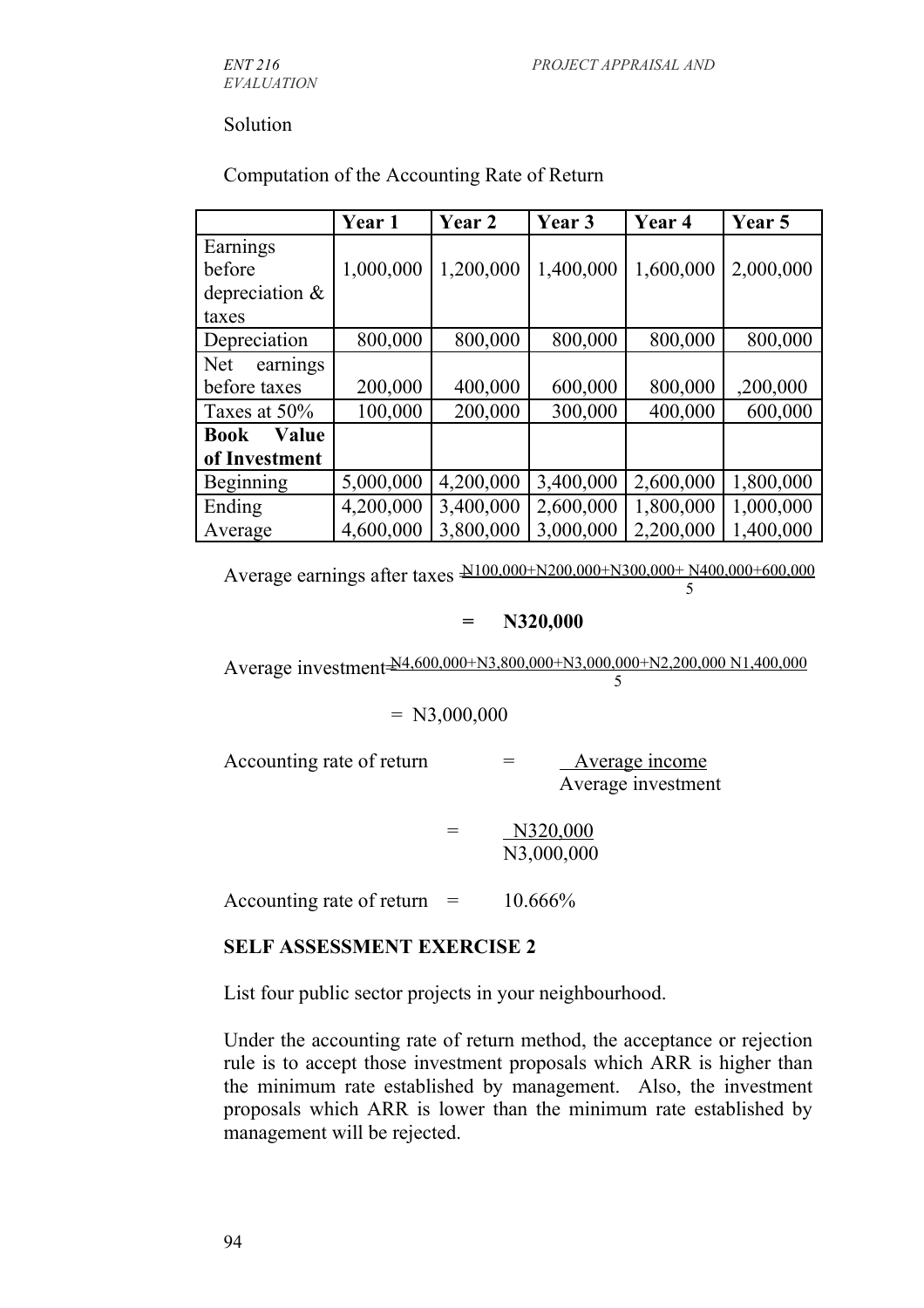Solution

Computation of the Accounting Rate of Return

| | Year 1 | Year 2 | Year 3 | Year 4 | Year 5 |
|---|---|---|---|---|---|
| Earnings before depreciation & taxes | 1,000,000 | 1,200,000 | 1,400,000 | 1,600,000 | 2,000,000 |
| Depreciation | 800,000 | 800,000 | 800,000 | 800,000 | 800,000 |
| Net earnings before taxes | 200,000 | 400,000 | 600,000 | 800,000 | ,200,000 |
| Taxes at 50% | 100,000 | 200,000 | 300,000 | 400,000 | 600,000 |
| **Book Value of Investment** | | | | | |
| Beginning | 5,000,000 | 4,200,000 | 3,400,000 | 2,600,000 | 1,800,000 |
| Ending | 4,200,000 | 3,400,000 | 2,600,000 | 1,800,000 | 1,000,000 |
| Average | 4,600,000 | 3,800,000 | 3,000,000 | 2,200,000 | 1,400,000 |

Average earnings after taxes $= \frac{N100,000+N200,000+N300,000+ N400,000+600,000}{5}$

**= N320,000**

Average investment $= \frac{N4,600,000+N3,800,000+N3,000,000+N2,200,000\ N1,400,000}{5}$

= N3,000,000

Accounting rate of return $= \frac{\text{Average income}}{\text{Average investment}}$

$= \frac{N320,000}{N3,000,000}$

Accounting rate of return = 10.666%

**SELF ASSESSMENT EXERCISE 2**

List four public sector projects in your neighbourhood.

Under the accounting rate of return method, the acceptance or rejection rule is to accept those investment proposals which ARR is higher than the minimum rate established by management. Also, the investment proposals which ARR is lower than the minimum rate established by management will be rejected.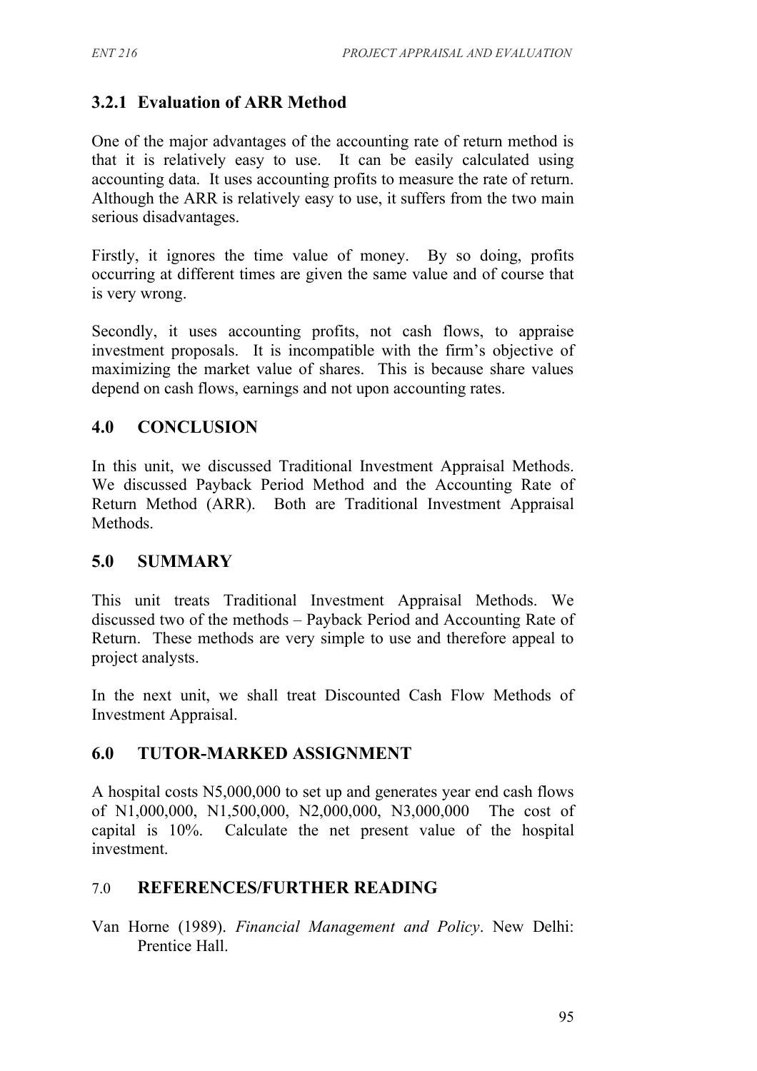### 3.2.1 Evaluation of ARR Method

One of the major advantages of the accounting rate of return method is that it is relatively easy to use. It can be easily calculated using accounting data. It uses accounting profits to measure the rate of return. Although the ARR is relatively easy to use, it suffers from the two main serious disadvantages.

Firstly, it ignores the time value of money. By so doing, profits occurring at different times are given the same value and of course that is very wrong.

Secondly, it uses accounting profits, not cash flows, to appraise investment proposals. It is incompatible with the firm's objective of maximizing the market value of shares. This is because share values depend on cash flows, earnings and not upon accounting rates.

## 4.0 CONCLUSION

In this unit, we discussed Traditional Investment Appraisal Methods. We discussed Payback Period Method and the Accounting Rate of Return Method (ARR). Both are Traditional Investment Appraisal Methods.

## 5.0 SUMMARY

This unit treats Traditional Investment Appraisal Methods. We discussed two of the methods – Payback Period and Accounting Rate of Return. These methods are very simple to use and therefore appeal to project analysts.

In the next unit, we shall treat Discounted Cash Flow Methods of Investment Appraisal.

## 6.0 TUTOR-MARKED ASSIGNMENT

A hospital costs N5,000,000 to set up and generates year end cash flows of N1,000,000, N1,500,000, N2,000,000, N3,000,000 The cost of capital is 10%. Calculate the net present value of the hospital investment.

## 7.0 REFERENCES/FURTHER READING

Van Horne (1989). *Financial Management and Policy*. New Delhi: Prentice Hall.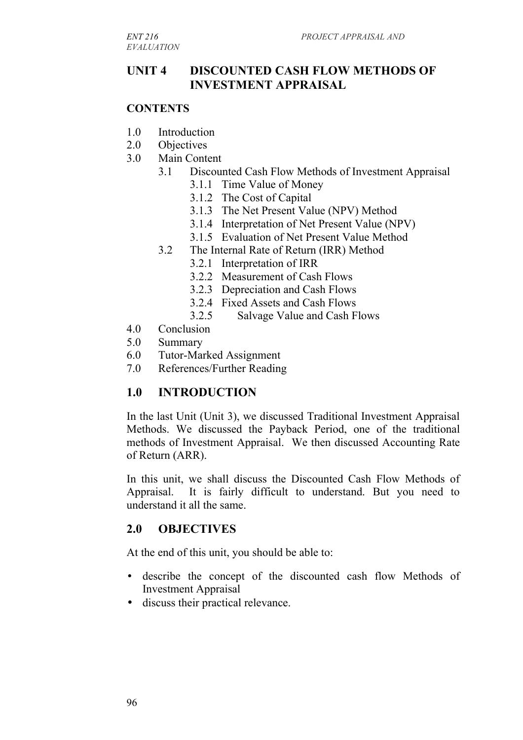## UNIT 4 DISCOUNTED CASH FLOW METHODS OF INVESTMENT APPRAISAL

### CONTENTS

1.0 Introduction
2.0 Objectives
3.0 Main Content
- 3.1 Discounted Cash Flow Methods of Investment Appraisal
  - 3.1.1 Time Value of Money
  - 3.1.2 The Cost of Capital
  - 3.1.3 The Net Present Value (NPV) Method
  - 3.1.4 Interpretation of Net Present Value (NPV)
  - 3.1.5 Evaluation of Net Present Value Method
- 3.2 The Internal Rate of Return (IRR) Method
  - 3.2.1 Interpretation of IRR
  - 3.2.2 Measurement of Cash Flows
  - 3.2.3 Depreciation and Cash Flows
  - 3.2.4 Fixed Assets and Cash Flows
  - 3.2.5 Salvage Value and Cash Flows

4.0 Conclusion
5.0 Summary
6.0 Tutor-Marked Assignment
7.0 References/Further Reading

## 1.0 INTRODUCTION

In the last Unit (Unit 3), we discussed Traditional Investment Appraisal Methods. We discussed the Payback Period, one of the traditional methods of Investment Appraisal. We then discussed Accounting Rate of Return (ARR).

In this unit, we shall discuss the Discounted Cash Flow Methods of Appraisal. It is fairly difficult to understand. But you need to understand it all the same.

## 2.0 OBJECTIVES

At the end of this unit, you should be able to:

- describe the concept of the discounted cash flow Methods of Investment Appraisal
- discuss their practical relevance.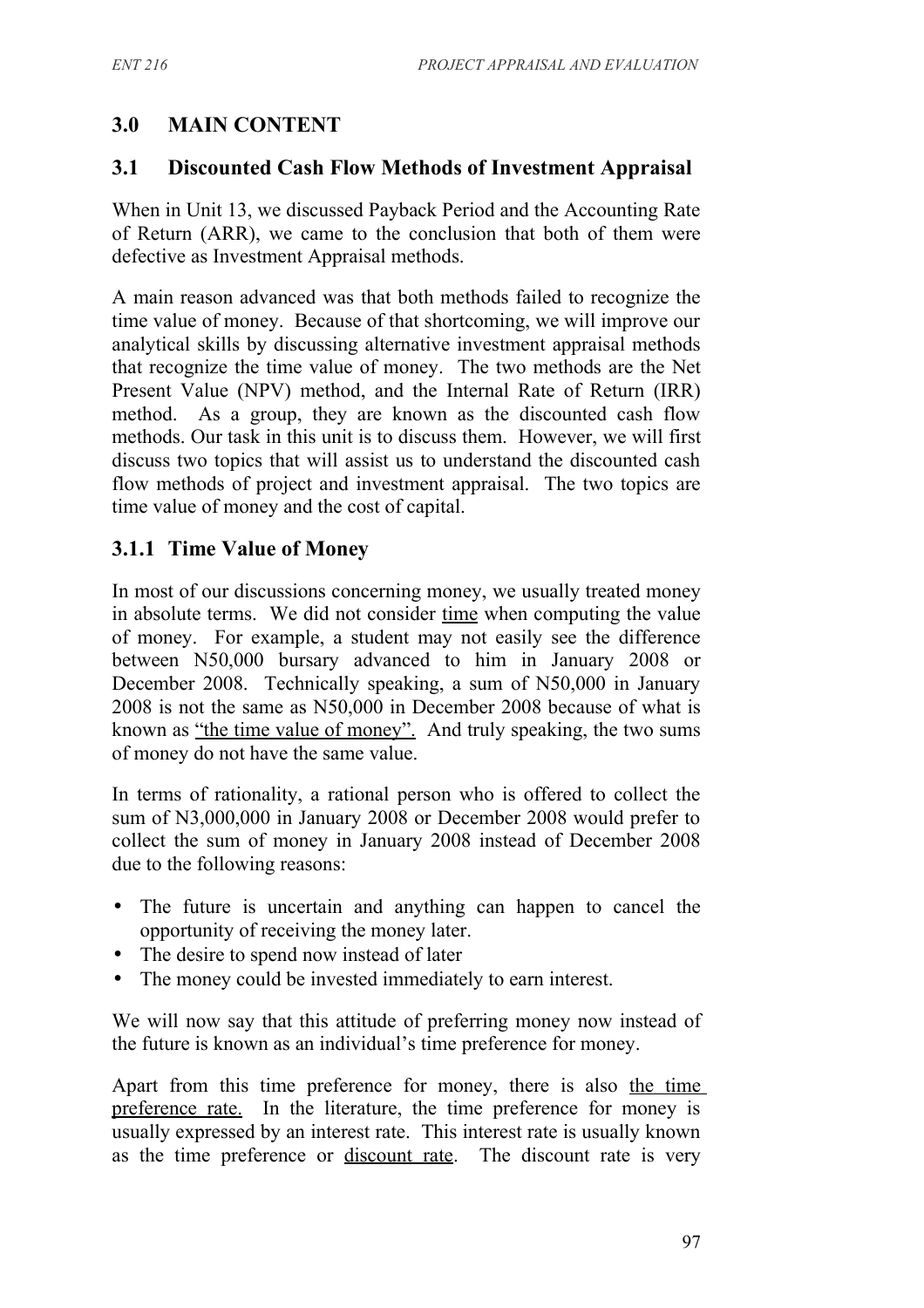## 3.0 MAIN CONTENT

### 3.1 Discounted Cash Flow Methods of Investment Appraisal

When in Unit 13, we discussed Payback Period and the Accounting Rate of Return (ARR), we came to the conclusion that both of them were defective as Investment Appraisal methods.

A main reason advanced was that both methods failed to recognize the time value of money. Because of that shortcoming, we will improve our analytical skills by discussing alternative investment appraisal methods that recognize the time value of money. The two methods are the Net Present Value (NPV) method, and the Internal Rate of Return (IRR) method. As a group, they are known as the discounted cash flow methods. Our task in this unit is to discuss them. However, we will first discuss two topics that will assist us to understand the discounted cash flow methods of project and investment appraisal. The two topics are time value of money and the cost of capital.

#### 3.1.1 Time Value of Money

In most of our discussions concerning money, we usually treated money in absolute terms. We did not consider time when computing the value of money. For example, a student may not easily see the difference between N50,000 bursary advanced to him in January 2008 or December 2008. Technically speaking, a sum of N50,000 in January 2008 is not the same as N50,000 in December 2008 because of what is known as "the time value of money". And truly speaking, the two sums of money do not have the same value.

In terms of rationality, a rational person who is offered to collect the sum of N3,000,000 in January 2008 or December 2008 would prefer to collect the sum of money in January 2008 instead of December 2008 due to the following reasons:

- The future is uncertain and anything can happen to cancel the opportunity of receiving the money later.
- The desire to spend now instead of later
- The money could be invested immediately to earn interest.

We will now say that this attitude of preferring money now instead of the future is known as an individual's time preference for money.

Apart from this time preference for money, there is also the time preference rate. In the literature, the time preference for money is usually expressed by an interest rate. This interest rate is usually known as the time preference or discount rate. The discount rate is very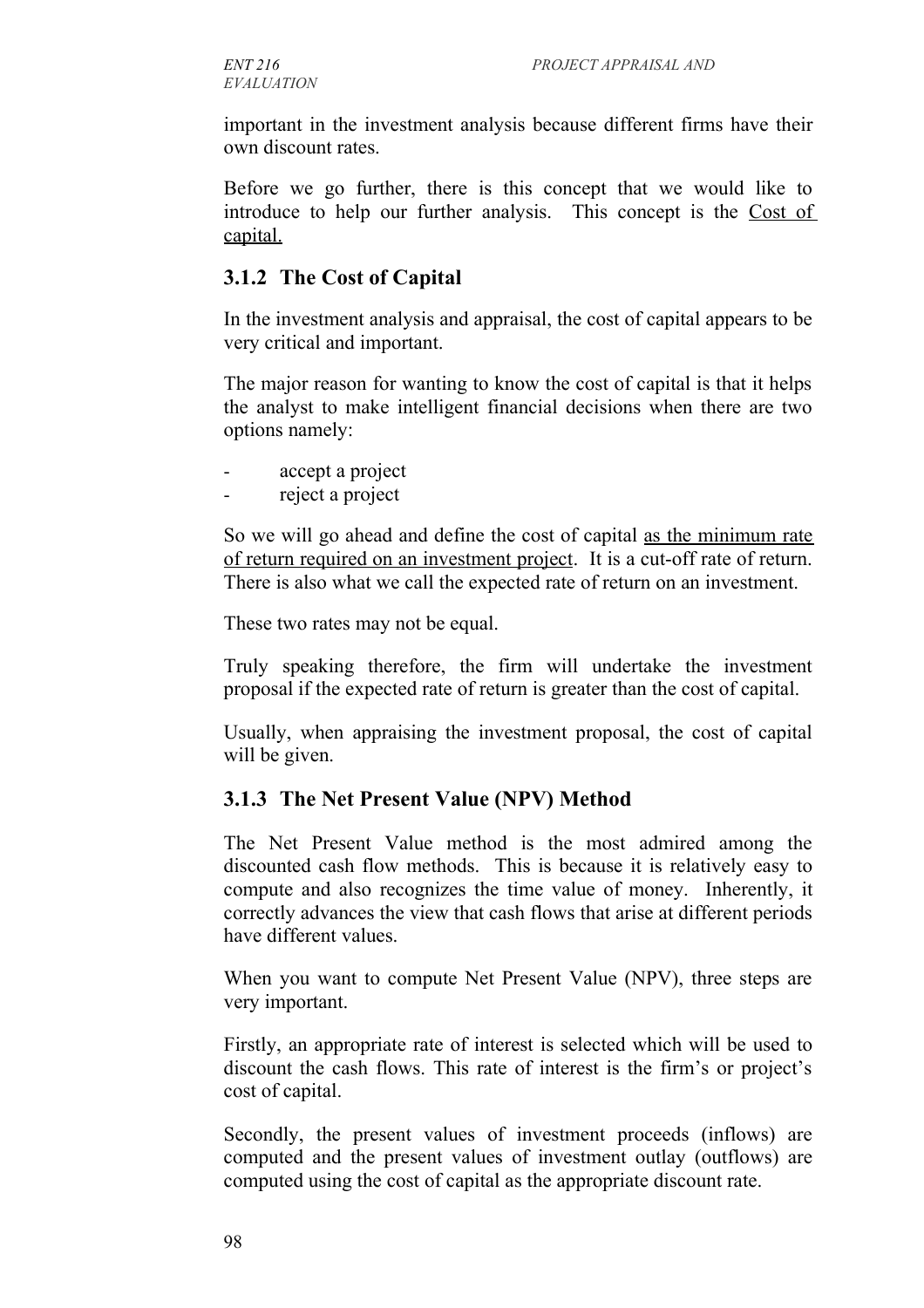important in the investment analysis because different firms have their own discount rates.

Before we go further, there is this concept that we would like to introduce to help our further analysis. This concept is the <u>Cost of capital.</u>

### 3.1.2 The Cost of Capital

In the investment analysis and appraisal, the cost of capital appears to be very critical and important.

The major reason for wanting to know the cost of capital is that it helps the analyst to make intelligent financial decisions when there are two options namely:

- accept a project
- reject a project

So we will go ahead and define the cost of capital <u>as the minimum rate of return required on an investment project</u>. It is a cut-off rate of return. There is also what we call the expected rate of return on an investment.

These two rates may not be equal.

Truly speaking therefore, the firm will undertake the investment proposal if the expected rate of return is greater than the cost of capital.

Usually, when appraising the investment proposal, the cost of capital will be given.

### 3.1.3 The Net Present Value (NPV) Method

The Net Present Value method is the most admired among the discounted cash flow methods. This is because it is relatively easy to compute and also recognizes the time value of money. Inherently, it correctly advances the view that cash flows that arise at different periods have different values.

When you want to compute Net Present Value (NPV), three steps are very important.

Firstly, an appropriate rate of interest is selected which will be used to discount the cash flows. This rate of interest is the firm's or project's cost of capital.

Secondly, the present values of investment proceeds (inflows) are computed and the present values of investment outlay (outflows) are computed using the cost of capital as the appropriate discount rate.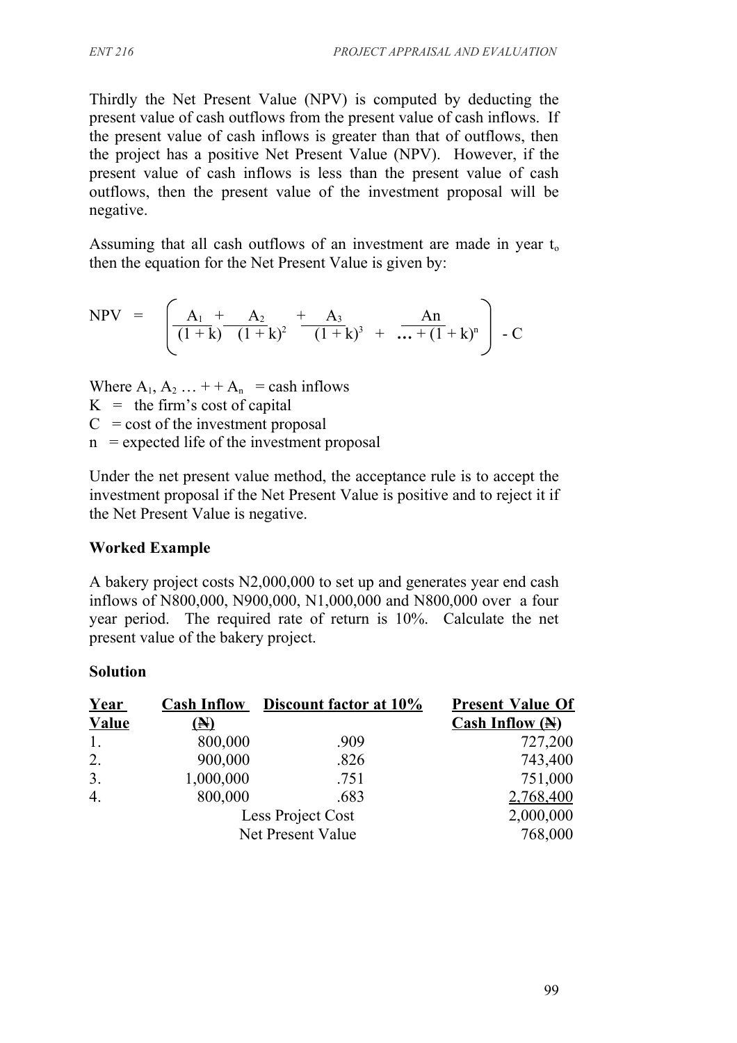Thirdly the Net Present Value (NPV) is computed by deducting the present value of cash outflows from the present value of cash inflows. If the present value of cash inflows is greater than that of outflows, then the project has a positive Net Present Value (NPV). However, if the present value of cash inflows is less than the present value of cash outflows, then the present value of the investment proposal will be negative.

Assuming that all cash outflows of an investment are made in year $t_o$ then the equation for the Net Present Value is given by:

$$NPV = \left( \frac{A_1}{(1+k)} + \frac{A_2}{(1+k)^2} + \frac{A_3}{(1+k)^3} + \ldots + \frac{An}{(1+k)^n} \right) - C$$

Where $A_1, A_2 \ldots + + A_n$ = cash inflows
K = the firm's cost of capital
C = cost of the investment proposal
n = expected life of the investment proposal

Under the net present value method, the acceptance rule is to accept the investment proposal if the Net Present Value is positive and to reject it if the Net Present Value is negative.

**Worked Example**

A bakery project costs N2,000,000 to set up and generates year end cash inflows of N800,000, N900,000, N1,000,000 and N800,000 over a four year period. The required rate of return is 10%. Calculate the net present value of the bakery project.

**Solution**

| Year Value | Cash Inflow (₦) | Discount factor at 10% | Present Value Of Cash Inflow (₦) |
|---|---|---|---|
| 1. | 800,000 | .909 | 727,200 |
| 2. | 900,000 | .826 | 743,400 |
| 3. | 1,000,000 | .751 | 751,000 |
| 4. | 800,000 | .683 | 2,768,400 |
| | Less Project Cost | | 2,000,000 |
| | Net Present Value | | 768,000 |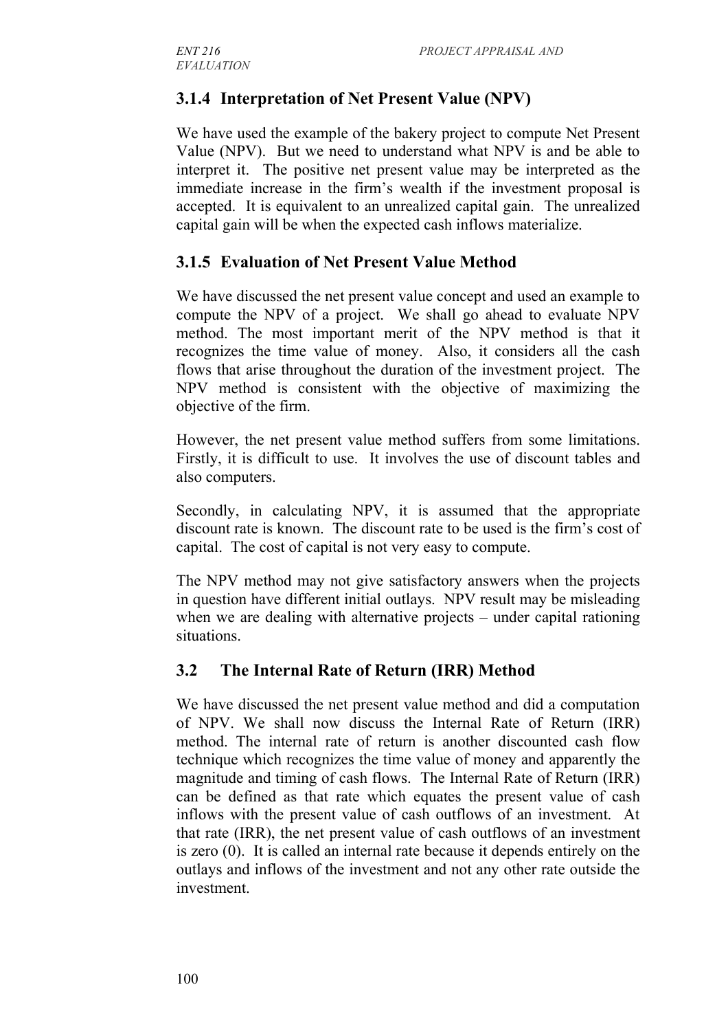### 3.1.4 Interpretation of Net Present Value (NPV)

We have used the example of the bakery project to compute Net Present Value (NPV). But we need to understand what NPV is and be able to interpret it. The positive net present value may be interpreted as the immediate increase in the firm's wealth if the investment proposal is accepted. It is equivalent to an unrealized capital gain. The unrealized capital gain will be when the expected cash inflows materialize.

### 3.1.5 Evaluation of Net Present Value Method

We have discussed the net present value concept and used an example to compute the NPV of a project. We shall go ahead to evaluate NPV method. The most important merit of the NPV method is that it recognizes the time value of money. Also, it considers all the cash flows that arise throughout the duration of the investment project. The NPV method is consistent with the objective of maximizing the objective of the firm.

However, the net present value method suffers from some limitations. Firstly, it is difficult to use. It involves the use of discount tables and also computers.

Secondly, in calculating NPV, it is assumed that the appropriate discount rate is known. The discount rate to be used is the firm's cost of capital. The cost of capital is not very easy to compute.

The NPV method may not give satisfactory answers when the projects in question have different initial outlays. NPV result may be misleading when we are dealing with alternative projects – under capital rationing situations.

## 3.2 The Internal Rate of Return (IRR) Method

We have discussed the net present value method and did a computation of NPV. We shall now discuss the Internal Rate of Return (IRR) method. The internal rate of return is another discounted cash flow technique which recognizes the time value of money and apparently the magnitude and timing of cash flows. The Internal Rate of Return (IRR) can be defined as that rate which equates the present value of cash inflows with the present value of cash outflows of an investment. At that rate (IRR), the net present value of cash outflows of an investment is zero (0). It is called an internal rate because it depends entirely on the outlays and inflows of the investment and not any other rate outside the investment.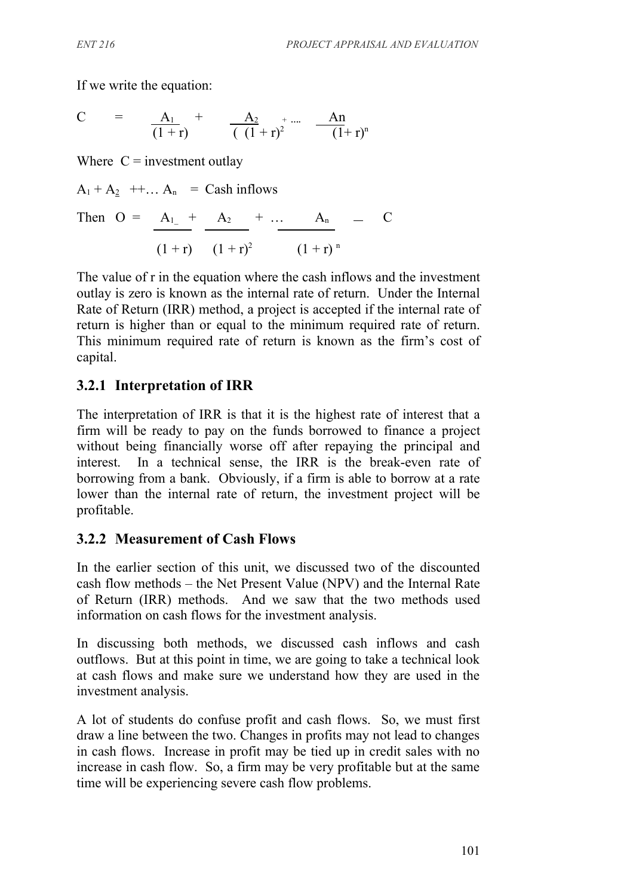If we write the equation:

$$C = \frac{A_1}{(1+r)} + \frac{A_2}{(1+r)^2} + \ldots \frac{An}{(1+r)^n}$$

Where C = investment outlay

$A_1 + A_2 ++\ldots A_n$ = Cash inflows

Then

$$O = \frac{A_1}{(1+r)} + \frac{A_2}{(1+r)^2} + \ldots \frac{A_n}{(1+r)^n} - C$$

The value of r in the equation where the cash inflows and the investment outlay is zero is known as the internal rate of return. Under the Internal Rate of Return (IRR) method, a project is accepted if the internal rate of return is higher than or equal to the minimum required rate of return. This minimum required rate of return is known as the firm's cost of capital.

### 3.2.1 Interpretation of IRR

The interpretation of IRR is that it is the highest rate of interest that a firm will be ready to pay on the funds borrowed to finance a project without being financially worse off after repaying the principal and interest. In a technical sense, the IRR is the break-even rate of borrowing from a bank. Obviously, if a firm is able to borrow at a rate lower than the internal rate of return, the investment project will be profitable.

### 3.2.2 Measurement of Cash Flows

In the earlier section of this unit, we discussed two of the discounted cash flow methods – the Net Present Value (NPV) and the Internal Rate of Return (IRR) methods. And we saw that the two methods used information on cash flows for the investment analysis.

In discussing both methods, we discussed cash inflows and cash outflows. But at this point in time, we are going to take a technical look at cash flows and make sure we understand how they are used in the investment analysis.

A lot of students do confuse profit and cash flows. So, we must first draw a line between the two. Changes in profits may not lead to changes in cash flows. Increase in profit may be tied up in credit sales with no increase in cash flow. So, a firm may be very profitable but at the same time will be experiencing severe cash flow problems.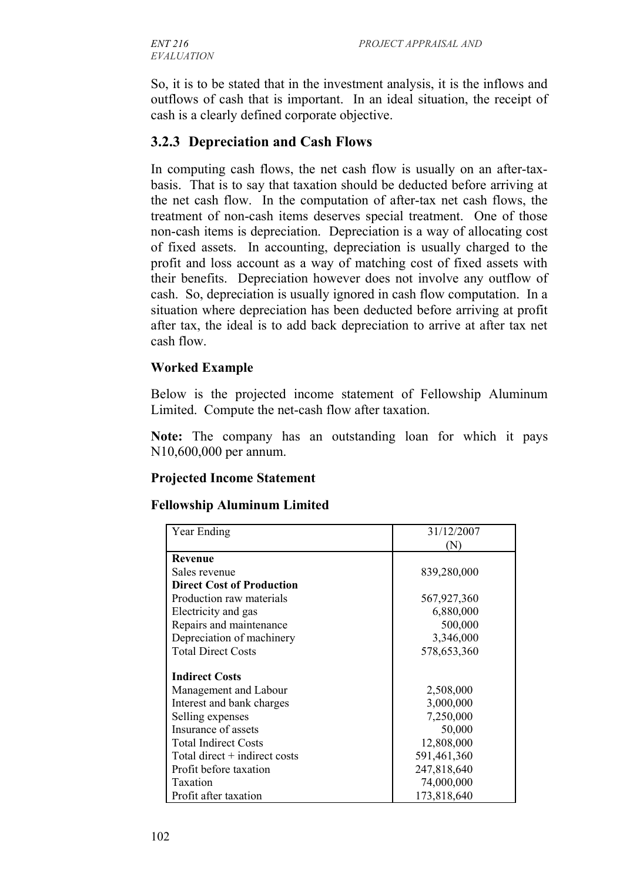So, it is to be stated that in the investment analysis, it is the inflows and outflows of cash that is important. In an ideal situation, the receipt of cash is a clearly defined corporate objective.

### 3.2.3 Depreciation and Cash Flows

In computing cash flows, the net cash flow is usually on an after-tax-basis. That is to say that taxation should be deducted before arriving at the net cash flow. In the computation of after-tax net cash flows, the treatment of non-cash items deserves special treatment. One of those non-cash items is depreciation. Depreciation is a way of allocating cost of fixed assets. In accounting, depreciation is usually charged to the profit and loss account as a way of matching cost of fixed assets with their benefits. Depreciation however does not involve any outflow of cash. So, depreciation is usually ignored in cash flow computation. In a situation where depreciation has been deducted before arriving at profit after tax, the ideal is to add back depreciation to arrive at after tax net cash flow.

**Worked Example**

Below is the projected income statement of Fellowship Aluminum Limited. Compute the net-cash flow after taxation.

**Note:** The company has an outstanding loan for which it pays N10,600,000 per annum.

**Projected Income Statement**

**Fellowship Aluminum Limited**

| Year Ending | 31/12/2007 (N) |
|---|---|
| **Revenue** | |
| Sales revenue | 839,280,000 |
| **Direct Cost of Production** | |
| Production raw materials | 567,927,360 |
| Electricity and gas | 6,880,000 |
| Repairs and maintenance | 500,000 |
| Depreciation of machinery | 3,346,000 |
| Total Direct Costs | 578,653,360 |
| | |
| **Indirect Costs** | |
| Management and Labour | 2,508,000 |
| Interest and bank charges | 3,000,000 |
| Selling expenses | 7,250,000 |
| Insurance of assets | 50,000 |
| Total Indirect Costs | 12,808,000 |
| Total direct + indirect costs | 591,461,360 |
| Profit before taxation | 247,818,640 |
| Taxation | 74,000,000 |
| Profit after taxation | 173,818,640 |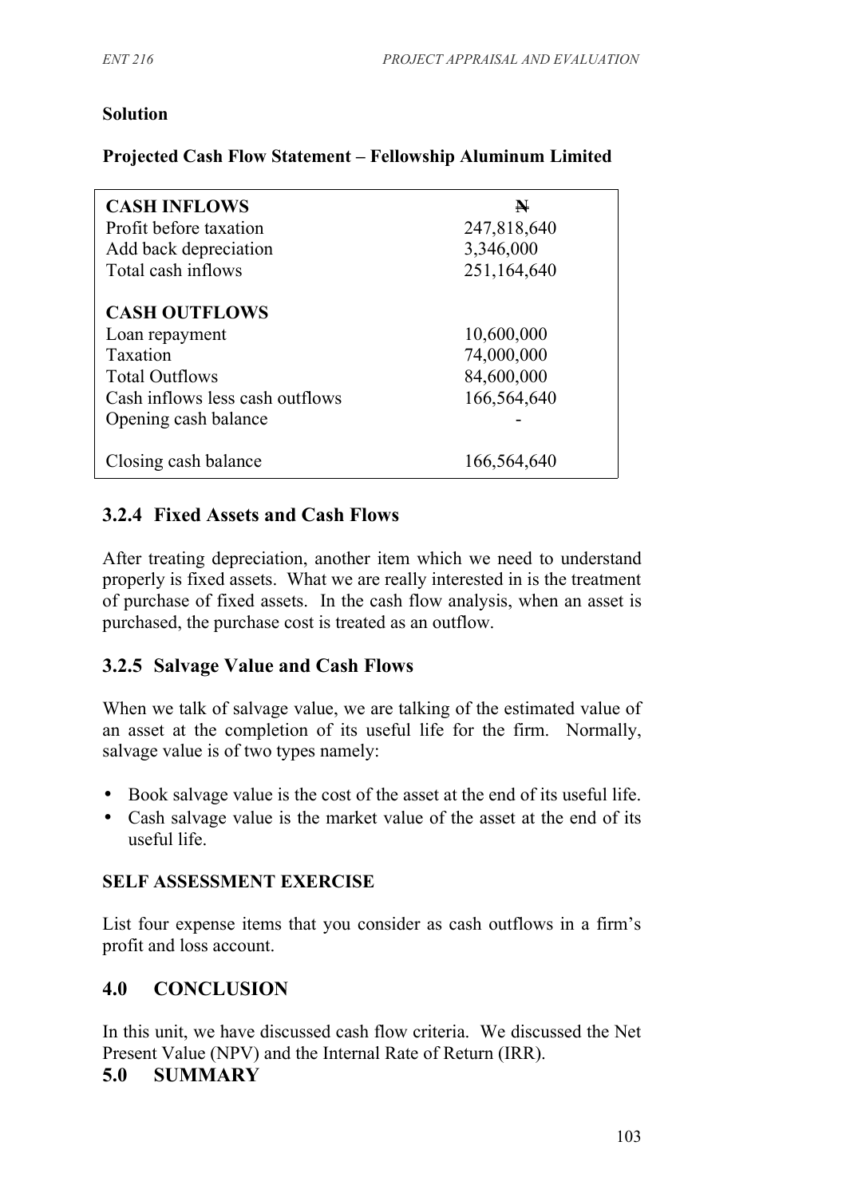**Solution**

**Projected Cash Flow Statement – Fellowship Aluminum Limited**

| **CASH INFLOWS** | **₦** |
|---|---|
| Profit before taxation | 247,818,640 |
| Add back depreciation | 3,346,000 |
| Total cash inflows | 251,164,640 |
| | |
| **CASH OUTFLOWS** | |
| Loan repayment | 10,600,000 |
| Taxation | 74,000,000 |
| Total Outflows | 84,600,000 |
| Cash inflows less cash outflows | 166,564,640 |
| Opening cash balance | - |
| | |
| Closing cash balance | 166,564,640 |

### 3.2.4 Fixed Assets and Cash Flows

After treating depreciation, another item which we need to understand properly is fixed assets. What we are really interested in is the treatment of purchase of fixed assets. In the cash flow analysis, when an asset is purchased, the purchase cost is treated as an outflow.

### 3.2.5 Salvage Value and Cash Flows

When we talk of salvage value, we are talking of the estimated value of an asset at the completion of its useful life for the firm. Normally, salvage value is of two types namely:

- Book salvage value is the cost of the asset at the end of its useful life.
- Cash salvage value is the market value of the asset at the end of its useful life.

**SELF ASSESSMENT EXERCISE**

List four expense items that you consider as cash outflows in a firm's profit and loss account.

## 4.0 CONCLUSION

In this unit, we have discussed cash flow criteria. We discussed the Net Present Value (NPV) and the Internal Rate of Return (IRR).

## 5.0 SUMMARY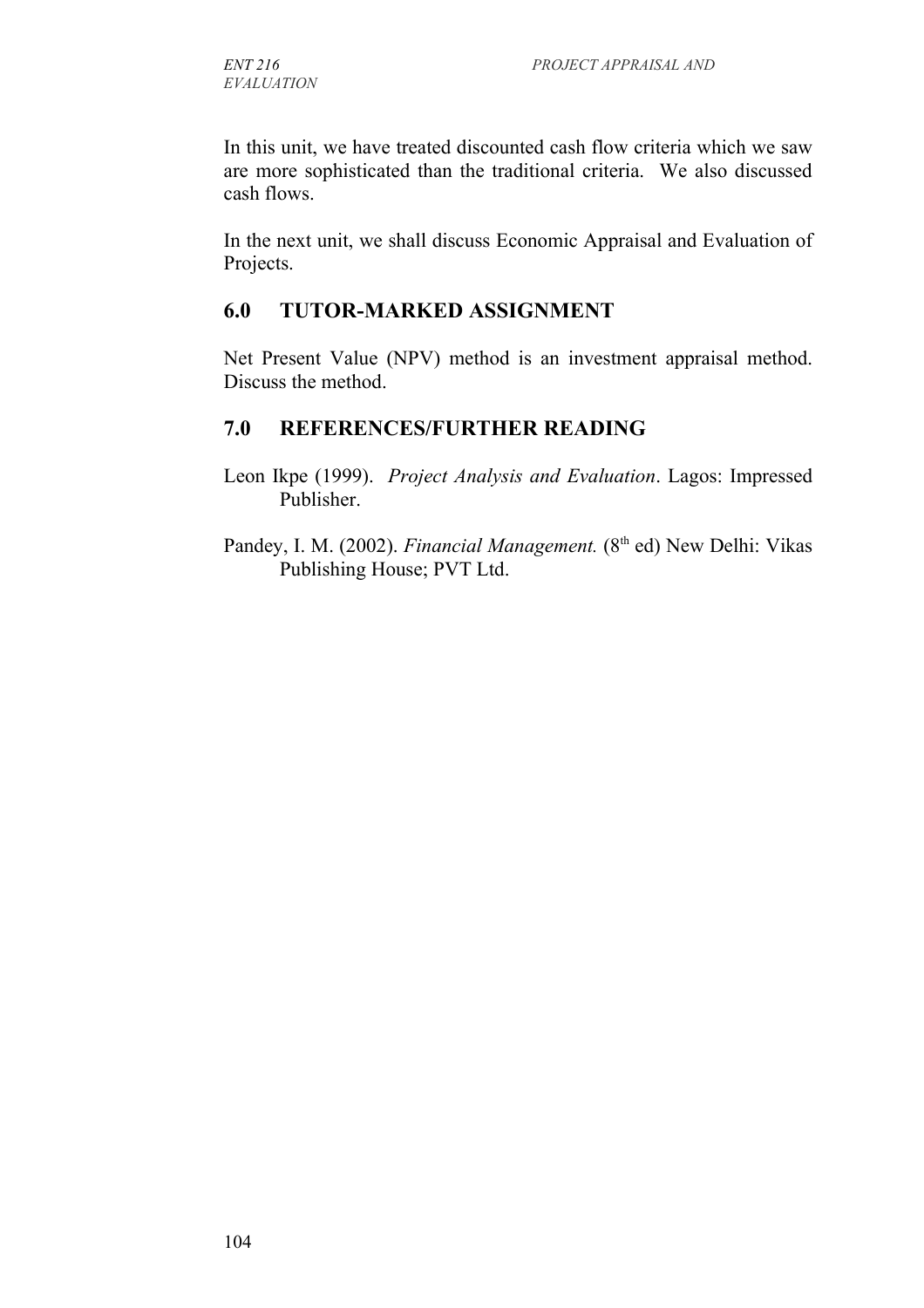In this unit, we have treated discounted cash flow criteria which we saw are more sophisticated than the traditional criteria. We also discussed cash flows.

In the next unit, we shall discuss Economic Appraisal and Evaluation of Projects.

## 6.0 TUTOR-MARKED ASSIGNMENT

Net Present Value (NPV) method is an investment appraisal method. Discuss the method.

## 7.0 REFERENCES/FURTHER READING

Leon Ikpe (1999). *Project Analysis and Evaluation*. Lagos: Impressed Publisher.

Pandey, I. M. (2002). *Financial Management.* (8th ed) New Delhi: Vikas Publishing House; PVT Ltd.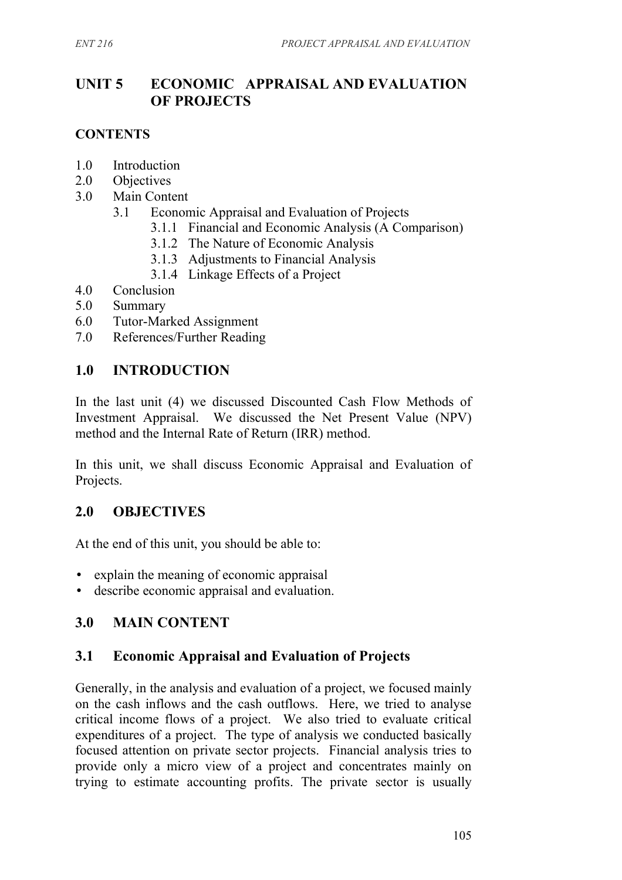# UNIT 5 ECONOMIC APPRAISAL AND EVALUATION OF PROJECTS

## CONTENTS

1.0 Introduction
2.0 Objectives
3.0 Main Content
 3.1 Economic Appraisal and Evaluation of Projects
  3.1.1 Financial and Economic Analysis (A Comparison)
  3.1.2 The Nature of Economic Analysis
  3.1.3 Adjustments to Financial Analysis
  3.1.4 Linkage Effects of a Project
4.0 Conclusion
5.0 Summary
6.0 Tutor-Marked Assignment
7.0 References/Further Reading

## 1.0 INTRODUCTION

In the last unit (4) we discussed Discounted Cash Flow Methods of Investment Appraisal. We discussed the Net Present Value (NPV) method and the Internal Rate of Return (IRR) method.

In this unit, we shall discuss Economic Appraisal and Evaluation of Projects.

## 2.0 OBJECTIVES

At the end of this unit, you should be able to:

- explain the meaning of economic appraisal
- describe economic appraisal and evaluation.

## 3.0 MAIN CONTENT

### 3.1 Economic Appraisal and Evaluation of Projects

Generally, in the analysis and evaluation of a project, we focused mainly on the cash inflows and the cash outflows. Here, we tried to analyse critical income flows of a project. We also tried to evaluate critical expenditures of a project. The type of analysis we conducted basically focused attention on private sector projects. Financial analysis tries to provide only a micro view of a project and concentrates mainly on trying to estimate accounting profits. The private sector is usually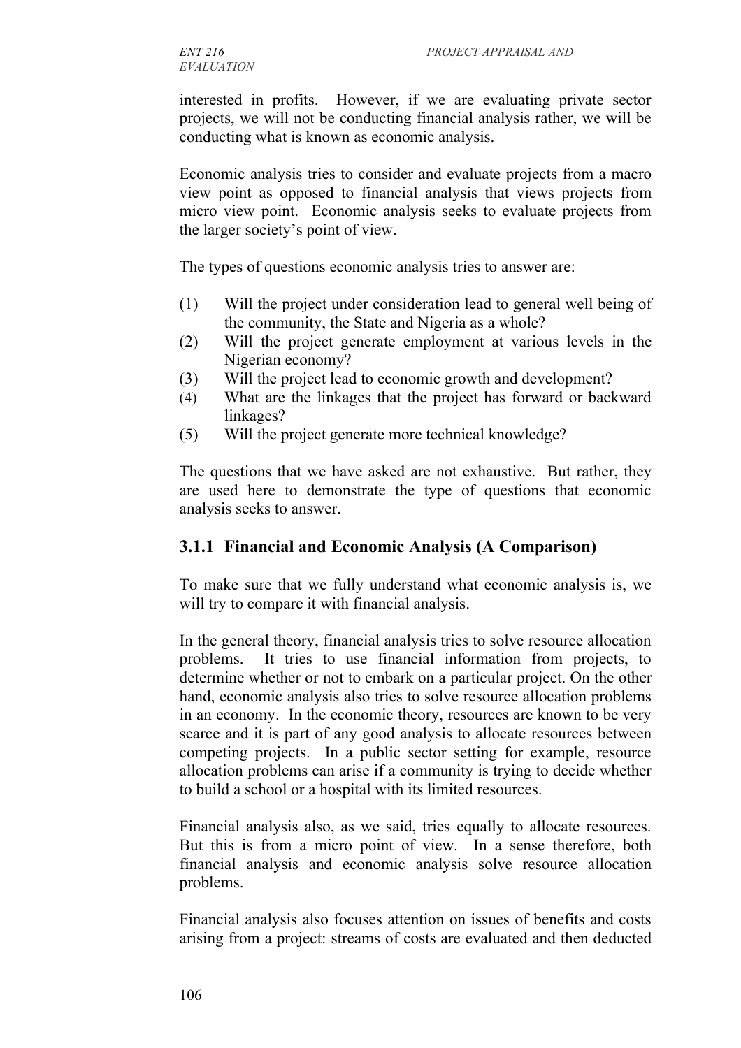interested in profits. However, if we are evaluating private sector projects, we will not be conducting financial analysis rather, we will be conducting what is known as economic analysis.

Economic analysis tries to consider and evaluate projects from a macro view point as opposed to financial analysis that views projects from micro view point. Economic analysis seeks to evaluate projects from the larger society's point of view.

The types of questions economic analysis tries to answer are:

(1) Will the project under consideration lead to general well being of the community, the State and Nigeria as a whole?
(2) Will the project generate employment at various levels in the Nigerian economy?
(3) Will the project lead to economic growth and development?
(4) What are the linkages that the project has forward or backward linkages?
(5) Will the project generate more technical knowledge?

The questions that we have asked are not exhaustive. But rather, they are used here to demonstrate the type of questions that economic analysis seeks to answer.

### 3.1.1 Financial and Economic Analysis (A Comparison)

To make sure that we fully understand what economic analysis is, we will try to compare it with financial analysis.

In the general theory, financial analysis tries to solve resource allocation problems. It tries to use financial information from projects, to determine whether or not to embark on a particular project. On the other hand, economic analysis also tries to solve resource allocation problems in an economy. In the economic theory, resources are known to be very scarce and it is part of any good analysis to allocate resources between competing projects. In a public sector setting for example, resource allocation problems can arise if a community is trying to decide whether to build a school or a hospital with its limited resources.

Financial analysis also, as we said, tries equally to allocate resources. But this is from a micro point of view. In a sense therefore, both financial analysis and economic analysis solve resource allocation problems.

Financial analysis also focuses attention on issues of benefits and costs arising from a project: streams of costs are evaluated and then deducted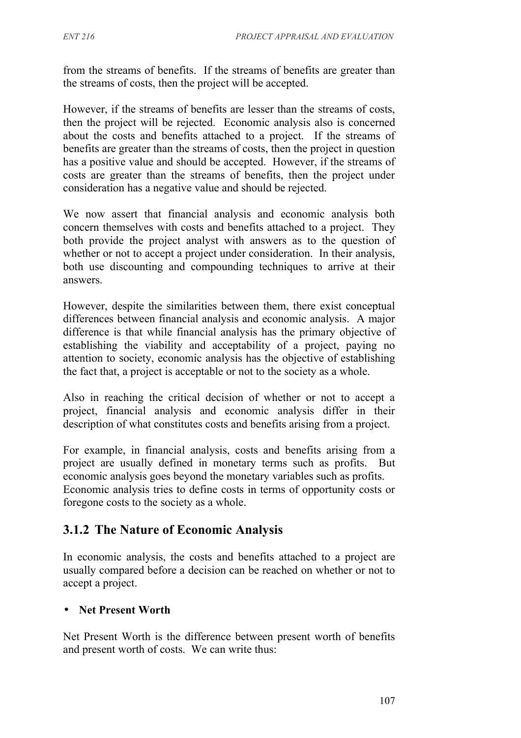from the streams of benefits. If the streams of benefits are greater than the streams of costs, then the project will be accepted.

However, if the streams of benefits are lesser than the streams of costs, then the project will be rejected. Economic analysis also is concerned about the costs and benefits attached to a project. If the streams of benefits are greater than the streams of costs, then the project in question has a positive value and should be accepted. However, if the streams of costs are greater than the streams of benefits, then the project under consideration has a negative value and should be rejected.

We now assert that financial analysis and economic analysis both concern themselves with costs and benefits attached to a project. They both provide the project analyst with answers as to the question of whether or not to accept a project under consideration. In their analysis, both use discounting and compounding techniques to arrive at their answers.

However, despite the similarities between them, there exist conceptual differences between financial analysis and economic analysis. A major difference is that while financial analysis has the primary objective of establishing the viability and acceptability of a project, paying no attention to society, economic analysis has the objective of establishing the fact that, a project is acceptable or not to the society as a whole.

Also in reaching the critical decision of whether or not to accept a project, financial analysis and economic analysis differ in their description of what constitutes costs and benefits arising from a project.

For example, in financial analysis, costs and benefits arising from a project are usually defined in monetary terms such as profits. But economic analysis goes beyond the monetary variables such as profits. Economic analysis tries to define costs in terms of opportunity costs or foregone costs to the society as a whole.

## 3.1.2 The Nature of Economic Analysis

In economic analysis, the costs and benefits attached to a project are usually compared before a decision can be reached on whether or not to accept a project.

- **Net Present Worth**

Net Present Worth is the difference between present worth of benefits and present worth of costs. We can write thus: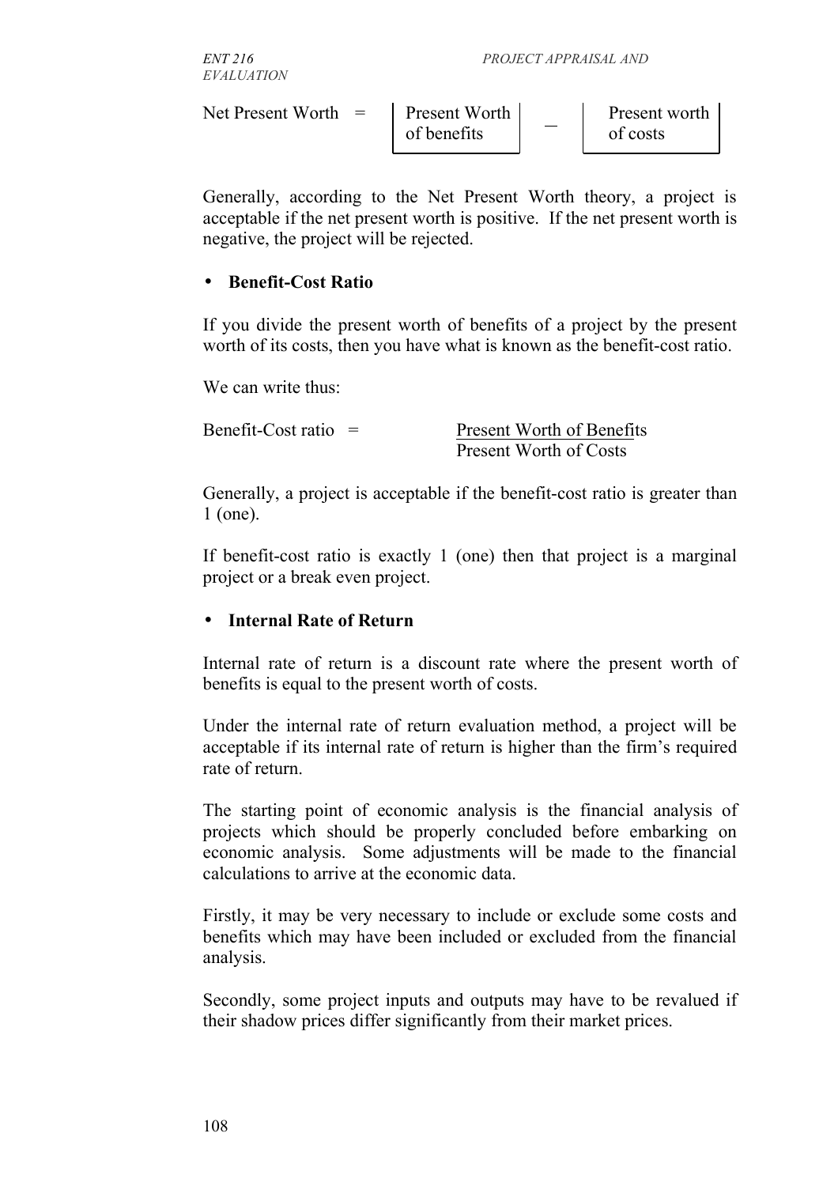$$\text{Net Present Worth} = \text{Present Worth of benefits} - \text{Present worth of costs}$$

Generally, according to the Net Present Worth theory, a project is acceptable if the net present worth is positive. If the net present worth is negative, the project will be rejected.

- **Benefit-Cost Ratio**

If you divide the present worth of benefits of a project by the present worth of its costs, then you have what is known as the benefit-cost ratio.

We can write thus:

$$\text{Benefit-Cost ratio} = \frac{\text{Present Worth of Benefits}}{\text{Present Worth of Costs}}$$

Generally, a project is acceptable if the benefit-cost ratio is greater than 1 (one).

If benefit-cost ratio is exactly 1 (one) then that project is a marginal project or a break even project.

- **Internal Rate of Return**

Internal rate of return is a discount rate where the present worth of benefits is equal to the present worth of costs.

Under the internal rate of return evaluation method, a project will be acceptable if its internal rate of return is higher than the firm's required rate of return.

The starting point of economic analysis is the financial analysis of projects which should be properly concluded before embarking on economic analysis. Some adjustments will be made to the financial calculations to arrive at the economic data.

Firstly, it may be very necessary to include or exclude some costs and benefits which may have been included or excluded from the financial analysis.

Secondly, some project inputs and outputs may have to be revalued if their shadow prices differ significantly from their market prices.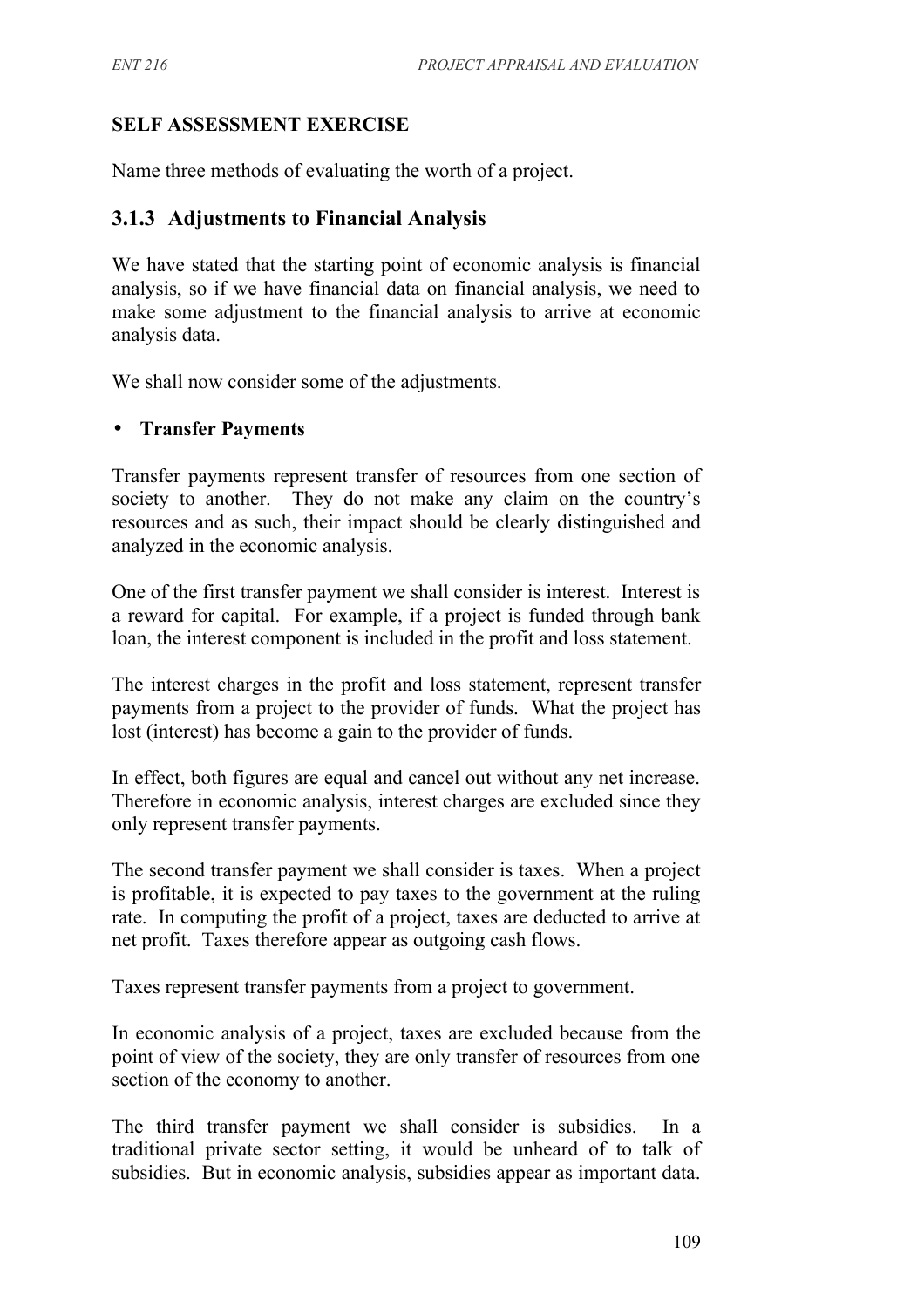**SELF ASSESSMENT EXERCISE**

Name three methods of evaluating the worth of a project.

### 3.1.3 Adjustments to Financial Analysis

We have stated that the starting point of economic analysis is financial analysis, so if we have financial data on financial analysis, we need to make some adjustment to the financial analysis to arrive at economic analysis data.

We shall now consider some of the adjustments.

- **Transfer Payments**

Transfer payments represent transfer of resources from one section of society to another. They do not make any claim on the country's resources and as such, their impact should be clearly distinguished and analyzed in the economic analysis.

One of the first transfer payment we shall consider is interest. Interest is a reward for capital. For example, if a project is funded through bank loan, the interest component is included in the profit and loss statement.

The interest charges in the profit and loss statement, represent transfer payments from a project to the provider of funds. What the project has lost (interest) has become a gain to the provider of funds.

In effect, both figures are equal and cancel out without any net increase. Therefore in economic analysis, interest charges are excluded since they only represent transfer payments.

The second transfer payment we shall consider is taxes. When a project is profitable, it is expected to pay taxes to the government at the ruling rate. In computing the profit of a project, taxes are deducted to arrive at net profit. Taxes therefore appear as outgoing cash flows.

Taxes represent transfer payments from a project to government.

In economic analysis of a project, taxes are excluded because from the point of view of the society, they are only transfer of resources from one section of the economy to another.

The third transfer payment we shall consider is subsidies. In a traditional private sector setting, it would be unheard of to talk of subsidies. But in economic analysis, subsidies appear as important data.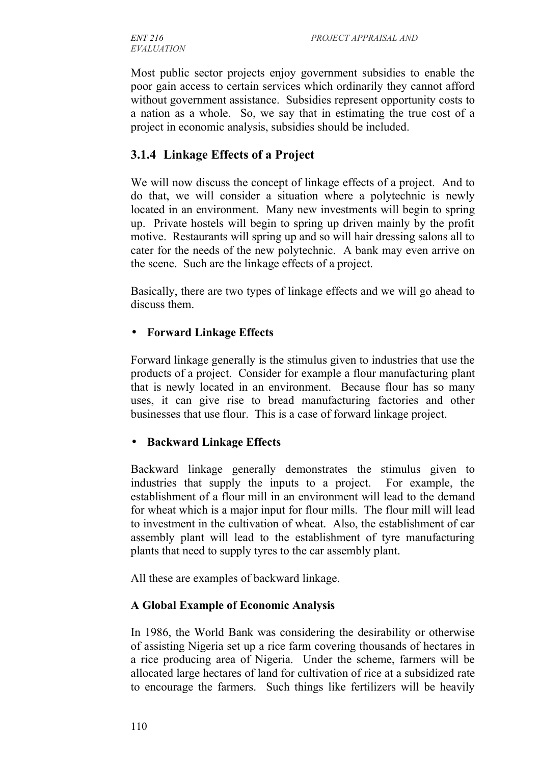Most public sector projects enjoy government subsidies to enable the poor gain access to certain services which ordinarily they cannot afford without government assistance. Subsidies represent opportunity costs to a nation as a whole. So, we say that in estimating the true cost of a project in economic analysis, subsidies should be included.

## 3.1.4 Linkage Effects of a Project

We will now discuss the concept of linkage effects of a project. And to do that, we will consider a situation where a polytechnic is newly located in an environment. Many new investments will begin to spring up. Private hostels will begin to spring up driven mainly by the profit motive. Restaurants will spring up and so will hair dressing salons all to cater for the needs of the new polytechnic. A bank may even arrive on the scene. Such are the linkage effects of a project.

Basically, there are two types of linkage effects and we will go ahead to discuss them.

- **Forward Linkage Effects**

Forward linkage generally is the stimulus given to industries that use the products of a project. Consider for example a flour manufacturing plant that is newly located in an environment. Because flour has so many uses, it can give rise to bread manufacturing factories and other businesses that use flour. This is a case of forward linkage project.

- **Backward Linkage Effects**

Backward linkage generally demonstrates the stimulus given to industries that supply the inputs to a project. For example, the establishment of a flour mill in an environment will lead to the demand for wheat which is a major input for flour mills. The flour mill will lead to investment in the cultivation of wheat. Also, the establishment of car assembly plant will lead to the establishment of tyre manufacturing plants that need to supply tyres to the car assembly plant.

All these are examples of backward linkage.

**A Global Example of Economic Analysis**

In 1986, the World Bank was considering the desirability or otherwise of assisting Nigeria set up a rice farm covering thousands of hectares in a rice producing area of Nigeria. Under the scheme, farmers will be allocated large hectares of land for cultivation of rice at a subsidized rate to encourage the farmers. Such things like fertilizers will be heavily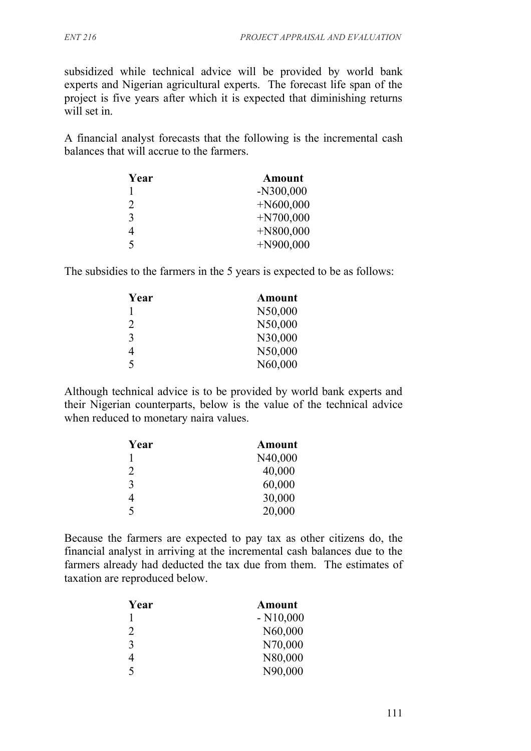subsidized while technical advice will be provided by world bank experts and Nigerian agricultural experts. The forecast life span of the project is five years after which it is expected that diminishing returns will set in.

A financial analyst forecasts that the following is the incremental cash balances that will accrue to the farmers.

| Year | Amount |
|---|---|
| 1 | -N300,000 |
| 2 | +N600,000 |
| 3 | +N700,000 |
| 4 | +N800,000 |
| 5 | +N900,000 |

The subsidies to the farmers in the 5 years is expected to be as follows:

| Year | Amount |
|---|---|
| 1 | N50,000 |
| 2 | N50,000 |
| 3 | N30,000 |
| 4 | N50,000 |
| 5 | N60,000 |

Although technical advice is to be provided by world bank experts and their Nigerian counterparts, below is the value of the technical advice when reduced to monetary naira values.

| Year | Amount |
|---|---|
| 1 | N40,000 |
| 2 | 40,000 |
| 3 | 60,000 |
| 4 | 30,000 |
| 5 | 20,000 |

Because the farmers are expected to pay tax as other citizens do, the financial analyst in arriving at the incremental cash balances due to the farmers already had deducted the tax due from them. The estimates of taxation are reproduced below.

| Year | Amount |
|---|---|
| 1 | - N10,000 |
| 2 | N60,000 |
| 3 | N70,000 |
| 4 | N80,000 |
| 5 | N90,000 |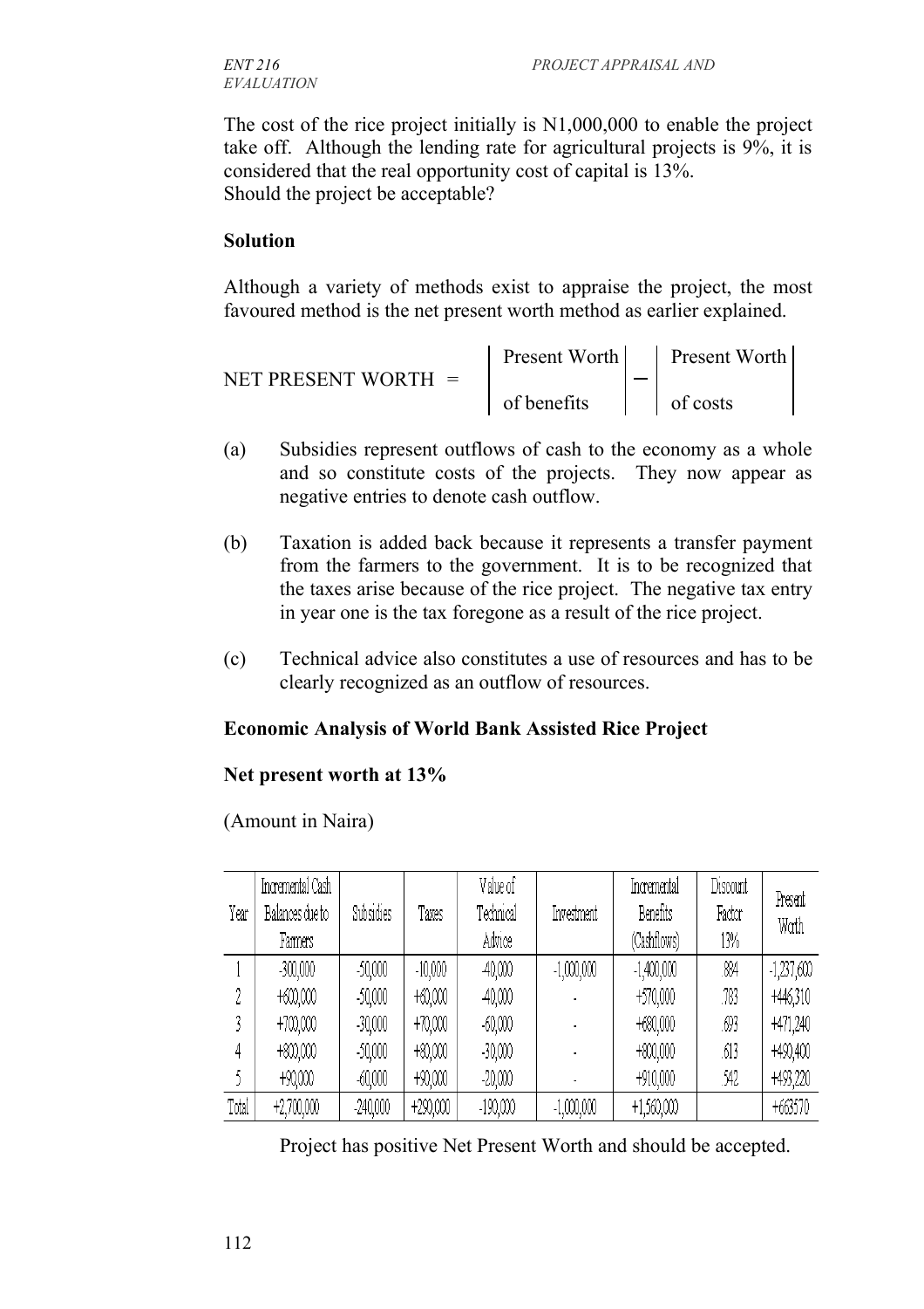The cost of the rice project initially is N1,000,000 to enable the project take off. Although the lending rate for agricultural projects is 9%, it is considered that the real opportunity cost of capital is 13%.
Should the project be acceptable?

**Solution**

Although a variety of methods exist to appraise the project, the most favoured method is the net present worth method as earlier explained.

$$\text{NET PRESENT WORTH} = \left| \begin{array}{c} \text{Present Worth} \\ \text{of benefits} \end{array} \right| - \left| \begin{array}{c} \text{Present Worth} \\ \text{of costs} \end{array} \right|$$

(a) Subsidies represent outflows of cash to the economy as a whole and so constitute costs of the projects. They now appear as negative entries to denote cash outflow.

(b) Taxation is added back because it represents a transfer payment from the farmers to the government. It is to be recognized that the taxes arise because of the rice project. The negative tax entry in year one is the tax foregone as a result of the rice project.

(c) Technical advice also constitutes a use of resources and has to be clearly recognized as an outflow of resources.

**Economic Analysis of World Bank Assisted Rice Project**

**Net present worth at 13%**

(Amount in Naira)

| Year | Incremental Cash Balances due to Farmers | Subsidies | Taxes | Value of Technical Advice | Investment | Incremental Benefits (Cashflows) | Discount Factor 13% | Present Worth |
|---|---|---|---|---|---|---|---|---|
| 1 | -300,000 | -50,000 | -10,000 | -40,000 | -1,000,000 | -1,400,000 | .884 | -1,237,600 |
| 2 | +600,000 | -50,000 | +60,000 | -40,000 | - | +570,000 | .783 | +446,310 |
| 3 | +700,000 | -30,000 | +70,000 | -60,000 | - | +680,000 | .693 | +471,240 |
| 4 | +800,000 | -50,000 | +80,000 | -30,000 | - | +800,000 | .613 | +490,400 |
| 5 | +90,000 | -60,000 | +90,000 | -20,000 | - | +910,000 | .542 | +493,220 |
| Total | +2,700,000 | -240,000 | +290,000 | -190,000 | -1,000,000 | +1,560,000 | | +663570 |

Project has positive Net Present Worth and should be accepted.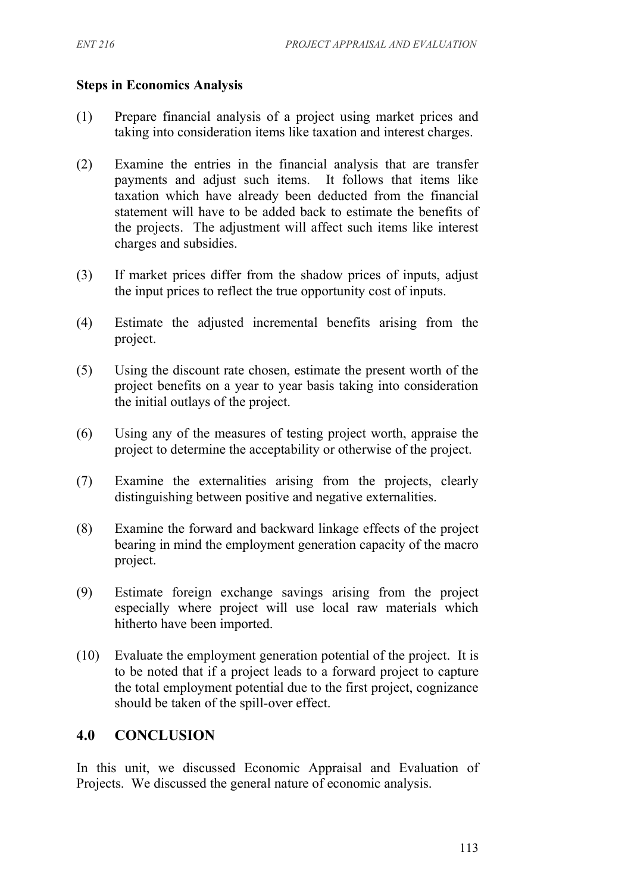**Steps in Economics Analysis**

(1) Prepare financial analysis of a project using market prices and taking into consideration items like taxation and interest charges.

(2) Examine the entries in the financial analysis that are transfer payments and adjust such items. It follows that items like taxation which have already been deducted from the financial statement will have to be added back to estimate the benefits of the projects. The adjustment will affect such items like interest charges and subsidies.

(3) If market prices differ from the shadow prices of inputs, adjust the input prices to reflect the true opportunity cost of inputs.

(4) Estimate the adjusted incremental benefits arising from the project.

(5) Using the discount rate chosen, estimate the present worth of the project benefits on a year to year basis taking into consideration the initial outlays of the project.

(6) Using any of the measures of testing project worth, appraise the project to determine the acceptability or otherwise of the project.

(7) Examine the externalities arising from the projects, clearly distinguishing between positive and negative externalities.

(8) Examine the forward and backward linkage effects of the project bearing in mind the employment generation capacity of the macro project.

(9) Estimate foreign exchange savings arising from the project especially where project will use local raw materials which hitherto have been imported.

(10) Evaluate the employment generation potential of the project. It is to be noted that if a project leads to a forward project to capture the total employment potential due to the first project, cognizance should be taken of the spill-over effect.

## 4.0 CONCLUSION

In this unit, we discussed Economic Appraisal and Evaluation of Projects. We discussed the general nature of economic analysis.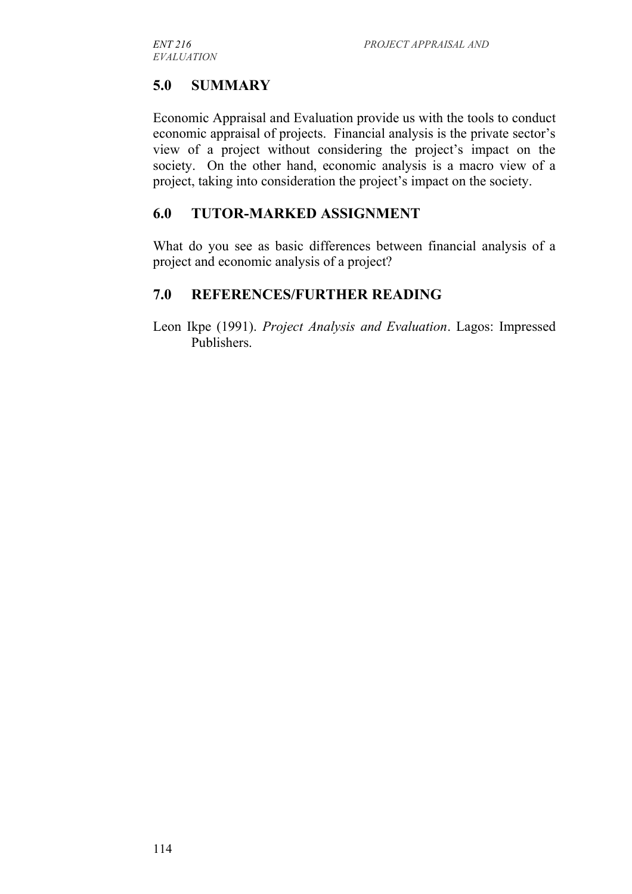## 5.0 SUMMARY

Economic Appraisal and Evaluation provide us with the tools to conduct economic appraisal of projects. Financial analysis is the private sector's view of a project without considering the project's impact on the society. On the other hand, economic analysis is a macro view of a project, taking into consideration the project's impact on the society.

## 6.0 TUTOR-MARKED ASSIGNMENT

What do you see as basic differences between financial analysis of a project and economic analysis of a project?

## 7.0 REFERENCES/FURTHER READING

Leon Ikpe (1991). *Project Analysis and Evaluation*. Lagos: Impressed Publishers.